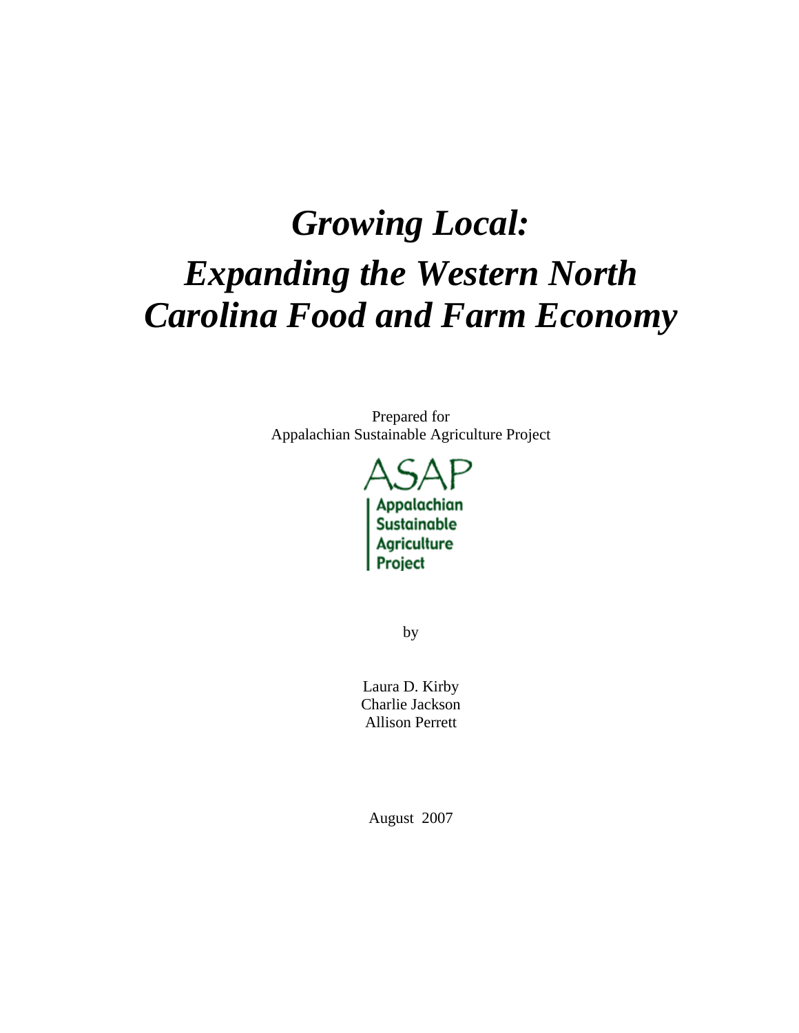# *Growing Local: Expanding the Western North Carolina Food and Farm Economy*

Prepared for
Appalachian Sustainable Agriculture Project

ASAP
Appalachian
Sustainable
Agriculture
Project

by

Laura D. Kirby
Charlie Jackson
Allison Perrett

August 2007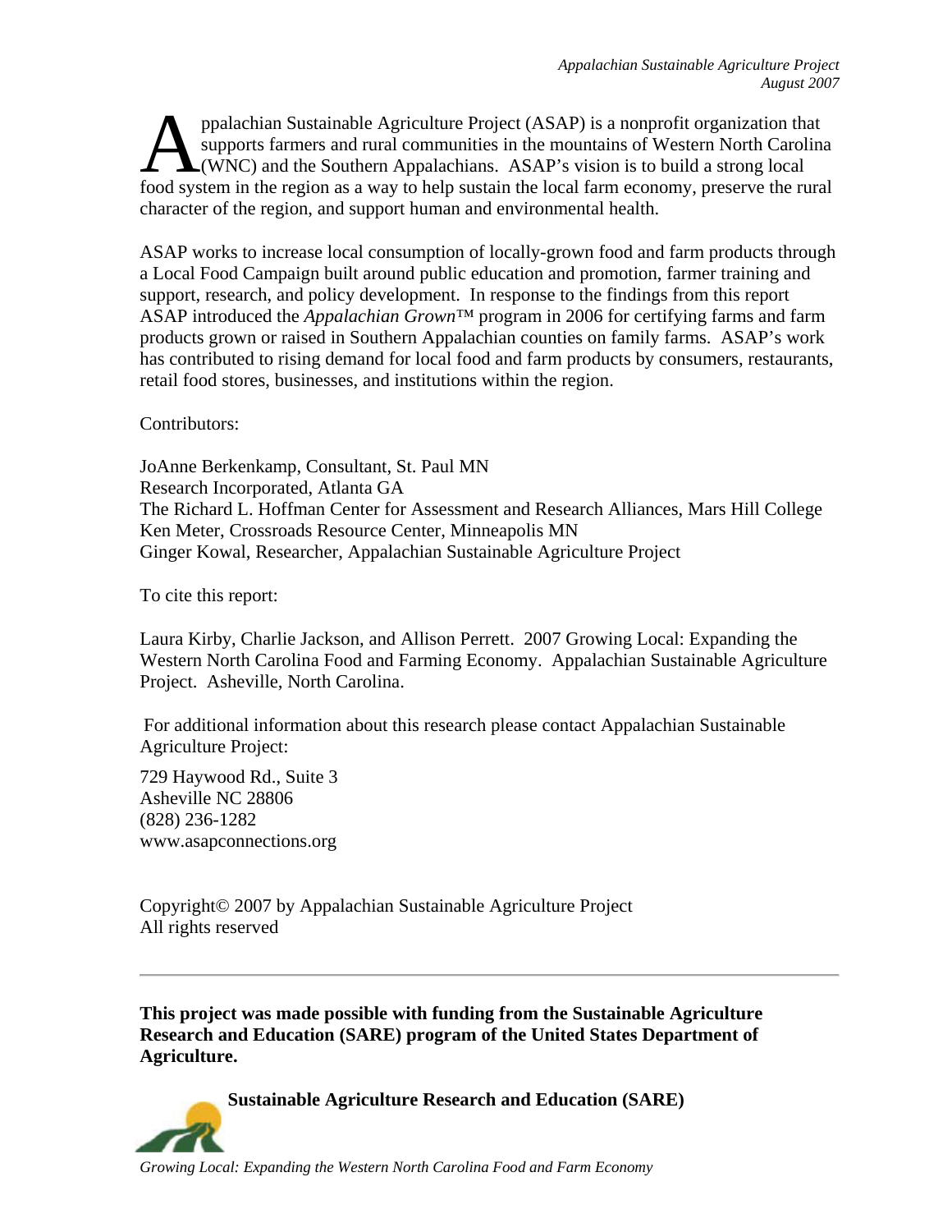Appalachian Sustainable Agriculture Project (ASAP) is a nonprofit organization that supports farmers and rural communities in the mountains of Western North Carolina (WNC) and the Southern Appalachians. ASAP's vision is to build a strong local food system in the region as a way to help sustain the local farm economy, preserve the rural character of the region, and support human and environmental health.

ASAP works to increase local consumption of locally-grown food and farm products through a Local Food Campaign built around public education and promotion, farmer training and support, research, and policy development. In response to the findings from this report ASAP introduced the *Appalachian Grown*™ program in 2006 for certifying farms and farm products grown or raised in Southern Appalachian counties on family farms. ASAP's work has contributed to rising demand for local food and farm products by consumers, restaurants, retail food stores, businesses, and institutions within the region.

Contributors:

JoAnne Berkenkamp, Consultant, St. Paul MN
Research Incorporated, Atlanta GA
The Richard L. Hoffman Center for Assessment and Research Alliances, Mars Hill College
Ken Meter, Crossroads Resource Center, Minneapolis MN
Ginger Kowal, Researcher, Appalachian Sustainable Agriculture Project

To cite this report:

Laura Kirby, Charlie Jackson, and Allison Perrett. 2007 Growing Local: Expanding the Western North Carolina Food and Farming Economy. Appalachian Sustainable Agriculture Project. Asheville, North Carolina.

For additional information about this research please contact Appalachian Sustainable Agriculture Project:

729 Haywood Rd., Suite 3
Asheville NC 28806
(828) 236-1282
www.asapconnections.org

Copyright© 2007 by Appalachian Sustainable Agriculture Project
All rights reserved

---

**This project was made possible with funding from the Sustainable Agriculture Research and Education (SARE) program of the United States Department of Agriculture.**

**Sustainable Agriculture Research and Education (SARE)**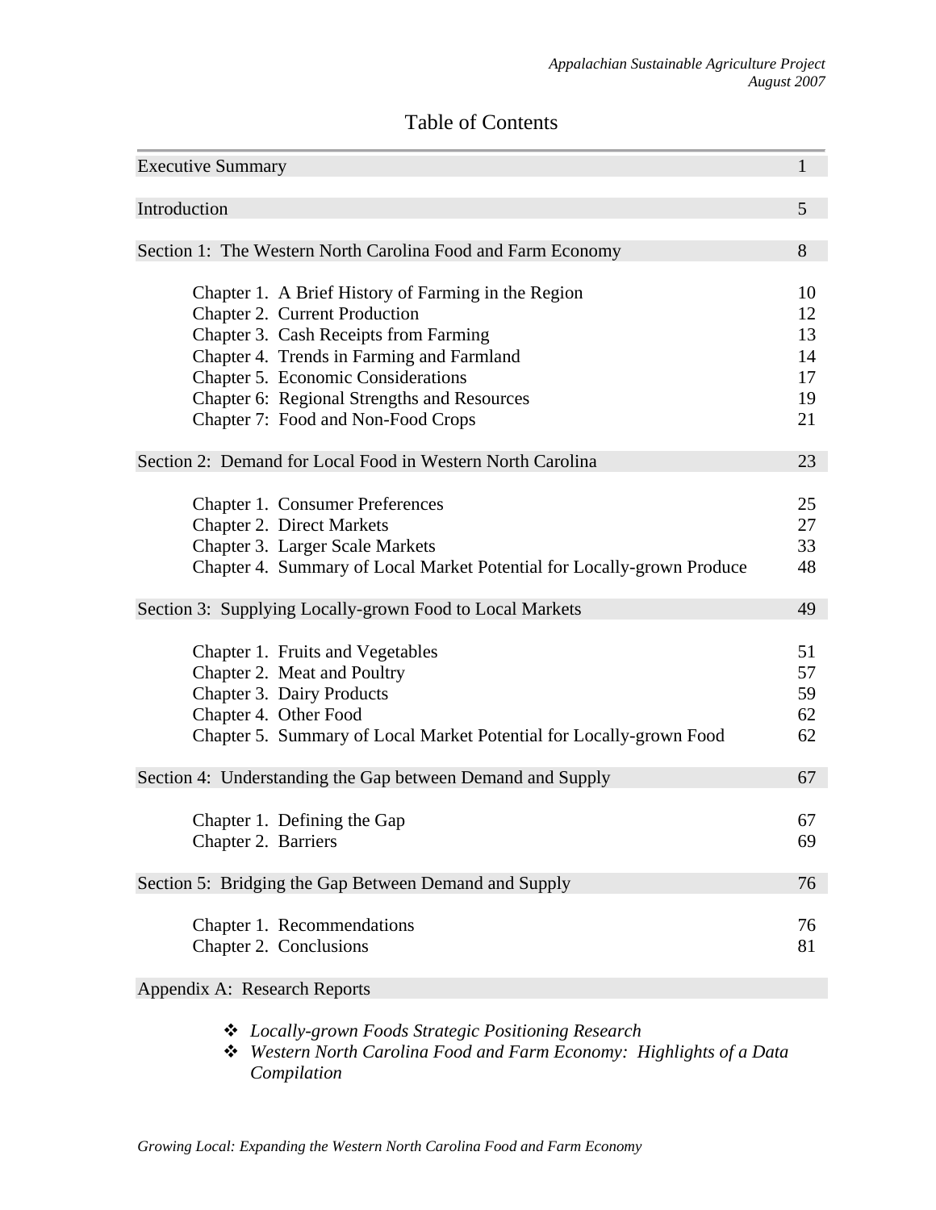# Table of Contents

| | |
|---|---|
| Executive Summary | 1 |
| Introduction | 5 |
| Section 1: The Western North Carolina Food and Farm Economy | 8 |
| Chapter 1. A Brief History of Farming in the Region | 10 |
| Chapter 2. Current Production | 12 |
| Chapter 3. Cash Receipts from Farming | 13 |
| Chapter 4. Trends in Farming and Farmland | 14 |
| Chapter 5. Economic Considerations | 17 |
| Chapter 6: Regional Strengths and Resources | 19 |
| Chapter 7: Food and Non-Food Crops | 21 |
| Section 2: Demand for Local Food in Western North Carolina | 23 |
| Chapter 1. Consumer Preferences | 25 |
| Chapter 2. Direct Markets | 27 |
| Chapter 3. Larger Scale Markets | 33 |
| Chapter 4. Summary of Local Market Potential for Locally-grown Produce | 48 |
| Section 3: Supplying Locally-grown Food to Local Markets | 49 |
| Chapter 1. Fruits and Vegetables | 51 |
| Chapter 2. Meat and Poultry | 57 |
| Chapter 3. Dairy Products | 59 |
| Chapter 4. Other Food | 62 |
| Chapter 5. Summary of Local Market Potential for Locally-grown Food | 62 |
| Section 4: Understanding the Gap between Demand and Supply | 67 |
| Chapter 1. Defining the Gap | 67 |
| Chapter 2. Barriers | 69 |
| Section 5: Bridging the Gap Between Demand and Supply | 76 |
| Chapter 1. Recommendations | 76 |
| Chapter 2. Conclusions | 81 |
| Appendix A: Research Reports | |

- *Locally-grown Foods Strategic Positioning Research*
- *Western North Carolina Food and Farm Economy: Highlights of a Data Compilation*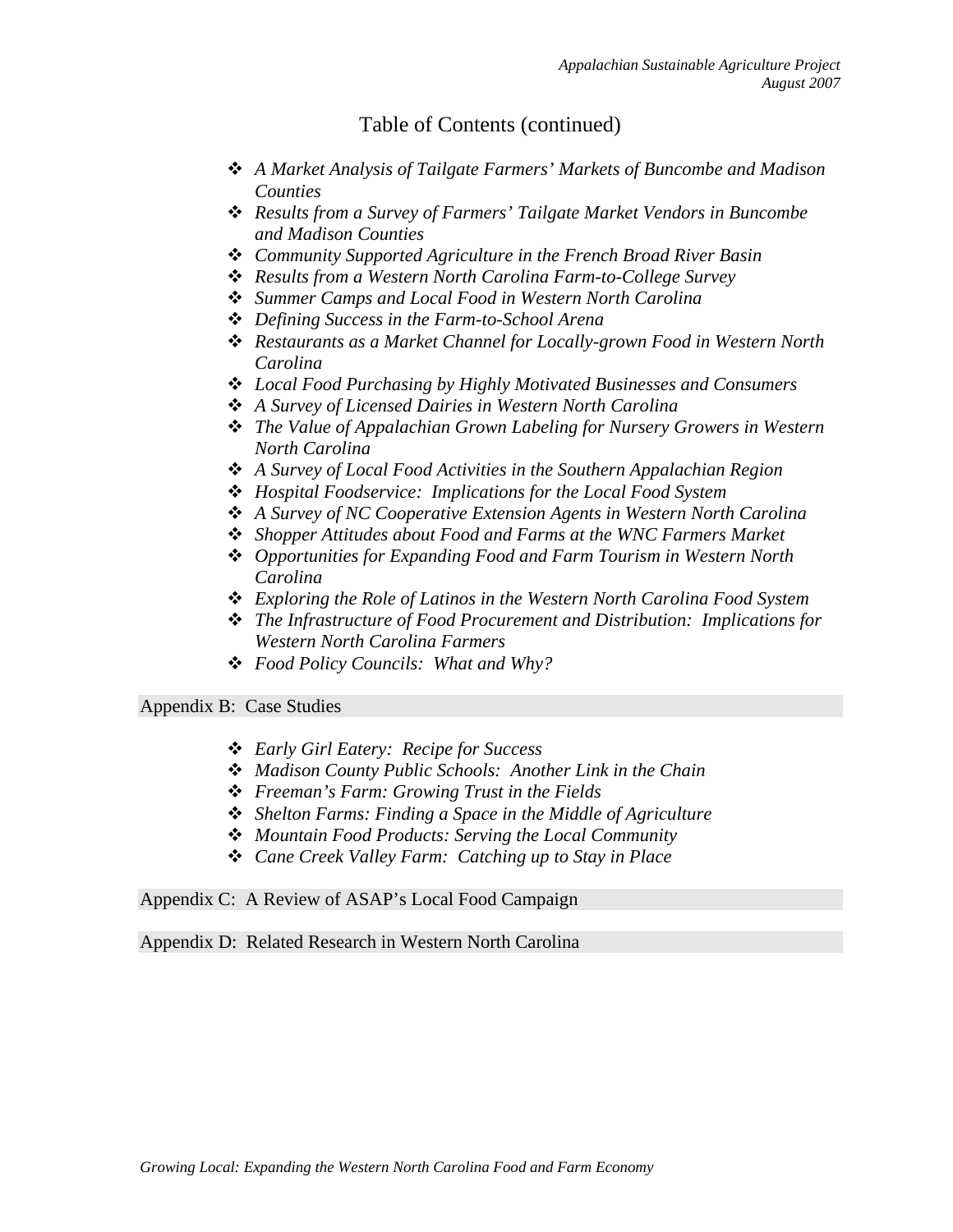## Table of Contents (continued)

- *A Market Analysis of Tailgate Farmers' Markets of Buncombe and Madison Counties*
- *Results from a Survey of Farmers' Tailgate Market Vendors in Buncombe and Madison Counties*
- *Community Supported Agriculture in the French Broad River Basin*
- *Results from a Western North Carolina Farm-to-College Survey*
- *Summer Camps and Local Food in Western North Carolina*
- *Defining Success in the Farm-to-School Arena*
- *Restaurants as a Market Channel for Locally-grown Food in Western North Carolina*
- *Local Food Purchasing by Highly Motivated Businesses and Consumers*
- *A Survey of Licensed Dairies in Western North Carolina*
- *The Value of Appalachian Grown Labeling for Nursery Growers in Western North Carolina*
- *A Survey of Local Food Activities in the Southern Appalachian Region*
- *Hospital Foodservice: Implications for the Local Food System*
- *A Survey of NC Cooperative Extension Agents in Western North Carolina*
- *Shopper Attitudes about Food and Farms at the WNC Farmers Market*
- *Opportunities for Expanding Food and Farm Tourism in Western North Carolina*
- *Exploring the Role of Latinos in the Western North Carolina Food System*
- *The Infrastructure of Food Procurement and Distribution: Implications for Western North Carolina Farmers*
- *Food Policy Councils: What and Why?*

Appendix B: Case Studies

- *Early Girl Eatery: Recipe for Success*
- *Madison County Public Schools: Another Link in the Chain*
- *Freeman's Farm: Growing Trust in the Fields*
- *Shelton Farms: Finding a Space in the Middle of Agriculture*
- *Mountain Food Products: Serving the Local Community*
- *Cane Creek Valley Farm: Catching up to Stay in Place*

Appendix C: A Review of ASAP's Local Food Campaign

Appendix D: Related Research in Western North Carolina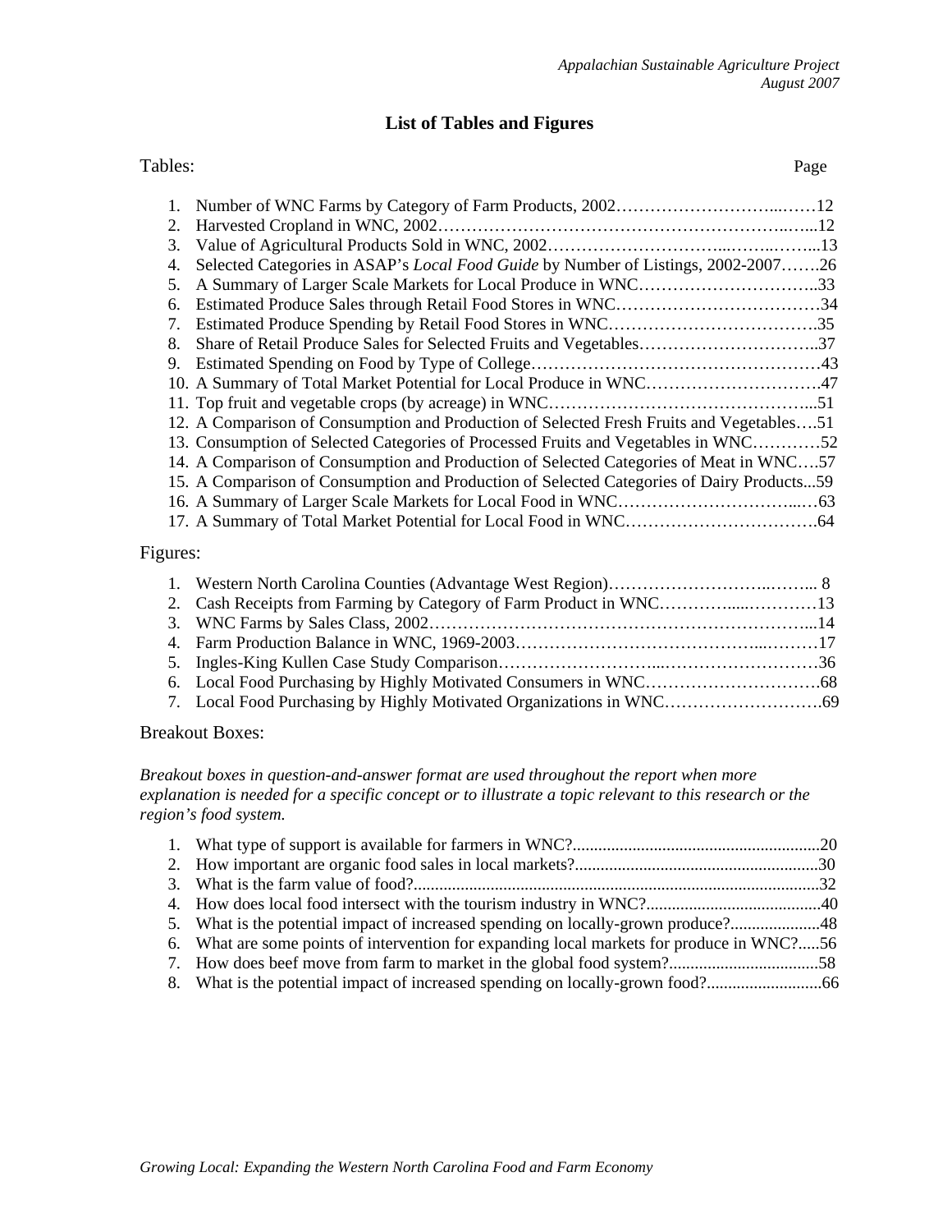# List of Tables and Figures

## Tables:

| | | Page |
|---|---|---|
| 1. | Number of WNC Farms by Category of Farm Products, 2002 | 12 |
| 2. | Harvested Cropland in WNC, 2002 | 12 |
| 3. | Value of Agricultural Products Sold in WNC, 2002 | 13 |
| 4. | Selected Categories in ASAP's *Local Food Guide* by Number of Listings, 2002-2007 | 26 |
| 5. | A Summary of Larger Scale Markets for Local Produce in WNC | 33 |
| 6. | Estimated Produce Sales through Retail Food Stores in WNC | 34 |
| 7. | Estimated Produce Spending by Retail Food Stores in WNC | 35 |
| 8. | Share of Retail Produce Sales for Selected Fruits and Vegetables | 37 |
| 9. | Estimated Spending on Food by Type of College | 43 |
| 10. | A Summary of Total Market Potential for Local Produce in WNC | 47 |
| 11. | Top fruit and vegetable crops (by acreage) in WNC | 51 |
| 12. | A Comparison of Consumption and Production of Selected Fresh Fruits and Vegetables | 51 |
| 13. | Consumption of Selected Categories of Processed Fruits and Vegetables in WNC | 52 |
| 14. | A Comparison of Consumption and Production of Selected Categories of Meat in WNC | 57 |
| 15. | A Comparison of Consumption and Production of Selected Categories of Dairy Products | 59 |
| 16. | A Summary of Larger Scale Markets for Local Food in WNC | 63 |
| 17. | A Summary of Total Market Potential for Local Food in WNC | 64 |

## Figures:

| | | Page |
|---|---|---|
| 1. | Western North Carolina Counties (Advantage West Region) | 8 |
| 2. | Cash Receipts from Farming by Category of Farm Product in WNC | 13 |
| 3. | WNC Farms by Sales Class, 2002 | 14 |
| 4. | Farm Production Balance in WNC, 1969-2003 | 17 |
| 5. | Ingles-King Kullen Case Study Comparison | 36 |
| 6. | Local Food Purchasing by Highly Motivated Consumers in WNC | 68 |
| 7. | Local Food Purchasing by Highly Motivated Organizations in WNC | 69 |

## Breakout Boxes:

*Breakout boxes in question-and-answer format are used throughout the report when more explanation is needed for a specific concept or to illustrate a topic relevant to this research or the region's food system.*

| | | Page |
|---|---|---|
| 1. | What type of support is available for farmers in WNC? | 20 |
| 2. | How important are organic food sales in local markets? | 30 |
| 3. | What is the farm value of food? | 32 |
| 4. | How does local food intersect with the tourism industry in WNC? | 40 |
| 5. | What is the potential impact of increased spending on locally-grown produce? | 48 |
| 6. | What are some points of intervention for expanding local markets for produce in WNC? | 56 |
| 7. | How does beef move from farm to market in the global food system? | 58 |
| 8. | What is the potential impact of increased spending on locally-grown food? | 66 |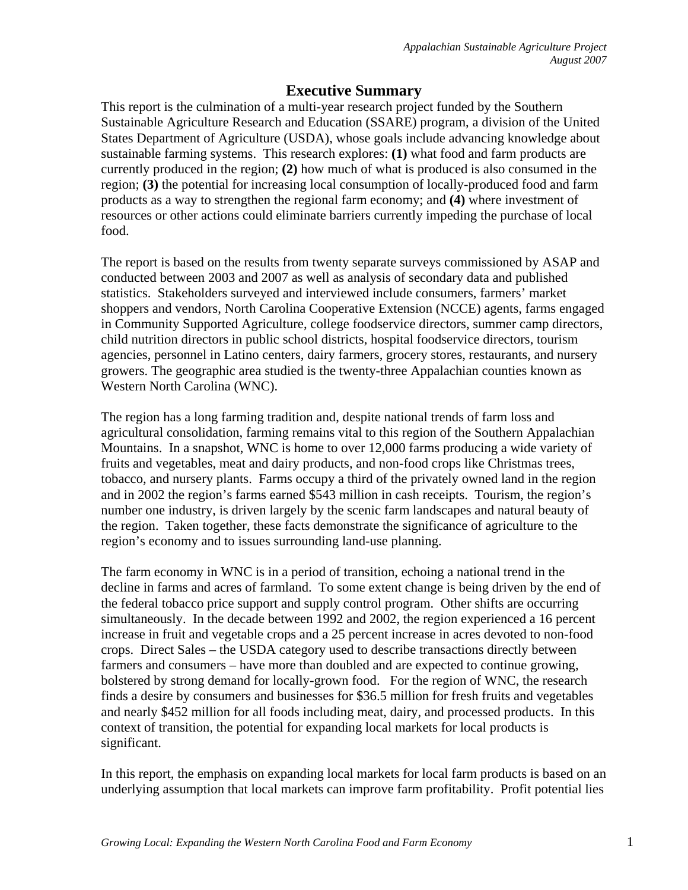# Executive Summary

This report is the culmination of a multi-year research project funded by the Southern Sustainable Agriculture Research and Education (SSARE) program, a division of the United States Department of Agriculture (USDA), whose goals include advancing knowledge about sustainable farming systems. This research explores: **(1)** what food and farm products are currently produced in the region; **(2)** how much of what is produced is also consumed in the region; **(3)** the potential for increasing local consumption of locally-produced food and farm products as a way to strengthen the regional farm economy; and **(4)** where investment of resources or other actions could eliminate barriers currently impeding the purchase of local food.

The report is based on the results from twenty separate surveys commissioned by ASAP and conducted between 2003 and 2007 as well as analysis of secondary data and published statistics. Stakeholders surveyed and interviewed include consumers, farmers' market shoppers and vendors, North Carolina Cooperative Extension (NCCE) agents, farms engaged in Community Supported Agriculture, college foodservice directors, summer camp directors, child nutrition directors in public school districts, hospital foodservice directors, tourism agencies, personnel in Latino centers, dairy farmers, grocery stores, restaurants, and nursery growers. The geographic area studied is the twenty-three Appalachian counties known as Western North Carolina (WNC).

The region has a long farming tradition and, despite national trends of farm loss and agricultural consolidation, farming remains vital to this region of the Southern Appalachian Mountains. In a snapshot, WNC is home to over 12,000 farms producing a wide variety of fruits and vegetables, meat and dairy products, and non-food crops like Christmas trees, tobacco, and nursery plants. Farms occupy a third of the privately owned land in the region and in 2002 the region's farms earned $543 million in cash receipts. Tourism, the region's number one industry, is driven largely by the scenic farm landscapes and natural beauty of the region. Taken together, these facts demonstrate the significance of agriculture to the region's economy and to issues surrounding land-use planning.

The farm economy in WNC is in a period of transition, echoing a national trend in the decline in farms and acres of farmland. To some extent change is being driven by the end of the federal tobacco price support and supply control program. Other shifts are occurring simultaneously. In the decade between 1992 and 2002, the region experienced a 16 percent increase in fruit and vegetable crops and a 25 percent increase in acres devoted to non-food crops. Direct Sales – the USDA category used to describe transactions directly between farmers and consumers – have more than doubled and are expected to continue growing, bolstered by strong demand for locally-grown food. For the region of WNC, the research finds a desire by consumers and businesses for $36.5 million for fresh fruits and vegetables and nearly $452 million for all foods including meat, dairy, and processed products. In this context of transition, the potential for expanding local markets for local products is significant.

In this report, the emphasis on expanding local markets for local farm products is based on an underlying assumption that local markets can improve farm profitability. Profit potential lies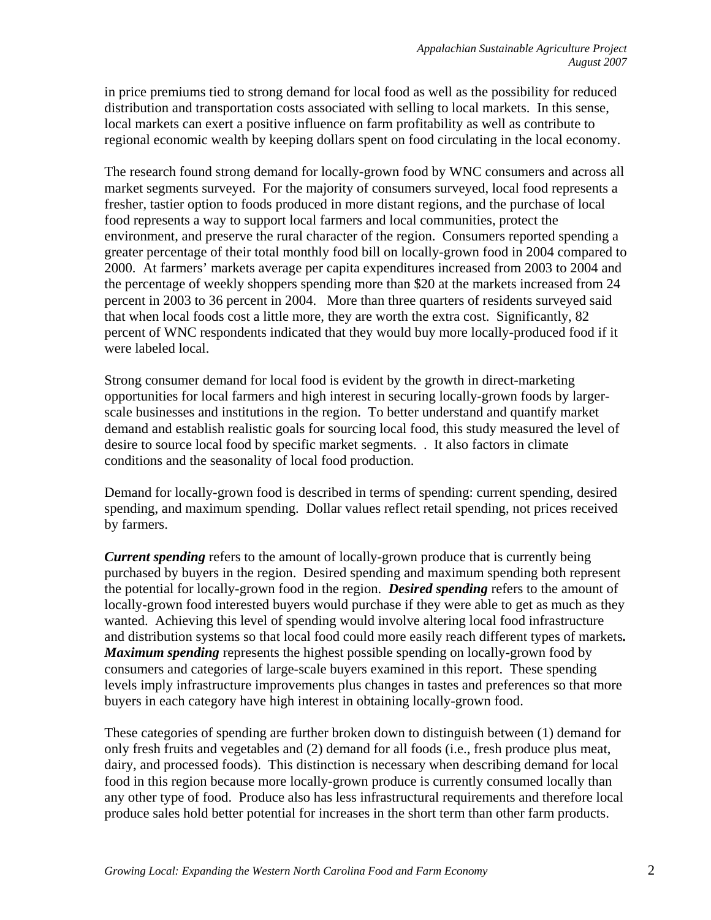in price premiums tied to strong demand for local food as well as the possibility for reduced distribution and transportation costs associated with selling to local markets. In this sense, local markets can exert a positive influence on farm profitability as well as contribute to regional economic wealth by keeping dollars spent on food circulating in the local economy.

The research found strong demand for locally-grown food by WNC consumers and across all market segments surveyed. For the majority of consumers surveyed, local food represents a fresher, tastier option to foods produced in more distant regions, and the purchase of local food represents a way to support local farmers and local communities, protect the environment, and preserve the rural character of the region. Consumers reported spending a greater percentage of their total monthly food bill on locally-grown food in 2004 compared to 2000. At farmers' markets average per capita expenditures increased from 2003 to 2004 and the percentage of weekly shoppers spending more than $20 at the markets increased from 24 percent in 2003 to 36 percent in 2004. More than three quarters of residents surveyed said that when local foods cost a little more, they are worth the extra cost. Significantly, 82 percent of WNC respondents indicated that they would buy more locally-produced food if it were labeled local.

Strong consumer demand for local food is evident by the growth in direct-marketing opportunities for local farmers and high interest in securing locally-grown foods by larger-scale businesses and institutions in the region. To better understand and quantify market demand and establish realistic goals for sourcing local food, this study measured the level of desire to source local food by specific market segments. . It also factors in climate conditions and the seasonality of local food production.

Demand for locally-grown food is described in terms of spending: current spending, desired spending, and maximum spending. Dollar values reflect retail spending, not prices received by farmers.

***Current spending*** refers to the amount of locally-grown produce that is currently being purchased by buyers in the region. Desired spending and maximum spending both represent the potential for locally-grown food in the region. ***Desired spending*** refers to the amount of locally-grown food interested buyers would purchase if they were able to get as much as they wanted. Achieving this level of spending would involve altering local food infrastructure and distribution systems so that local food could more easily reach different types of markets. ***Maximum spending*** represents the highest possible spending on locally-grown food by consumers and categories of large-scale buyers examined in this report. These spending levels imply infrastructure improvements plus changes in tastes and preferences so that more buyers in each category have high interest in obtaining locally-grown food.

These categories of spending are further broken down to distinguish between (1) demand for only fresh fruits and vegetables and (2) demand for all foods (i.e., fresh produce plus meat, dairy, and processed foods). This distinction is necessary when describing demand for local food in this region because more locally-grown produce is currently consumed locally than any other type of food. Produce also has less infrastructural requirements and therefore local produce sales hold better potential for increases in the short term than other farm products.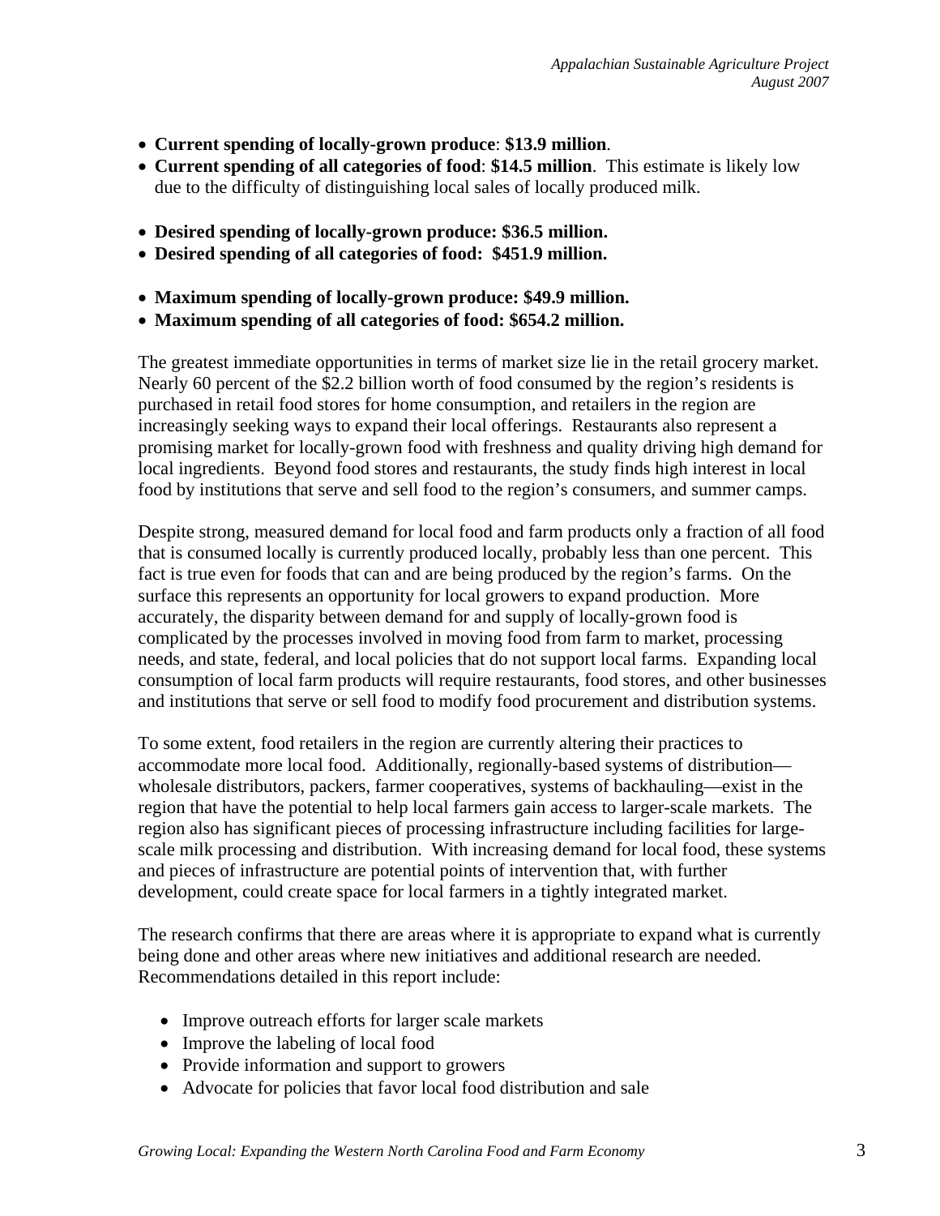- **Current spending of locally-grown produce**: **$13.9 million**.
- **Current spending of all categories of food**: **$14.5 million**. This estimate is likely low due to the difficulty of distinguishing local sales of locally produced milk.

- **Desired spending of locally-grown produce: $36.5 million.**
- **Desired spending of all categories of food: $451.9 million.**

- **Maximum spending of locally-grown produce: $49.9 million.**
- **Maximum spending of all categories of food: $654.2 million.**

The greatest immediate opportunities in terms of market size lie in the retail grocery market. Nearly 60 percent of the $2.2 billion worth of food consumed by the region's residents is purchased in retail food stores for home consumption, and retailers in the region are increasingly seeking ways to expand their local offerings. Restaurants also represent a promising market for locally-grown food with freshness and quality driving high demand for local ingredients. Beyond food stores and restaurants, the study finds high interest in local food by institutions that serve and sell food to the region's consumers, and summer camps.

Despite strong, measured demand for local food and farm products only a fraction of all food that is consumed locally is currently produced locally, probably less than one percent. This fact is true even for foods that can and are being produced by the region's farms. On the surface this represents an opportunity for local growers to expand production. More accurately, the disparity between demand for and supply of locally-grown food is complicated by the processes involved in moving food from farm to market, processing needs, and state, federal, and local policies that do not support local farms. Expanding local consumption of local farm products will require restaurants, food stores, and other businesses and institutions that serve or sell food to modify food procurement and distribution systems.

To some extent, food retailers in the region are currently altering their practices to accommodate more local food. Additionally, regionally-based systems of distribution—wholesale distributors, packers, farmer cooperatives, systems of backhauling—exist in the region that have the potential to help local farmers gain access to larger-scale markets. The region also has significant pieces of processing infrastructure including facilities for large-scale milk processing and distribution. With increasing demand for local food, these systems and pieces of infrastructure are potential points of intervention that, with further development, could create space for local farmers in a tightly integrated market.

The research confirms that there are areas where it is appropriate to expand what is currently being done and other areas where new initiatives and additional research are needed. Recommendations detailed in this report include:

- Improve outreach efforts for larger scale markets
- Improve the labeling of local food
- Provide information and support to growers
- Advocate for policies that favor local food distribution and sale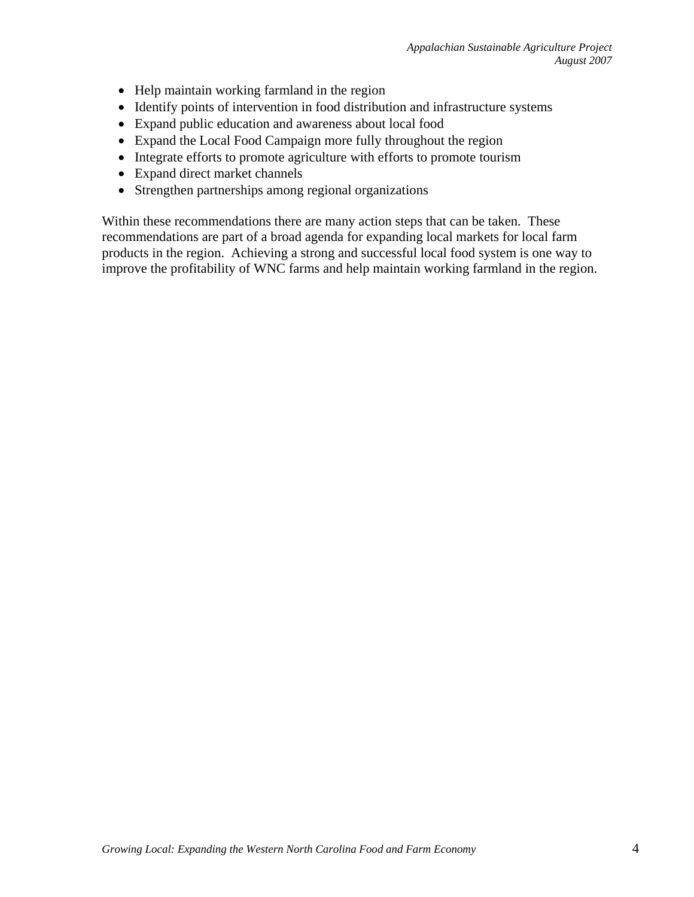- Help maintain working farmland in the region
- Identify points of intervention in food distribution and infrastructure systems
- Expand public education and awareness about local food
- Expand the Local Food Campaign more fully throughout the region
- Integrate efforts to promote agriculture with efforts to promote tourism
- Expand direct market channels
- Strengthen partnerships among regional organizations

Within these recommendations there are many action steps that can be taken. These recommendations are part of a broad agenda for expanding local markets for local farm products in the region. Achieving a strong and successful local food system is one way to improve the profitability of WNC farms and help maintain working farmland in the region.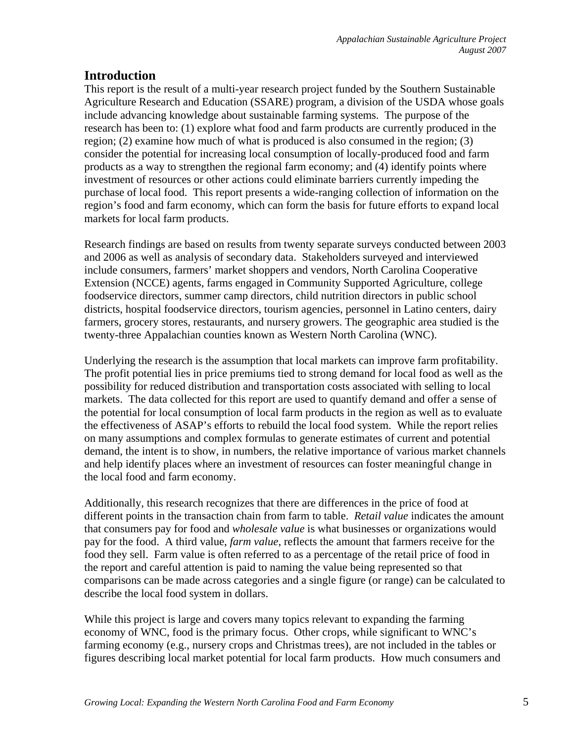## Introduction

This report is the result of a multi-year research project funded by the Southern Sustainable Agriculture Research and Education (SSARE) program, a division of the USDA whose goals include advancing knowledge about sustainable farming systems. The purpose of the research has been to: (1) explore what food and farm products are currently produced in the region; (2) examine how much of what is produced is also consumed in the region; (3) consider the potential for increasing local consumption of locally-produced food and farm products as a way to strengthen the regional farm economy; and (4) identify points where investment of resources or other actions could eliminate barriers currently impeding the purchase of local food. This report presents a wide-ranging collection of information on the region's food and farm economy, which can form the basis for future efforts to expand local markets for local farm products.

Research findings are based on results from twenty separate surveys conducted between 2003 and 2006 as well as analysis of secondary data. Stakeholders surveyed and interviewed include consumers, farmers' market shoppers and vendors, North Carolina Cooperative Extension (NCCE) agents, farms engaged in Community Supported Agriculture, college foodservice directors, summer camp directors, child nutrition directors in public school districts, hospital foodservice directors, tourism agencies, personnel in Latino centers, dairy farmers, grocery stores, restaurants, and nursery growers. The geographic area studied is the twenty-three Appalachian counties known as Western North Carolina (WNC).

Underlying the research is the assumption that local markets can improve farm profitability. The profit potential lies in price premiums tied to strong demand for local food as well as the possibility for reduced distribution and transportation costs associated with selling to local markets. The data collected for this report are used to quantify demand and offer a sense of the potential for local consumption of local farm products in the region as well as to evaluate the effectiveness of ASAP's efforts to rebuild the local food system. While the report relies on many assumptions and complex formulas to generate estimates of current and potential demand, the intent is to show, in numbers, the relative importance of various market channels and help identify places where an investment of resources can foster meaningful change in the local food and farm economy.

Additionally, this research recognizes that there are differences in the price of food at different points in the transaction chain from farm to table. *Retail value* indicates the amount that consumers pay for food and *wholesale value* is what businesses or organizations would pay for the food. A third value, *farm value*, reflects the amount that farmers receive for the food they sell. Farm value is often referred to as a percentage of the retail price of food in the report and careful attention is paid to naming the value being represented so that comparisons can be made across categories and a single figure (or range) can be calculated to describe the local food system in dollars.

While this project is large and covers many topics relevant to expanding the farming economy of WNC, food is the primary focus. Other crops, while significant to WNC's farming economy (e.g., nursery crops and Christmas trees), are not included in the tables or figures describing local market potential for local farm products. How much consumers and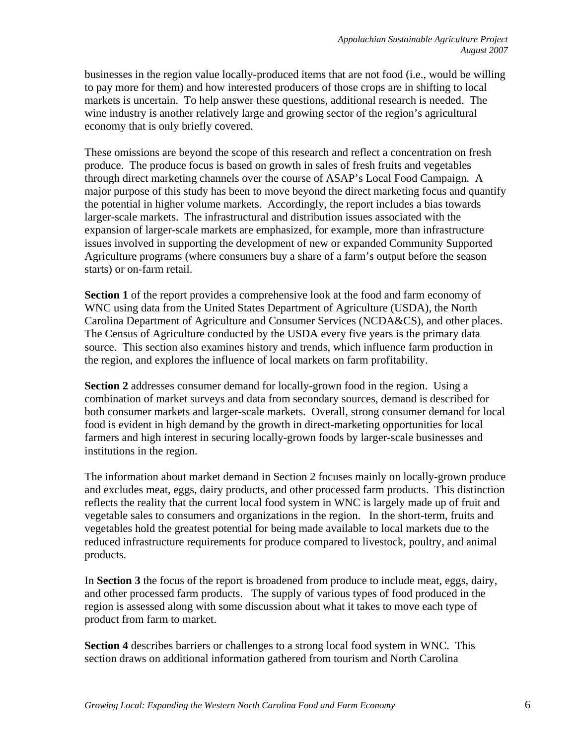businesses in the region value locally-produced items that are not food (i.e., would be willing to pay more for them) and how interested producers of those crops are in shifting to local markets is uncertain. To help answer these questions, additional research is needed. The wine industry is another relatively large and growing sector of the region's agricultural economy that is only briefly covered.

These omissions are beyond the scope of this research and reflect a concentration on fresh produce. The produce focus is based on growth in sales of fresh fruits and vegetables through direct marketing channels over the course of ASAP's Local Food Campaign. A major purpose of this study has been to move beyond the direct marketing focus and quantify the potential in higher volume markets. Accordingly, the report includes a bias towards larger-scale markets. The infrastructural and distribution issues associated with the expansion of larger-scale markets are emphasized, for example, more than infrastructure issues involved in supporting the development of new or expanded Community Supported Agriculture programs (where consumers buy a share of a farm's output before the season starts) or on-farm retail.

**Section 1** of the report provides a comprehensive look at the food and farm economy of WNC using data from the United States Department of Agriculture (USDA), the North Carolina Department of Agriculture and Consumer Services (NCDA&CS), and other places. The Census of Agriculture conducted by the USDA every five years is the primary data source. This section also examines history and trends, which influence farm production in the region, and explores the influence of local markets on farm profitability.

**Section 2** addresses consumer demand for locally-grown food in the region. Using a combination of market surveys and data from secondary sources, demand is described for both consumer markets and larger-scale markets. Overall, strong consumer demand for local food is evident in high demand by the growth in direct-marketing opportunities for local farmers and high interest in securing locally-grown foods by larger-scale businesses and institutions in the region.

The information about market demand in Section 2 focuses mainly on locally-grown produce and excludes meat, eggs, dairy products, and other processed farm products. This distinction reflects the reality that the current local food system in WNC is largely made up of fruit and vegetable sales to consumers and organizations in the region. In the short-term, fruits and vegetables hold the greatest potential for being made available to local markets due to the reduced infrastructure requirements for produce compared to livestock, poultry, and animal products.

In **Section 3** the focus of the report is broadened from produce to include meat, eggs, dairy, and other processed farm products. The supply of various types of food produced in the region is assessed along with some discussion about what it takes to move each type of product from farm to market.

**Section 4** describes barriers or challenges to a strong local food system in WNC. This section draws on additional information gathered from tourism and North Carolina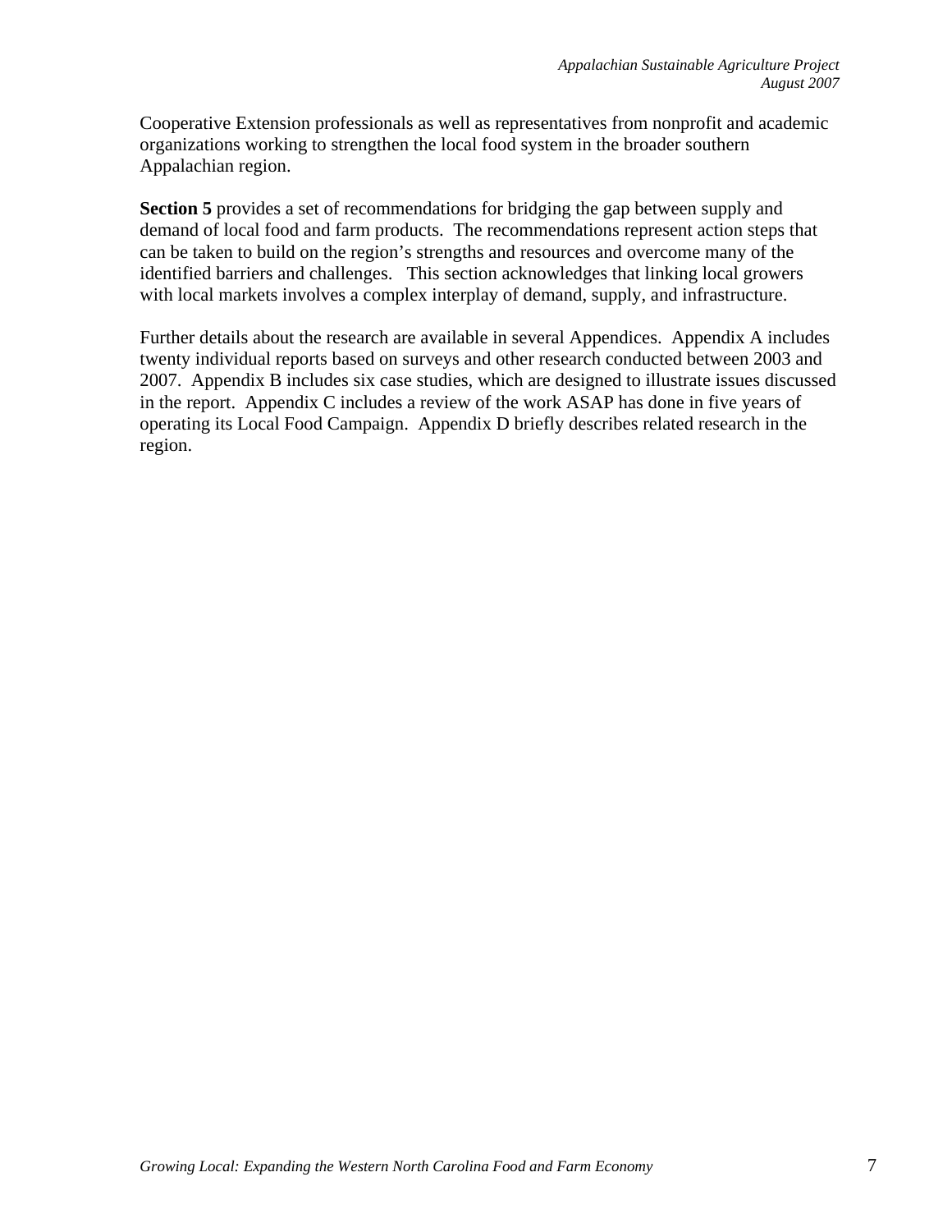Cooperative Extension professionals as well as representatives from nonprofit and academic organizations working to strengthen the local food system in the broader southern Appalachian region.

**Section 5** provides a set of recommendations for bridging the gap between supply and demand of local food and farm products. The recommendations represent action steps that can be taken to build on the region's strengths and resources and overcome many of the identified barriers and challenges. This section acknowledges that linking local growers with local markets involves a complex interplay of demand, supply, and infrastructure.

Further details about the research are available in several Appendices. Appendix A includes twenty individual reports based on surveys and other research conducted between 2003 and 2007. Appendix B includes six case studies, which are designed to illustrate issues discussed in the report. Appendix C includes a review of the work ASAP has done in five years of operating its Local Food Campaign. Appendix D briefly describes related research in the region.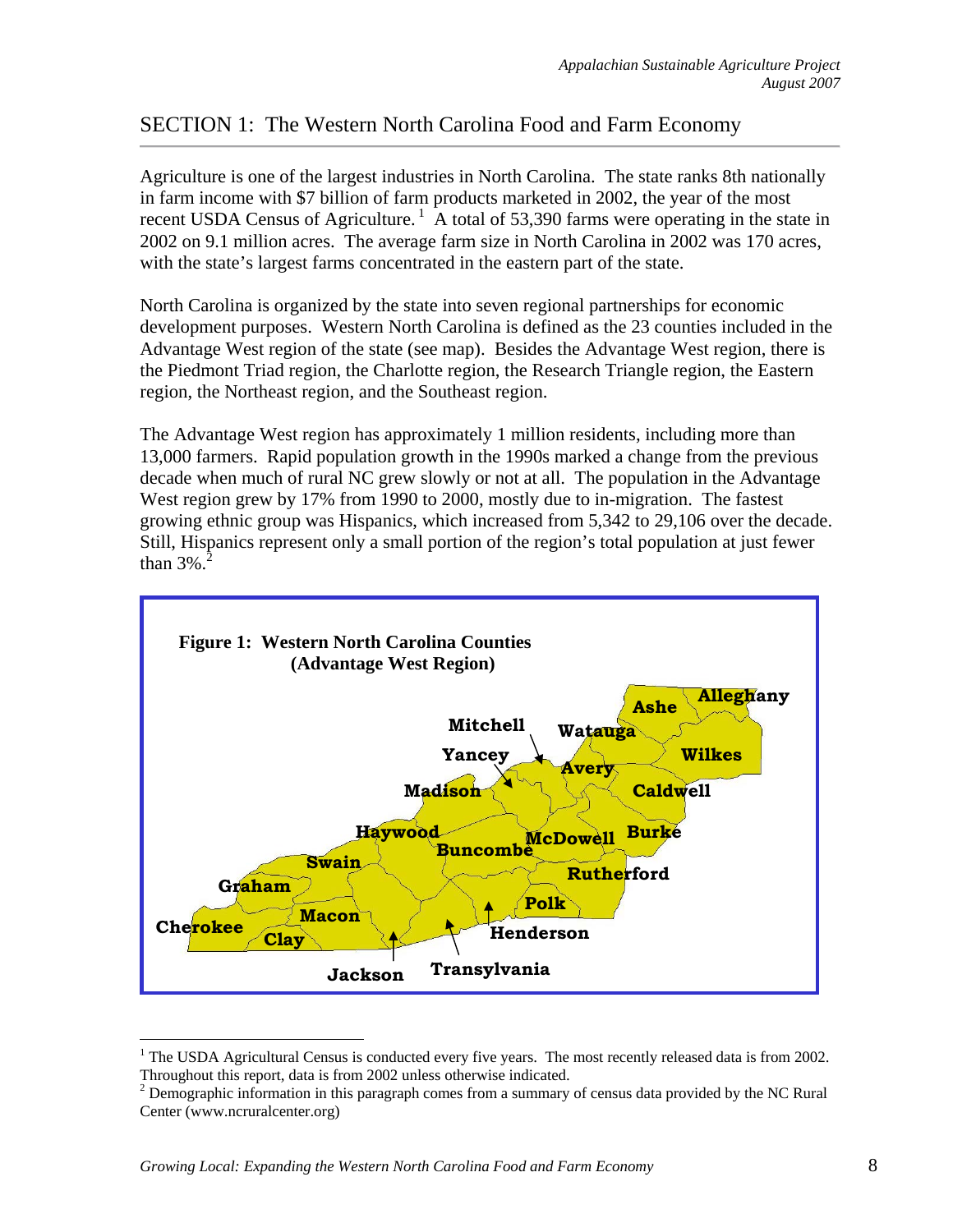## SECTION 1: The Western North Carolina Food and Farm Economy

Agriculture is one of the largest industries in North Carolina. The state ranks 8th nationally in farm income with $7 billion of farm products marketed in 2002, the year of the most recent USDA Census of Agriculture.[1] A total of 53,390 farms were operating in the state in 2002 on 9.1 million acres. The average farm size in North Carolina in 2002 was 170 acres, with the state's largest farms concentrated in the eastern part of the state.

North Carolina is organized by the state into seven regional partnerships for economic development purposes. Western North Carolina is defined as the 23 counties included in the Advantage West region of the state (see map). Besides the Advantage West region, there is the Piedmont Triad region, the Charlotte region, the Research Triangle region, the Eastern region, the Northeast region, and the Southeast region.

The Advantage West region has approximately 1 million residents, including more than 13,000 farmers. Rapid population growth in the 1990s marked a change from the previous decade when much of rural NC grew slowly or not at all. The population in the Advantage West region grew by 17% from 1990 to 2000, mostly due to in-migration. The fastest growing ethnic group was Hispanics, which increased from 5,342 to 29,106 over the decade. Still, Hispanics represent only a small portion of the region's total population at just fewer than 3%.[2]

**Figure 1: Western North Carolina Counties (Advantage West Region)**

Ashe, Alleghany, Mitchell, Watauga, Yancey, Wilkes, Avery, Madison, Caldwell, Haywood, McDowell, Burke, Buncombe, Swain, Rutherford, Graham, Polk, Macon, Cherokee, Clay, Henderson, Jackson, Transylvania

---

[1] The USDA Agricultural Census is conducted every five years. The most recently released data is from 2002. Throughout this report, data is from 2002 unless otherwise indicated.

[2] Demographic information in this paragraph comes from a summary of census data provided by the NC Rural Center (www.ncruralcenter.org)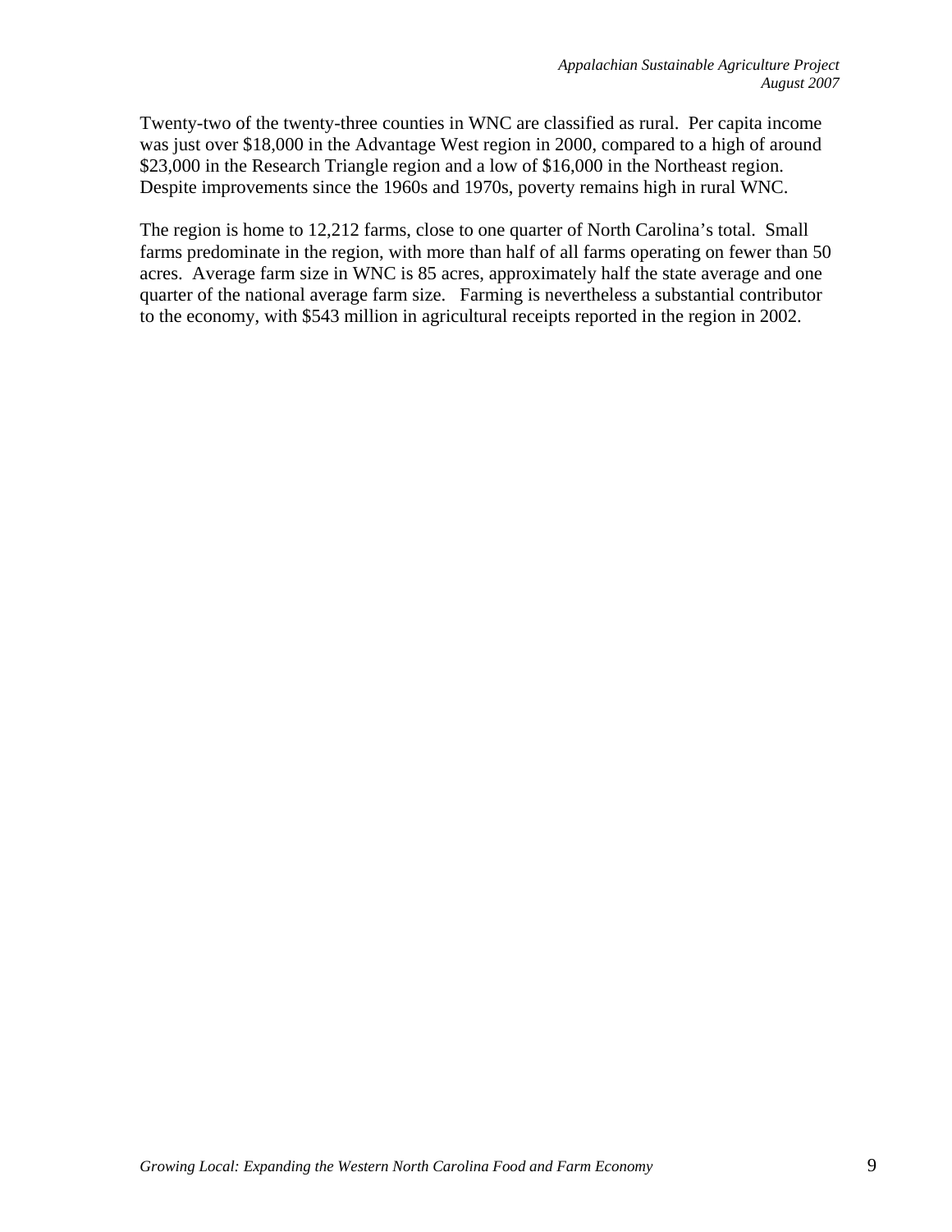Twenty-two of the twenty-three counties in WNC are classified as rural. Per capita income was just over $18,000 in the Advantage West region in 2000, compared to a high of around $23,000 in the Research Triangle region and a low of $16,000 in the Northeast region. Despite improvements since the 1960s and 1970s, poverty remains high in rural WNC.

The region is home to 12,212 farms, close to one quarter of North Carolina's total. Small farms predominate in the region, with more than half of all farms operating on fewer than 50 acres. Average farm size in WNC is 85 acres, approximately half the state average and one quarter of the national average farm size. Farming is nevertheless a substantial contributor to the economy, with $543 million in agricultural receipts reported in the region in 2002.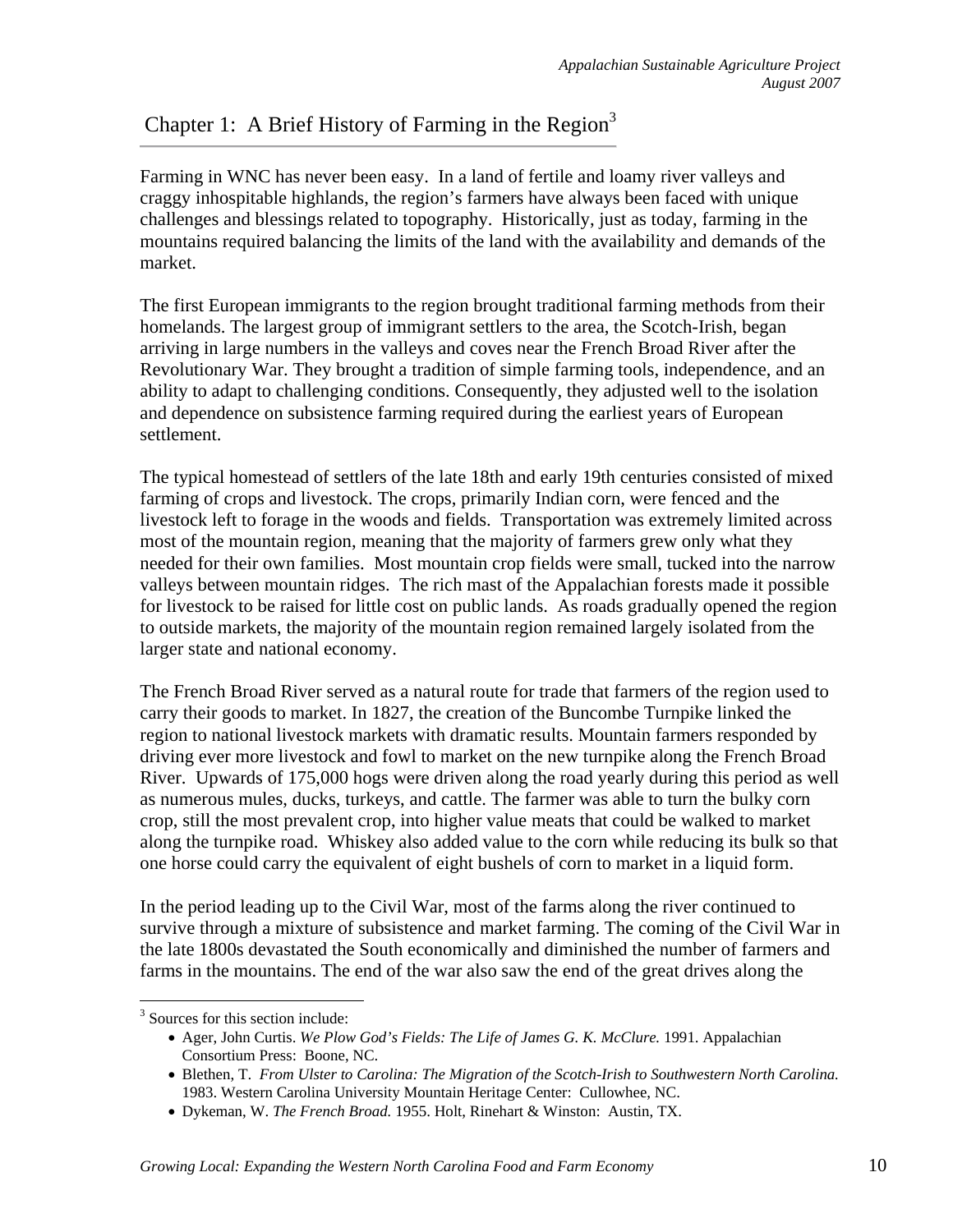# Chapter 1: A Brief History of Farming in the Region[3]

Farming in WNC has never been easy. In a land of fertile and loamy river valleys and craggy inhospitable highlands, the region's farmers have always been faced with unique challenges and blessings related to topography. Historically, just as today, farming in the mountains required balancing the limits of the land with the availability and demands of the market.

The first European immigrants to the region brought traditional farming methods from their homelands. The largest group of immigrant settlers to the area, the Scotch-Irish, began arriving in large numbers in the valleys and coves near the French Broad River after the Revolutionary War. They brought a tradition of simple farming tools, independence, and an ability to adapt to challenging conditions. Consequently, they adjusted well to the isolation and dependence on subsistence farming required during the earliest years of European settlement.

The typical homestead of settlers of the late 18th and early 19th centuries consisted of mixed farming of crops and livestock. The crops, primarily Indian corn, were fenced and the livestock left to forage in the woods and fields. Transportation was extremely limited across most of the mountain region, meaning that the majority of farmers grew only what they needed for their own families. Most mountain crop fields were small, tucked into the narrow valleys between mountain ridges. The rich mast of the Appalachian forests made it possible for livestock to be raised for little cost on public lands. As roads gradually opened the region to outside markets, the majority of the mountain region remained largely isolated from the larger state and national economy.

The French Broad River served as a natural route for trade that farmers of the region used to carry their goods to market. In 1827, the creation of the Buncombe Turnpike linked the region to national livestock markets with dramatic results. Mountain farmers responded by driving ever more livestock and fowl to market on the new turnpike along the French Broad River. Upwards of 175,000 hogs were driven along the road yearly during this period as well as numerous mules, ducks, turkeys, and cattle. The farmer was able to turn the bulky corn crop, still the most prevalent crop, into higher value meats that could be walked to market along the turnpike road. Whiskey also added value to the corn while reducing its bulk so that one horse could carry the equivalent of eight bushels of corn to market in a liquid form.

In the period leading up to the Civil War, most of the farms along the river continued to survive through a mixture of subsistence and market farming. The coming of the Civil War in the late 1800s devastated the South economically and diminished the number of farmers and farms in the mountains. The end of the war also saw the end of the great drives along the

---

[3] Sources for this section include:

- Ager, John Curtis. *We Plow God's Fields: The Life of James G. K. McClure.* 1991. Appalachian Consortium Press: Boone, NC.
- Blethen, T. *From Ulster to Carolina: The Migration of the Scotch-Irish to Southwestern North Carolina.* 1983. Western Carolina University Mountain Heritage Center: Cullowhee, NC.
- Dykeman, W. *The French Broad.* 1955. Holt, Rinehart & Winston: Austin, TX.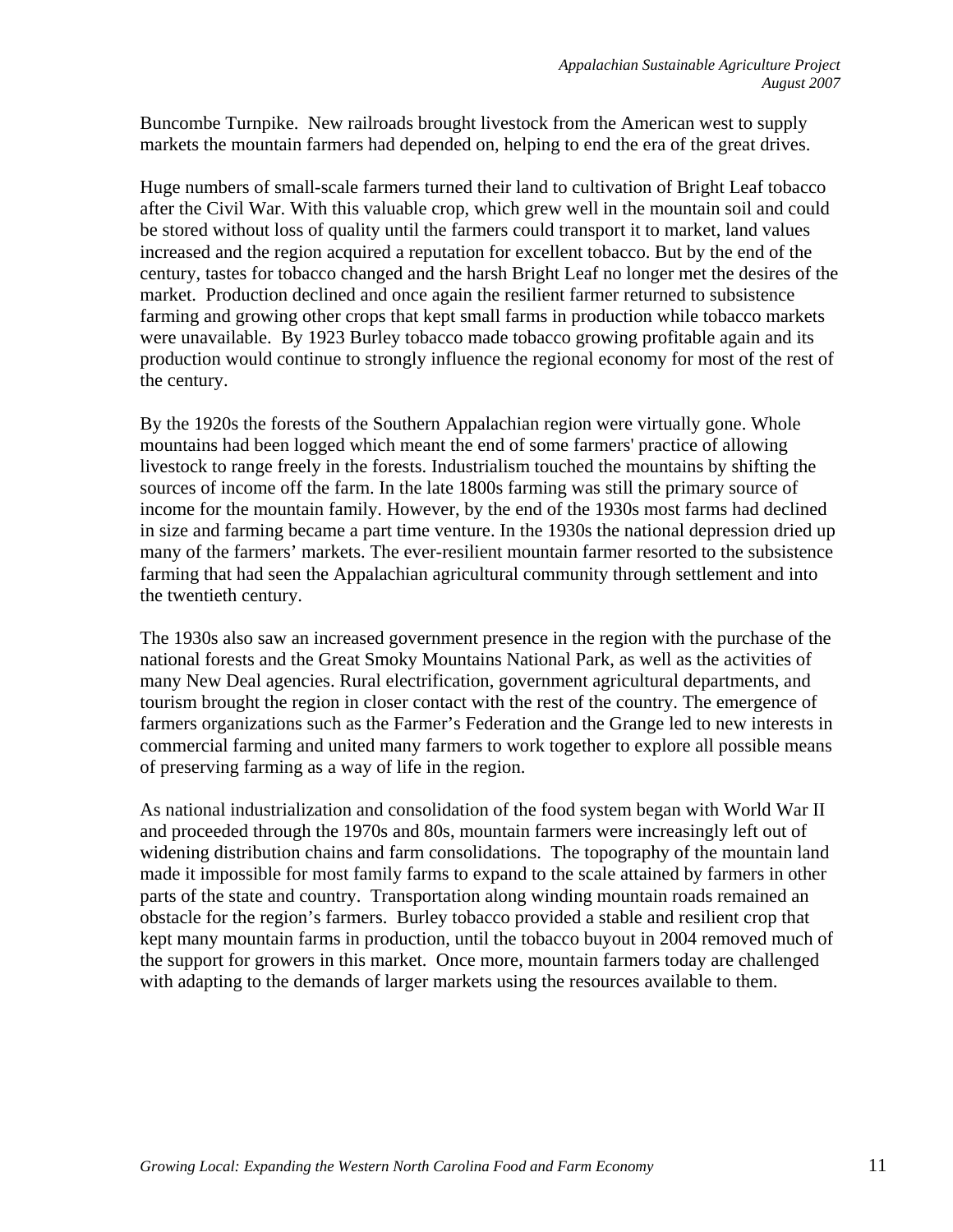Buncombe Turnpike. New railroads brought livestock from the American west to supply markets the mountain farmers had depended on, helping to end the era of the great drives.

Huge numbers of small-scale farmers turned their land to cultivation of Bright Leaf tobacco after the Civil War. With this valuable crop, which grew well in the mountain soil and could be stored without loss of quality until the farmers could transport it to market, land values increased and the region acquired a reputation for excellent tobacco. But by the end of the century, tastes for tobacco changed and the harsh Bright Leaf no longer met the desires of the market. Production declined and once again the resilient farmer returned to subsistence farming and growing other crops that kept small farms in production while tobacco markets were unavailable. By 1923 Burley tobacco made tobacco growing profitable again and its production would continue to strongly influence the regional economy for most of the rest of the century.

By the 1920s the forests of the Southern Appalachian region were virtually gone. Whole mountains had been logged which meant the end of some farmers' practice of allowing livestock to range freely in the forests. Industrialism touched the mountains by shifting the sources of income off the farm. In the late 1800s farming was still the primary source of income for the mountain family. However, by the end of the 1930s most farms had declined in size and farming became a part time venture. In the 1930s the national depression dried up many of the farmers' markets. The ever-resilient mountain farmer resorted to the subsistence farming that had seen the Appalachian agricultural community through settlement and into the twentieth century.

The 1930s also saw an increased government presence in the region with the purchase of the national forests and the Great Smoky Mountains National Park, as well as the activities of many New Deal agencies. Rural electrification, government agricultural departments, and tourism brought the region in closer contact with the rest of the country. The emergence of farmers organizations such as the Farmer's Federation and the Grange led to new interests in commercial farming and united many farmers to work together to explore all possible means of preserving farming as a way of life in the region.

As national industrialization and consolidation of the food system began with World War II and proceeded through the 1970s and 80s, mountain farmers were increasingly left out of widening distribution chains and farm consolidations. The topography of the mountain land made it impossible for most family farms to expand to the scale attained by farmers in other parts of the state and country. Transportation along winding mountain roads remained an obstacle for the region's farmers. Burley tobacco provided a stable and resilient crop that kept many mountain farms in production, until the tobacco buyout in 2004 removed much of the support for growers in this market. Once more, mountain farmers today are challenged with adapting to the demands of larger markets using the resources available to them.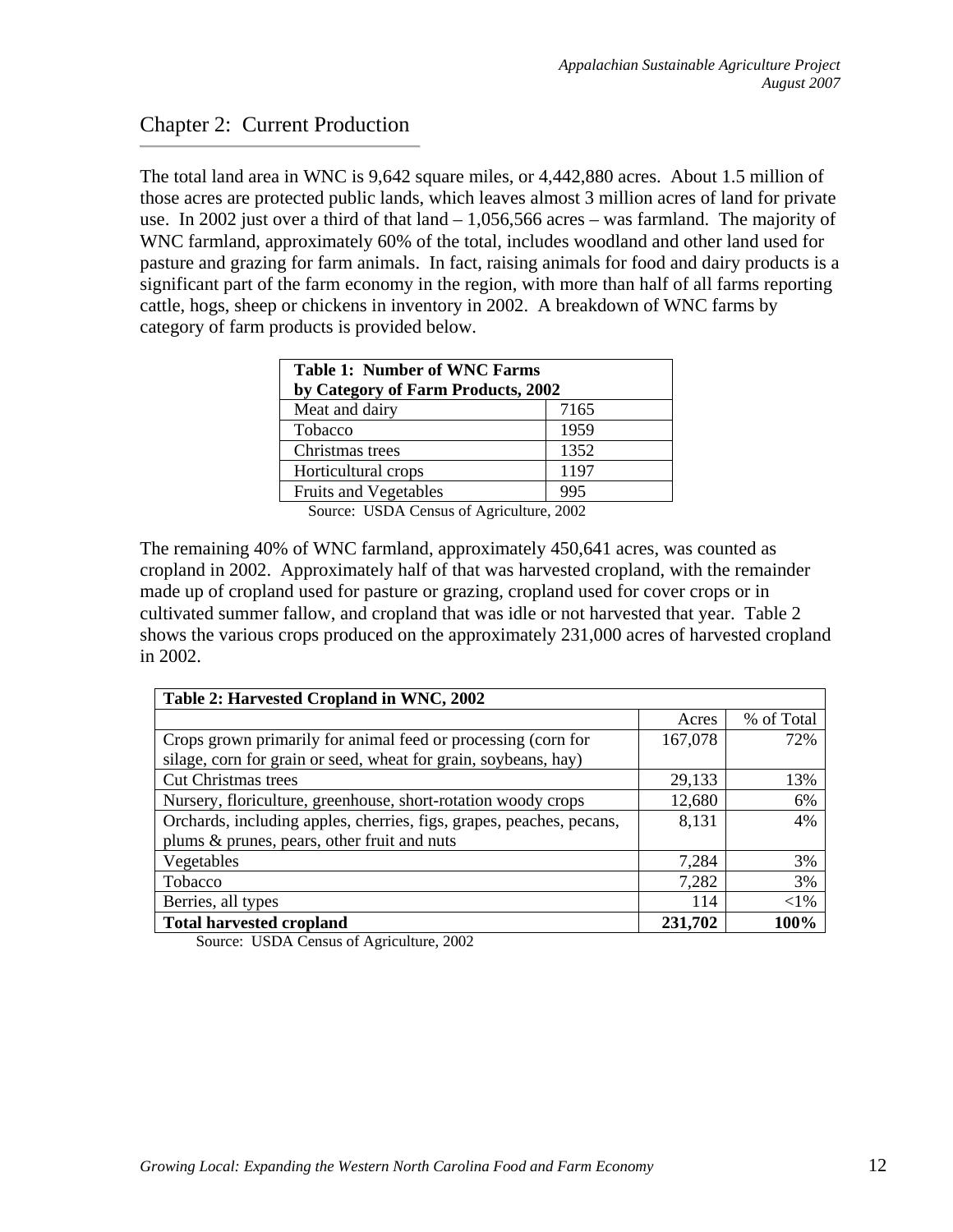## Chapter 2: Current Production

The total land area in WNC is 9,642 square miles, or 4,442,880 acres. About 1.5 million of those acres are protected public lands, which leaves almost 3 million acres of land for private use. In 2002 just over a third of that land – 1,056,566 acres – was farmland. The majority of WNC farmland, approximately 60% of the total, includes woodland and other land used for pasture and grazing for farm animals. In fact, raising animals for food and dairy products is a significant part of the farm economy in the region, with more than half of all farms reporting cattle, hogs, sheep or chickens in inventory in 2002. A breakdown of WNC farms by category of farm products is provided below.

| **Table 1: Number of WNC Farms by Category of Farm Products, 2002** | |
|---|---|
| Meat and dairy | 7165 |
| Tobacco | 1959 |
| Christmas trees | 1352 |
| Horticultural crops | 1197 |
| Fruits and Vegetables | 995 |

Source: USDA Census of Agriculture, 2002

The remaining 40% of WNC farmland, approximately 450,641 acres, was counted as cropland in 2002. Approximately half of that was harvested cropland, with the remainder made up of cropland used for pasture or grazing, cropland used for cover crops or in cultivated summer fallow, and cropland that was idle or not harvested that year. Table 2 shows the various crops produced on the approximately 231,000 acres of harvested cropland in 2002.

| **Table 2: Harvested Cropland in WNC, 2002** | | |
|---|---|---|
| | Acres | % of Total |
| Crops grown primarily for animal feed or processing (corn for silage, corn for grain or seed, wheat for grain, soybeans, hay) | 167,078 | 72% |
| Cut Christmas trees | 29,133 | 13% |
| Nursery, floriculture, greenhouse, short-rotation woody crops | 12,680 | 6% |
| Orchards, including apples, cherries, figs, grapes, peaches, pecans, plums & prunes, pears, other fruit and nuts | 8,131 | 4% |
| Vegetables | 7,284 | 3% |
| Tobacco | 7,282 | 3% |
| Berries, all types | 114 | <1% |
| **Total harvested cropland** | **231,702** | **100%** |

Source: USDA Census of Agriculture, 2002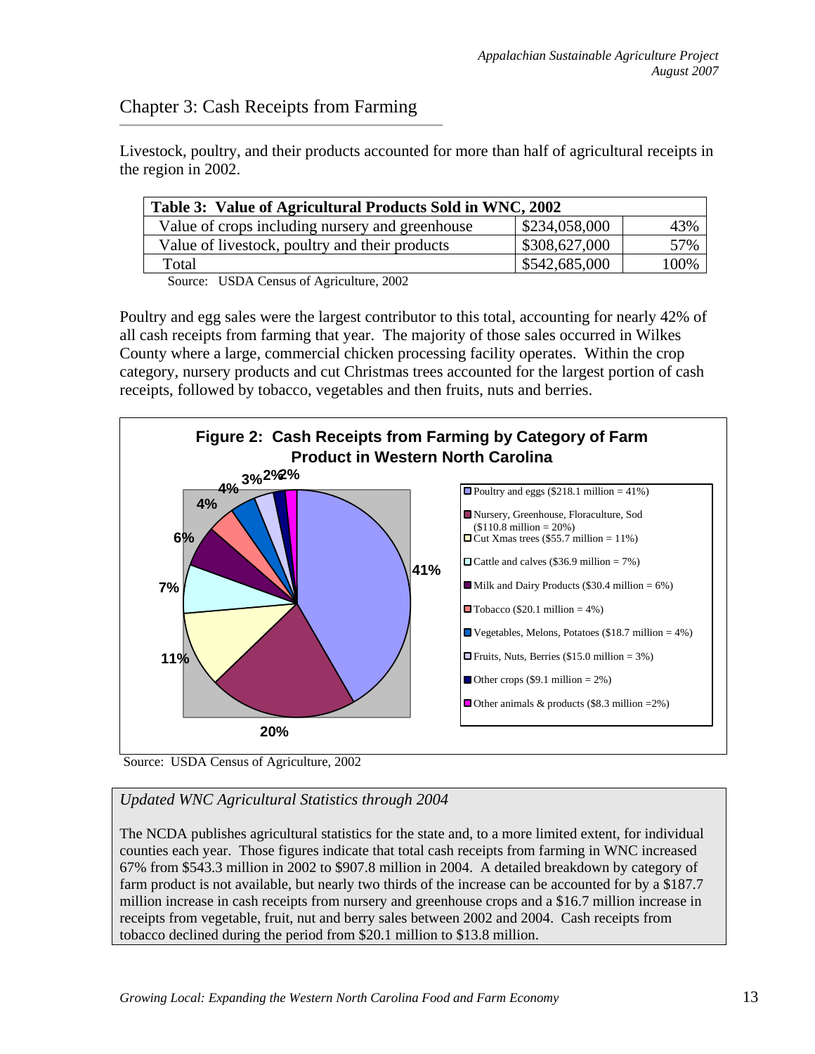## Chapter 3: Cash Receipts from Farming

Livestock, poultry, and their products accounted for more than half of agricultural receipts in the region in 2002.

| Table 3: Value of Agricultural Products Sold in WNC, 2002 | | |
|---|---|---|
| Value of crops including nursery and greenhouse | $234,058,000 | 43% |
| Value of livestock, poultry and their products | $308,627,000 | 57% |
| Total | $542,685,000 | 100% |

Source: USDA Census of Agriculture, 2002

Poultry and egg sales were the largest contributor to this total, accounting for nearly 42% of all cash receipts from farming that year. The majority of those sales occurred in Wilkes County where a large, commercial chicken processing facility operates. Within the crop category, nursery products and cut Christmas trees accounted for the largest portion of cash receipts, followed by tobacco, vegetables and then fruits, nuts and berries.

**Figure 2: Cash Receipts from Farming by Category of Farm Product in Western North Carolina**

- Poultry and eggs ($218.1 million = 41%)
- Nursery, Greenhouse, Floraculture, Sod ($110.8 million = 20%)
- Cut Xmas trees ($55.7 million = 11%)
- Cattle and calves ($36.9 million = 7%)
- Milk and Dairy Products ($30.4 million = 6%)
- Tobacco ($20.1 million = 4%)
- Vegetables, Melons, Potatoes ($18.7 million = 4%)
- Fruits, Nuts, Berries ($15.0 million = 3%)
- Other crops ($9.1 million = 2%)
- Other animals & products ($8.3 million =2%)

Source: USDA Census of Agriculture, 2002

*Updated WNC Agricultural Statistics through 2004*

The NCDA publishes agricultural statistics for the state and, to a more limited extent, for individual counties each year. Those figures indicate that total cash receipts from farming in WNC increased 67% from $543.3 million in 2002 to $907.8 million in 2004. A detailed breakdown by category of farm product is not available, but nearly two thirds of the increase can be accounted for by a $187.7 million increase in cash receipts from nursery and greenhouse crops and a $16.7 million increase in receipts from vegetable, fruit, nut and berry sales between 2002 and 2004. Cash receipts from tobacco declined during the period from $20.1 million to $13.8 million.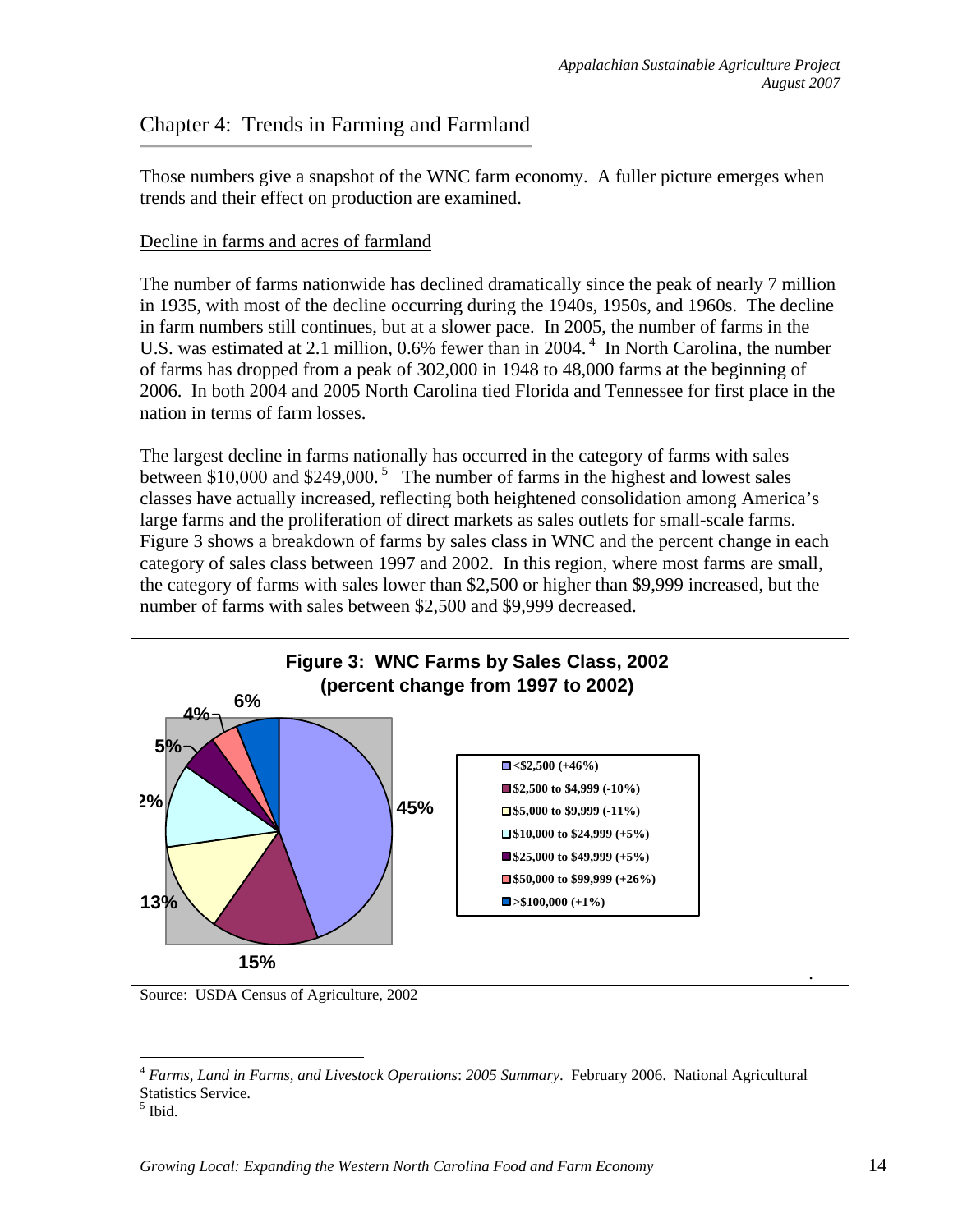## Chapter 4: Trends in Farming and Farmland

Those numbers give a snapshot of the WNC farm economy. A fuller picture emerges when trends and their effect on production are examined.

Decline in farms and acres of farmland

The number of farms nationwide has declined dramatically since the peak of nearly 7 million in 1935, with most of the decline occurring during the 1940s, 1950s, and 1960s. The decline in farm numbers still continues, but at a slower pace. In 2005, the number of farms in the U.S. was estimated at 2.1 million, 0.6% fewer than in 2004.[4] In North Carolina, the number of farms has dropped from a peak of 302,000 in 1948 to 48,000 farms at the beginning of 2006. In both 2004 and 2005 North Carolina tied Florida and Tennessee for first place in the nation in terms of farm losses.

The largest decline in farms nationally has occurred in the category of farms with sales between $10,000 and $249,000.[5] The number of farms in the highest and lowest sales classes have actually increased, reflecting both heightened consolidation among America's large farms and the proliferation of direct markets as sales outlets for small-scale farms. Figure 3 shows a breakdown of farms by sales class in WNC and the percent change in each category of sales class between 1997 and 2002. In this region, where most farms are small, the category of farms with sales lower than $2,500 or higher than $9,999 increased, but the number of farms with sales between $2,500 and $9,999 decreased.

**Figure 3: WNC Farms by Sales Class, 2002 (percent change from 1997 to 2002)**

| Sales Class | Share of Farms (2002) | Change 1997–2002 |
|---|---|---|
| <$2,500 | 45% | +46% |
| $2,500 to $4,999 | 15% | -10% |
| $5,000 to $9,999 | 13% | -11% |
| $10,000 to $24,999 | 12% | +5% |
| $25,000 to $49,999 | 5% | +5% |
| $50,000 to $99,999 | 4% | +26% |
| >$100,000 | 6% | +1% |

Source: USDA Census of Agriculture, 2002

[4] *Farms, Land in Farms, and Livestock Operations*: *2005 Summary*. February 2006. National Agricultural Statistics Service.

[5] Ibid.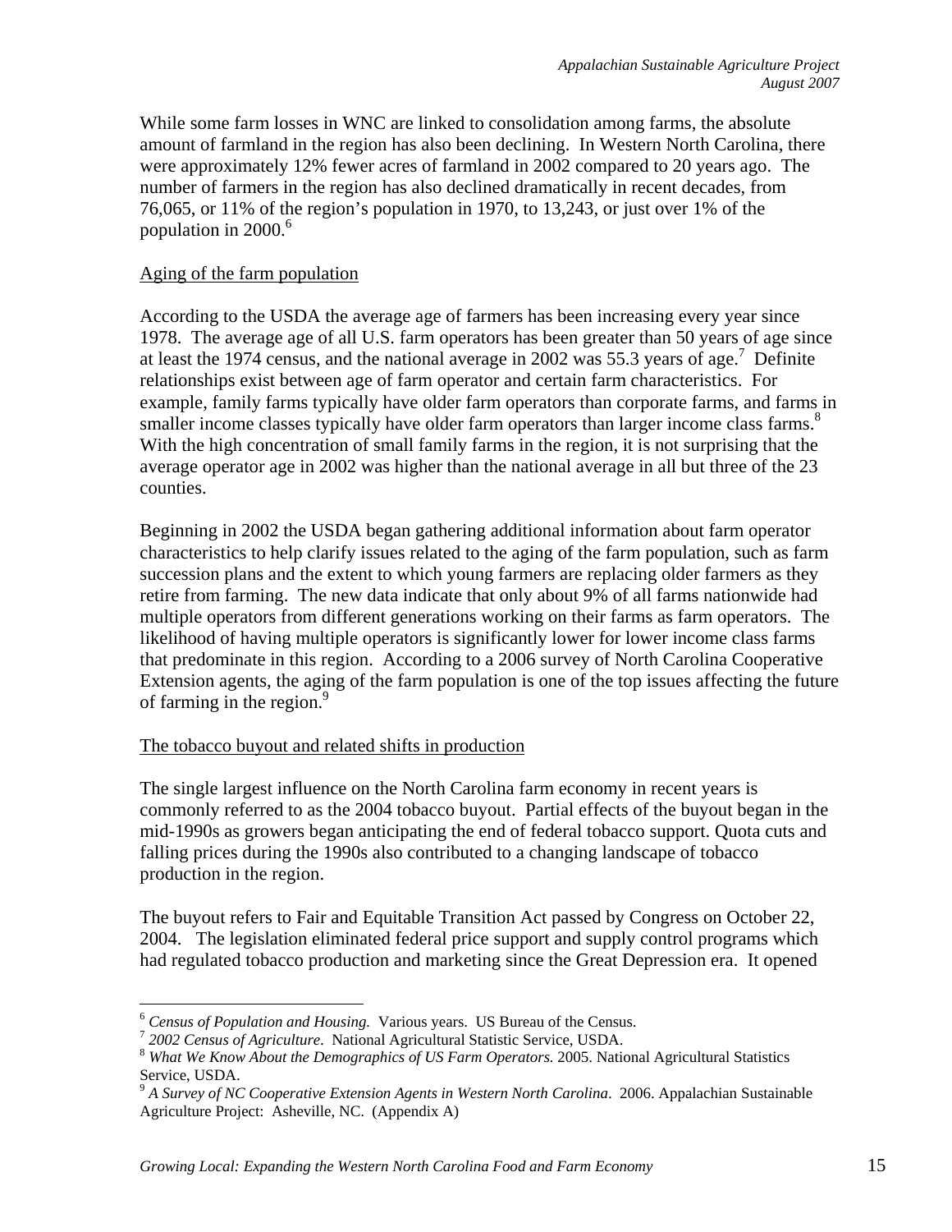While some farm losses in WNC are linked to consolidation among farms, the absolute amount of farmland in the region has also been declining. In Western North Carolina, there were approximately 12% fewer acres of farmland in 2002 compared to 20 years ago. The number of farmers in the region has also declined dramatically in recent decades, from 76,065, or 11% of the region's population in 1970, to 13,243, or just over 1% of the population in 2000.[6]

## Aging of the farm population

According to the USDA the average age of farmers has been increasing every year since 1978. The average age of all U.S. farm operators has been greater than 50 years of age since at least the 1974 census, and the national average in 2002 was 55.3 years of age.[7] Definite relationships exist between age of farm operator and certain farm characteristics. For example, family farms typically have older farm operators than corporate farms, and farms in smaller income classes typically have older farm operators than larger income class farms.[8] With the high concentration of small family farms in the region, it is not surprising that the average operator age in 2002 was higher than the national average in all but three of the 23 counties.

Beginning in 2002 the USDA began gathering additional information about farm operator characteristics to help clarify issues related to the aging of the farm population, such as farm succession plans and the extent to which young farmers are replacing older farmers as they retire from farming. The new data indicate that only about 9% of all farms nationwide had multiple operators from different generations working on their farms as farm operators. The likelihood of having multiple operators is significantly lower for lower income class farms that predominate in this region. According to a 2006 survey of North Carolina Cooperative Extension agents, the aging of the farm population is one of the top issues affecting the future of farming in the region.[9]

## The tobacco buyout and related shifts in production

The single largest influence on the North Carolina farm economy in recent years is commonly referred to as the 2004 tobacco buyout. Partial effects of the buyout began in the mid-1990s as growers began anticipating the end of federal tobacco support. Quota cuts and falling prices during the 1990s also contributed to a changing landscape of tobacco production in the region.

The buyout refers to Fair and Equitable Transition Act passed by Congress on October 22, 2004. The legislation eliminated federal price support and supply control programs which had regulated tobacco production and marketing since the Great Depression era. It opened

---

[6] *Census of Population and Housing.* Various years. US Bureau of the Census.

[7] *2002 Census of Agriculture.* National Agricultural Statistic Service, USDA.

[8] *What We Know About the Demographics of US Farm Operators.* 2005. National Agricultural Statistics Service, USDA.

[9] *A Survey of NC Cooperative Extension Agents in Western North Carolina.* 2006. Appalachian Sustainable Agriculture Project: Asheville, NC. (Appendix A)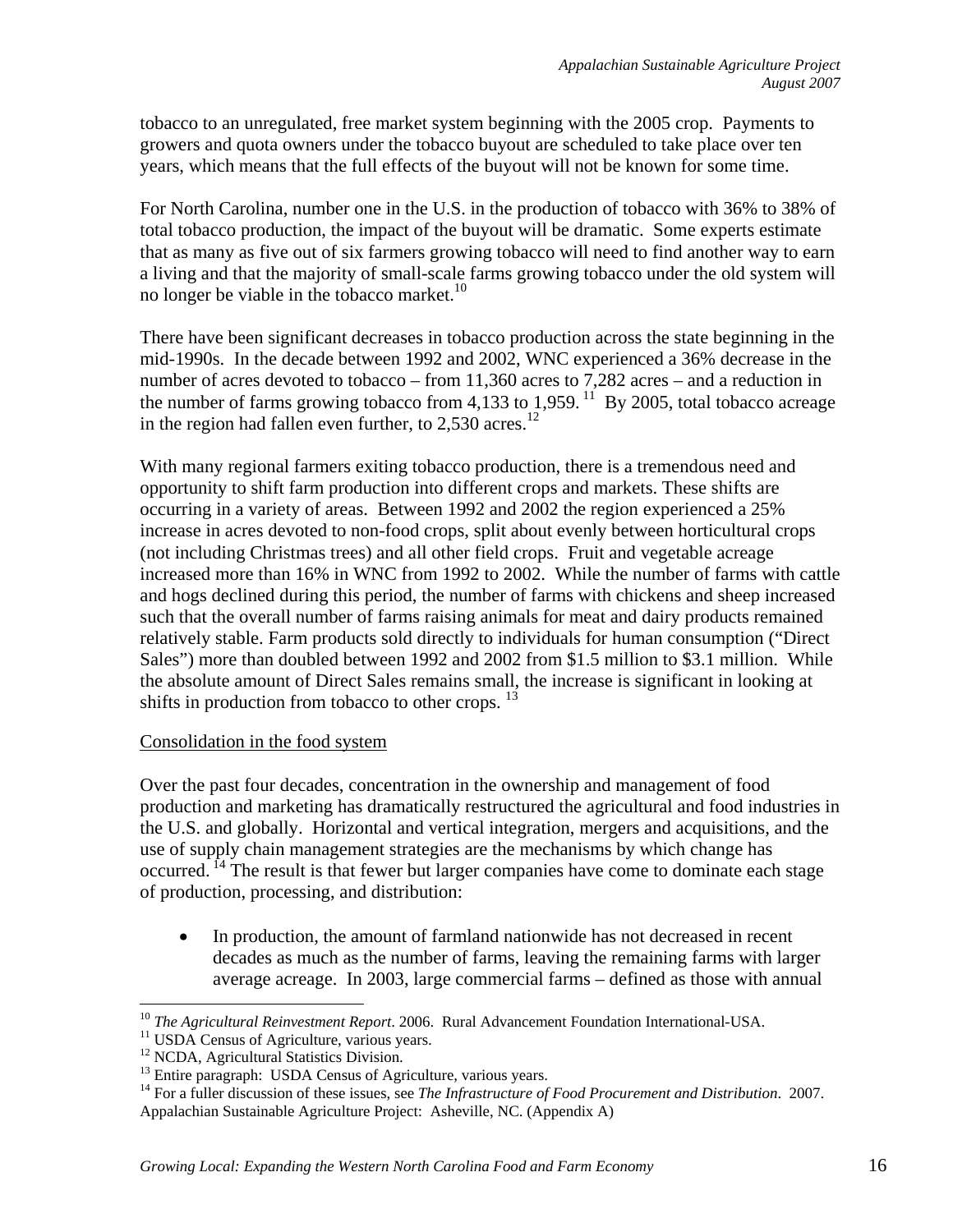tobacco to an unregulated, free market system beginning with the 2005 crop. Payments to growers and quota owners under the tobacco buyout are scheduled to take place over ten years, which means that the full effects of the buyout will not be known for some time.

For North Carolina, number one in the U.S. in the production of tobacco with 36% to 38% of total tobacco production, the impact of the buyout will be dramatic. Some experts estimate that as many as five out of six farmers growing tobacco will need to find another way to earn a living and that the majority of small-scale farms growing tobacco under the old system will no longer be viable in the tobacco market.[10]

There have been significant decreases in tobacco production across the state beginning in the mid-1990s. In the decade between 1992 and 2002, WNC experienced a 36% decrease in the number of acres devoted to tobacco – from 11,360 acres to 7,282 acres – and a reduction in the number of farms growing tobacco from 4,133 to 1,959. [11] By 2005, total tobacco acreage in the region had fallen even further, to 2,530 acres.[12]

With many regional farmers exiting tobacco production, there is a tremendous need and opportunity to shift farm production into different crops and markets. These shifts are occurring in a variety of areas. Between 1992 and 2002 the region experienced a 25% increase in acres devoted to non-food crops, split about evenly between horticultural crops (not including Christmas trees) and all other field crops. Fruit and vegetable acreage increased more than 16% in WNC from 1992 to 2002. While the number of farms with cattle and hogs declined during this period, the number of farms with chickens and sheep increased such that the overall number of farms raising animals for meat and dairy products remained relatively stable. Farm products sold directly to individuals for human consumption ("Direct Sales") more than doubled between 1992 and 2002 from $1.5 million to $3.1 million. While the absolute amount of Direct Sales remains small, the increase is significant in looking at shifts in production from tobacco to other crops. [13]

Consolidation in the food system

Over the past four decades, concentration in the ownership and management of food production and marketing has dramatically restructured the agricultural and food industries in the U.S. and globally. Horizontal and vertical integration, mergers and acquisitions, and the use of supply chain management strategies are the mechanisms by which change has occurred. [14] The result is that fewer but larger companies have come to dominate each stage of production, processing, and distribution:

- In production, the amount of farmland nationwide has not decreased in recent decades as much as the number of farms, leaving the remaining farms with larger average acreage. In 2003, large commercial farms – defined as those with annual

---

[10] *The Agricultural Reinvestment Report*. 2006. Rural Advancement Foundation International-USA.

[11] USDA Census of Agriculture, various years.

[12] NCDA, Agricultural Statistics Division.

[13] Entire paragraph: USDA Census of Agriculture, various years.

[14] For a fuller discussion of these issues, see *The Infrastructure of Food Procurement and Distribution*. 2007. Appalachian Sustainable Agriculture Project: Asheville, NC. (Appendix A)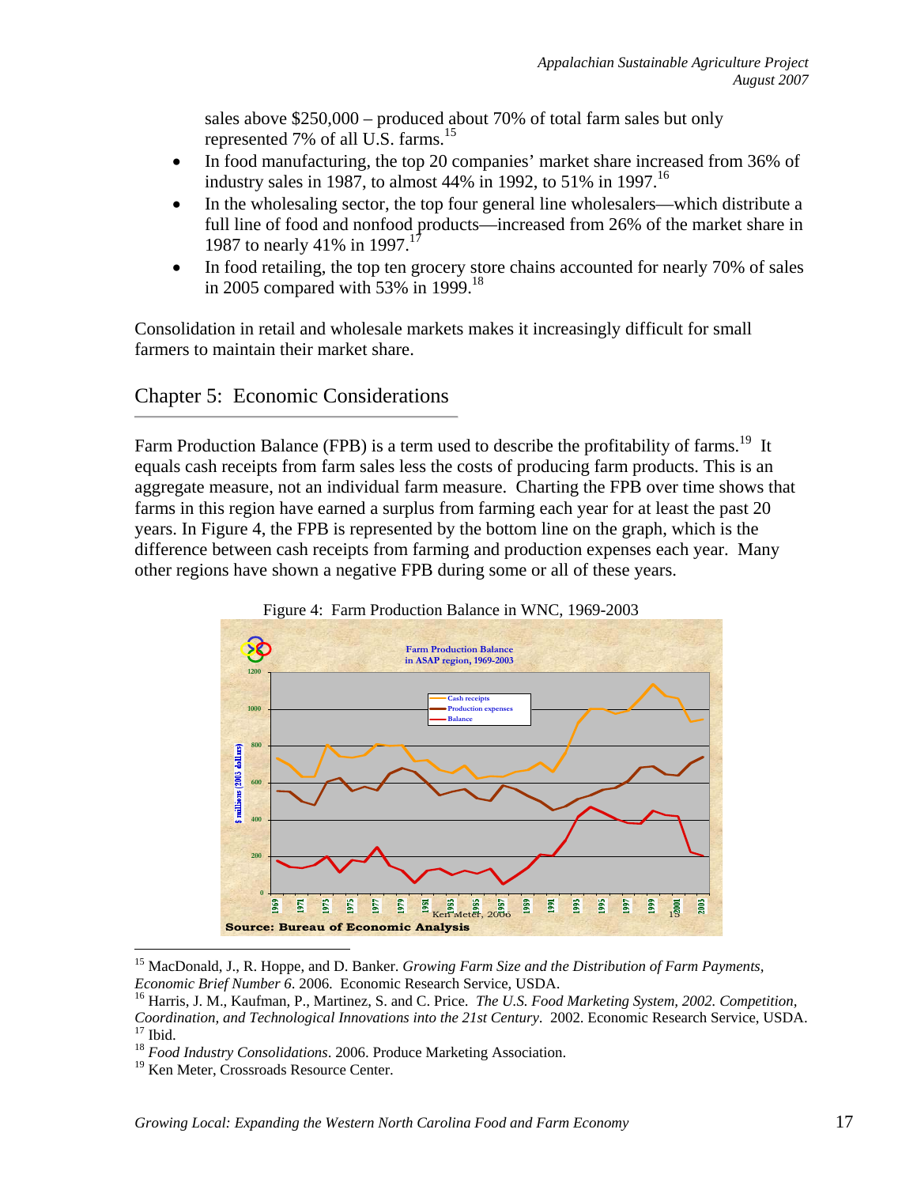sales above $250,000 – produced about 70% of total farm sales but only represented 7% of all U.S. farms.[15]

- In food manufacturing, the top 20 companies' market share increased from 36% of industry sales in 1987, to almost 44% in 1992, to 51% in 1997.[16]
- In the wholesaling sector, the top four general line wholesalers—which distribute a full line of food and nonfood products—increased from 26% of the market share in 1987 to nearly 41% in 1997.[17]
- In food retailing, the top ten grocery store chains accounted for nearly 70% of sales in 2005 compared with 53% in 1999.[18]

Consolidation in retail and wholesale markets makes it increasingly difficult for small farmers to maintain their market share.

## Chapter 5: Economic Considerations

Farm Production Balance (FPB) is a term used to describe the profitability of farms.[19] It equals cash receipts from farm sales less the costs of producing farm products. This is an aggregate measure, not an individual farm measure. Charting the FPB over time shows that farms in this region have earned a surplus from farming each year for at least the past 20 years. In Figure 4, the FPB is represented by the bottom line on the graph, which is the difference between cash receipts from farming and production expenses each year. Many other regions have shown a negative FPB during some or all of these years.

Figure 4: Farm Production Balance in WNC, 1969-2003

Source: Bureau of Economic Analysis

---

[15] MacDonald, J., R. Hoppe, and D. Banker. *Growing Farm Size and the Distribution of Farm Payments, Economic Brief Number 6*. 2006. Economic Research Service, USDA.

[16] Harris, J. M., Kaufman, P., Martinez, S. and C. Price. *The U.S. Food Marketing System, 2002. Competition, Coordination, and Technological Innovations into the 21st Century*. 2002. Economic Research Service, USDA.

[17] Ibid.

[18] *Food Industry Consolidations*. 2006. Produce Marketing Association.

[19] Ken Meter, Crossroads Resource Center.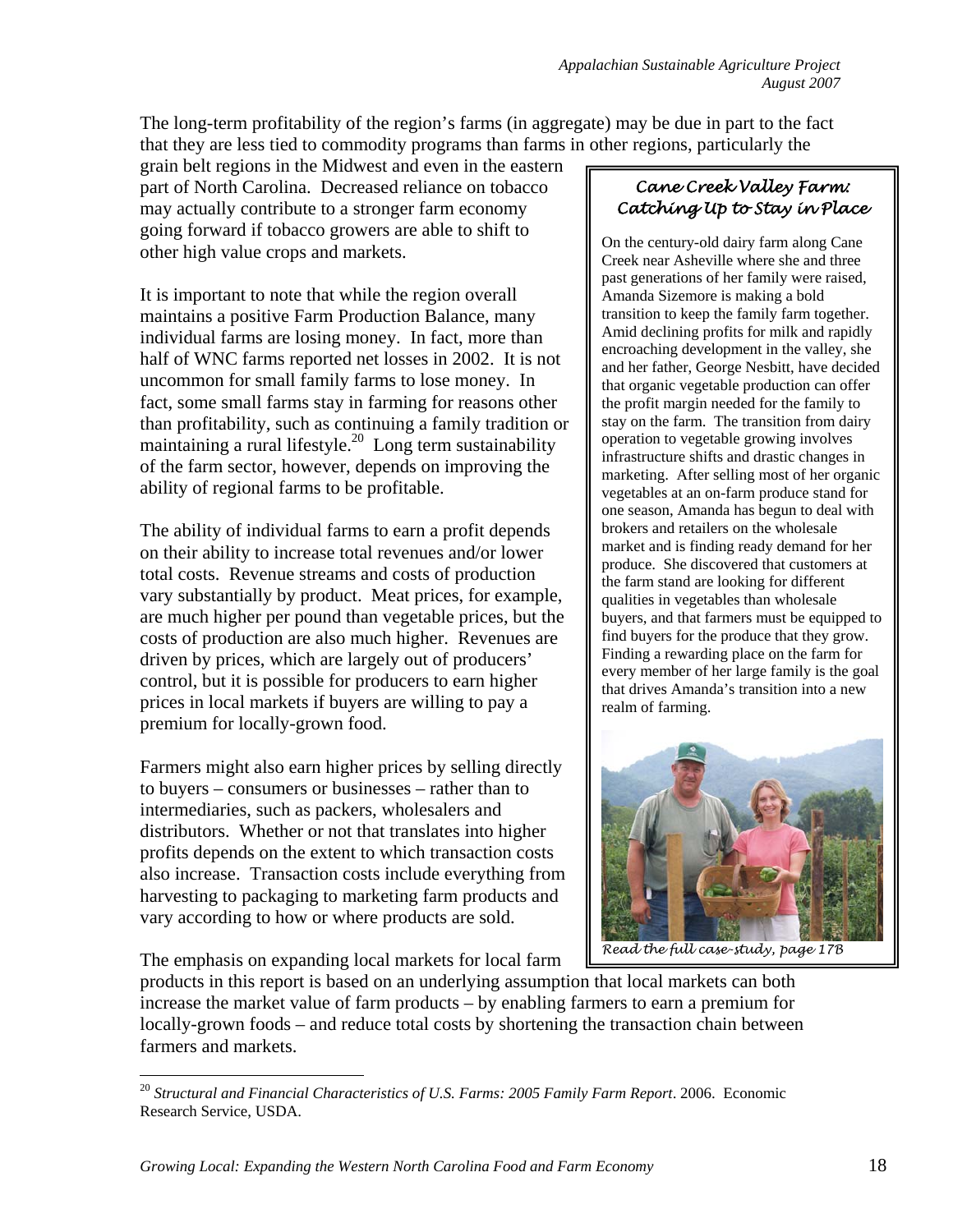The long-term profitability of the region's farms (in aggregate) may be due in part to the fact that they are less tied to commodity programs than farms in other regions, particularly the grain belt regions in the Midwest and even in the eastern part of North Carolina. Decreased reliance on tobacco may actually contribute to a stronger farm economy going forward if tobacco growers are able to shift to other high value crops and markets.

It is important to note that while the region overall maintains a positive Farm Production Balance, many individual farms are losing money. In fact, more than half of WNC farms reported net losses in 2002. It is not uncommon for small family farms to lose money. In fact, some small farms stay in farming for reasons other than profitability, such as continuing a family tradition or maintaining a rural lifestyle.[20] Long term sustainability of the farm sector, however, depends on improving the ability of regional farms to be profitable.

The ability of individual farms to earn a profit depends on their ability to increase total revenues and/or lower total costs. Revenue streams and costs of production vary substantially by product. Meat prices, for example, are much higher per pound than vegetable prices, but the costs of production are also much higher. Revenues are driven by prices, which are largely out of producers' control, but it is possible for producers to earn higher prices in local markets if buyers are willing to pay a premium for locally-grown food.

Farmers might also earn higher prices by selling directly to buyers – consumers or businesses – rather than to intermediaries, such as packers, wholesalers and distributors. Whether or not that translates into higher profits depends on the extent to which transaction costs also increase. Transaction costs include everything from harvesting to packaging to marketing farm products and vary according to how or where products are sold.

The emphasis on expanding local markets for local farm products in this report is based on an underlying assumption that local markets can both increase the market value of farm products – by enabling farmers to earn a premium for locally-grown foods – and reduce total costs by shortening the transaction chain between farmers and markets.

### *Cane Creek Valley Farm: Catching Up to Stay in Place*

On the century-old dairy farm along Cane Creek near Asheville where she and three past generations of her family were raised, Amanda Sizemore is making a bold transition to keep the family farm together. Amid declining profits for milk and rapidly encroaching development in the valley, she and her father, George Nesbitt, have decided that organic vegetable production can offer the profit margin needed for the family to stay on the farm. The transition from dairy operation to vegetable growing involves infrastructure shifts and drastic changes in marketing. After selling most of her organic vegetables at an on-farm produce stand for one season, Amanda has begun to deal with brokers and retailers on the wholesale market and is finding ready demand for her produce. She discovered that customers at the farm stand are looking for different qualities in vegetables than wholesale buyers, and that farmers must be equipped to find buyers for the produce that they grow. Finding a rewarding place on the farm for every member of her large family is the goal that drives Amanda's transition into a new realm of farming.

*Read the full case-study, page 17B*

---

[20] *Structural and Financial Characteristics of U.S. Farms: 2005 Family Farm Report*. 2006. Economic Research Service, USDA.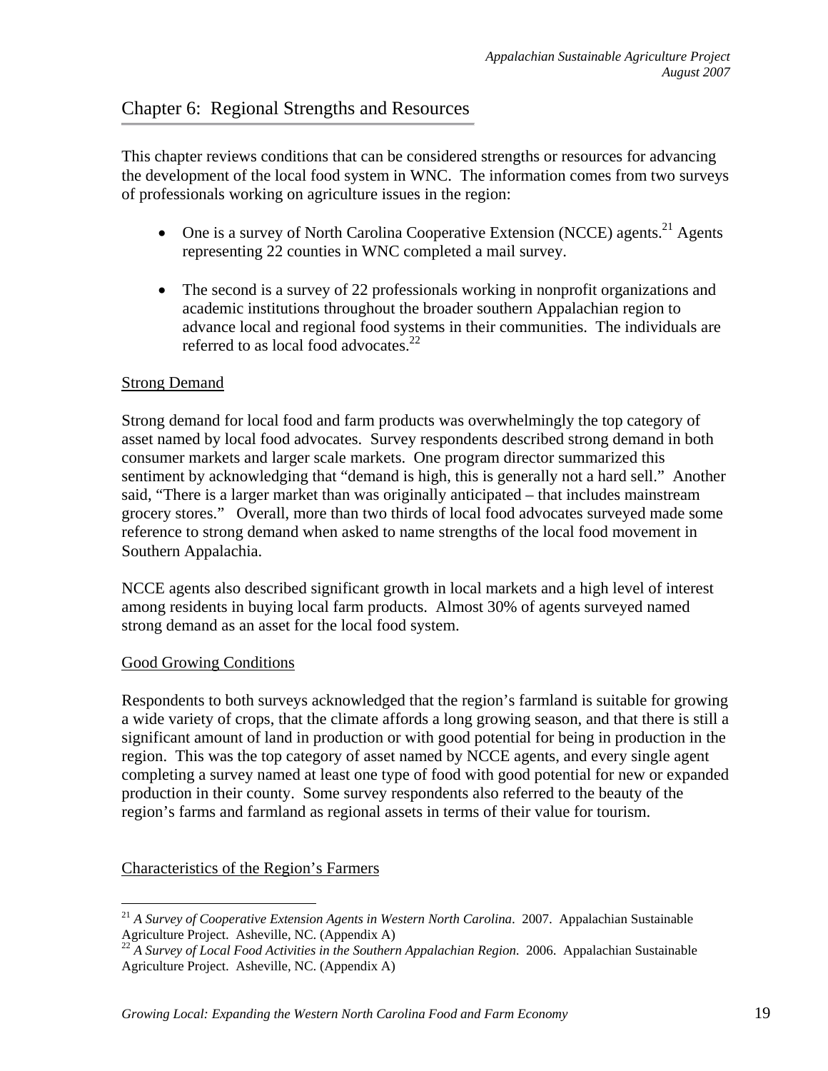## Chapter 6: Regional Strengths and Resources

This chapter reviews conditions that can be considered strengths or resources for advancing the development of the local food system in WNC. The information comes from two surveys of professionals working on agriculture issues in the region:

- One is a survey of North Carolina Cooperative Extension (NCCE) agents.[21] Agents representing 22 counties in WNC completed a mail survey.

- The second is a survey of 22 professionals working in nonprofit organizations and academic institutions throughout the broader southern Appalachian region to advance local and regional food systems in their communities. The individuals are referred to as local food advocates.[22]

### Strong Demand

Strong demand for local food and farm products was overwhelmingly the top category of asset named by local food advocates. Survey respondents described strong demand in both consumer markets and larger scale markets. One program director summarized this sentiment by acknowledging that "demand is high, this is generally not a hard sell." Another said, "There is a larger market than was originally anticipated – that includes mainstream grocery stores." Overall, more than two thirds of local food advocates surveyed made some reference to strong demand when asked to name strengths of the local food movement in Southern Appalachia.

NCCE agents also described significant growth in local markets and a high level of interest among residents in buying local farm products. Almost 30% of agents surveyed named strong demand as an asset for the local food system.

### Good Growing Conditions

Respondents to both surveys acknowledged that the region's farmland is suitable for growing a wide variety of crops, that the climate affords a long growing season, and that there is still a significant amount of land in production or with good potential for being in production in the region. This was the top category of asset named by NCCE agents, and every single agent completing a survey named at least one type of food with good potential for new or expanded production in their county. Some survey respondents also referred to the beauty of the region's farms and farmland as regional assets in terms of their value for tourism.

### Characteristics of the Region's Farmers

---

[21] *A Survey of Cooperative Extension Agents in Western North Carolina*. 2007. Appalachian Sustainable Agriculture Project. Asheville, NC. (Appendix A)

[22] *A Survey of Local Food Activities in the Southern Appalachian Region*. 2006. Appalachian Sustainable Agriculture Project. Asheville, NC. (Appendix A)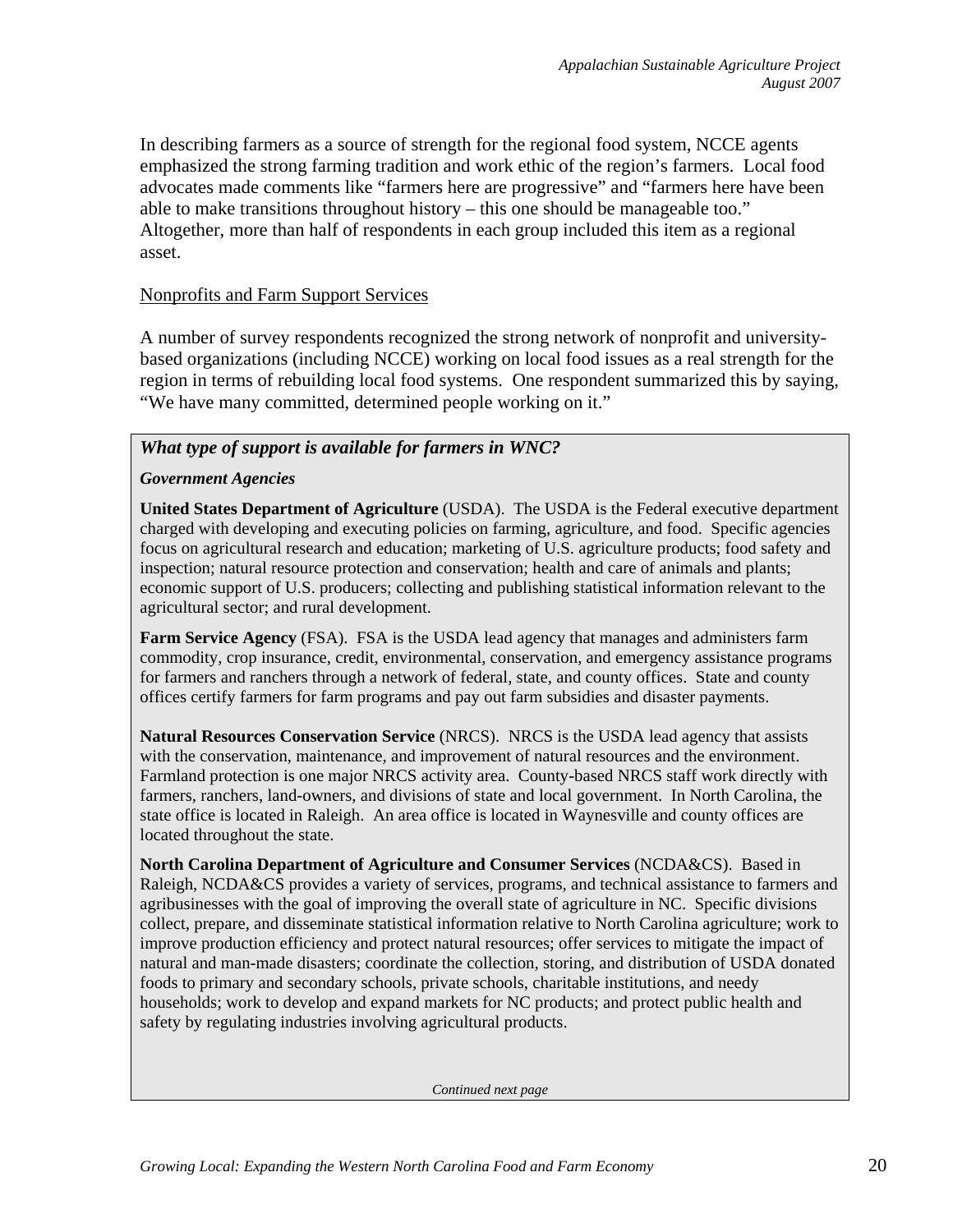In describing farmers as a source of strength for the regional food system, NCCE agents emphasized the strong farming tradition and work ethic of the region's farmers. Local food advocates made comments like "farmers here are progressive" and "farmers here have been able to make transitions throughout history – this one should be manageable too." Altogether, more than half of respondents in each group included this item as a regional asset.

Nonprofits and Farm Support Services

A number of survey respondents recognized the strong network of nonprofit and university-based organizations (including NCCE) working on local food issues as a real strength for the region in terms of rebuilding local food systems. One respondent summarized this by saying, "We have many committed, determined people working on it."

***What type of support is available for farmers in WNC?***

***Government Agencies***

**United States Department of Agriculture** (USDA). The USDA is the Federal executive department charged with developing and executing policies on farming, agriculture, and food. Specific agencies focus on agricultural research and education; marketing of U.S. agriculture products; food safety and inspection; natural resource protection and conservation; health and care of animals and plants; economic support of U.S. producers; collecting and publishing statistical information relevant to the agricultural sector; and rural development.

**Farm Service Agency** (FSA). FSA is the USDA lead agency that manages and administers farm commodity, crop insurance, credit, environmental, conservation, and emergency assistance programs for farmers and ranchers through a network of federal, state, and county offices. State and county offices certify farmers for farm programs and pay out farm subsidies and disaster payments.

**Natural Resources Conservation Service** (NRCS). NRCS is the USDA lead agency that assists with the conservation, maintenance, and improvement of natural resources and the environment. Farmland protection is one major NRCS activity area. County-based NRCS staff work directly with farmers, ranchers, land-owners, and divisions of state and local government. In North Carolina, the state office is located in Raleigh. An area office is located in Waynesville and county offices are located throughout the state.

**North Carolina Department of Agriculture and Consumer Services** (NCDA&CS). Based in Raleigh, NCDA&CS provides a variety of services, programs, and technical assistance to farmers and agribusinesses with the goal of improving the overall state of agriculture in NC. Specific divisions collect, prepare, and disseminate statistical information relative to North Carolina agriculture; work to improve production efficiency and protect natural resources; offer services to mitigate the impact of natural and man-made disasters; coordinate the collection, storing, and distribution of USDA donated foods to primary and secondary schools, private schools, charitable institutions, and needy households; work to develop and expand markets for NC products; and protect public health and safety by regulating industries involving agricultural products.

*Continued next page*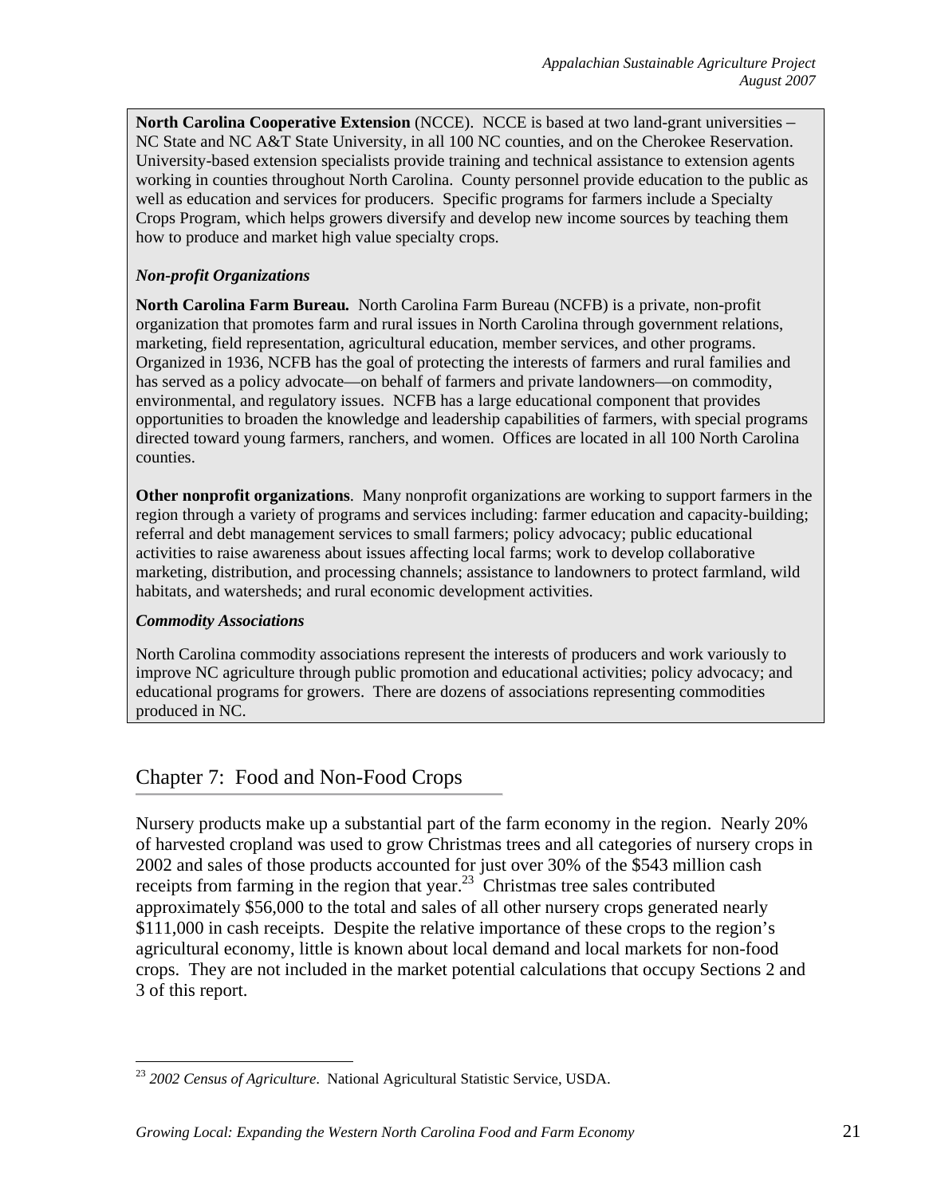**North Carolina Cooperative Extension** (NCCE). NCCE is based at two land-grant universities – NC State and NC A&T State University, in all 100 NC counties, and on the Cherokee Reservation. University-based extension specialists provide training and technical assistance to extension agents working in counties throughout North Carolina. County personnel provide education to the public as well as education and services for producers. Specific programs for farmers include a Specialty Crops Program, which helps growers diversify and develop new income sources by teaching them how to produce and market high value specialty crops.

***Non-profit Organizations***

**North Carolina Farm Bureau.** North Carolina Farm Bureau (NCFB) is a private, non-profit organization that promotes farm and rural issues in North Carolina through government relations, marketing, field representation, agricultural education, member services, and other programs. Organized in 1936, NCFB has the goal of protecting the interests of farmers and rural families and has served as a policy advocate—on behalf of farmers and private landowners—on commodity, environmental, and regulatory issues. NCFB has a large educational component that provides opportunities to broaden the knowledge and leadership capabilities of farmers, with special programs directed toward young farmers, ranchers, and women. Offices are located in all 100 North Carolina counties.

**Other nonprofit organizations**. Many nonprofit organizations are working to support farmers in the region through a variety of programs and services including: farmer education and capacity-building; referral and debt management services to small farmers; policy advocacy; public educational activities to raise awareness about issues affecting local farms; work to develop collaborative marketing, distribution, and processing channels; assistance to landowners to protect farmland, wild habitats, and watersheds; and rural economic development activities.

***Commodity Associations***

North Carolina commodity associations represent the interests of producers and work variously to improve NC agriculture through public promotion and educational activities; policy advocacy; and educational programs for growers. There are dozens of associations representing commodities produced in NC.

## Chapter 7: Food and Non-Food Crops

Nursery products make up a substantial part of the farm economy in the region. Nearly 20% of harvested cropland was used to grow Christmas trees and all categories of nursery crops in 2002 and sales of those products accounted for just over 30% of the $543 million cash receipts from farming in the region that year.[23] Christmas tree sales contributed approximately $56,000 to the total and sales of all other nursery crops generated nearly $111,000 in cash receipts. Despite the relative importance of these crops to the region's agricultural economy, little is known about local demand and local markets for non-food crops. They are not included in the market potential calculations that occupy Sections 2 and 3 of this report.

---

[23] *2002 Census of Agriculture*. National Agricultural Statistic Service, USDA.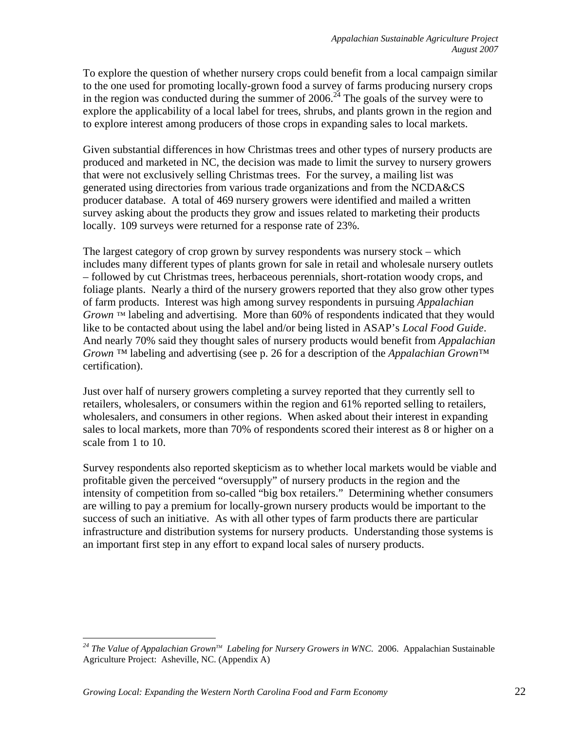To explore the question of whether nursery crops could benefit from a local campaign similar to the one used for promoting locally-grown food a survey of farms producing nursery crops in the region was conducted during the summer of 2006.[24] The goals of the survey were to explore the applicability of a local label for trees, shrubs, and plants grown in the region and to explore interest among producers of those crops in expanding sales to local markets.

Given substantial differences in how Christmas trees and other types of nursery products are produced and marketed in NC, the decision was made to limit the survey to nursery growers that were not exclusively selling Christmas trees. For the survey, a mailing list was generated using directories from various trade organizations and from the NCDA&CS producer database. A total of 469 nursery growers were identified and mailed a written survey asking about the products they grow and issues related to marketing their products locally. 109 surveys were returned for a response rate of 23%.

The largest category of crop grown by survey respondents was nursery stock – which includes many different types of plants grown for sale in retail and wholesale nursery outlets – followed by cut Christmas trees, herbaceous perennials, short-rotation woody crops, and foliage plants. Nearly a third of the nursery growers reported that they also grow other types of farm products. Interest was high among survey respondents in pursuing *Appalachian Grown* ™ labeling and advertising. More than 60% of respondents indicated that they would like to be contacted about using the label and/or being listed in ASAP's *Local Food Guide*. And nearly 70% said they thought sales of nursery products would benefit from *Appalachian Grown* ™ labeling and advertising (see p. 26 for a description of the *Appalachian Grown*™ certification).

Just over half of nursery growers completing a survey reported that they currently sell to retailers, wholesalers, or consumers within the region and 61% reported selling to retailers, wholesalers, and consumers in other regions. When asked about their interest in expanding sales to local markets, more than 70% of respondents scored their interest as 8 or higher on a scale from 1 to 10.

Survey respondents also reported skepticism as to whether local markets would be viable and profitable given the perceived "oversupply" of nursery products in the region and the intensity of competition from so-called "big box retailers." Determining whether consumers are willing to pay a premium for locally-grown nursery products would be important to the success of such an initiative. As with all other types of farm products there are particular infrastructure and distribution systems for nursery products. Understanding those systems is an important first step in any effort to expand local sales of nursery products.

---

[24] *The Value of Appalachian Grown™ Labeling for Nursery Growers in WNC.* 2006. Appalachian Sustainable Agriculture Project: Asheville, NC. (Appendix A)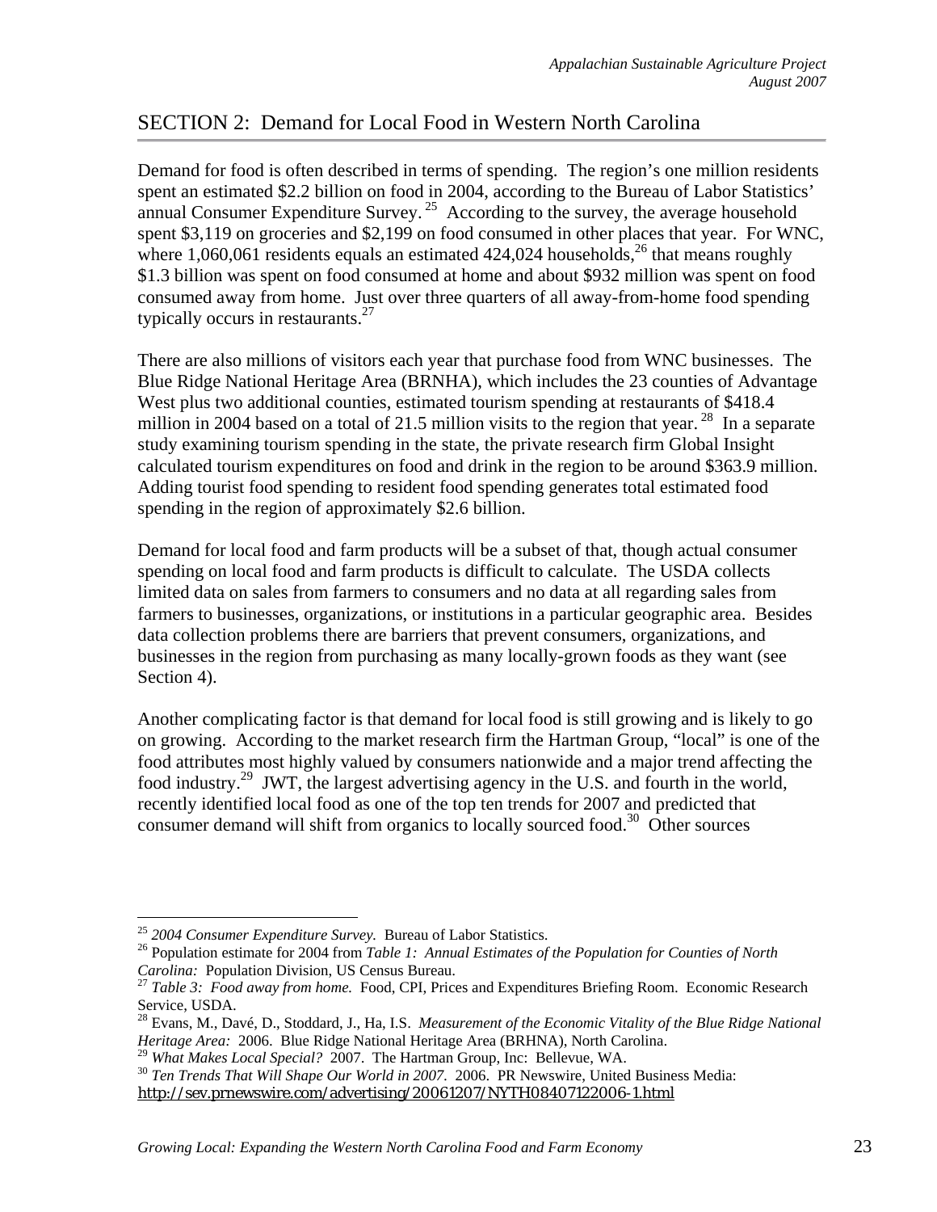## SECTION 2: Demand for Local Food in Western North Carolina

Demand for food is often described in terms of spending. The region's one million residents spent an estimated $2.2 billion on food in 2004, according to the Bureau of Labor Statistics' annual Consumer Expenditure Survey.[25] According to the survey, the average household spent $3,119 on groceries and $2,199 on food consumed in other places that year. For WNC, where 1,060,061 residents equals an estimated 424,024 households,[26] that means roughly $1.3 billion was spent on food consumed at home and about $932 million was spent on food consumed away from home. Just over three quarters of all away-from-home food spending typically occurs in restaurants.[27]

There are also millions of visitors each year that purchase food from WNC businesses. The Blue Ridge National Heritage Area (BRNHA), which includes the 23 counties of Advantage West plus two additional counties, estimated tourism spending at restaurants of $418.4 million in 2004 based on a total of 21.5 million visits to the region that year.[28] In a separate study examining tourism spending in the state, the private research firm Global Insight calculated tourism expenditures on food and drink in the region to be around $363.9 million. Adding tourist food spending to resident food spending generates total estimated food spending in the region of approximately $2.6 billion.

Demand for local food and farm products will be a subset of that, though actual consumer spending on local food and farm products is difficult to calculate. The USDA collects limited data on sales from farmers to consumers and no data at all regarding sales from farmers to businesses, organizations, or institutions in a particular geographic area. Besides data collection problems there are barriers that prevent consumers, organizations, and businesses in the region from purchasing as many locally-grown foods as they want (see Section 4).

Another complicating factor is that demand for local food is still growing and is likely to go on growing. According to the market research firm the Hartman Group, "local" is one of the food attributes most highly valued by consumers nationwide and a major trend affecting the food industry.[29] JWT, the largest advertising agency in the U.S. and fourth in the world, recently identified local food as one of the top ten trends for 2007 and predicted that consumer demand will shift from organics to locally sourced food.[30] Other sources

---

[25] *2004 Consumer Expenditure Survey.* Bureau of Labor Statistics.

[26] Population estimate for 2004 from *Table 1: Annual Estimates of the Population for Counties of North Carolina:* Population Division, US Census Bureau.

[27] *Table 3: Food away from home.* Food, CPI, Prices and Expenditures Briefing Room. Economic Research Service, USDA.

[28] Evans, M., Davé, D., Stoddard, J., Ha, I.S. *Measurement of the Economic Vitality of the Blue Ridge National Heritage Area:* 2006. Blue Ridge National Heritage Area (BRHNA), North Carolina.

[29] *What Makes Local Special?* 2007. The Hartman Group, Inc: Bellevue, WA.

[30] *Ten Trends That Will Shape Our World in 2007.* 2006. PR Newswire, United Business Media: http://sev.prnewswire.com/advertising/20061207/NYTH08407122006-1.html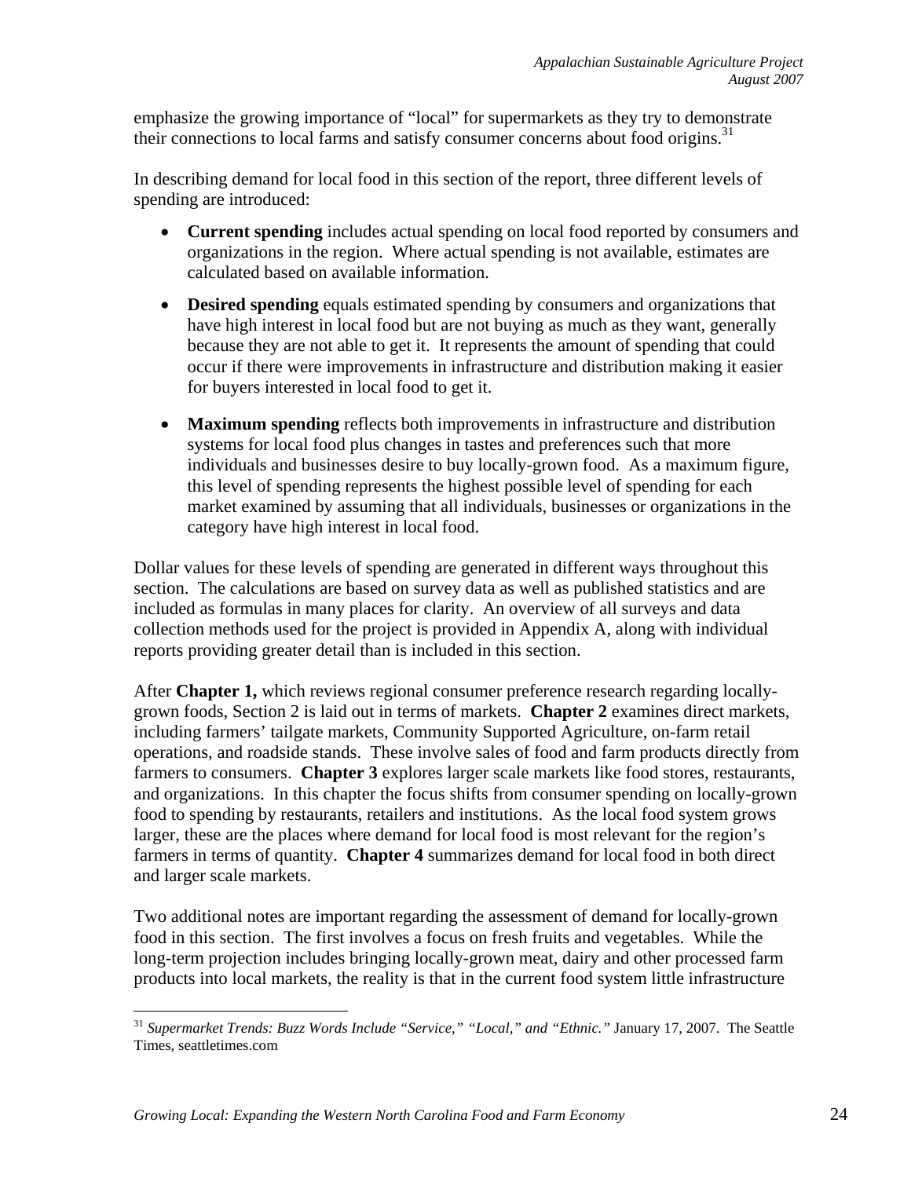emphasize the growing importance of "local" for supermarkets as they try to demonstrate their connections to local farms and satisfy consumer concerns about food origins.[31]

In describing demand for local food in this section of the report, three different levels of spending are introduced:

- **Current spending** includes actual spending on local food reported by consumers and organizations in the region. Where actual spending is not available, estimates are calculated based on available information.
- **Desired spending** equals estimated spending by consumers and organizations that have high interest in local food but are not buying as much as they want, generally because they are not able to get it. It represents the amount of spending that could occur if there were improvements in infrastructure and distribution making it easier for buyers interested in local food to get it.
- **Maximum spending** reflects both improvements in infrastructure and distribution systems for local food plus changes in tastes and preferences such that more individuals and businesses desire to buy locally-grown food. As a maximum figure, this level of spending represents the highest possible level of spending for each market examined by assuming that all individuals, businesses or organizations in the category have high interest in local food.

Dollar values for these levels of spending are generated in different ways throughout this section. The calculations are based on survey data as well as published statistics and are included as formulas in many places for clarity. An overview of all surveys and data collection methods used for the project is provided in Appendix A, along with individual reports providing greater detail than is included in this section.

After **Chapter 1,** which reviews regional consumer preference research regarding locally-grown foods, Section 2 is laid out in terms of markets. **Chapter 2** examines direct markets, including farmers' tailgate markets, Community Supported Agriculture, on-farm retail operations, and roadside stands. These involve sales of food and farm products directly from farmers to consumers. **Chapter 3** explores larger scale markets like food stores, restaurants, and organizations. In this chapter the focus shifts from consumer spending on locally-grown food to spending by restaurants, retailers and institutions. As the local food system grows larger, these are the places where demand for local food is most relevant for the region's farmers in terms of quantity. **Chapter 4** summarizes demand for local food in both direct and larger scale markets.

Two additional notes are important regarding the assessment of demand for locally-grown food in this section. The first involves a focus on fresh fruits and vegetables. While the long-term projection includes bringing locally-grown meat, dairy and other processed farm products into local markets, the reality is that in the current food system little infrastructure

---

[31] *Supermarket Trends: Buzz Words Include "Service," "Local," and "Ethnic."* January 17, 2007. The Seattle Times, seattletimes.com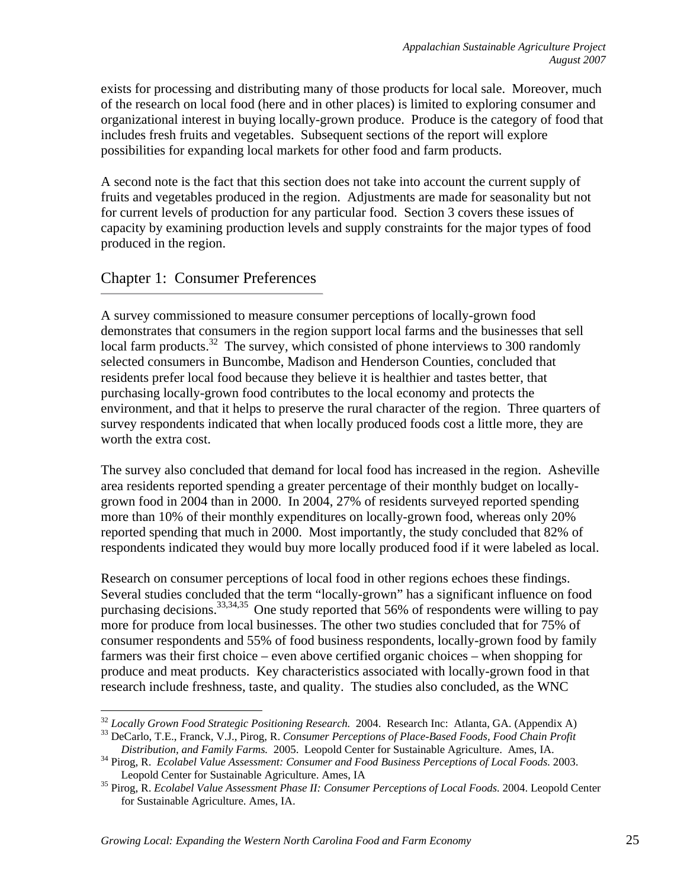exists for processing and distributing many of those products for local sale. Moreover, much of the research on local food (here and in other places) is limited to exploring consumer and organizational interest in buying locally-grown produce. Produce is the category of food that includes fresh fruits and vegetables. Subsequent sections of the report will explore possibilities for expanding local markets for other food and farm products.

A second note is the fact that this section does not take into account the current supply of fruits and vegetables produced in the region. Adjustments are made for seasonality but not for current levels of production for any particular food. Section 3 covers these issues of capacity by examining production levels and supply constraints for the major types of food produced in the region.

## Chapter 1: Consumer Preferences

A survey commissioned to measure consumer perceptions of locally-grown food demonstrates that consumers in the region support local farms and the businesses that sell local farm products.[32] The survey, which consisted of phone interviews to 300 randomly selected consumers in Buncombe, Madison and Henderson Counties, concluded that residents prefer local food because they believe it is healthier and tastes better, that purchasing locally-grown food contributes to the local economy and protects the environment, and that it helps to preserve the rural character of the region. Three quarters of survey respondents indicated that when locally produced foods cost a little more, they are worth the extra cost.

The survey also concluded that demand for local food has increased in the region. Asheville area residents reported spending a greater percentage of their monthly budget on locally-grown food in 2004 than in 2000. In 2004, 27% of residents surveyed reported spending more than 10% of their monthly expenditures on locally-grown food, whereas only 20% reported spending that much in 2000. Most importantly, the study concluded that 82% of respondents indicated they would buy more locally produced food if it were labeled as local.

Research on consumer perceptions of local food in other regions echoes these findings. Several studies concluded that the term "locally-grown" has a significant influence on food purchasing decisions.[33,34,35] One study reported that 56% of respondents were willing to pay more for produce from local businesses. The other two studies concluded that for 75% of consumer respondents and 55% of food business respondents, locally-grown food by family farmers was their first choice – even above certified organic choices – when shopping for produce and meat products. Key characteristics associated with locally-grown food in that research include freshness, taste, and quality. The studies also concluded, as the WNC

---

[32] *Locally Grown Food Strategic Positioning Research.* 2004. Research Inc: Atlanta, GA. (Appendix A)

[33] DeCarlo, T.E., Franck, V.J., Pirog, R. *Consumer Perceptions of Place-Based Foods, Food Chain Profit Distribution, and Family Farms.* 2005. Leopold Center for Sustainable Agriculture. Ames, IA.

[34] Pirog, R. *Ecolabel Value Assessment: Consumer and Food Business Perceptions of Local Foods.* 2003. Leopold Center for Sustainable Agriculture. Ames, IA

[35] Pirog, R. *Ecolabel Value Assessment Phase II: Consumer Perceptions of Local Foods.* 2004. Leopold Center for Sustainable Agriculture. Ames, IA.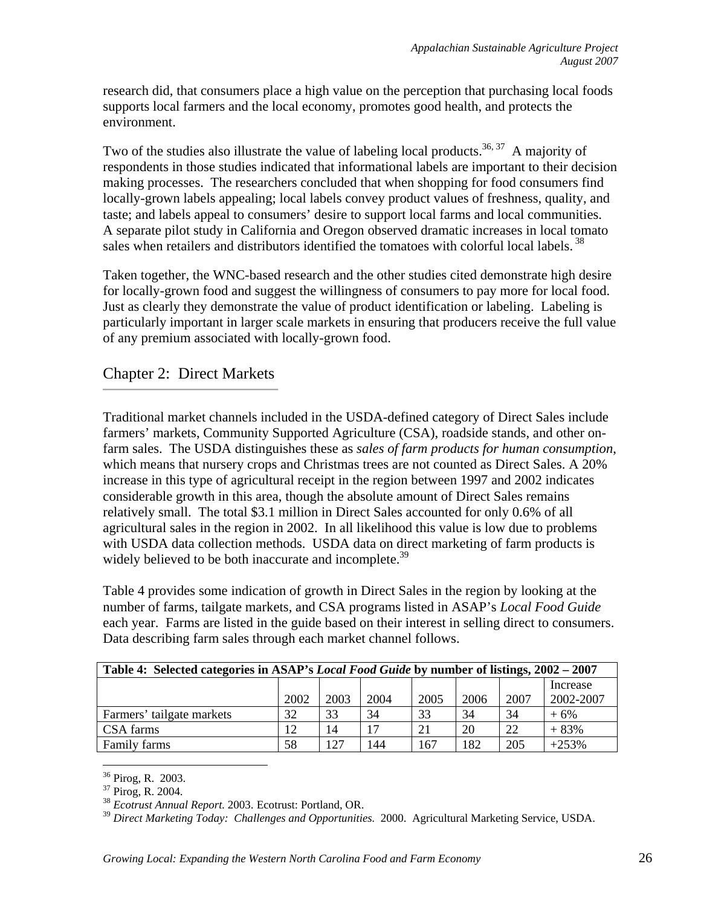research did, that consumers place a high value on the perception that purchasing local foods supports local farmers and the local economy, promotes good health, and protects the environment.

Two of the studies also illustrate the value of labeling local products.[36, 37] A majority of respondents in those studies indicated that informational labels are important to their decision making processes. The researchers concluded that when shopping for food consumers find locally-grown labels appealing; local labels convey product values of freshness, quality, and taste; and labels appeal to consumers' desire to support local farms and local communities. A separate pilot study in California and Oregon observed dramatic increases in local tomato sales when retailers and distributors identified the tomatoes with colorful local labels.[38]

Taken together, the WNC-based research and the other studies cited demonstrate high desire for locally-grown food and suggest the willingness of consumers to pay more for local food. Just as clearly they demonstrate the value of product identification or labeling. Labeling is particularly important in larger scale markets in ensuring that producers receive the full value of any premium associated with locally-grown food.

## Chapter 2: Direct Markets

Traditional market channels included in the USDA-defined category of Direct Sales include farmers' markets, Community Supported Agriculture (CSA), roadside stands, and other on-farm sales. The USDA distinguishes these as *sales of farm products for human consumption*, which means that nursery crops and Christmas trees are not counted as Direct Sales. A 20% increase in this type of agricultural receipt in the region between 1997 and 2002 indicates considerable growth in this area, though the absolute amount of Direct Sales remains relatively small. The total $3.1 million in Direct Sales accounted for only 0.6% of all agricultural sales in the region in 2002. In all likelihood this value is low due to problems with USDA data collection methods. USDA data on direct marketing of farm products is widely believed to be both inaccurate and incomplete.[39]

Table 4 provides some indication of growth in Direct Sales in the region by looking at the number of farms, tailgate markets, and CSA programs listed in ASAP's *Local Food Guide* each year. Farms are listed in the guide based on their interest in selling direct to consumers. Data describing farm sales through each market channel follows.

**Table 4: Selected categories in ASAP's *Local Food Guide* by number of listings, 2002 – 2007**

| | 2002 | 2003 | 2004 | 2005 | 2006 | 2007 | Increase 2002-2007 |
|---|---|---|---|---|---|---|---|
| Farmers' tailgate markets | 32 | 33 | 34 | 33 | 34 | 34 | + 6% |
| CSA farms | 12 | 14 | 17 | 21 | 20 | 22 | + 83% |
| Family farms | 58 | 127 | 144 | 167 | 182 | 205 | +253% |

[36] Pirog, R. 2003.
[37] Pirog, R. 2004.
[38] *Ecotrust Annual Report.* 2003. Ecotrust: Portland, OR.
[39] *Direct Marketing Today: Challenges and Opportunities.* 2000. Agricultural Marketing Service, USDA.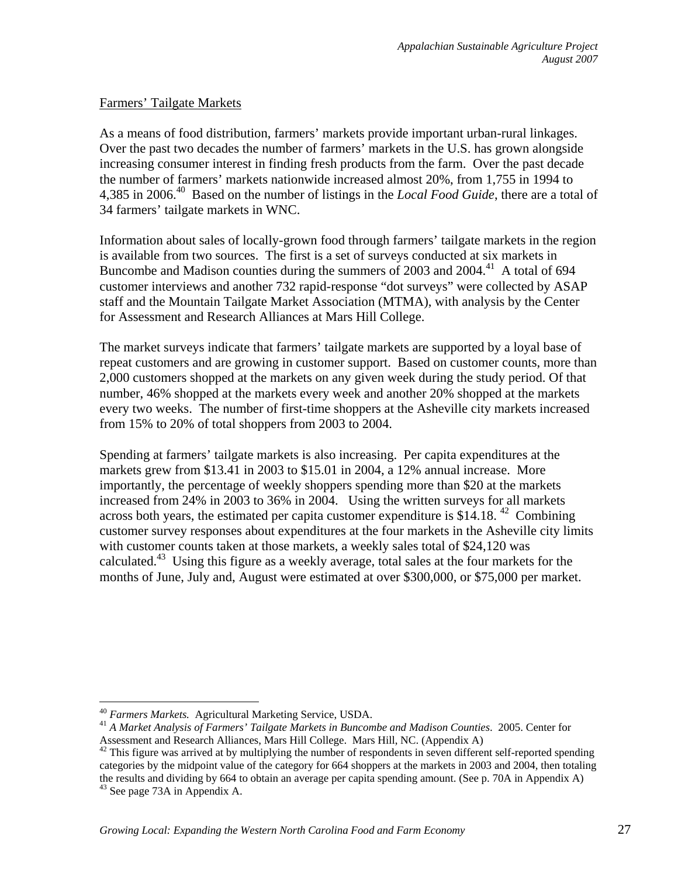Farmers' Tailgate Markets

As a means of food distribution, farmers' markets provide important urban-rural linkages. Over the past two decades the number of farmers' markets in the U.S. has grown alongside increasing consumer interest in finding fresh products from the farm. Over the past decade the number of farmers' markets nationwide increased almost 20%, from 1,755 in 1994 to 4,385 in 2006.[40] Based on the number of listings in the *Local Food Guide*, there are a total of 34 farmers' tailgate markets in WNC.

Information about sales of locally-grown food through farmers' tailgate markets in the region is available from two sources. The first is a set of surveys conducted at six markets in Buncombe and Madison counties during the summers of 2003 and 2004.[41] A total of 694 customer interviews and another 732 rapid-response "dot surveys" were collected by ASAP staff and the Mountain Tailgate Market Association (MTMA), with analysis by the Center for Assessment and Research Alliances at Mars Hill College.

The market surveys indicate that farmers' tailgate markets are supported by a loyal base of repeat customers and are growing in customer support. Based on customer counts, more than 2,000 customers shopped at the markets on any given week during the study period. Of that number, 46% shopped at the markets every week and another 20% shopped at the markets every two weeks. The number of first-time shoppers at the Asheville city markets increased from 15% to 20% of total shoppers from 2003 to 2004.

Spending at farmers' tailgate markets is also increasing. Per capita expenditures at the markets grew from $13.41 in 2003 to $15.01 in 2004, a 12% annual increase. More importantly, the percentage of weekly shoppers spending more than $20 at the markets increased from 24% in 2003 to 36% in 2004. Using the written surveys for all markets across both years, the estimated per capita customer expenditure is $14.18.[42] Combining customer survey responses about expenditures at the four markets in the Asheville city limits with customer counts taken at those markets, a weekly sales total of $24,120 was calculated.[43] Using this figure as a weekly average, total sales at the four markets for the months of June, July and, August were estimated at over $300,000, or $75,000 per market.

---

[40] *Farmers Markets.* Agricultural Marketing Service, USDA.

[41] *A Market Analysis of Farmers' Tailgate Markets in Buncombe and Madison Counties*. 2005. Center for Assessment and Research Alliances, Mars Hill College. Mars Hill, NC. (Appendix A)

[42] This figure was arrived at by multiplying the number of respondents in seven different self-reported spending categories by the midpoint value of the category for 664 shoppers at the markets in 2003 and 2004, then totaling the results and dividing by 664 to obtain an average per capita spending amount. (See p. 70A in Appendix A)

[43] See page 73A in Appendix A.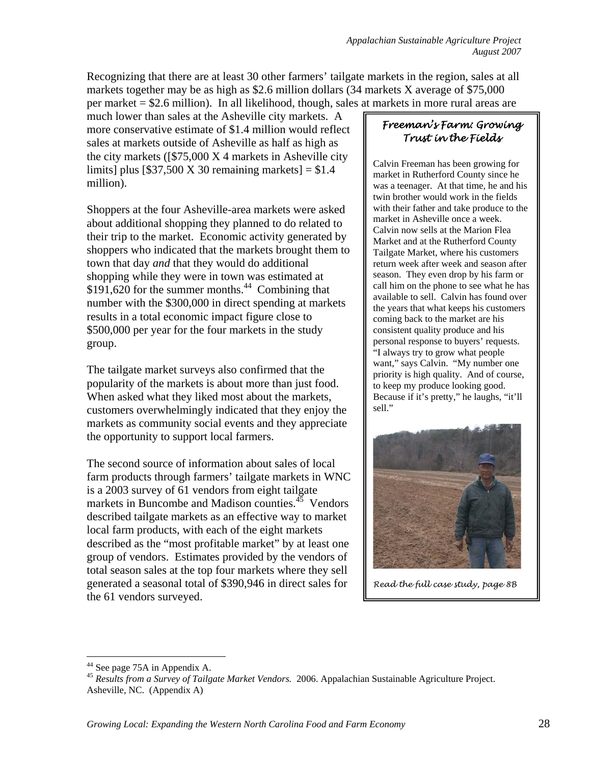Recognizing that there are at least 30 other farmers' tailgate markets in the region, sales at all markets together may be as high as $2.6 million dollars (34 markets X average of $75,000 per market = $2.6 million). In all likelihood, though, sales at markets in more rural areas are much lower than sales at the Asheville city markets. A more conservative estimate of $1.4 million would reflect sales at markets outside of Asheville as half as high as the city markets ([$75,000 X 4 markets in Asheville city limits] plus [$37,500 X 30 remaining markets] = $1.4 million).

Shoppers at the four Asheville-area markets were asked about additional shopping they planned to do related to their trip to the market. Economic activity generated by shoppers who indicated that the markets brought them to town that day *and* that they would do additional shopping while they were in town was estimated at $191,620 for the summer months.[44] Combining that number with the $300,000 in direct spending at markets results in a total economic impact figure close to $500,000 per year for the four markets in the study group.

The tailgate market surveys also confirmed that the popularity of the markets is about more than just food. When asked what they liked most about the markets, customers overwhelmingly indicated that they enjoy the markets as community social events and they appreciate the opportunity to support local farmers.

The second source of information about sales of local farm products through farmers' tailgate markets in WNC is a 2003 survey of 61 vendors from eight tailgate markets in Buncombe and Madison counties.[45] Vendors described tailgate markets as an effective way to market local farm products, with each of the eight markets described as the "most profitable market" by at least one group of vendors. Estimates provided by the vendors of total season sales at the top four markets where they sell generated a seasonal total of $390,946 in direct sales for the 61 vendors surveyed.

### *Freeman's Farm: Growing Trust in the Fields*

Calvin Freeman has been growing for market in Rutherford County since he was a teenager. At that time, he and his twin brother would work in the fields with their father and take produce to the market in Asheville once a week. Calvin now sells at the Marion Flea Market and at the Rutherford County Tailgate Market, where his customers return week after week and season after season. They even drop by his farm or call him on the phone to see what he has available to sell. Calvin has found over the years that what keeps his customers coming back to the market are his consistent quality produce and his personal response to buyers' requests. "I always try to grow what people want," says Calvin. "My number one priority is high quality. And of course, to keep my produce looking good. Because if it's pretty," he laughs, "it'll sell."

*Read the full case study, page 8B*

---

[44] See page 75A in Appendix A.

[45] *Results from a Survey of Tailgate Market Vendors.* 2006. Appalachian Sustainable Agriculture Project. Asheville, NC. (Appendix A)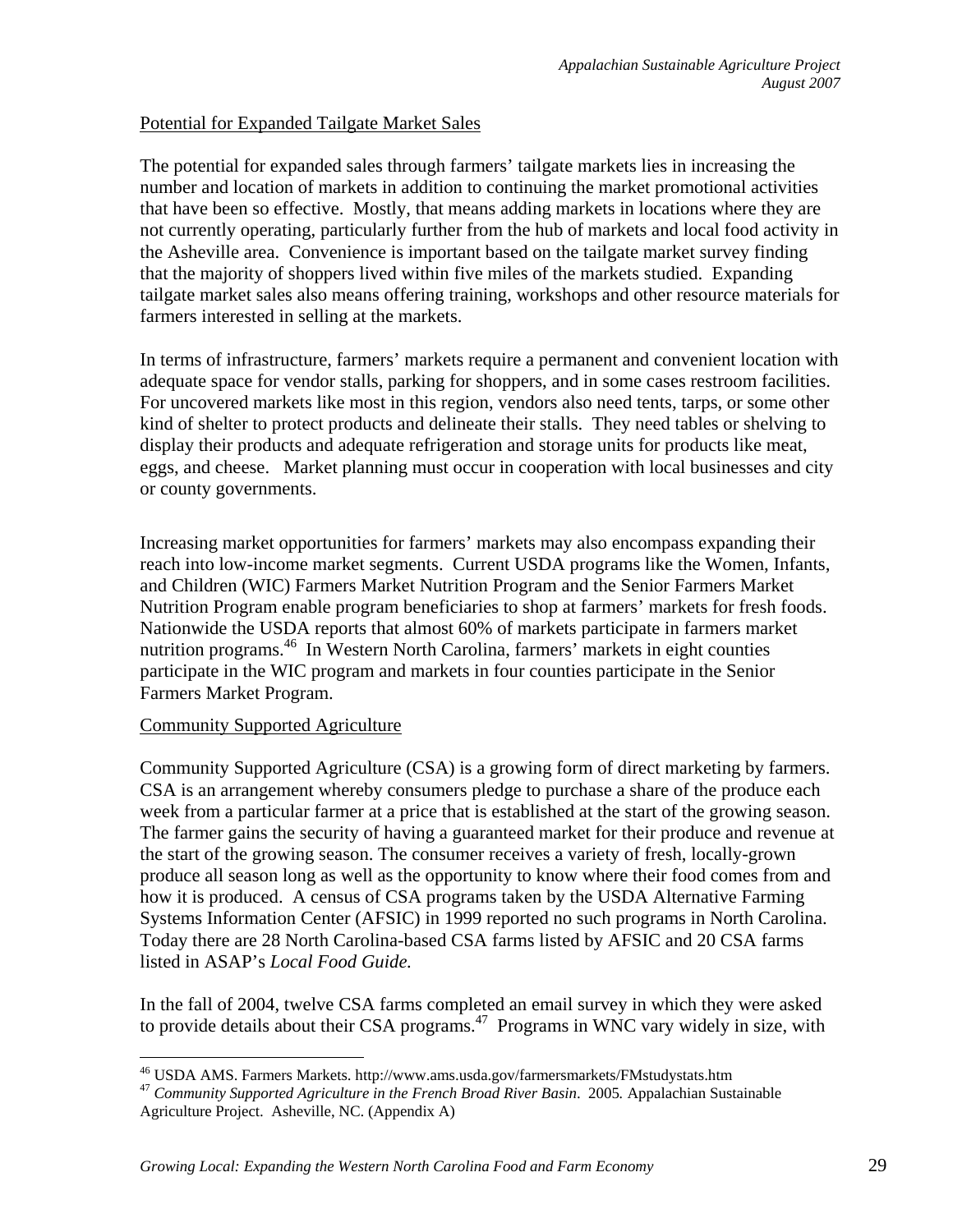Potential for Expanded Tailgate Market Sales

The potential for expanded sales through farmers' tailgate markets lies in increasing the number and location of markets in addition to continuing the market promotional activities that have been so effective. Mostly, that means adding markets in locations where they are not currently operating, particularly further from the hub of markets and local food activity in the Asheville area. Convenience is important based on the tailgate market survey finding that the majority of shoppers lived within five miles of the markets studied. Expanding tailgate market sales also means offering training, workshops and other resource materials for farmers interested in selling at the markets.

In terms of infrastructure, farmers' markets require a permanent and convenient location with adequate space for vendor stalls, parking for shoppers, and in some cases restroom facilities. For uncovered markets like most in this region, vendors also need tents, tarps, or some other kind of shelter to protect products and delineate their stalls. They need tables or shelving to display their products and adequate refrigeration and storage units for products like meat, eggs, and cheese. Market planning must occur in cooperation with local businesses and city or county governments.

Increasing market opportunities for farmers' markets may also encompass expanding their reach into low-income market segments. Current USDA programs like the Women, Infants, and Children (WIC) Farmers Market Nutrition Program and the Senior Farmers Market Nutrition Program enable program beneficiaries to shop at farmers' markets for fresh foods. Nationwide the USDA reports that almost 60% of markets participate in farmers market nutrition programs.[46] In Western North Carolina, farmers' markets in eight counties participate in the WIC program and markets in four counties participate in the Senior Farmers Market Program.

Community Supported Agriculture

Community Supported Agriculture (CSA) is a growing form of direct marketing by farmers. CSA is an arrangement whereby consumers pledge to purchase a share of the produce each week from a particular farmer at a price that is established at the start of the growing season. The farmer gains the security of having a guaranteed market for their produce and revenue at the start of the growing season. The consumer receives a variety of fresh, locally-grown produce all season long as well as the opportunity to know where their food comes from and how it is produced. A census of CSA programs taken by the USDA Alternative Farming Systems Information Center (AFSIC) in 1999 reported no such programs in North Carolina. Today there are 28 North Carolina-based CSA farms listed by AFSIC and 20 CSA farms listed in ASAP's *Local Food Guide.*

In the fall of 2004, twelve CSA farms completed an email survey in which they were asked to provide details about their CSA programs.[47] Programs in WNC vary widely in size, with

---

[46] USDA AMS. Farmers Markets. http://www.ams.usda.gov/farmersmarkets/FMstudystats.htm

[47] *Community Supported Agriculture in the French Broad River Basin*. 2005*.* Appalachian Sustainable Agriculture Project. Asheville, NC. (Appendix A)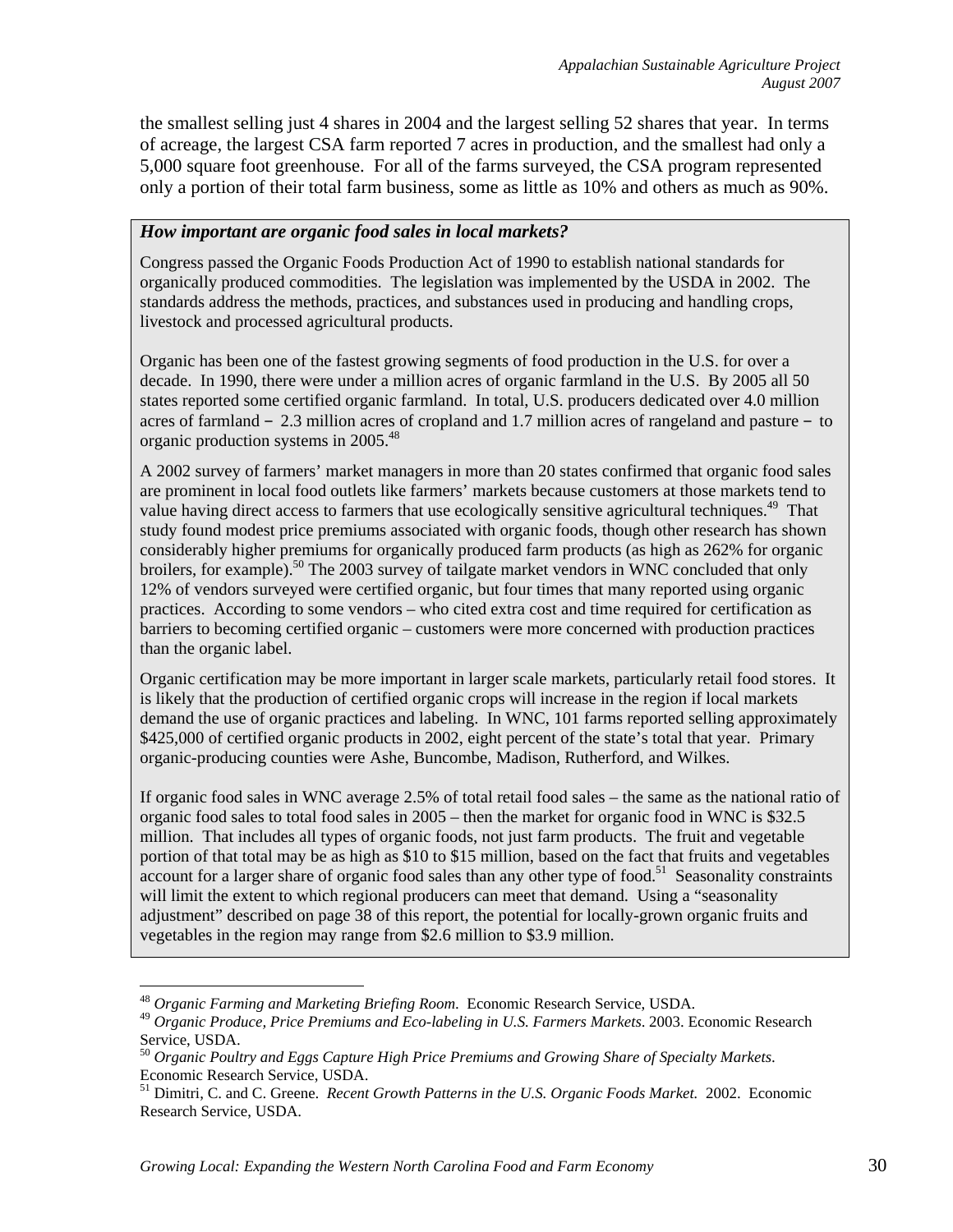the smallest selling just 4 shares in 2004 and the largest selling 52 shares that year. In terms of acreage, the largest CSA farm reported 7 acres in production, and the smallest had only a 5,000 square foot greenhouse. For all of the farms surveyed, the CSA program represented only a portion of their total farm business, some as little as 10% and others as much as 90%.

***How important are organic food sales in local markets?***

Congress passed the Organic Foods Production Act of 1990 to establish national standards for organically produced commodities. The legislation was implemented by the USDA in 2002. The standards address the methods, practices, and substances used in producing and handling crops, livestock and processed agricultural products.

Organic has been one of the fastest growing segments of food production in the U.S. for over a decade. In 1990, there were under a million acres of organic farmland in the U.S. By 2005 all 50 states reported some certified organic farmland. In total, U.S. producers dedicated over 4.0 million acres of farmland – 2.3 million acres of cropland and 1.7 million acres of rangeland and pasture – to organic production systems in 2005.[48]

A 2002 survey of farmers' market managers in more than 20 states confirmed that organic food sales are prominent in local food outlets like farmers' markets because customers at those markets tend to value having direct access to farmers that use ecologically sensitive agricultural techniques.[49] That study found modest price premiums associated with organic foods, though other research has shown considerably higher premiums for organically produced farm products (as high as 262% for organic broilers, for example).[50] The 2003 survey of tailgate market vendors in WNC concluded that only 12% of vendors surveyed were certified organic, but four times that many reported using organic practices. According to some vendors – who cited extra cost and time required for certification as barriers to becoming certified organic – customers were more concerned with production practices than the organic label.

Organic certification may be more important in larger scale markets, particularly retail food stores. It is likely that the production of certified organic crops will increase in the region if local markets demand the use of organic practices and labeling. In WNC, 101 farms reported selling approximately $425,000 of certified organic products in 2002, eight percent of the state's total that year. Primary organic-producing counties were Ashe, Buncombe, Madison, Rutherford, and Wilkes.

If organic food sales in WNC average 2.5% of total retail food sales – the same as the national ratio of organic food sales to total food sales in 2005 – then the market for organic food in WNC is $32.5 million. That includes all types of organic foods, not just farm products. The fruit and vegetable portion of that total may be as high as $10 to $15 million, based on the fact that fruits and vegetables account for a larger share of organic food sales than any other type of food.[51] Seasonality constraints will limit the extent to which regional producers can meet that demand. Using a "seasonality adjustment" described on page 38 of this report, the potential for locally-grown organic fruits and vegetables in the region may range from $2.6 million to $3.9 million.

---

[48] *Organic Farming and Marketing Briefing Room*. Economic Research Service, USDA.

[49] *Organic Produce, Price Premiums and Eco-labeling in U.S. Farmers Markets*. 2003. Economic Research Service, USDA.

[50] *Organic Poultry and Eggs Capture High Price Premiums and Growing Share of Specialty Markets*. Economic Research Service, USDA.

[51] Dimitri, C. and C. Greene. *Recent Growth Patterns in the U.S. Organic Foods Market.* 2002. Economic Research Service, USDA.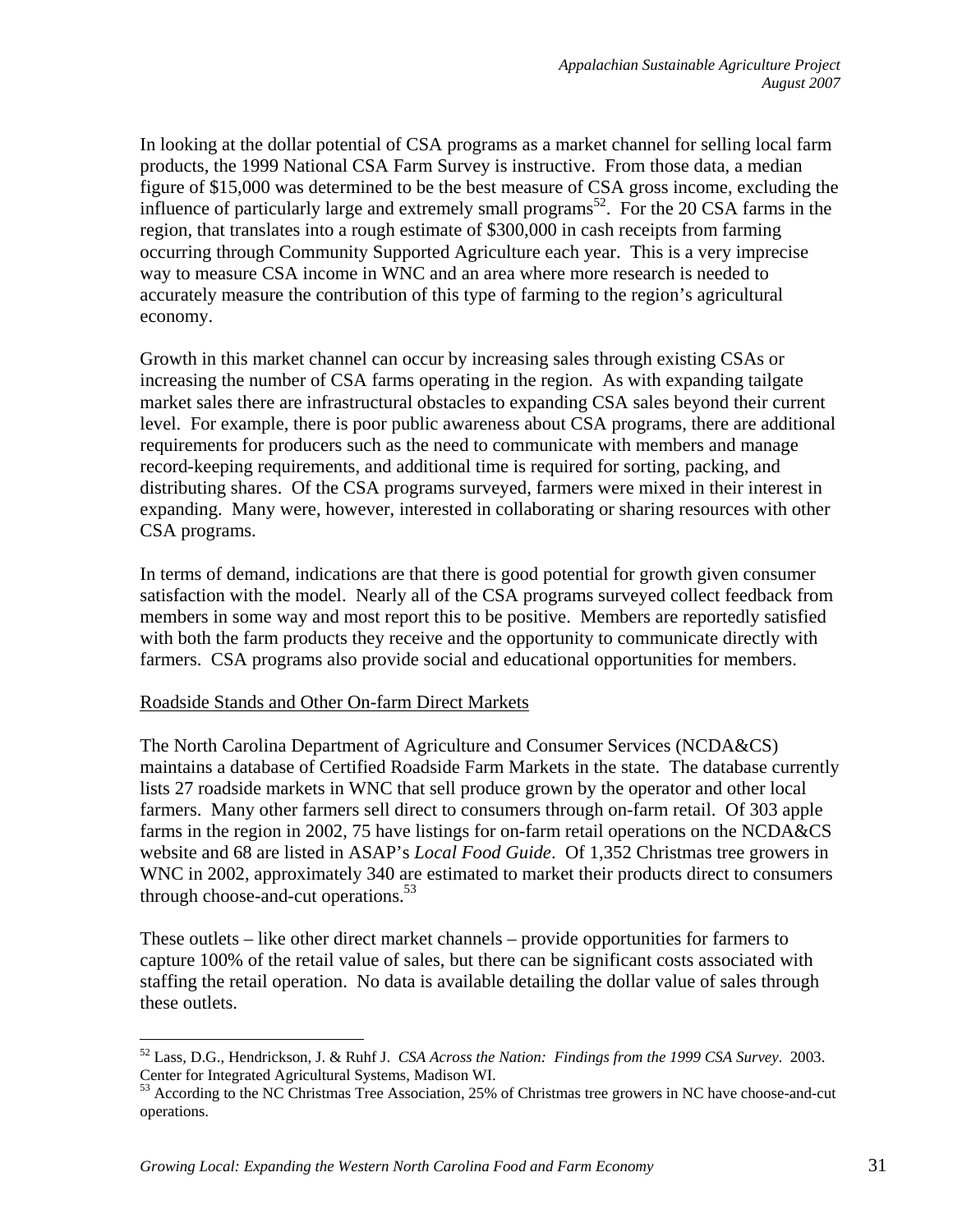In looking at the dollar potential of CSA programs as a market channel for selling local farm products, the 1999 National CSA Farm Survey is instructive. From those data, a median figure of $15,000 was determined to be the best measure of CSA gross income, excluding the influence of particularly large and extremely small programs[52]. For the 20 CSA farms in the region, that translates into a rough estimate of $300,000 in cash receipts from farming occurring through Community Supported Agriculture each year. This is a very imprecise way to measure CSA income in WNC and an area where more research is needed to accurately measure the contribution of this type of farming to the region's agricultural economy.

Growth in this market channel can occur by increasing sales through existing CSAs or increasing the number of CSA farms operating in the region. As with expanding tailgate market sales there are infrastructural obstacles to expanding CSA sales beyond their current level. For example, there is poor public awareness about CSA programs, there are additional requirements for producers such as the need to communicate with members and manage record-keeping requirements, and additional time is required for sorting, packing, and distributing shares. Of the CSA programs surveyed, farmers were mixed in their interest in expanding. Many were, however, interested in collaborating or sharing resources with other CSA programs.

In terms of demand, indications are that there is good potential for growth given consumer satisfaction with the model. Nearly all of the CSA programs surveyed collect feedback from members in some way and most report this to be positive. Members are reportedly satisfied with both the farm products they receive and the opportunity to communicate directly with farmers. CSA programs also provide social and educational opportunities for members.

Roadside Stands and Other On-farm Direct Markets

The North Carolina Department of Agriculture and Consumer Services (NCDA&CS) maintains a database of Certified Roadside Farm Markets in the state. The database currently lists 27 roadside markets in WNC that sell produce grown by the operator and other local farmers. Many other farmers sell direct to consumers through on-farm retail. Of 303 apple farms in the region in 2002, 75 have listings for on-farm retail operations on the NCDA&CS website and 68 are listed in ASAP's *Local Food Guide*. Of 1,352 Christmas tree growers in WNC in 2002, approximately 340 are estimated to market their products direct to consumers through choose-and-cut operations.[53]

These outlets – like other direct market channels – provide opportunities for farmers to capture 100% of the retail value of sales, but there can be significant costs associated with staffing the retail operation. No data is available detailing the dollar value of sales through these outlets.

---

[52] Lass, D.G., Hendrickson, J. & Ruhf J. *CSA Across the Nation: Findings from the 1999 CSA Survey*. 2003. Center for Integrated Agricultural Systems, Madison WI.

[53] According to the NC Christmas Tree Association, 25% of Christmas tree growers in NC have choose-and-cut operations.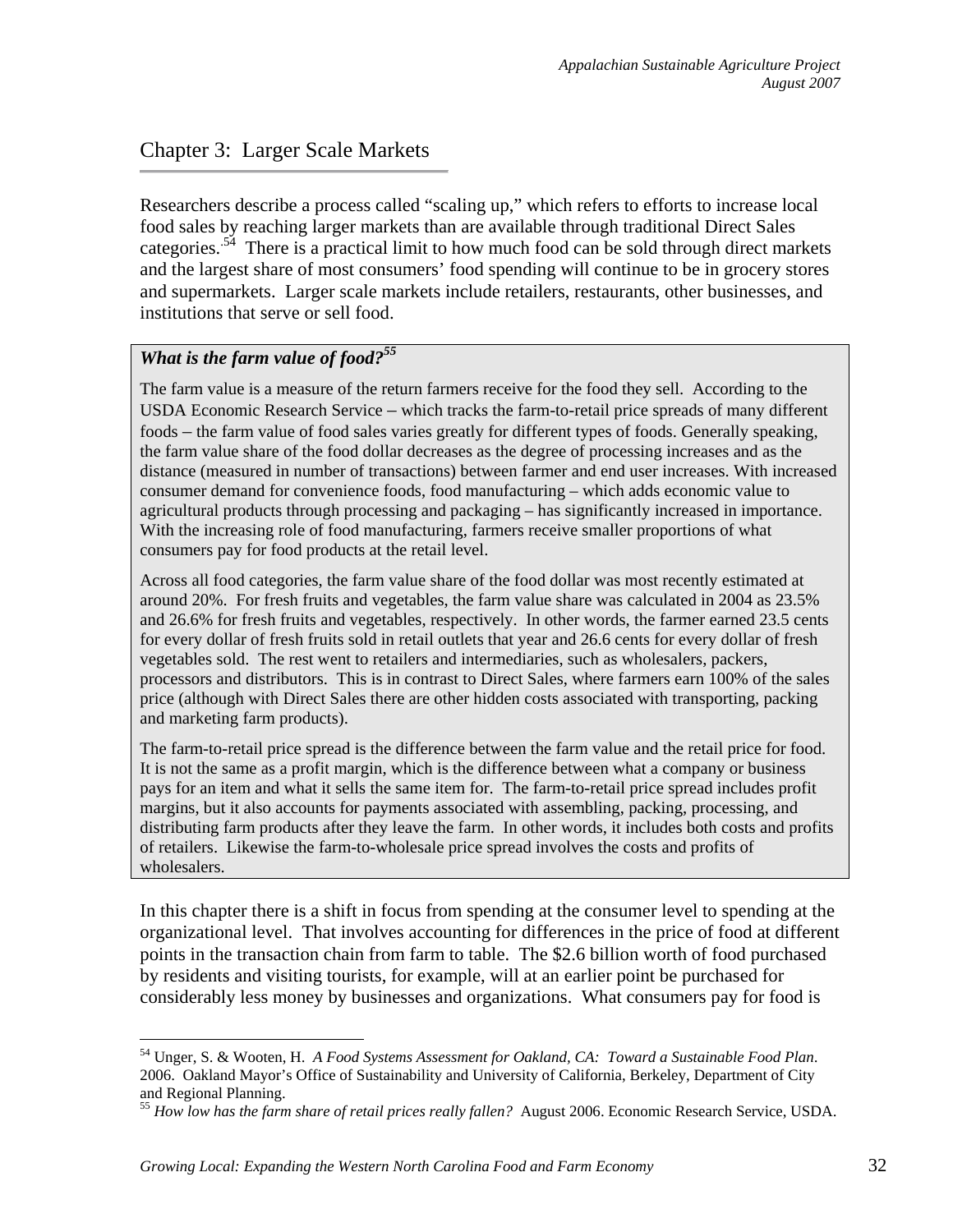## Chapter 3: Larger Scale Markets

Researchers describe a process called "scaling up," which refers to efforts to increase local food sales by reaching larger markets than are available through traditional Direct Sales categories.[54] There is a practical limit to how much food can be sold through direct markets and the largest share of most consumers' food spending will continue to be in grocery stores and supermarkets. Larger scale markets include retailers, restaurants, other businesses, and institutions that serve or sell food.

> ***What is the farm value of food?***[55]
>
> The farm value is a measure of the return farmers receive for the food they sell. According to the USDA Economic Research Service – which tracks the farm-to-retail price spreads of many different foods – the farm value of food sales varies greatly for different types of foods. Generally speaking, the farm value share of the food dollar decreases as the degree of processing increases and as the distance (measured in number of transactions) between farmer and end user increases. With increased consumer demand for convenience foods, food manufacturing – which adds economic value to agricultural products through processing and packaging – has significantly increased in importance. With the increasing role of food manufacturing, farmers receive smaller proportions of what consumers pay for food products at the retail level.
>
> Across all food categories, the farm value share of the food dollar was most recently estimated at around 20%. For fresh fruits and vegetables, the farm value share was calculated in 2004 as 23.5% and 26.6% for fresh fruits and vegetables, respectively. In other words, the farmer earned 23.5 cents for every dollar of fresh fruits sold in retail outlets that year and 26.6 cents for every dollar of fresh vegetables sold. The rest went to retailers and intermediaries, such as wholesalers, packers, processors and distributors. This is in contrast to Direct Sales, where farmers earn 100% of the sales price (although with Direct Sales there are other hidden costs associated with transporting, packing and marketing farm products).
>
> The farm-to-retail price spread is the difference between the farm value and the retail price for food. It is not the same as a profit margin, which is the difference between what a company or business pays for an item and what it sells the same item for. The farm-to-retail price spread includes profit margins, but it also accounts for payments associated with assembling, packing, processing, and distributing farm products after they leave the farm. In other words, it includes both costs and profits of retailers. Likewise the farm-to-wholesale price spread involves the costs and profits of wholesalers.

In this chapter there is a shift in focus from spending at the consumer level to spending at the organizational level. That involves accounting for differences in the price of food at different points in the transaction chain from farm to table. The $2.6 billion worth of food purchased by residents and visiting tourists, for example, will at an earlier point be purchased for considerably less money by businesses and organizations. What consumers pay for food is

---

[54] Unger, S. & Wooten, H. *A Food Systems Assessment for Oakland, CA: Toward a Sustainable Food Plan*. 2006. Oakland Mayor's Office of Sustainability and University of California, Berkeley, Department of City and Regional Planning.

[55] *How low has the farm share of retail prices really fallen?* August 2006. Economic Research Service, USDA.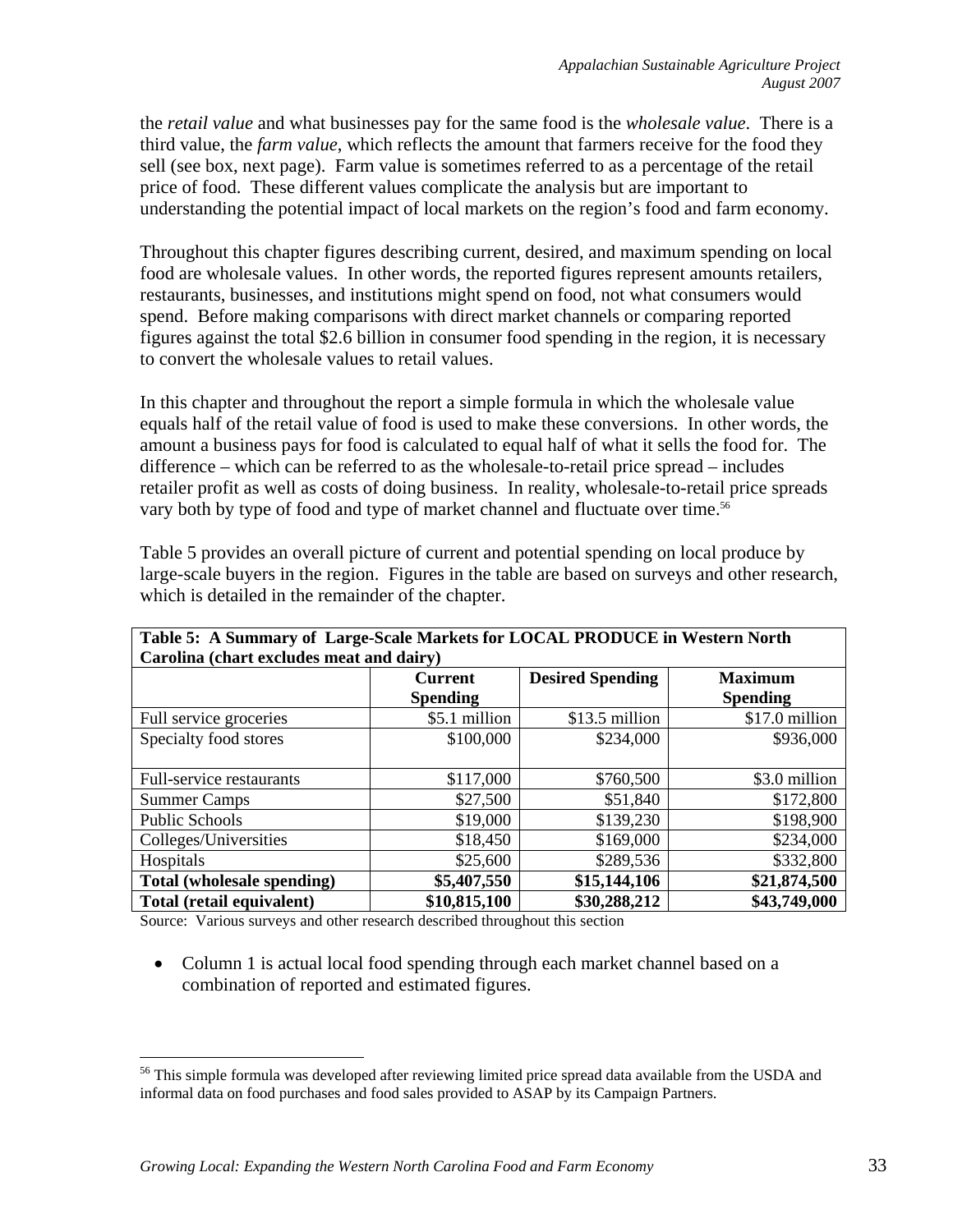the *retail value* and what businesses pay for the same food is the *wholesale value*. There is a third value, the *farm value*, which reflects the amount that farmers receive for the food they sell (see box, next page). Farm value is sometimes referred to as a percentage of the retail price of food. These different values complicate the analysis but are important to understanding the potential impact of local markets on the region's food and farm economy.

Throughout this chapter figures describing current, desired, and maximum spending on local food are wholesale values. In other words, the reported figures represent amounts retailers, restaurants, businesses, and institutions might spend on food, not what consumers would spend. Before making comparisons with direct market channels or comparing reported figures against the total $2.6 billion in consumer food spending in the region, it is necessary to convert the wholesale values to retail values.

In this chapter and throughout the report a simple formula in which the wholesale value equals half of the retail value of food is used to make these conversions. In other words, the amount a business pays for food is calculated to equal half of what it sells the food for. The difference – which can be referred to as the wholesale-to-retail price spread – includes retailer profit as well as costs of doing business. In reality, wholesale-to-retail price spreads vary both by type of food and type of market channel and fluctuate over time.[56]

Table 5 provides an overall picture of current and potential spending on local produce by large-scale buyers in the region. Figures in the table are based on surveys and other research, which is detailed in the remainder of the chapter.

**Table 5: A Summary of Large-Scale Markets for LOCAL PRODUCE in Western North Carolina (chart excludes meat and dairy)**

| | Current Spending | Desired Spending | Maximum Spending |
|---|---|---|---|
| Full service groceries | $5.1 million | $13.5 million | $17.0 million |
| Specialty food stores | $100,000 | $234,000 | $936,000 |
| Full-service restaurants | $117,000 | $760,500 | $3.0 million |
| Summer Camps | $27,500 | $51,840 | $172,800 |
| Public Schools | $19,000 | $139,230 | $198,900 |
| Colleges/Universities | $18,450 | $169,000 | $234,000 |
| Hospitals | $25,600 | $289,536 | $332,800 |
| **Total (wholesale spending)** | **$5,407,550** | **$15,144,106** | **$21,874,500** |
| **Total (retail equivalent)** | **$10,815,100** | **$30,288,212** | **$43,749,000** |

Source: Various surveys and other research described throughout this section

- Column 1 is actual local food spending through each market channel based on a combination of reported and estimated figures.

[56] This simple formula was developed after reviewing limited price spread data available from the USDA and informal data on food purchases and food sales provided to ASAP by its Campaign Partners.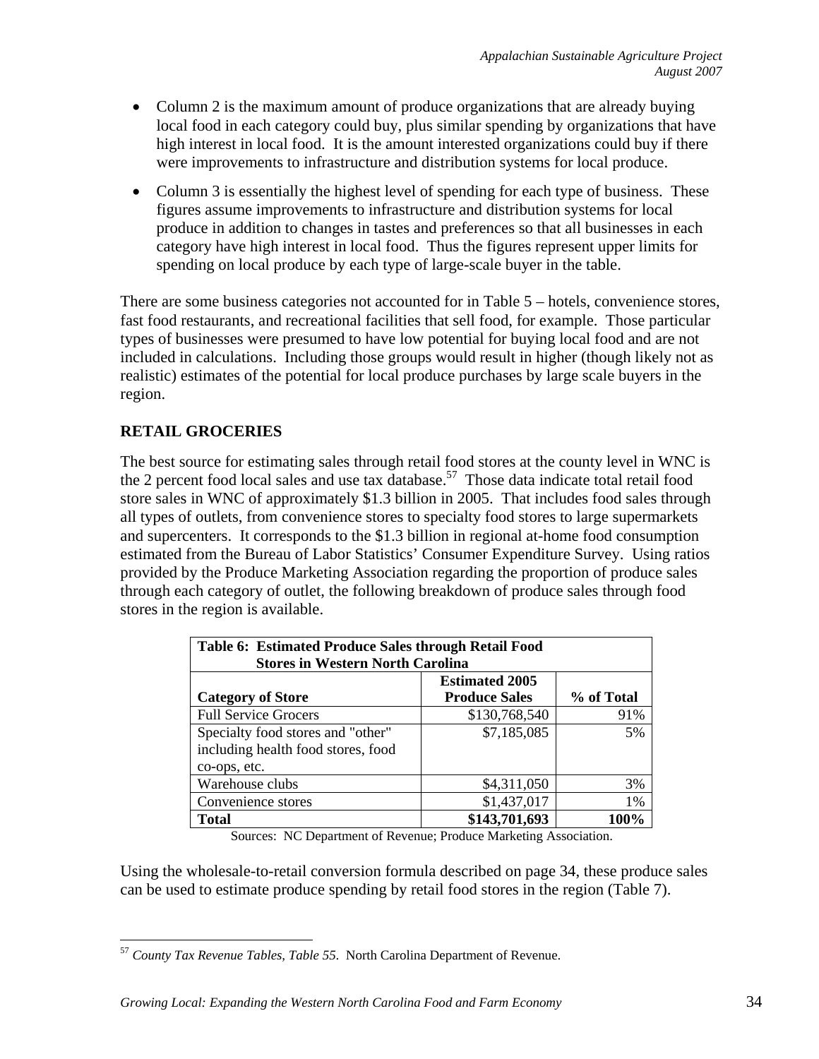- Column 2 is the maximum amount of produce organizations that are already buying local food in each category could buy, plus similar spending by organizations that have high interest in local food. It is the amount interested organizations could buy if there were improvements to infrastructure and distribution systems for local produce.
- Column 3 is essentially the highest level of spending for each type of business. These figures assume improvements to infrastructure and distribution systems for local produce in addition to changes in tastes and preferences so that all businesses in each category have high interest in local food. Thus the figures represent upper limits for spending on local produce by each type of large-scale buyer in the table.

There are some business categories not accounted for in Table 5 – hotels, convenience stores, fast food restaurants, and recreational facilities that sell food, for example. Those particular types of businesses were presumed to have low potential for buying local food and are not included in calculations. Including those groups would result in higher (though likely not as realistic) estimates of the potential for local produce purchases by large scale buyers in the region.

## RETAIL GROCERIES

The best source for estimating sales through retail food stores at the county level in WNC is the 2 percent food local sales and use tax database.[57] Those data indicate total retail food store sales in WNC of approximately $1.3 billion in 2005. That includes food sales through all types of outlets, from convenience stores to specialty food stores to large supermarkets and supercenters. It corresponds to the $1.3 billion in regional at-home food consumption estimated from the Bureau of Labor Statistics' Consumer Expenditure Survey. Using ratios provided by the Produce Marketing Association regarding the proportion of produce sales through each category of outlet, the following breakdown of produce sales through food stores in the region is available.

**Table 6: Estimated Produce Sales through Retail Food Stores in Western North Carolina**

| Category of Store | Estimated 2005 Produce Sales | % of Total |
|---|---|---|
| Full Service Grocers | $130,768,540 | 91% |
| Specialty food stores and "other" including health food stores, food co-ops, etc. | $7,185,085 | 5% |
| Warehouse clubs | $4,311,050 | 3% |
| Convenience stores | $1,437,017 | 1% |
| **Total** | **$143,701,693** | **100%** |

Sources: NC Department of Revenue; Produce Marketing Association.

Using the wholesale-to-retail conversion formula described on page 34, these produce sales can be used to estimate produce spending by retail food stores in the region (Table 7).

[57] *County Tax Revenue Tables, Table 55*. North Carolina Department of Revenue.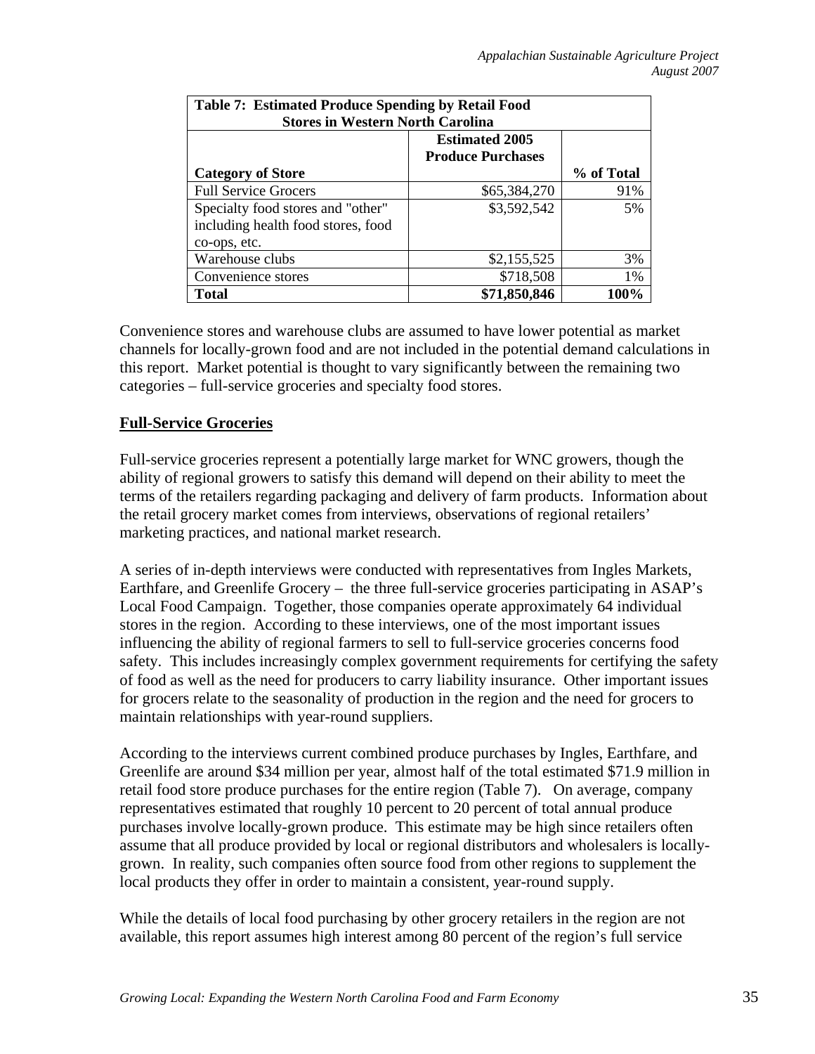| Table 7: Estimated Produce Spending by Retail Food Stores in Western North Carolina | | |
|---|---|---|
| **Category of Store** | **Estimated 2005 Produce Purchases** | **% of Total** |
| Full Service Grocers | $65,384,270 | 91% |
| Specialty food stores and "other" including health food stores, food co-ops, etc. | $3,592,542 | 5% |
| Warehouse clubs | $2,155,525 | 3% |
| Convenience stores | $718,508 | 1% |
| **Total** | **$71,850,846** | **100%** |

Convenience stores and warehouse clubs are assumed to have lower potential as market channels for locally-grown food and are not included in the potential demand calculations in this report. Market potential is thought to vary significantly between the remaining two categories – full-service groceries and specialty food stores.

## Full-Service Groceries

Full-service groceries represent a potentially large market for WNC growers, though the ability of regional growers to satisfy this demand will depend on their ability to meet the terms of the retailers regarding packaging and delivery of farm products. Information about the retail grocery market comes from interviews, observations of regional retailers' marketing practices, and national market research.

A series of in-depth interviews were conducted with representatives from Ingles Markets, Earthfare, and Greenlife Grocery – the three full-service groceries participating in ASAP's Local Food Campaign. Together, those companies operate approximately 64 individual stores in the region. According to these interviews, one of the most important issues influencing the ability of regional farmers to sell to full-service groceries concerns food safety. This includes increasingly complex government requirements for certifying the safety of food as well as the need for producers to carry liability insurance. Other important issues for grocers relate to the seasonality of production in the region and the need for grocers to maintain relationships with year-round suppliers.

According to the interviews current combined produce purchases by Ingles, Earthfare, and Greenlife are around $34 million per year, almost half of the total estimated $71.9 million in retail food store produce purchases for the entire region (Table 7). On average, company representatives estimated that roughly 10 percent to 20 percent of total annual produce purchases involve locally-grown produce. This estimate may be high since retailers often assume that all produce provided by local or regional distributors and wholesalers is locally-grown. In reality, such companies often source food from other regions to supplement the local products they offer in order to maintain a consistent, year-round supply.

While the details of local food purchasing by other grocery retailers in the region are not available, this report assumes high interest among 80 percent of the region's full service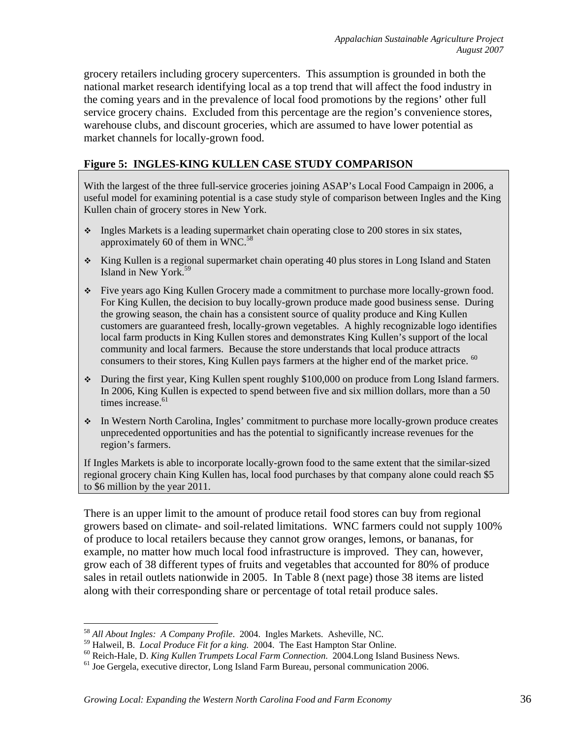grocery retailers including grocery supercenters. This assumption is grounded in both the national market research identifying local as a top trend that will affect the food industry in the coming years and in the prevalence of local food promotions by the regions' other full service grocery chains. Excluded from this percentage are the region's convenience stores, warehouse clubs, and discount groceries, which are assumed to have lower potential as market channels for locally-grown food.

**Figure 5: INGLES-KING KULLEN CASE STUDY COMPARISON**

With the largest of the three full-service groceries joining ASAP's Local Food Campaign in 2006, a useful model for examining potential is a case study style of comparison between Ingles and the King Kullen chain of grocery stores in New York.

- Ingles Markets is a leading supermarket chain operating close to 200 stores in six states, approximately 60 of them in WNC.[58]
- King Kullen is a regional supermarket chain operating 40 plus stores in Long Island and Staten Island in New York.[59]
- Five years ago King Kullen Grocery made a commitment to purchase more locally-grown food. For King Kullen, the decision to buy locally-grown produce made good business sense. During the growing season, the chain has a consistent source of quality produce and King Kullen customers are guaranteed fresh, locally-grown vegetables. A highly recognizable logo identifies local farm products in King Kullen stores and demonstrates King Kullen's support of the local community and local farmers. Because the store understands that local produce attracts consumers to their stores, King Kullen pays farmers at the higher end of the market price. [60]
- During the first year, King Kullen spent roughly $100,000 on produce from Long Island farmers. In 2006, King Kullen is expected to spend between five and six million dollars, more than a 50 times increase.[61]
- In Western North Carolina, Ingles' commitment to purchase more locally-grown produce creates unprecedented opportunities and has the potential to significantly increase revenues for the region's farmers.

If Ingles Markets is able to incorporate locally-grown food to the same extent that the similar-sized regional grocery chain King Kullen has, local food purchases by that company alone could reach $5 to $6 million by the year 2011.

There is an upper limit to the amount of produce retail food stores can buy from regional growers based on climate- and soil-related limitations. WNC farmers could not supply 100% of produce to local retailers because they cannot grow oranges, lemons, or bananas, for example, no matter how much local food infrastructure is improved. They can, however, grow each of 38 different types of fruits and vegetables that accounted for 80% of produce sales in retail outlets nationwide in 2005. In Table 8 (next page) those 38 items are listed along with their corresponding share or percentage of total retail produce sales.

---

[58] *All About Ingles: A Company Profile*. 2004. Ingles Markets. Asheville, NC.
[59] Halweil, B. *Local Produce Fit for a king.* 2004. The East Hampton Star Online.
[60] Reich-Hale, D. *King Kullen Trumpets Local Farm Connection.* 2004.Long Island Business News.
[61] Joe Gergela, executive director, Long Island Farm Bureau, personal communication 2006.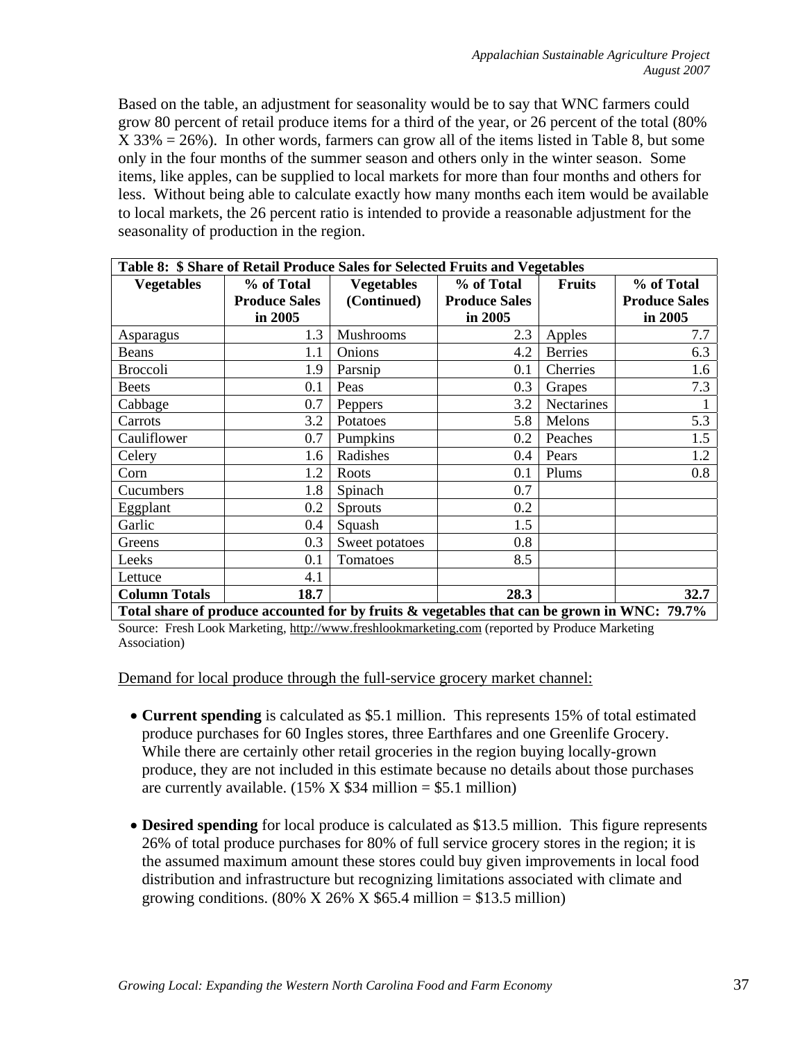Based on the table, an adjustment for seasonality would be to say that WNC farmers could grow 80 percent of retail produce items for a third of the year, or 26 percent of the total (80% X 33% = 26%). In other words, farmers can grow all of the items listed in Table 8, but some only in the four months of the summer season and others only in the winter season. Some items, like apples, can be supplied to local markets for more than four months and others for less. Without being able to calculate exactly how many months each item would be available to local markets, the 26 percent ratio is intended to provide a reasonable adjustment for the seasonality of production in the region.

**Table 8: $ Share of Retail Produce Sales for Selected Fruits and Vegetables**

| Vegetables | % of Total Produce Sales in 2005 | Vegetables (Continued) | % of Total Produce Sales in 2005 | Fruits | % of Total Produce Sales in 2005 |
|---|---|---|---|---|---|
| Asparagus | 1.3 | Mushrooms | 2.3 | Apples | 7.7 |
| Beans | 1.1 | Onions | 4.2 | Berries | 6.3 |
| Broccoli | 1.9 | Parsnip | 0.1 | Cherries | 1.6 |
| Beets | 0.1 | Peas | 0.3 | Grapes | 7.3 |
| Cabbage | 0.7 | Peppers | 3.2 | Nectarines | 1 |
| Carrots | 3.2 | Potatoes | 5.8 | Melons | 5.3 |
| Cauliflower | 0.7 | Pumpkins | 0.2 | Peaches | 1.5 |
| Celery | 1.6 | Radishes | 0.4 | Pears | 1.2 |
| Corn | 1.2 | Roots | 0.1 | Plums | 0.8 |
| Cucumbers | 1.8 | Spinach | 0.7 | | |
| Eggplant | 0.2 | Sprouts | 0.2 | | |
| Garlic | 0.4 | Squash | 1.5 | | |
| Greens | 0.3 | Sweet potatoes | 0.8 | | |
| Leeks | 0.1 | Tomatoes | 8.5 | | |
| Lettuce | 4.1 | | | | |
| **Column Totals** | **18.7** | | **28.3** | | **32.7** |
| **Total share of produce accounted for by fruits & vegetables that can be grown in WNC: 79.7%** | | | | | |

Source: Fresh Look Marketing, http://www.freshlookmarketing.com (reported by Produce Marketing Association)

Demand for local produce through the full-service grocery market channel:

- **Current spending** is calculated as $5.1 million. This represents 15% of total estimated produce purchases for 60 Ingles stores, three Earthfares and one Greenlife Grocery. While there are certainly other retail groceries in the region buying locally-grown produce, they are not included in this estimate because no details about those purchases are currently available. (15% X $34 million = $5.1 million)

- **Desired spending** for local produce is calculated as $13.5 million. This figure represents 26% of total produce purchases for 80% of full service grocery stores in the region; it is the assumed maximum amount these stores could buy given improvements in local food distribution and infrastructure but recognizing limitations associated with climate and growing conditions. (80% X 26% X $65.4 million = $13.5 million)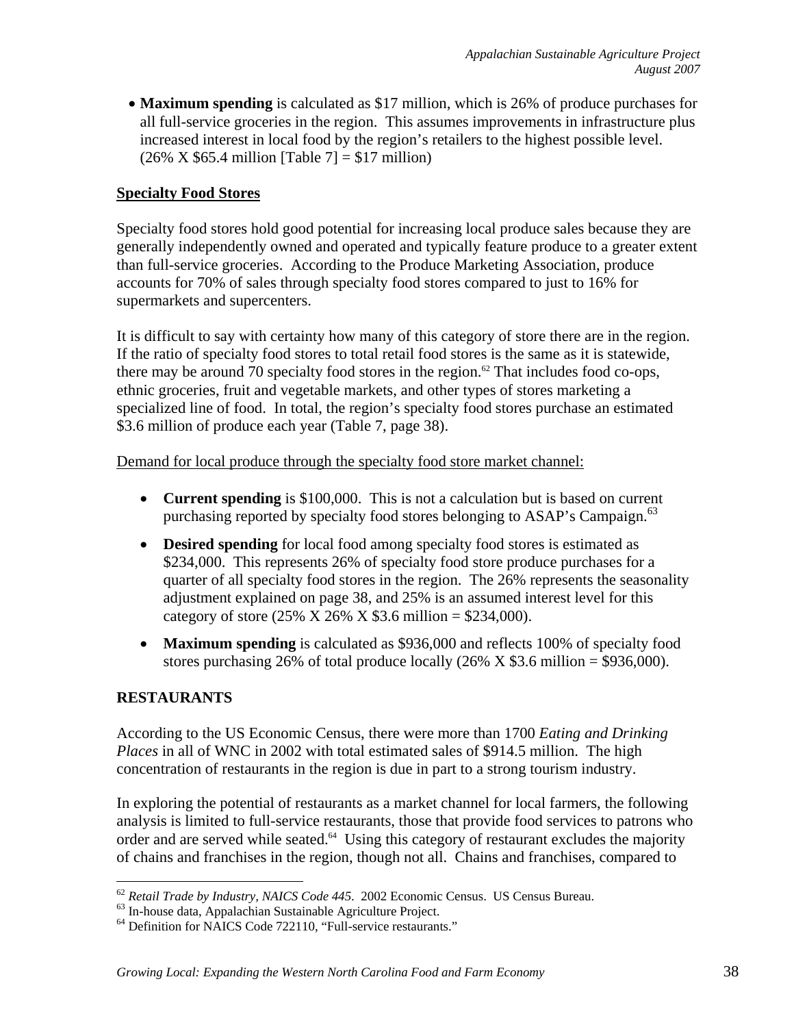- **Maximum spending** is calculated as $17 million, which is 26% of produce purchases for all full-service groceries in the region. This assumes improvements in infrastructure plus increased interest in local food by the region's retailers to the highest possible level. (26% X $65.4 million [Table 7] = $17 million)

## Specialty Food Stores

Specialty food stores hold good potential for increasing local produce sales because they are generally independently owned and operated and typically feature produce to a greater extent than full-service groceries. According to the Produce Marketing Association, produce accounts for 70% of sales through specialty food stores compared to just to 16% for supermarkets and supercenters.

It is difficult to say with certainty how many of this category of store there are in the region. If the ratio of specialty food stores to total retail food stores is the same as it is statewide, there may be around 70 specialty food stores in the region.[62] That includes food co-ops, ethnic groceries, fruit and vegetable markets, and other types of stores marketing a specialized line of food. In total, the region's specialty food stores purchase an estimated $3.6 million of produce each year (Table 7, page 38).

Demand for local produce through the specialty food store market channel:

- **Current spending** is $100,000. This is not a calculation but is based on current purchasing reported by specialty food stores belonging to ASAP's Campaign.[63]
- **Desired spending** for local food among specialty food stores is estimated as $234,000. This represents 26% of specialty food store produce purchases for a quarter of all specialty food stores in the region. The 26% represents the seasonality adjustment explained on page 38, and 25% is an assumed interest level for this category of store (25% X 26% X $3.6 million = $234,000).
- **Maximum spending** is calculated as $936,000 and reflects 100% of specialty food stores purchasing 26% of total produce locally (26% X $3.6 million = $936,000).

## RESTAURANTS

According to the US Economic Census, there were more than 1700 *Eating and Drinking Places* in all of WNC in 2002 with total estimated sales of $914.5 million. The high concentration of restaurants in the region is due in part to a strong tourism industry.

In exploring the potential of restaurants as a market channel for local farmers, the following analysis is limited to full-service restaurants, those that provide food services to patrons who order and are served while seated.[64] Using this category of restaurant excludes the majority of chains and franchises in the region, though not all. Chains and franchises, compared to

---

[62] *Retail Trade by Industry, NAICS Code 445*. 2002 Economic Census. US Census Bureau.

[63] In-house data, Appalachian Sustainable Agriculture Project.

[64] Definition for NAICS Code 722110, "Full-service restaurants."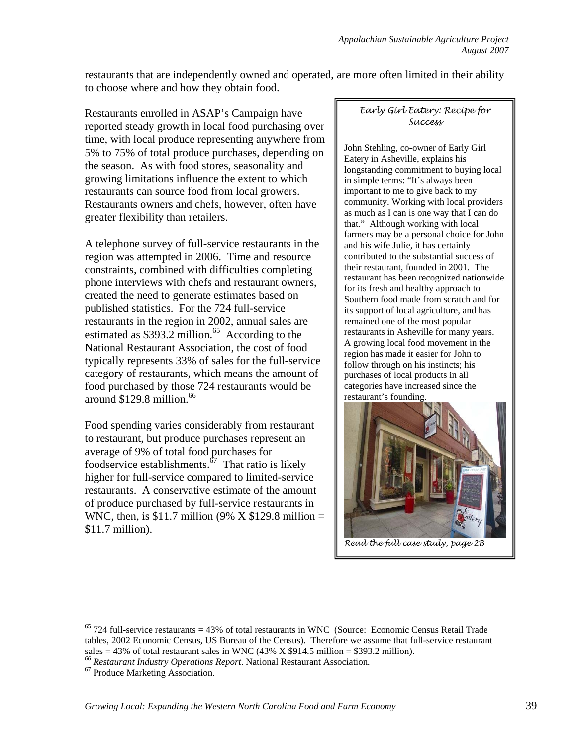restaurants that are independently owned and operated, are more often limited in their ability to choose where and how they obtain food.

Restaurants enrolled in ASAP's Campaign have reported steady growth in local food purchasing over time, with local produce representing anywhere from 5% to 75% of total produce purchases, depending on the season. As with food stores, seasonality and growing limitations influence the extent to which restaurants can source food from local growers. Restaurants owners and chefs, however, often have greater flexibility than retailers.

A telephone survey of full-service restaurants in the region was attempted in 2006. Time and resource constraints, combined with difficulties completing phone interviews with chefs and restaurant owners, created the need to generate estimates based on published statistics. For the 724 full-service restaurants in the region in 2002, annual sales are estimated as $393.2 million.[65] According to the National Restaurant Association, the cost of food typically represents 33% of sales for the full-service category of restaurants, which means the amount of food purchased by those 724 restaurants would be around $129.8 million.[66]

Food spending varies considerably from restaurant to restaurant, but produce purchases represent an average of 9% of total food purchases for foodservice establishments.[67] That ratio is likely higher for full-service compared to limited-service restaurants. A conservative estimate of the amount of produce purchased by full-service restaurants in WNC, then, is $11.7 million (9% X $129.8 million = $11.7 million).

> *Early Girl Eatery: Recipe for Success*
>
> John Stehling, co-owner of Early Girl Eatery in Asheville, explains his longstanding commitment to buying local in simple terms: "It's always been important to me to give back to my community. Working with local providers as much as I can is one way that I can do that." Although working with local farmers may be a personal choice for John and his wife Julie, it has certainly contributed to the substantial success of their restaurant, founded in 2001. The restaurant has been recognized nationwide for its fresh and healthy approach to Southern food made from scratch and for its support of local agriculture, and has remained one of the most popular restaurants in Asheville for many years. A growing local food movement in the region has made it easier for John to follow through on his instincts; his purchases of local products in all categories have increased since the restaurant's founding.
>
> *Read the full case study, page 2B*

---

[65] 724 full-service restaurants = 43% of total restaurants in WNC (Source: Economic Census Retail Trade tables, 2002 Economic Census, US Bureau of the Census). Therefore we assume that full-service restaurant sales = 43% of total restaurant sales in WNC (43% X $914.5 million = $393.2 million).

[66] *Restaurant Industry Operations Report*. National Restaurant Association.

[67] Produce Marketing Association.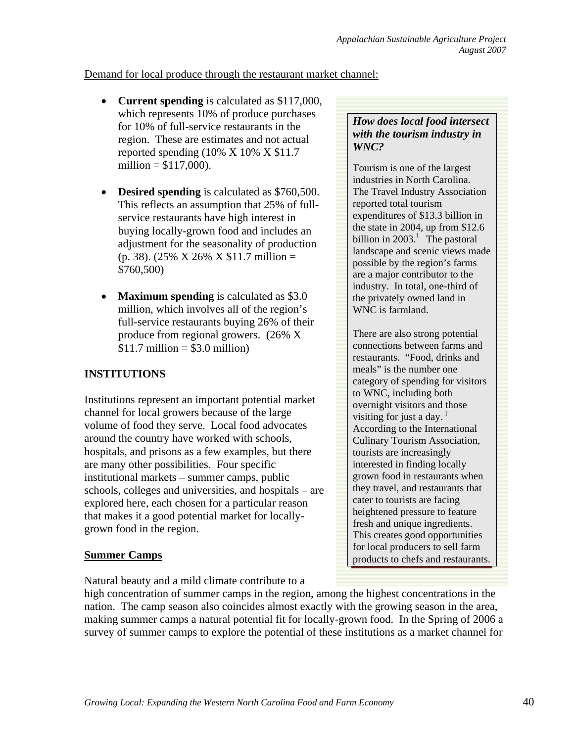Demand for local produce through the restaurant market channel:

- **Current spending** is calculated as $117,000, which represents 10% of produce purchases for 10% of full-service restaurants in the region. These are estimates and not actual reported spending (10% X 10% X $11.7 million = $117,000).

- **Desired spending** is calculated as $760,500. This reflects an assumption that 25% of full-service restaurants have high interest in buying locally-grown food and includes an adjustment for the seasonality of production (p. 38). (25% X 26% X $11.7 million = $760,500)

- **Maximum spending** is calculated as $3.0 million, which involves all of the region's full-service restaurants buying 26% of their produce from regional growers. (26% X $11.7 million = $3.0 million)

> ***How does local food intersect with the tourism industry in WNC?***
>
> Tourism is one of the largest industries in North Carolina. The Travel Industry Association reported total tourism expenditures of $13.3 billion in the state in 2004, up from $12.6 billion in 2003.[1] The pastoral landscape and scenic views made possible by the region's farms are a major contributor to the industry. In total, one-third of the privately owned land in WNC is farmland.
>
> There are also strong potential connections between farms and restaurants. "Food, drinks and meals" is the number one category of spending for visitors to WNC, including both overnight visitors and those visiting for just a day.[1] According to the International Culinary Tourism Association, tourists are increasingly interested in finding locally grown food in restaurants when they travel, and restaurants that cater to tourists are facing heightened pressure to feature fresh and unique ingredients. This creates good opportunities for local producers to sell farm products to chefs and restaurants.

## INSTITUTIONS

Institutions represent an important potential market channel for local growers because of the large volume of food they serve. Local food advocates around the country have worked with schools, hospitals, and prisons as a few examples, but there are many other possibilities. Four specific institutional markets – summer camps, public schools, colleges and universities, and hospitals – are explored here, each chosen for a particular reason that makes it a good potential market for locally-grown food in the region.

### Summer Camps

Natural beauty and a mild climate contribute to a high concentration of summer camps in the region, among the highest concentrations in the nation. The camp season also coincides almost exactly with the growing season in the area, making summer camps a natural potential fit for locally-grown food. In the Spring of 2006 a survey of summer camps to explore the potential of these institutions as a market channel for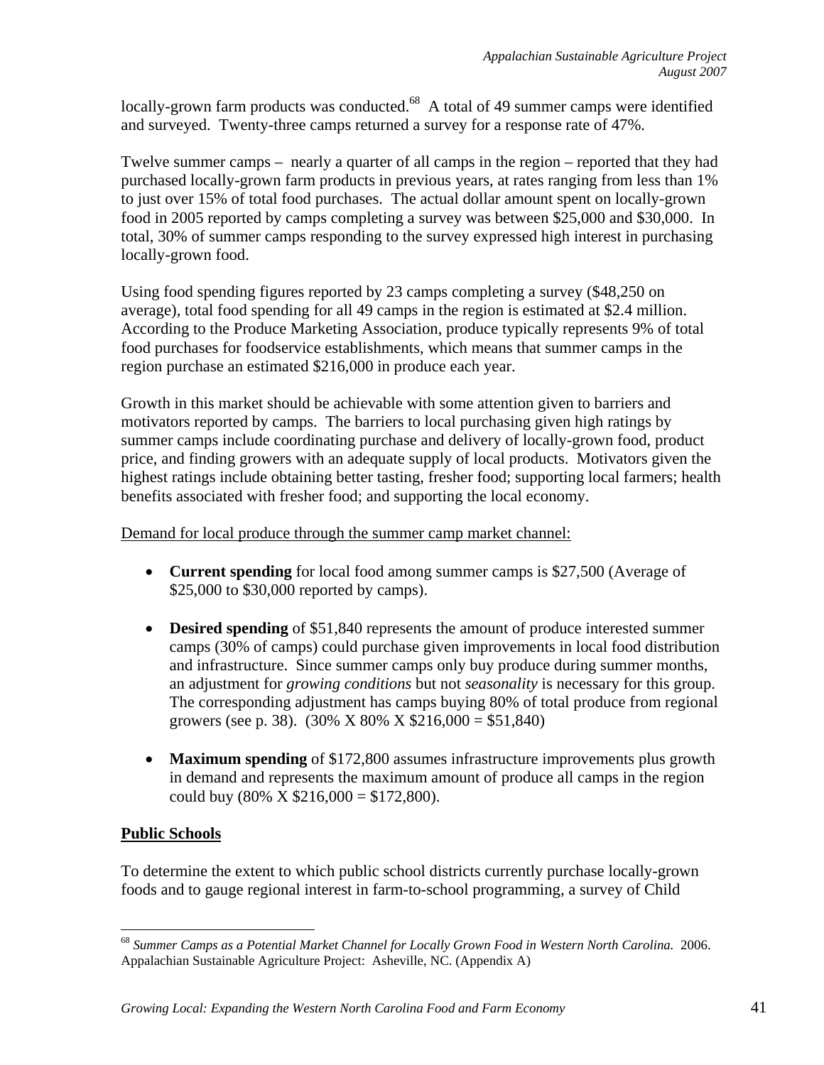locally-grown farm products was conducted.[68] A total of 49 summer camps were identified and surveyed. Twenty-three camps returned a survey for a response rate of 47%.

Twelve summer camps – nearly a quarter of all camps in the region – reported that they had purchased locally-grown farm products in previous years, at rates ranging from less than 1% to just over 15% of total food purchases. The actual dollar amount spent on locally-grown food in 2005 reported by camps completing a survey was between $25,000 and $30,000. In total, 30% of summer camps responding to the survey expressed high interest in purchasing locally-grown food.

Using food spending figures reported by 23 camps completing a survey ($48,250 on average), total food spending for all 49 camps in the region is estimated at $2.4 million. According to the Produce Marketing Association, produce typically represents 9% of total food purchases for foodservice establishments, which means that summer camps in the region purchase an estimated $216,000 in produce each year.

Growth in this market should be achievable with some attention given to barriers and motivators reported by camps. The barriers to local purchasing given high ratings by summer camps include coordinating purchase and delivery of locally-grown food, product price, and finding growers with an adequate supply of local products. Motivators given the highest ratings include obtaining better tasting, fresher food; supporting local farmers; health benefits associated with fresher food; and supporting the local economy.

Demand for local produce through the summer camp market channel:

- **Current spending** for local food among summer camps is $27,500 (Average of $25,000 to $30,000 reported by camps).
- **Desired spending** of $51,840 represents the amount of produce interested summer camps (30% of camps) could purchase given improvements in local food distribution and infrastructure. Since summer camps only buy produce during summer months, an adjustment for *growing conditions* but not *seasonality* is necessary for this group. The corresponding adjustment has camps buying 80% of total produce from regional growers (see p. 38). (30% X 80% X $216,000 = $51,840)
- **Maximum spending** of $172,800 assumes infrastructure improvements plus growth in demand and represents the maximum amount of produce all camps in the region could buy (80% X $216,000 = $172,800).

## Public Schools

To determine the extent to which public school districts currently purchase locally-grown foods and to gauge regional interest in farm-to-school programming, a survey of Child

[68] *Summer Camps as a Potential Market Channel for Locally Grown Food in Western North Carolina.* 2006. Appalachian Sustainable Agriculture Project: Asheville, NC. (Appendix A)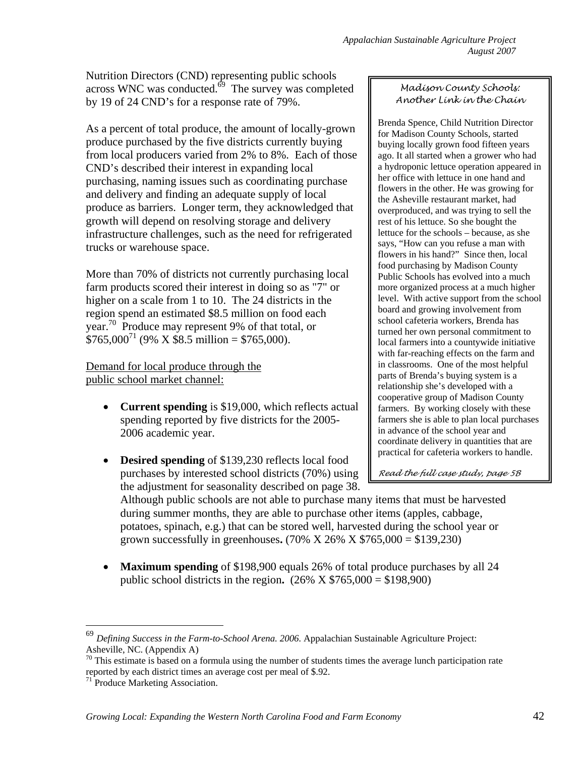Nutrition Directors (CND) representing public schools across WNC was conducted.[69] The survey was completed by 19 of 24 CND's for a response rate of 79%.

As a percent of total produce, the amount of locally-grown produce purchased by the five districts currently buying from local producers varied from 2% to 8%. Each of those CND's described their interest in expanding local purchasing, naming issues such as coordinating purchase and delivery and finding an adequate supply of local produce as barriers. Longer term, they acknowledged that growth will depend on resolving storage and delivery infrastructure challenges, such as the need for refrigerated trucks or warehouse space.

More than 70% of districts not currently purchasing local farm products scored their interest in doing so as "7" or higher on a scale from 1 to 10. The 24 districts in the region spend an estimated $8.5 million on food each year.[70] Produce may represent 9% of that total, or $765,000[71] (9% X $8.5 million = $765,000).

> *Madison County Schools: Another Link in the Chain*
>
> Brenda Spence, Child Nutrition Director for Madison County Schools, started buying locally grown food fifteen years ago. It all started when a grower who had a hydroponic lettuce operation appeared in her office with lettuce in one hand and flowers in the other. He was growing for the Asheville restaurant market, had overproduced, and was trying to sell the rest of his lettuce. So she bought the lettuce for the schools – because, as she says, "How can you refuse a man with flowers in his hand?" Since then, local food purchasing by Madison County Public Schools has evolved into a much more organized process at a much higher level. With active support from the school board and growing involvement from school cafeteria workers, Brenda has turned her own personal commitment to local farmers into a countywide initiative with far-reaching effects on the farm and in classrooms. One of the most helpful parts of Brenda's buying system is a relationship she's developed with a cooperative group of Madison County farmers. By working closely with these farmers she is able to plan local purchases in advance of the school year and coordinate delivery in quantities that are practical for cafeteria workers to handle.
>
> *Read the full case study, page 5B*

<u>Demand for local produce through the public school market channel:</u>

- **Current spending** is $19,000, which reflects actual spending reported by five districts for the 2005-2006 academic year.
- **Desired spending** of $139,230 reflects local food purchases by interested school districts (70%) using the adjustment for seasonality described on page 38. Although public schools are not able to purchase many items that must be harvested during summer months, they are able to purchase other items (apples, cabbage, potatoes, spinach, e.g.) that can be stored well, harvested during the school year or grown successfully in greenhouses**.** (70% X 26% X $765,000 = $139,230)
- **Maximum spending** of $198,900 equals 26% of total produce purchases by all 24 public school districts in the region**.** (26% X $765,000 = $198,900)

---

[69] *Defining Success in the Farm-to-School Arena. 2006.* Appalachian Sustainable Agriculture Project: Asheville, NC. (Appendix A)

[70] This estimate is based on a formula using the number of students times the average lunch participation rate reported by each district times an average cost per meal of $.92.

[71] Produce Marketing Association.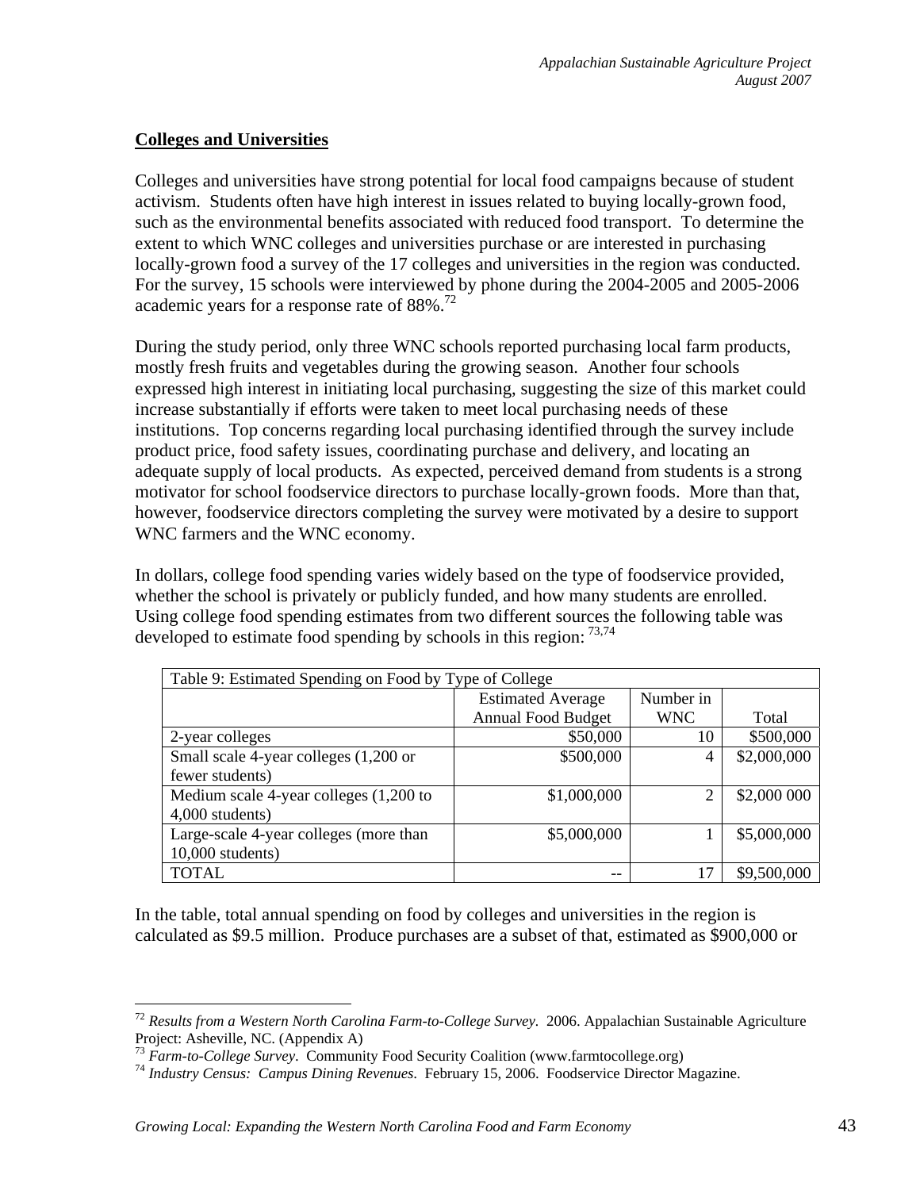## Colleges and Universities

Colleges and universities have strong potential for local food campaigns because of student activism. Students often have high interest in issues related to buying locally-grown food, such as the environmental benefits associated with reduced food transport. To determine the extent to which WNC colleges and universities purchase or are interested in purchasing locally-grown food a survey of the 17 colleges and universities in the region was conducted. For the survey, 15 schools were interviewed by phone during the 2004-2005 and 2005-2006 academic years for a response rate of 88%.[72]

During the study period, only three WNC schools reported purchasing local farm products, mostly fresh fruits and vegetables during the growing season. Another four schools expressed high interest in initiating local purchasing, suggesting the size of this market could increase substantially if efforts were taken to meet local purchasing needs of these institutions. Top concerns regarding local purchasing identified through the survey include product price, food safety issues, coordinating purchase and delivery, and locating an adequate supply of local products. As expected, perceived demand from students is a strong motivator for school foodservice directors to purchase locally-grown foods. More than that, however, foodservice directors completing the survey were motivated by a desire to support WNC farmers and the WNC economy.

In dollars, college food spending varies widely based on the type of foodservice provided, whether the school is privately or publicly funded, and how many students are enrolled. Using college food spending estimates from two different sources the following table was developed to estimate food spending by schools in this region: [73,74]

Table 9: Estimated Spending on Food by Type of College

| | Estimated Average Annual Food Budget | Number in WNC | Total |
|---|---|---|---|
| 2-year colleges | $50,000 | 10 | $500,000 |
| Small scale 4-year colleges (1,200 or fewer students) | $500,000 | 4 | $2,000,000 |
| Medium scale 4-year colleges (1,200 to 4,000 students) | $1,000,000 | 2 | $2,000 000 |
| Large-scale 4-year colleges (more than 10,000 students) | $5,000,000 | 1 | $5,000,000 |
| TOTAL | -- | 17 | $9,500,000 |

In the table, total annual spending on food by colleges and universities in the region is calculated as $9.5 million. Produce purchases are a subset of that, estimated as $900,000 or

---

[72] *Results from a Western North Carolina Farm-to-College Survey*. 2006. Appalachian Sustainable Agriculture Project: Asheville, NC. (Appendix A)

[73] *Farm-to-College Survey*. Community Food Security Coalition (www.farmtocollege.org)

[74] *Industry Census: Campus Dining Revenues*. February 15, 2006. Foodservice Director Magazine.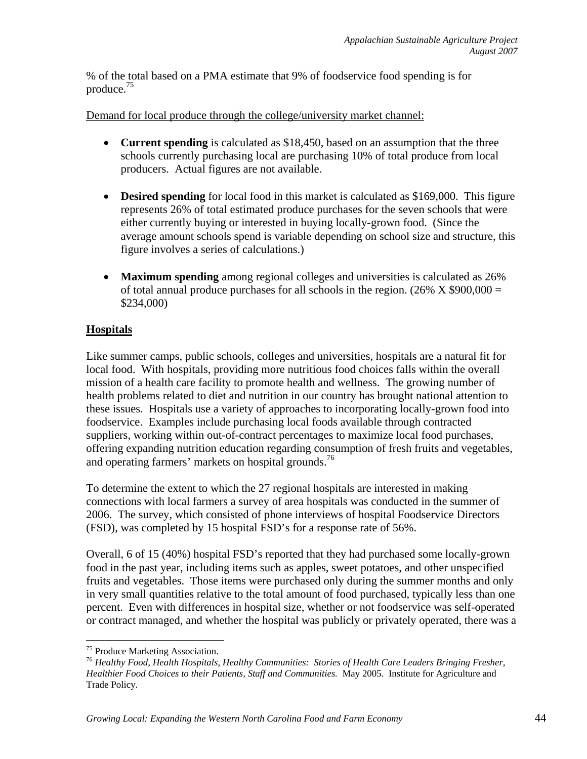% of the total based on a PMA estimate that 9% of foodservice food spending is for produce.[75]

Demand for local produce through the college/university market channel:

- **Current spending** is calculated as $18,450, based on an assumption that the three schools currently purchasing local are purchasing 10% of total produce from local producers. Actual figures are not available.
- **Desired spending** for local food in this market is calculated as $169,000. This figure represents 26% of total estimated produce purchases for the seven schools that were either currently buying or interested in buying locally-grown food. (Since the average amount schools spend is variable depending on school size and structure, this figure involves a series of calculations.)
- **Maximum spending** among regional colleges and universities is calculated as 26% of total annual produce purchases for all schools in the region. (26% X $900,000 = $234,000)

## Hospitals

Like summer camps, public schools, colleges and universities, hospitals are a natural fit for local food. With hospitals, providing more nutritious food choices falls within the overall mission of a health care facility to promote health and wellness. The growing number of health problems related to diet and nutrition in our country has brought national attention to these issues. Hospitals use a variety of approaches to incorporating locally-grown food into foodservice. Examples include purchasing local foods available through contracted suppliers, working within out-of-contract percentages to maximize local food purchases, offering expanding nutrition education regarding consumption of fresh fruits and vegetables, and operating farmers' markets on hospital grounds.[76]

To determine the extent to which the 27 regional hospitals are interested in making connections with local farmers a survey of area hospitals was conducted in the summer of 2006. The survey, which consisted of phone interviews of hospital Foodservice Directors (FSD), was completed by 15 hospital FSD's for a response rate of 56%.

Overall, 6 of 15 (40%) hospital FSD's reported that they had purchased some locally-grown food in the past year, including items such as apples, sweet potatoes, and other unspecified fruits and vegetables. Those items were purchased only during the summer months and only in very small quantities relative to the total amount of food purchased, typically less than one percent. Even with differences in hospital size, whether or not foodservice was self-operated or contract managed, and whether the hospital was publicly or privately operated, there was a

---

[75] Produce Marketing Association.

[76] *Healthy Food, Health Hospitals, Healthy Communities: Stories of Health Care Leaders Bringing Fresher, Healthier Food Choices to their Patients, Staff and Communities.* May 2005. Institute for Agriculture and Trade Policy.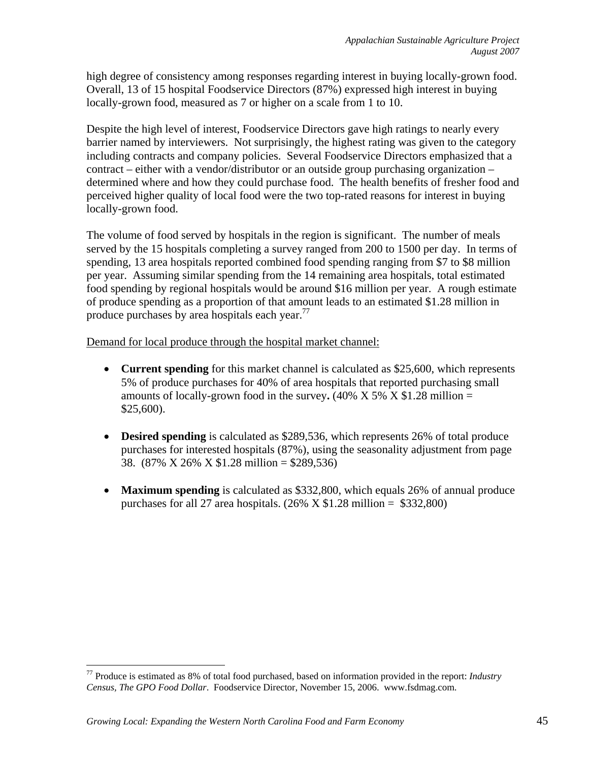high degree of consistency among responses regarding interest in buying locally-grown food. Overall, 13 of 15 hospital Foodservice Directors (87%) expressed high interest in buying locally-grown food, measured as 7 or higher on a scale from 1 to 10.

Despite the high level of interest, Foodservice Directors gave high ratings to nearly every barrier named by interviewers. Not surprisingly, the highest rating was given to the category including contracts and company policies. Several Foodservice Directors emphasized that a contract – either with a vendor/distributor or an outside group purchasing organization – determined where and how they could purchase food. The health benefits of fresher food and perceived higher quality of local food were the two top-rated reasons for interest in buying locally-grown food.

The volume of food served by hospitals in the region is significant. The number of meals served by the 15 hospitals completing a survey ranged from 200 to 1500 per day. In terms of spending, 13 area hospitals reported combined food spending ranging from $7 to $8 million per year. Assuming similar spending from the 14 remaining area hospitals, total estimated food spending by regional hospitals would be around $16 million per year. A rough estimate of produce spending as a proportion of that amount leads to an estimated $1.28 million in produce purchases by area hospitals each year.[77]

<u>Demand for local produce through the hospital market channel:</u>

- **Current spending** for this market channel is calculated as $25,600, which represents 5% of produce purchases for 40% of area hospitals that reported purchasing small amounts of locally-grown food in the survey**.** (40% X 5% X $1.28 million = $25,600).

- **Desired spending** is calculated as $289,536, which represents 26% of total produce purchases for interested hospitals (87%), using the seasonality adjustment from page 38. (87% X 26% X $1.28 million = $289,536)

- **Maximum spending** is calculated as $332,800, which equals 26% of annual produce purchases for all 27 area hospitals. (26% X $1.28 million = $332,800)

---

[77] Produce is estimated as 8% of total food purchased, based on information provided in the report: *Industry Census, The GPO Food Dollar*. Foodservice Director, November 15, 2006. www.fsdmag.com.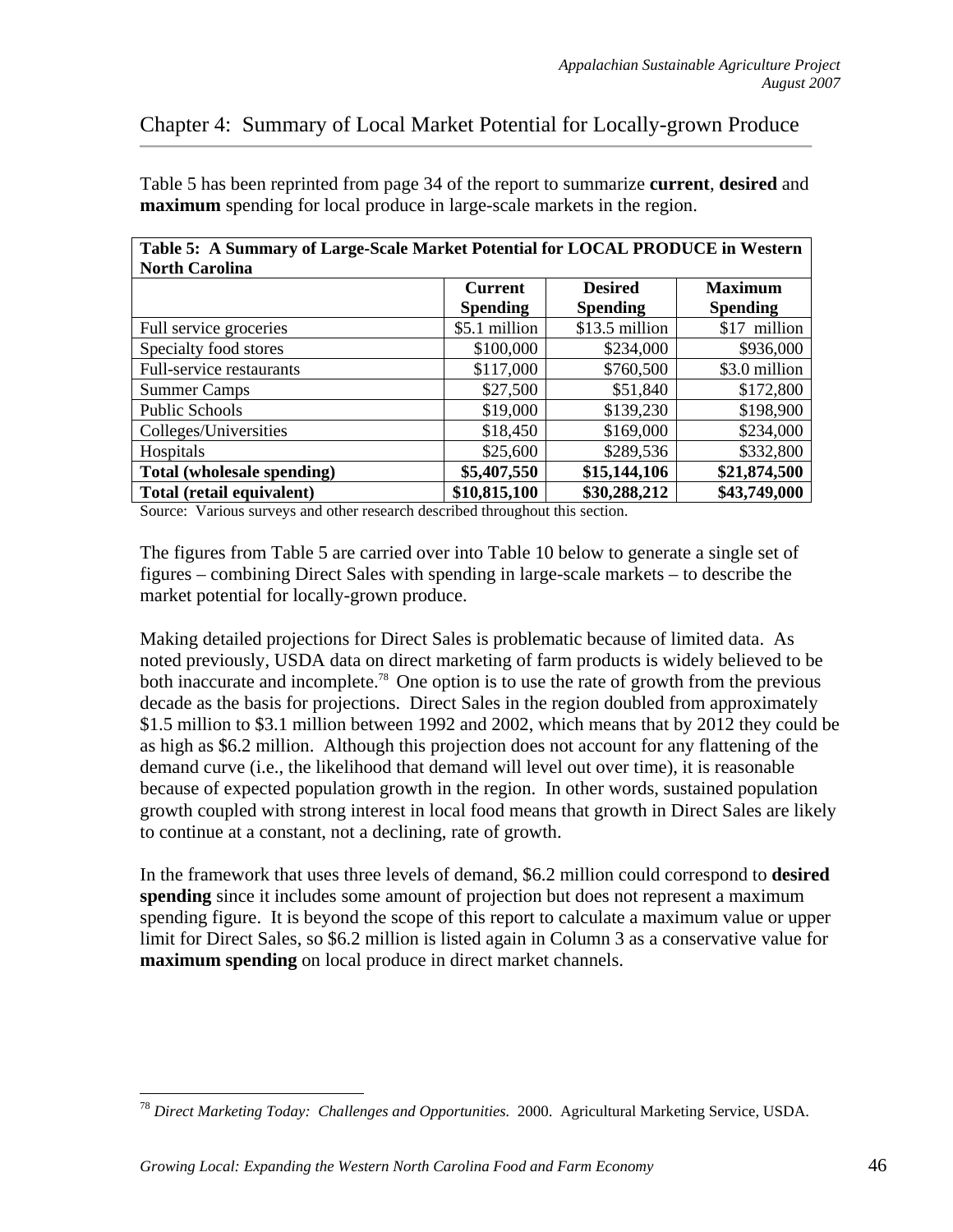## Chapter 4:  Summary of Local Market Potential for Locally-grown Produce

Table 5 has been reprinted from page 34 of the report to summarize **current**, **desired** and **maximum** spending for local produce in large-scale markets in the region.

**Table 5:  A Summary of Large-Scale Market Potential for LOCAL PRODUCE in Western North Carolina**

| | Current Spending | Desired Spending | Maximum Spending |
|---|---|---|---|
| Full service groceries | $5.1 million | $13.5 million | $17 million |
| Specialty food stores | $100,000 | $234,000 | $936,000 |
| Full-service restaurants | $117,000 | $760,500 | $3.0 million |
| Summer Camps | $27,500 | $51,840 | $172,800 |
| Public Schools | $19,000 | $139,230 | $198,900 |
| Colleges/Universities | $18,450 | $169,000 | $234,000 |
| Hospitals | $25,600 | $289,536 | $332,800 |
| **Total (wholesale spending)** | **$5,407,550** | **$15,144,106** | **$21,874,500** |
| **Total (retail equivalent)** | **$10,815,100** | **$30,288,212** | **$43,749,000** |

Source:  Various surveys and other research described throughout this section.

The figures from Table 5 are carried over into Table 10 below to generate a single set of figures – combining Direct Sales with spending in large-scale markets – to describe the market potential for locally-grown produce.

Making detailed projections for Direct Sales is problematic because of limited data.  As noted previously, USDA data on direct marketing of farm products is widely believed to be both inaccurate and incomplete.[78]  One option is to use the rate of growth from the previous decade as the basis for projections.  Direct Sales in the region doubled from approximately $1.5 million to $3.1 million between 1992 and 2002, which means that by 2012 they could be as high as $6.2 million.  Although this projection does not account for any flattening of the demand curve (i.e., the likelihood that demand will level out over time), it is reasonable because of expected population growth in the region.  In other words, sustained population growth coupled with strong interest in local food means that growth in Direct Sales are likely to continue at a constant, not a declining, rate of growth.

In the framework that uses three levels of demand, $6.2 million could correspond to **desired spending** since it includes some amount of projection but does not represent a maximum spending figure.  It is beyond the scope of this report to calculate a maximum value or upper limit for Direct Sales, so $6.2 million is listed again in Column 3 as a conservative value for **maximum spending** on local produce in direct market channels.

[78] *Direct Marketing Today:  Challenges and Opportunities.*  2000.  Agricultural Marketing Service, USDA.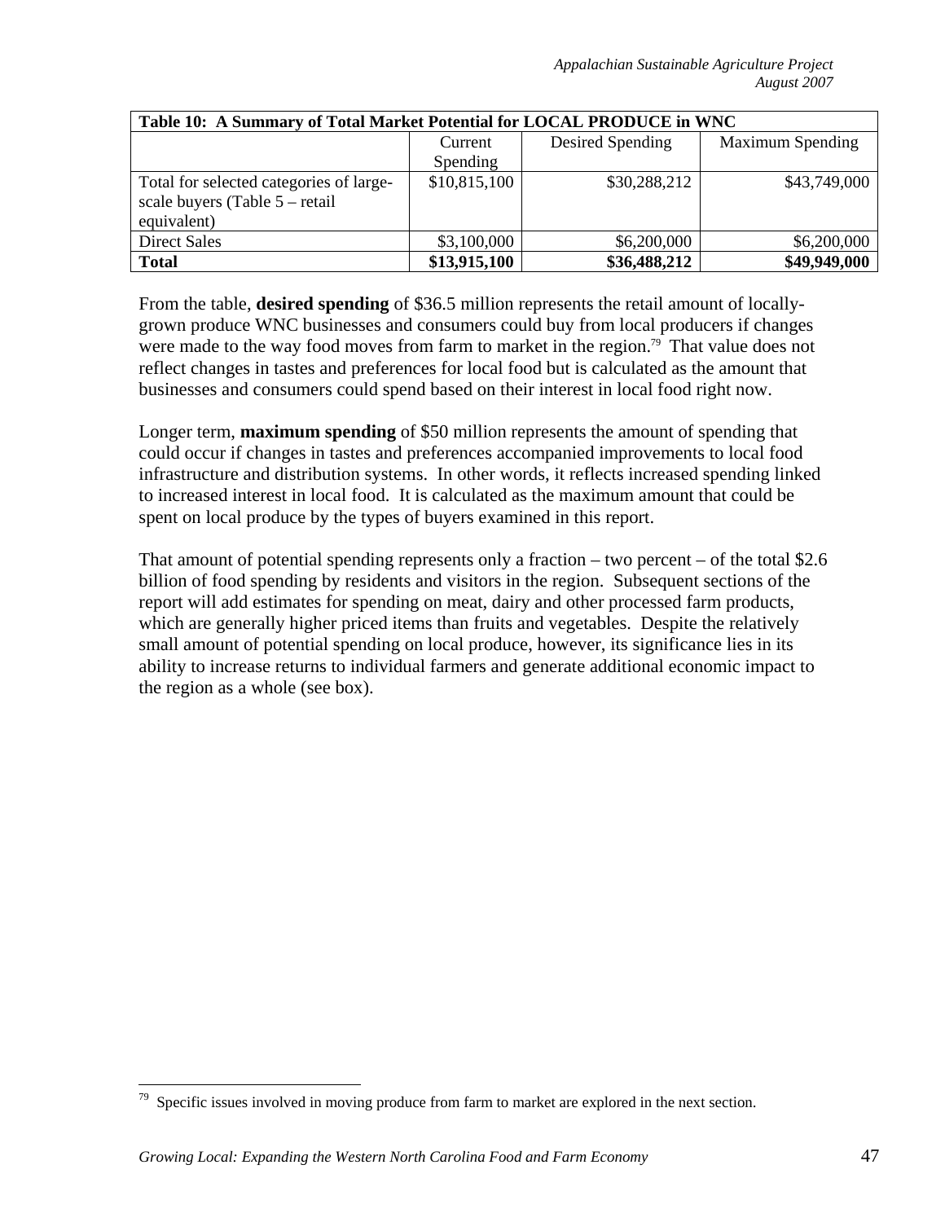| Table 10: A Summary of Total Market Potential for LOCAL PRODUCE in WNC | | | |
|---|---|---|---|
| | Current Spending | Desired Spending | Maximum Spending |
| Total for selected categories of large-scale buyers (Table 5 – retail equivalent) | $10,815,100 | $30,288,212 | $43,749,000 |
| Direct Sales | $3,100,000 | $6,200,000 | $6,200,000 |
| **Total** | **$13,915,100** | **$36,488,212** | **$49,949,000** |

From the table, **desired spending** of $36.5 million represents the retail amount of locally-grown produce WNC businesses and consumers could buy from local producers if changes were made to the way food moves from farm to market in the region.[79] That value does not reflect changes in tastes and preferences for local food but is calculated as the amount that businesses and consumers could spend based on their interest in local food right now.

Longer term, **maximum spending** of $50 million represents the amount of spending that could occur if changes in tastes and preferences accompanied improvements to local food infrastructure and distribution systems. In other words, it reflects increased spending linked to increased interest in local food. It is calculated as the maximum amount that could be spent on local produce by the types of buyers examined in this report.

That amount of potential spending represents only a fraction – two percent – of the total $2.6 billion of food spending by residents and visitors in the region. Subsequent sections of the report will add estimates for spending on meat, dairy and other processed farm products, which are generally higher priced items than fruits and vegetables. Despite the relatively small amount of potential spending on local produce, however, its significance lies in its ability to increase returns to individual farmers and generate additional economic impact to the region as a whole (see box).

[79] Specific issues involved in moving produce from farm to market are explored in the next section.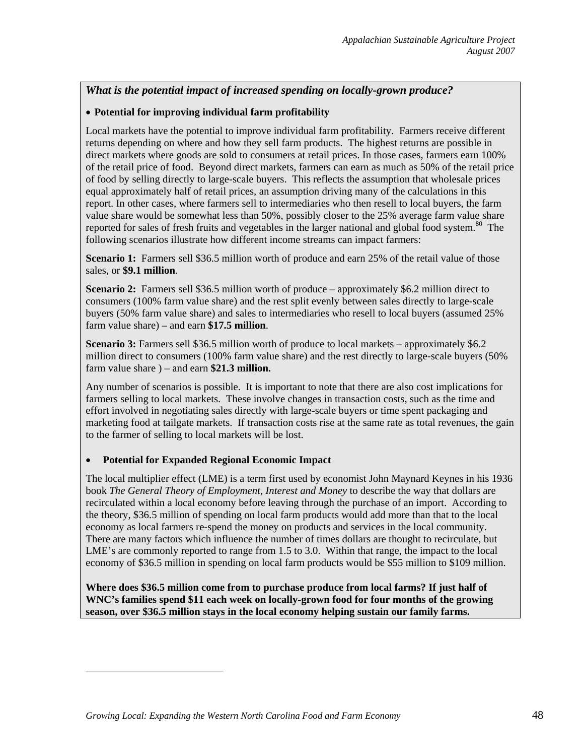***What is the potential impact of increased spending on locally-grown produce?***

- **Potential for improving individual farm profitability**

Local markets have the potential to improve individual farm profitability. Farmers receive different returns depending on where and how they sell farm products. The highest returns are possible in direct markets where goods are sold to consumers at retail prices. In those cases, farmers earn 100% of the retail price of food. Beyond direct markets, farmers can earn as much as 50% of the retail price of food by selling directly to large-scale buyers. This reflects the assumption that wholesale prices equal approximately half of retail prices, an assumption driving many of the calculations in this report. In other cases, where farmers sell to intermediaries who then resell to local buyers, the farm value share would be somewhat less than 50%, possibly closer to the 25% average farm value share reported for sales of fresh fruits and vegetables in the larger national and global food system.[80] The following scenarios illustrate how different income streams can impact farmers:

**Scenario 1:** Farmers sell $36.5 million worth of produce and earn 25% of the retail value of those sales, or **$9.1 million**.

**Scenario 2:** Farmers sell $36.5 million worth of produce – approximately $6.2 million direct to consumers (100% farm value share) and the rest split evenly between sales directly to large-scale buyers (50% farm value share) and sales to intermediaries who resell to local buyers (assumed 25% farm value share) – and earn **$17.5 million**.

**Scenario 3:** Farmers sell $36.5 million worth of produce to local markets – approximately $6.2 million direct to consumers (100% farm value share) and the rest directly to large-scale buyers (50% farm value share ) – and earn **$21.3 million.**

Any number of scenarios is possible. It is important to note that there are also cost implications for farmers selling to local markets. These involve changes in transaction costs, such as the time and effort involved in negotiating sales directly with large-scale buyers or time spent packaging and marketing food at tailgate markets. If transaction costs rise at the same rate as total revenues, the gain to the farmer of selling to local markets will be lost.

- **Potential for Expanded Regional Economic Impact**

The local multiplier effect (LME) is a term first used by economist John Maynard Keynes in his 1936 book *The General Theory of Employment, Interest and Money* to describe the way that dollars are recirculated within a local economy before leaving through the purchase of an import. According to the theory, $36.5 million of spending on local farm products would add more than that to the local economy as local farmers re-spend the money on products and services in the local community. There are many factors which influence the number of times dollars are thought to recirculate, but LME's are commonly reported to range from 1.5 to 3.0. Within that range, the impact to the local economy of $36.5 million in spending on local farm products would be $55 million to $109 million.

**Where does $36.5 million come from to purchase produce from local farms? If just half of WNC's families spend $11 each week on locally-grown food for four months of the growing season, over $36.5 million stays in the local economy helping sustain our family farms.**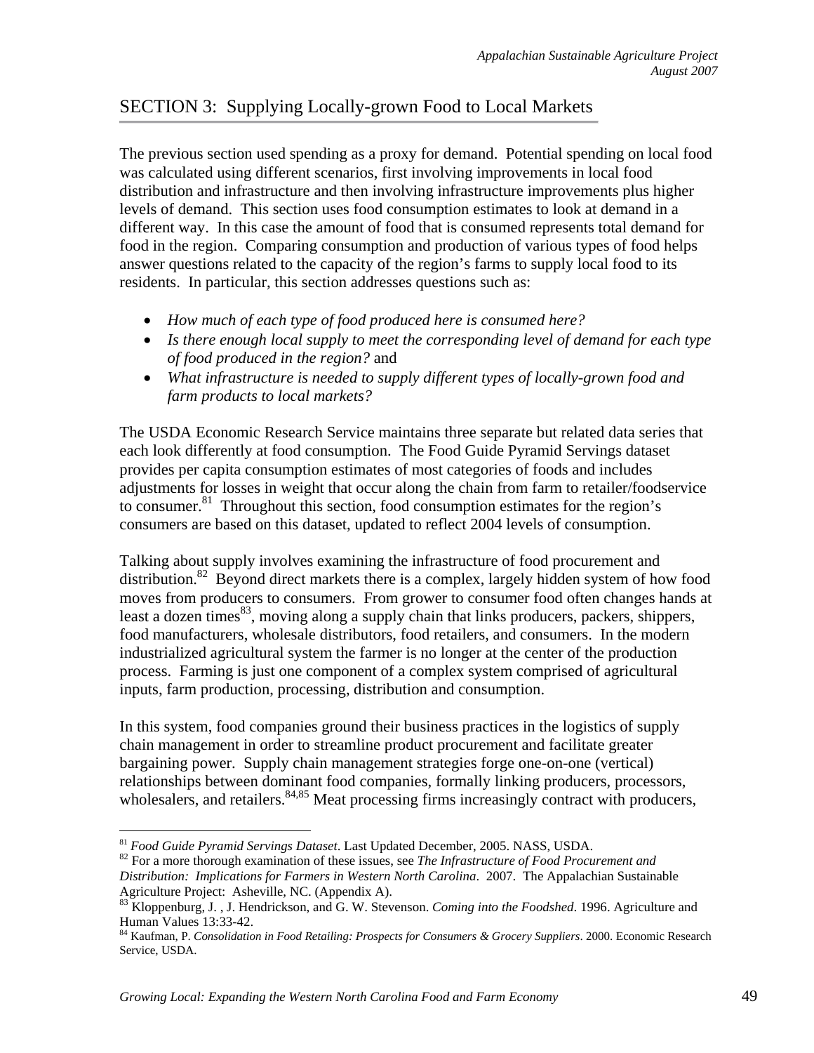## SECTION 3: Supplying Locally-grown Food to Local Markets

The previous section used spending as a proxy for demand. Potential spending on local food was calculated using different scenarios, first involving improvements in local food distribution and infrastructure and then involving infrastructure improvements plus higher levels of demand. This section uses food consumption estimates to look at demand in a different way. In this case the amount of food that is consumed represents total demand for food in the region. Comparing consumption and production of various types of food helps answer questions related to the capacity of the region's farms to supply local food to its residents. In particular, this section addresses questions such as:

- *How much of each type of food produced here is consumed here?*
- *Is there enough local supply to meet the corresponding level of demand for each type of food produced in the region?* and
- *What infrastructure is needed to supply different types of locally-grown food and farm products to local markets?*

The USDA Economic Research Service maintains three separate but related data series that each look differently at food consumption. The Food Guide Pyramid Servings dataset provides per capita consumption estimates of most categories of foods and includes adjustments for losses in weight that occur along the chain from farm to retailer/foodservice to consumer.[81] Throughout this section, food consumption estimates for the region's consumers are based on this dataset, updated to reflect 2004 levels of consumption.

Talking about supply involves examining the infrastructure of food procurement and distribution.[82] Beyond direct markets there is a complex, largely hidden system of how food moves from producers to consumers. From grower to consumer food often changes hands at least a dozen times[83], moving along a supply chain that links producers, packers, shippers, food manufacturers, wholesale distributors, food retailers, and consumers. In the modern industrialized agricultural system the farmer is no longer at the center of the production process. Farming is just one component of a complex system comprised of agricultural inputs, farm production, processing, distribution and consumption.

In this system, food companies ground their business practices in the logistics of supply chain management in order to streamline product procurement and facilitate greater bargaining power. Supply chain management strategies forge one-on-one (vertical) relationships between dominant food companies, formally linking producers, processors, wholesalers, and retailers.[84,85] Meat processing firms increasingly contract with producers,

---

[81] *Food Guide Pyramid Servings Dataset*. Last Updated December, 2005. NASS, USDA.

[82] For a more thorough examination of these issues, see *The Infrastructure of Food Procurement and Distribution: Implications for Farmers in Western North Carolina*. 2007. The Appalachian Sustainable Agriculture Project: Asheville, NC. (Appendix A).

[83] Kloppenburg, J. , J. Hendrickson, and G. W. Stevenson. *Coming into the Foodshed*. 1996. Agriculture and Human Values 13:33-42.

[84] Kaufman, P. *Consolidation in Food Retailing: Prospects for Consumers & Grocery Suppliers*. 2000. Economic Research Service, USDA.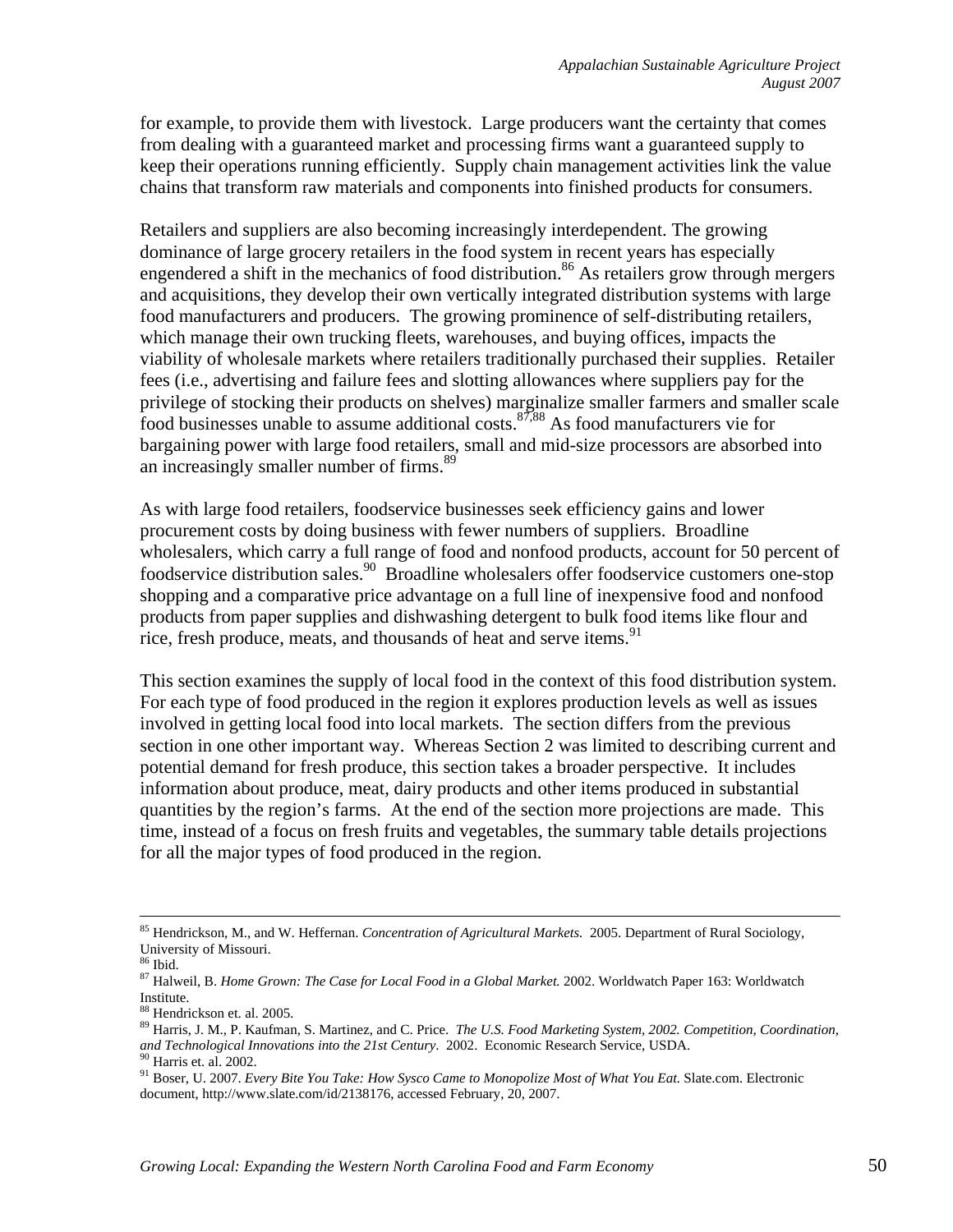for example, to provide them with livestock. Large producers want the certainty that comes from dealing with a guaranteed market and processing firms want a guaranteed supply to keep their operations running efficiently. Supply chain management activities link the value chains that transform raw materials and components into finished products for consumers.

Retailers and suppliers are also becoming increasingly interdependent. The growing dominance of large grocery retailers in the food system in recent years has especially engendered a shift in the mechanics of food distribution.[86] As retailers grow through mergers and acquisitions, they develop their own vertically integrated distribution systems with large food manufacturers and producers. The growing prominence of self-distributing retailers, which manage their own trucking fleets, warehouses, and buying offices, impacts the viability of wholesale markets where retailers traditionally purchased their supplies. Retailer fees (i.e., advertising and failure fees and slotting allowances where suppliers pay for the privilege of stocking their products on shelves) marginalize smaller farmers and smaller scale food businesses unable to assume additional costs.[87,88] As food manufacturers vie for bargaining power with large food retailers, small and mid-size processors are absorbed into an increasingly smaller number of firms.[89]

As with large food retailers, foodservice businesses seek efficiency gains and lower procurement costs by doing business with fewer numbers of suppliers. Broadline wholesalers, which carry a full range of food and nonfood products, account for 50 percent of foodservice distribution sales.[90] Broadline wholesalers offer foodservice customers one-stop shopping and a comparative price advantage on a full line of inexpensive food and nonfood products from paper supplies and dishwashing detergent to bulk food items like flour and rice, fresh produce, meats, and thousands of heat and serve items.[91]

This section examines the supply of local food in the context of this food distribution system. For each type of food produced in the region it explores production levels as well as issues involved in getting local food into local markets. The section differs from the previous section in one other important way. Whereas Section 2 was limited to describing current and potential demand for fresh produce, this section takes a broader perspective. It includes information about produce, meat, dairy products and other items produced in substantial quantities by the region's farms. At the end of the section more projections are made. This time, instead of a focus on fresh fruits and vegetables, the summary table details projections for all the major types of food produced in the region.

---

[85] Hendrickson, M., and W. Heffernan. *Concentration of Agricultural Markets.* 2005. Department of Rural Sociology, University of Missouri.
[86] Ibid.
[87] Halweil, B. *Home Grown: The Case for Local Food in a Global Market.* 2002. Worldwatch Paper 163: Worldwatch Institute.
[88] Hendrickson et. al. 2005.
[89] Harris, J. M., P. Kaufman, S. Martinez, and C. Price. *The U.S. Food Marketing System, 2002. Competition, Coordination, and Technological Innovations into the 21st Century*. 2002. Economic Research Service, USDA.
[90] Harris et. al. 2002.
[91] Boser, U. 2007. *Every Bite You Take: How Sysco Came to Monopolize Most of What You Eat.* Slate.com. Electronic document, http://www.slate.com/id/2138176, accessed February, 20, 2007.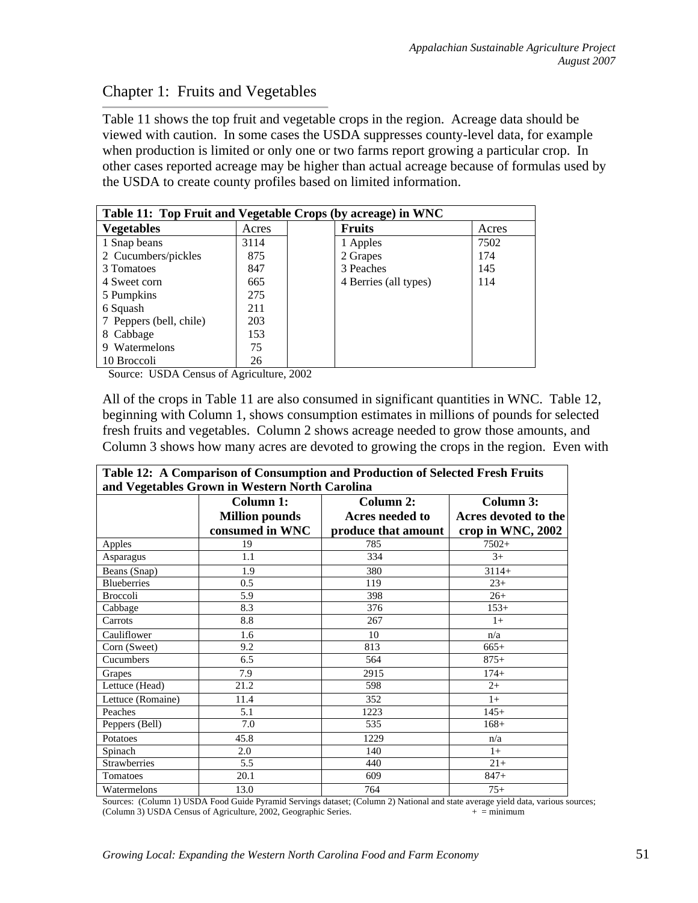## Chapter 1: Fruits and Vegetables

Table 11 shows the top fruit and vegetable crops in the region. Acreage data should be viewed with caution. In some cases the USDA suppresses county-level data, for example when production is limited or only one or two farms report growing a particular crop. In other cases reported acreage may be higher than actual acreage because of formulas used by the USDA to create county profiles based on limited information.

**Table 11: Top Fruit and Vegetable Crops (by acreage) in WNC**

| **Vegetables** | Acres | | **Fruits** | Acres |
|---|---|---|---|---|
| 1 Snap beans | 3114 | | 1 Apples | 7502 |
| 2 Cucumbers/pickles | 875 | | 2 Grapes | 174 |
| 3 Tomatoes | 847 | | 3 Peaches | 145 |
| 4 Sweet corn | 665 | | 4 Berries (all types) | 114 |
| 5 Pumpkins | 275 | | | |
| 6 Squash | 211 | | | |
| 7 Peppers (bell, chile) | 203 | | | |
| 8 Cabbage | 153 | | | |
| 9 Watermelons | 75 | | | |
| 10 Broccoli | 26 | | | |

Source: USDA Census of Agriculture, 2002

All of the crops in Table 11 are also consumed in significant quantities in WNC. Table 12, beginning with Column 1, shows consumption estimates in millions of pounds for selected fresh fruits and vegetables. Column 2 shows acreage needed to grow those amounts, and Column 3 shows how many acres are devoted to growing the crops in the region. Even with

**Table 12: A Comparison of Consumption and Production of Selected Fresh Fruits and Vegetables Grown in Western North Carolina**

| | **Column 1: Million pounds consumed in WNC** | **Column 2: Acres needed to produce that amount** | **Column 3: Acres devoted to the crop in WNC, 2002** |
|---|---|---|---|
| Apples | 19 | 785 | 7502+ |
| Asparagus | 1.1 | 334 | 3+ |
| Beans (Snap) | 1.9 | 380 | 3114+ |
| Blueberries | 0.5 | 119 | 23+ |
| Broccoli | 5.9 | 398 | 26+ |
| Cabbage | 8.3 | 376 | 153+ |
| Carrots | 8.8 | 267 | 1+ |
| Cauliflower | 1.6 | 10 | n/a |
| Corn (Sweet) | 9.2 | 813 | 665+ |
| Cucumbers | 6.5 | 564 | 875+ |
| Grapes | 7.9 | 2915 | 174+ |
| Lettuce (Head) | 21.2 | 598 | 2+ |
| Lettuce (Romaine) | 11.4 | 352 | 1+ |
| Peaches | 5.1 | 1223 | 145+ |
| Peppers (Bell) | 7.0 | 535 | 168+ |
| Potatoes | 45.8 | 1229 | n/a |
| Spinach | 2.0 | 140 | 1+ |
| Strawberries | 5.5 | 440 | 21+ |
| Tomatoes | 20.1 | 609 | 847+ |
| Watermelons | 13.0 | 764 | 75+ |

Sources: (Column 1) USDA Food Guide Pyramid Servings dataset; (Column 2) National and state average yield data, various sources; (Column 3) USDA Census of Agriculture, 2002, Geographic Series. + = minimum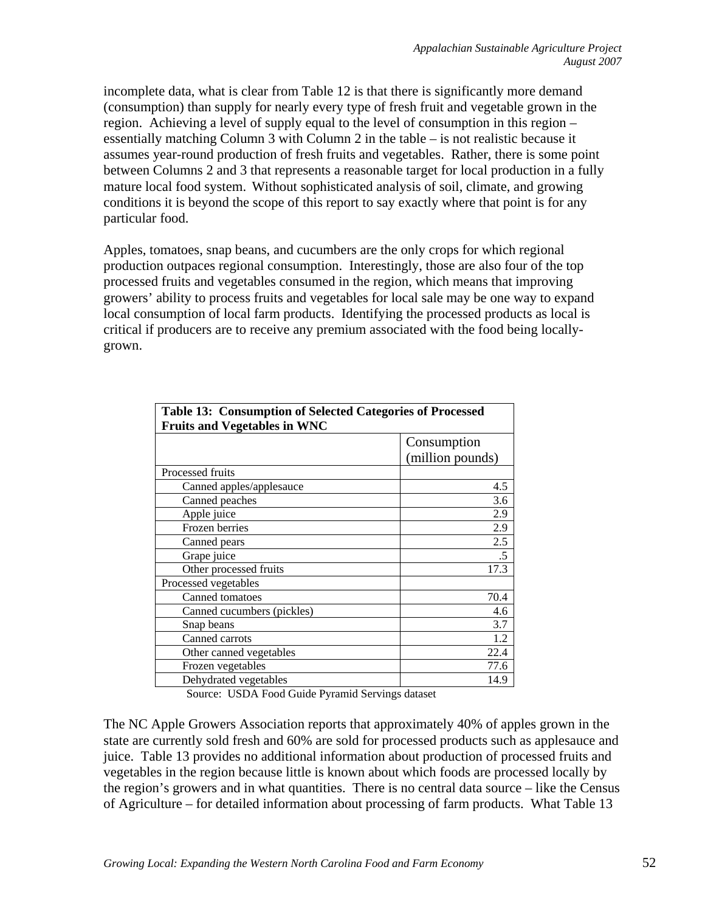incomplete data, what is clear from Table 12 is that there is significantly more demand (consumption) than supply for nearly every type of fresh fruit and vegetable grown in the region. Achieving a level of supply equal to the level of consumption in this region – essentially matching Column 3 with Column 2 in the table – is not realistic because it assumes year-round production of fresh fruits and vegetables. Rather, there is some point between Columns 2 and 3 that represents a reasonable target for local production in a fully mature local food system. Without sophisticated analysis of soil, climate, and growing conditions it is beyond the scope of this report to say exactly where that point is for any particular food.

Apples, tomatoes, snap beans, and cucumbers are the only crops for which regional production outpaces regional consumption. Interestingly, those are also four of the top processed fruits and vegetables consumed in the region, which means that improving growers' ability to process fruits and vegetables for local sale may be one way to expand local consumption of local farm products. Identifying the processed products as local is critical if producers are to receive any premium associated with the food being locally-grown.

**Table 13: Consumption of Selected Categories of Processed Fruits and Vegetables in WNC**

| | Consumption (million pounds) |
|---|---|
| Processed fruits | |
| Canned apples/applesauce | 4.5 |
| Canned peaches | 3.6 |
| Apple juice | 2.9 |
| Frozen berries | 2.9 |
| Canned pears | 2.5 |
| Grape juice | .5 |
| Other processed fruits | 17.3 |
| Processed vegetables | |
| Canned tomatoes | 70.4 |
| Canned cucumbers (pickles) | 4.6 |
| Snap beans | 3.7 |
| Canned carrots | 1.2 |
| Other canned vegetables | 22.4 |
| Frozen vegetables | 77.6 |
| Dehydrated vegetables | 14.9 |

Source: USDA Food Guide Pyramid Servings dataset

The NC Apple Growers Association reports that approximately 40% of apples grown in the state are currently sold fresh and 60% are sold for processed products such as applesauce and juice. Table 13 provides no additional information about production of processed fruits and vegetables in the region because little is known about which foods are processed locally by the region's growers and in what quantities. There is no central data source – like the Census of Agriculture – for detailed information about processing of farm products. What Table 13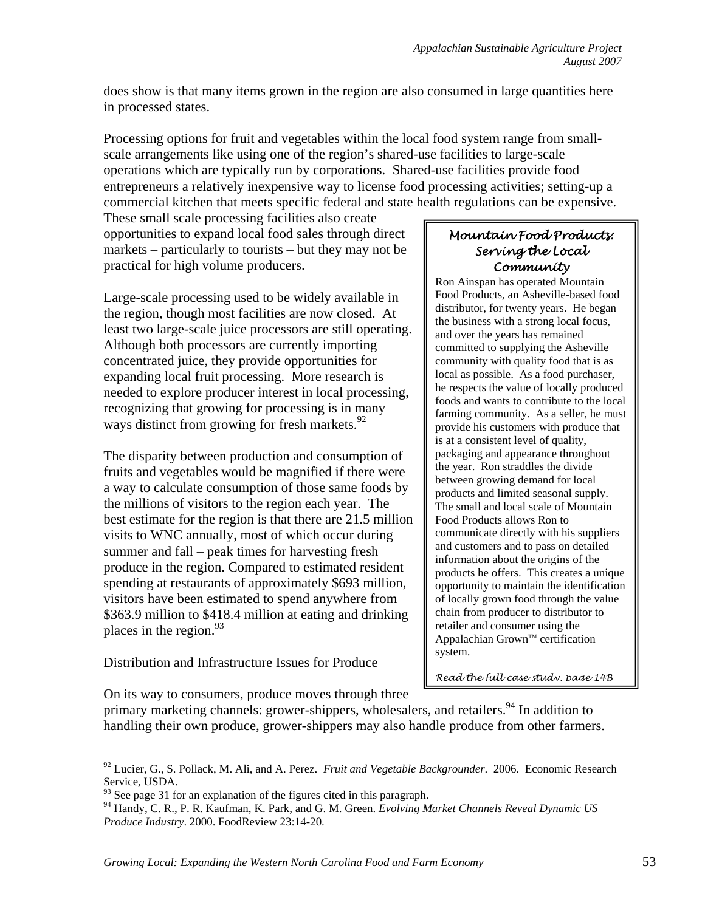does show is that many items grown in the region are also consumed in large quantities here in processed states.

Processing options for fruit and vegetables within the local food system range from small-scale arrangements like using one of the region's shared-use facilities to large-scale operations which are typically run by corporations. Shared-use facilities provide food entrepreneurs a relatively inexpensive way to license food processing activities; setting-up a commercial kitchen that meets specific federal and state health regulations can be expensive. These small scale processing facilities also create opportunities to expand local food sales through direct markets – particularly to tourists – but they may not be practical for high volume producers.

Large-scale processing used to be widely available in the region, though most facilities are now closed. At least two large-scale juice processors are still operating. Although both processors are currently importing concentrated juice, they provide opportunities for expanding local fruit processing. More research is needed to explore producer interest in local processing, recognizing that growing for processing is in many ways distinct from growing for fresh markets.[92]

The disparity between production and consumption of fruits and vegetables would be magnified if there were a way to calculate consumption of those same foods by the millions of visitors to the region each year. The best estimate for the region is that there are 21.5 million visits to WNC annually, most of which occur during summer and fall – peak times for harvesting fresh produce in the region. Compared to estimated resident spending at restaurants of approximately $693 million, visitors have been estimated to spend anywhere from $363.9 million to $418.4 million at eating and drinking places in the region.[93]

> ### *Mountain Food Products: Serving the Local Community*
>
> Ron Ainspan has operated Mountain Food Products, an Asheville-based food distributor, for twenty years. He began the business with a strong local focus, and over the years has remained committed to supplying the Asheville community with quality food that is as local as possible. As a food purchaser, he respects the value of locally produced foods and wants to contribute to the local farming community. As a seller, he must provide his customers with produce that is at a consistent level of quality, packaging and appearance throughout the year. Ron straddles the divide between growing demand for local products and limited seasonal supply. The small and local scale of Mountain Food Products allows Ron to communicate directly with his suppliers and customers and to pass on detailed information about the origins of the products he offers. This creates a unique opportunity to maintain the identification of locally grown food through the value chain from producer to distributor to retailer and consumer using the Appalachian Grown™ certification system.
>
> *Read the full case study, page 14B*

<u>Distribution and Infrastructure Issues for Produce</u>

On its way to consumers, produce moves through three primary marketing channels: grower-shippers, wholesalers, and retailers.[94] In addition to handling their own produce, grower-shippers may also handle produce from other farmers.

---

[92] Lucier, G., S. Pollack, M. Ali, and A. Perez. *Fruit and Vegetable Backgrounder*. 2006. Economic Research Service, USDA.

[93] See page 31 for an explanation of the figures cited in this paragraph.

[94] Handy, C. R., P. R. Kaufman, K. Park, and G. M. Green. *Evolving Market Channels Reveal Dynamic US Produce Industry*. 2000. FoodReview 23:14-20.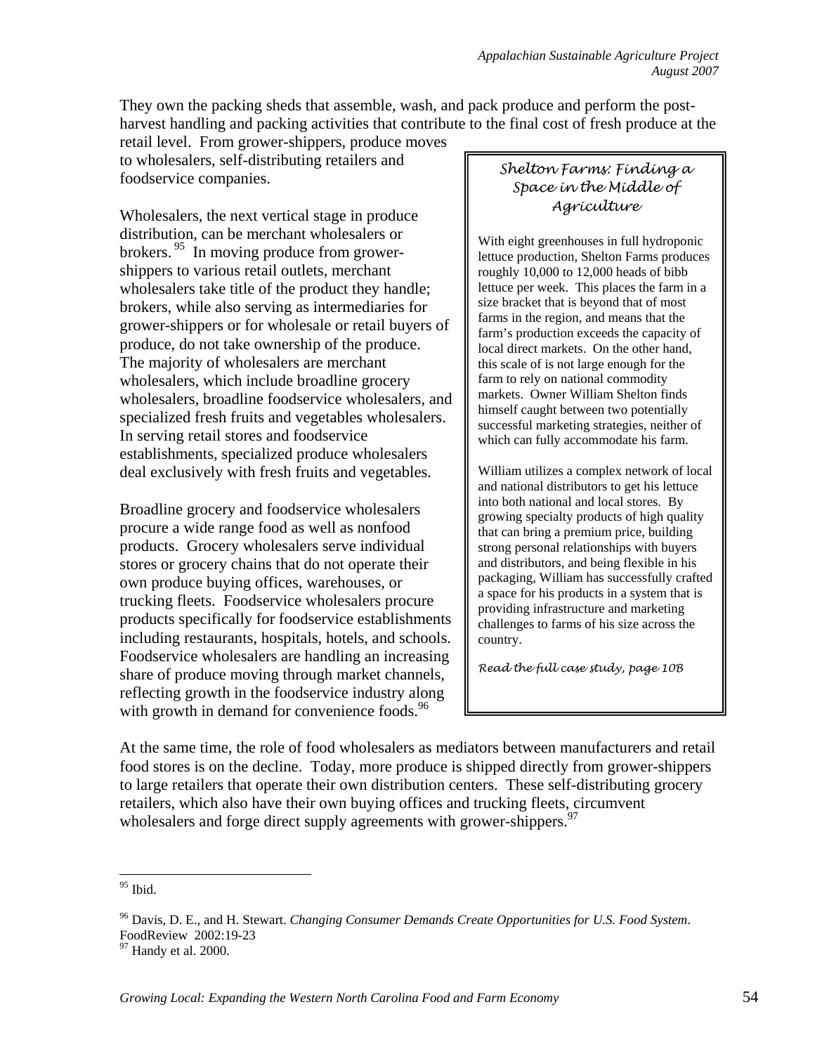They own the packing sheds that assemble, wash, and pack produce and perform the post-harvest handling and packing activities that contribute to the final cost of fresh produce at the retail level. From grower-shippers, produce moves to wholesalers, self-distributing retailers and foodservice companies.

Wholesalers, the next vertical stage in produce distribution, can be merchant wholesalers or brokers. [95] In moving produce from grower-shippers to various retail outlets, merchant wholesalers take title of the product they handle; brokers, while also serving as intermediaries for grower-shippers or for wholesale or retail buyers of produce, do not take ownership of the produce. The majority of wholesalers are merchant wholesalers, which include broadline grocery wholesalers, broadline foodservice wholesalers, and specialized fresh fruits and vegetables wholesalers. In serving retail stores and foodservice establishments, specialized produce wholesalers deal exclusively with fresh fruits and vegetables.

Broadline grocery and foodservice wholesalers procure a wide range food as well as nonfood products. Grocery wholesalers serve individual stores or grocery chains that do not operate their own produce buying offices, warehouses, or trucking fleets. Foodservice wholesalers procure products specifically for foodservice establishments including restaurants, hospitals, hotels, and schools. Foodservice wholesalers are handling an increasing share of produce moving through market channels, reflecting growth in the foodservice industry along with growth in demand for convenience foods.[96]

> ***Shelton Farms: Finding a Space in the Middle of Agriculture***
>
> With eight greenhouses in full hydroponic lettuce production, Shelton Farms produces roughly 10,000 to 12,000 heads of bibb lettuce per week. This places the farm in a size bracket that is beyond that of most farms in the region, and means that the farm's production exceeds the capacity of local direct markets. On the other hand, this scale of is not large enough for the farm to rely on national commodity markets. Owner William Shelton finds himself caught between two potentially successful marketing strategies, neither of which can fully accommodate his farm.
>
> William utilizes a complex network of local and national distributors to get his lettuce into both national and local stores. By growing specialty products of high quality that can bring a premium price, building strong personal relationships with buyers and distributors, and being flexible in his packaging, William has successfully crafted a space for his products in a system that is providing infrastructure and marketing challenges to farms of his size across the country.
>
> *Read the full case study, page 10B*

At the same time, the role of food wholesalers as mediators between manufacturers and retail food stores is on the decline. Today, more produce is shipped directly from grower-shippers to large retailers that operate their own distribution centers. These self-distributing grocery retailers, which also have their own buying offices and trucking fleets, circumvent wholesalers and forge direct supply agreements with grower-shippers.[97]

---

[95] Ibid.

[96] Davis, D. E., and H. Stewart. *Changing Consumer Demands Create Opportunities for U.S. Food System*. FoodReview 2002:19-23

[97] Handy et al. 2000.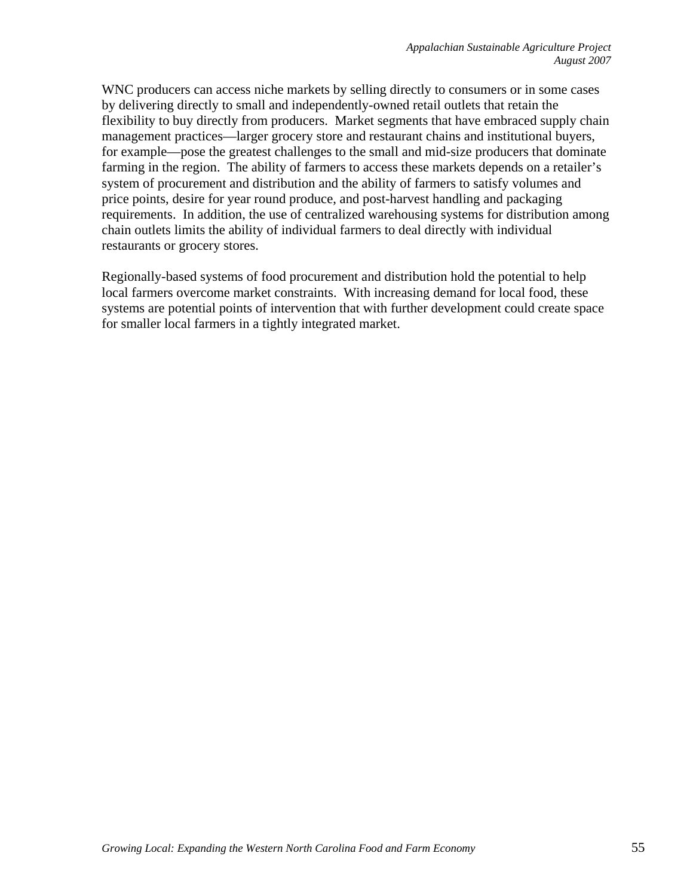WNC producers can access niche markets by selling directly to consumers or in some cases by delivering directly to small and independently-owned retail outlets that retain the flexibility to buy directly from producers. Market segments that have embraced supply chain management practices—larger grocery store and restaurant chains and institutional buyers, for example—pose the greatest challenges to the small and mid-size producers that dominate farming in the region. The ability of farmers to access these markets depends on a retailer's system of procurement and distribution and the ability of farmers to satisfy volumes and price points, desire for year round produce, and post-harvest handling and packaging requirements. In addition, the use of centralized warehousing systems for distribution among chain outlets limits the ability of individual farmers to deal directly with individual restaurants or grocery stores.

Regionally-based systems of food procurement and distribution hold the potential to help local farmers overcome market constraints. With increasing demand for local food, these systems are potential points of intervention that with further development could create space for smaller local farmers in a tightly integrated market.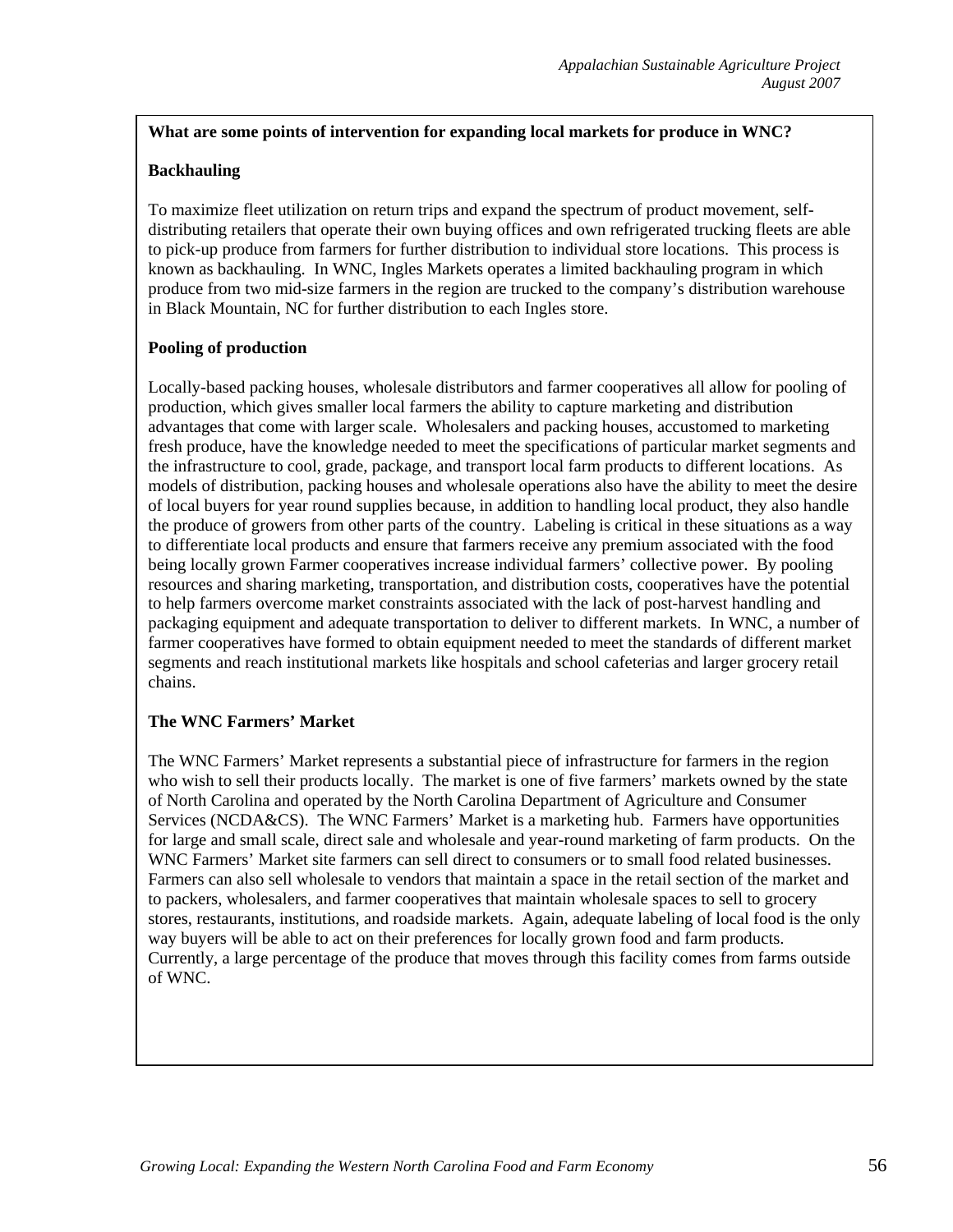**What are some points of intervention for expanding local markets for produce in WNC?**

**Backhauling**

To maximize fleet utilization on return trips and expand the spectrum of product movement, self-distributing retailers that operate their own buying offices and own refrigerated trucking fleets are able to pick-up produce from farmers for further distribution to individual store locations. This process is known as backhauling. In WNC, Ingles Markets operates a limited backhauling program in which produce from two mid-size farmers in the region are trucked to the company's distribution warehouse in Black Mountain, NC for further distribution to each Ingles store.

**Pooling of production**

Locally-based packing houses, wholesale distributors and farmer cooperatives all allow for pooling of production, which gives smaller local farmers the ability to capture marketing and distribution advantages that come with larger scale. Wholesalers and packing houses, accustomed to marketing fresh produce, have the knowledge needed to meet the specifications of particular market segments and the infrastructure to cool, grade, package, and transport local farm products to different locations. As models of distribution, packing houses and wholesale operations also have the ability to meet the desire of local buyers for year round supplies because, in addition to handling local product, they also handle the produce of growers from other parts of the country. Labeling is critical in these situations as a way to differentiate local products and ensure that farmers receive any premium associated with the food being locally grown Farmer cooperatives increase individual farmers' collective power. By pooling resources and sharing marketing, transportation, and distribution costs, cooperatives have the potential to help farmers overcome market constraints associated with the lack of post-harvest handling and packaging equipment and adequate transportation to deliver to different markets. In WNC, a number of farmer cooperatives have formed to obtain equipment needed to meet the standards of different market segments and reach institutional markets like hospitals and school cafeterias and larger grocery retail chains.

**The WNC Farmers' Market**

The WNC Farmers' Market represents a substantial piece of infrastructure for farmers in the region who wish to sell their products locally. The market is one of five farmers' markets owned by the state of North Carolina and operated by the North Carolina Department of Agriculture and Consumer Services (NCDA&CS). The WNC Farmers' Market is a marketing hub. Farmers have opportunities for large and small scale, direct sale and wholesale and year-round marketing of farm products. On the WNC Farmers' Market site farmers can sell direct to consumers or to small food related businesses. Farmers can also sell wholesale to vendors that maintain a space in the retail section of the market and to packers, wholesalers, and farmer cooperatives that maintain wholesale spaces to sell to grocery stores, restaurants, institutions, and roadside markets. Again, adequate labeling of local food is the only way buyers will be able to act on their preferences for locally grown food and farm products. Currently, a large percentage of the produce that moves through this facility comes from farms outside of WNC.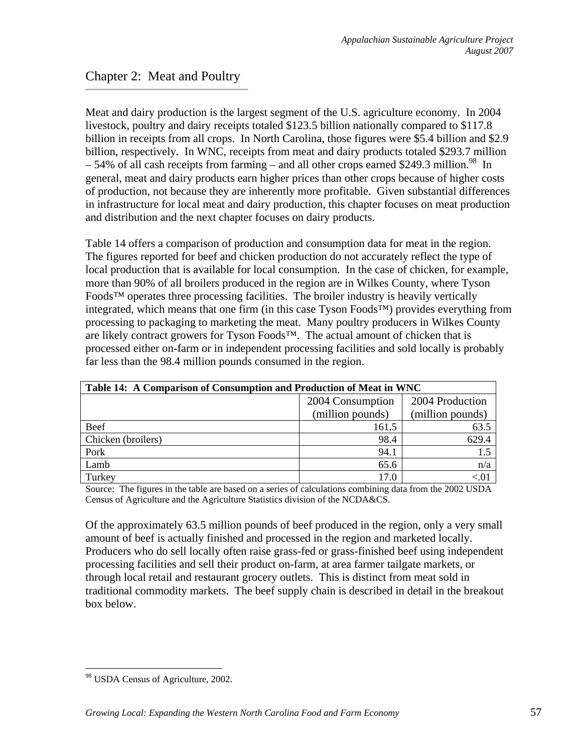## Chapter 2: Meat and Poultry

Meat and dairy production is the largest segment of the U.S. agriculture economy. In 2004 livestock, poultry and dairy receipts totaled $123.5 billion nationally compared to $117.8 billion in receipts from all crops. In North Carolina, those figures were $5.4 billion and $2.9 billion, respectively. In WNC, receipts from meat and dairy products totaled $293.7 million – 54% of all cash receipts from farming – and all other crops earned $249.3 million.[98] In general, meat and dairy products earn higher prices than other crops because of higher costs of production, not because they are inherently more profitable. Given substantial differences in infrastructure for local meat and dairy production, this chapter focuses on meat production and distribution and the next chapter focuses on dairy products.

Table 14 offers a comparison of production and consumption data for meat in the region. The figures reported for beef and chicken production do not accurately reflect the type of local production that is available for local consumption. In the case of chicken, for example, more than 90% of all broilers produced in the region are in Wilkes County, where Tyson Foods™ operates three processing facilities. The broiler industry is heavily vertically integrated, which means that one firm (in this case Tyson Foods™) provides everything from processing to packaging to marketing the meat. Many poultry producers in Wilkes County are likely contract growers for Tyson Foods™. The actual amount of chicken that is processed either on-farm or in independent processing facilities and sold locally is probably far less than the 98.4 million pounds consumed in the region.

**Table 14: A Comparison of Consumption and Production of Meat in WNC**

| | 2004 Consumption (million pounds) | 2004 Production (million pounds) |
|---|---|---|
| Beef | 161.5 | 63.5 |
| Chicken (broilers) | 98.4 | 629.4 |
| Pork | 94.1 | 1.5 |
| Lamb | 65.6 | n/a |
| Turkey | 17.0 | <.01 |

Source: The figures in the table are based on a series of calculations combining data from the 2002 USDA Census of Agriculture and the Agriculture Statistics division of the NCDA&CS.

Of the approximately 63.5 million pounds of beef produced in the region, only a very small amount of beef is actually finished and processed in the region and marketed locally. Producers who do sell locally often raise grass-fed or grass-finished beef using independent processing facilities and sell their product on-farm, at area farmer tailgate markets, or through local retail and restaurant grocery outlets. This is distinct from meat sold in traditional commodity markets. The beef supply chain is described in detail in the breakout box below.

---

[98] USDA Census of Agriculture, 2002.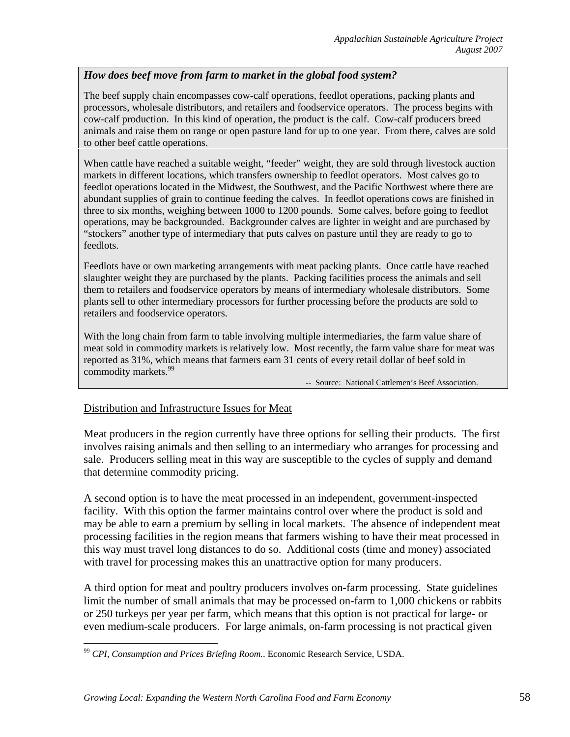***How does beef move from farm to market in the global food system?***

The beef supply chain encompasses cow-calf operations, feedlot operations, packing plants and processors, wholesale distributors, and retailers and foodservice operators. The process begins with cow-calf production. In this kind of operation, the product is the calf. Cow-calf producers breed animals and raise them on range or open pasture land for up to one year. From there, calves are sold to other beef cattle operations.

When cattle have reached a suitable weight, "feeder" weight, they are sold through livestock auction markets in different locations, which transfers ownership to feedlot operators. Most calves go to feedlot operations located in the Midwest, the Southwest, and the Pacific Northwest where there are abundant supplies of grain to continue feeding the calves. In feedlot operations cows are finished in three to six months, weighing between 1000 to 1200 pounds. Some calves, before going to feedlot operations, may be backgrounded. Backgrounder calves are lighter in weight and are purchased by "stockers" another type of intermediary that puts calves on pasture until they are ready to go to feedlots.

Feedlots have or own marketing arrangements with meat packing plants. Once cattle have reached slaughter weight they are purchased by the plants. Packing facilities process the animals and sell them to retailers and foodservice operators by means of intermediary wholesale distributors. Some plants sell to other intermediary processors for further processing before the products are sold to retailers and foodservice operators.

With the long chain from farm to table involving multiple intermediaries, the farm value share of meat sold in commodity markets is relatively low. Most recently, the farm value share for meat was reported as 31%, which means that farmers earn 31 cents of every retail dollar of beef sold in commodity markets.[99]

-- Source: National Cattlemen's Beef Association.

Distribution and Infrastructure Issues for Meat

Meat producers in the region currently have three options for selling their products. The first involves raising animals and then selling to an intermediary who arranges for processing and sale. Producers selling meat in this way are susceptible to the cycles of supply and demand that determine commodity pricing.

A second option is to have the meat processed in an independent, government-inspected facility. With this option the farmer maintains control over where the product is sold and may be able to earn a premium by selling in local markets. The absence of independent meat processing facilities in the region means that farmers wishing to have their meat processed in this way must travel long distances to do so. Additional costs (time and money) associated with travel for processing makes this an unattractive option for many producers.

A third option for meat and poultry producers involves on-farm processing. State guidelines limit the number of small animals that may be processed on-farm to 1,000 chickens or rabbits or 250 turkeys per year per farm, which means that this option is not practical for large- or even medium-scale producers. For large animals, on-farm processing is not practical given

[99] *CPI, Consumption and Prices Briefing Room.*. Economic Research Service, USDA.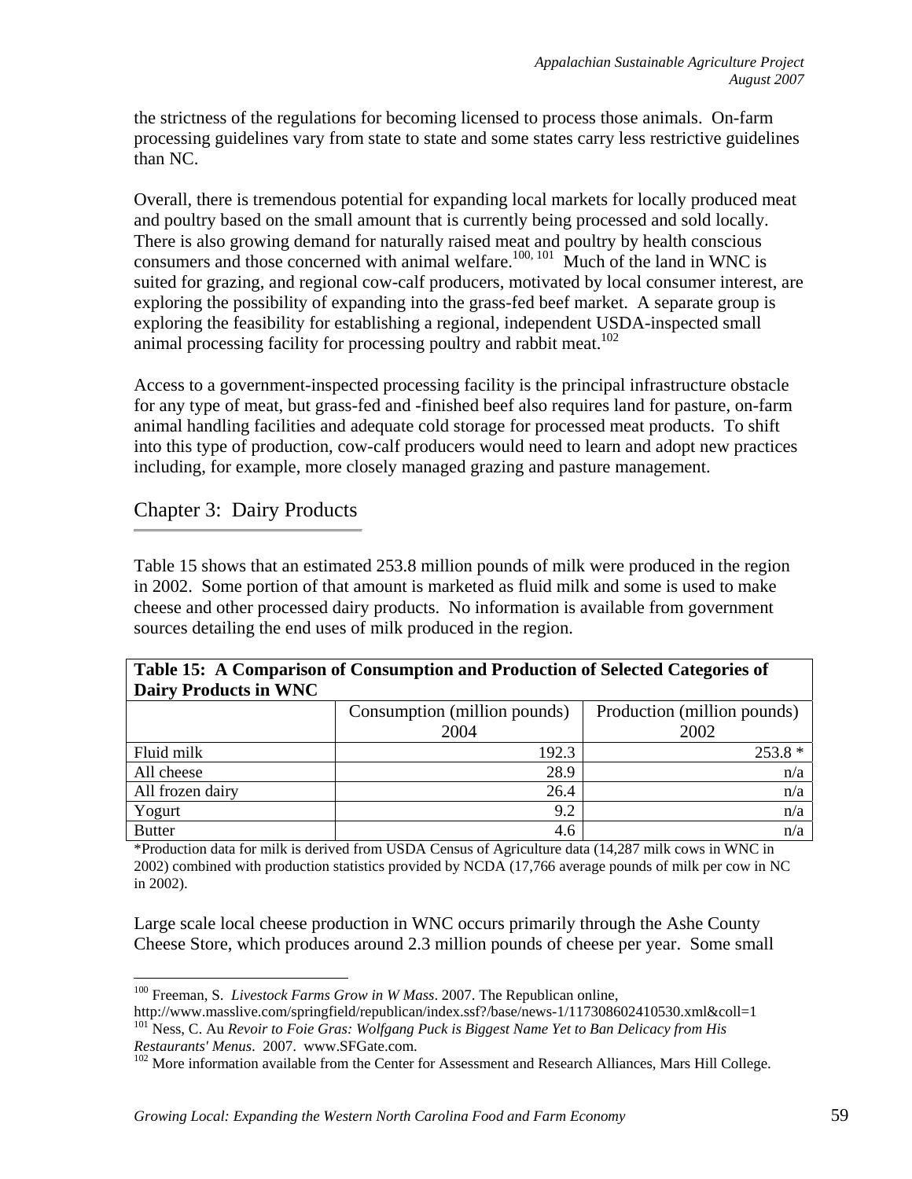the strictness of the regulations for becoming licensed to process those animals. On-farm processing guidelines vary from state to state and some states carry less restrictive guidelines than NC.

Overall, there is tremendous potential for expanding local markets for locally produced meat and poultry based on the small amount that is currently being processed and sold locally. There is also growing demand for naturally raised meat and poultry by health conscious consumers and those concerned with animal welfare.[100, 101] Much of the land in WNC is suited for grazing, and regional cow-calf producers, motivated by local consumer interest, are exploring the possibility of expanding into the grass-fed beef market. A separate group is exploring the feasibility for establishing a regional, independent USDA-inspected small animal processing facility for processing poultry and rabbit meat.[102]

Access to a government-inspected processing facility is the principal infrastructure obstacle for any type of meat, but grass-fed and -finished beef also requires land for pasture, on-farm animal handling facilities and adequate cold storage for processed meat products. To shift into this type of production, cow-calf producers would need to learn and adopt new practices including, for example, more closely managed grazing and pasture management.

## Chapter 3: Dairy Products

Table 15 shows that an estimated 253.8 million pounds of milk were produced in the region in 2002. Some portion of that amount is marketed as fluid milk and some is used to make cheese and other processed dairy products. No information is available from government sources detailing the end uses of milk produced in the region.

**Table 15: A Comparison of Consumption and Production of Selected Categories of Dairy Products in WNC**

| | Consumption (million pounds) 2004 | Production (million pounds) 2002 |
|---|---|---|
| Fluid milk | 192.3 | 253.8 * |
| All cheese | 28.9 | n/a |
| All frozen dairy | 26.4 | n/a |
| Yogurt | 9.2 | n/a |
| Butter | 4.6 | n/a |

*Production data for milk is derived from USDA Census of Agriculture data (14,287 milk cows in WNC in 2002) combined with production statistics provided by NCDA (17,766 average pounds of milk per cow in NC in 2002).

Large scale local cheese production in WNC occurs primarily through the Ashe County Cheese Store, which produces around 2.3 million pounds of cheese per year. Some small

---

[100] Freeman, S. *Livestock Farms Grow in W Mass*. 2007. The Republican online, http://www.masslive.com/springfield/republican/index.ssf?/base/news-1/117308602410530.xml&coll=1

[101] Ness, C. Au *Revoir to Foie Gras: Wolfgang Puck is Biggest Name Yet to Ban Delicacy from His Restaurants' Menus*. 2007. www.SFGate.com.

[102] More information available from the Center for Assessment and Research Alliances, Mars Hill College.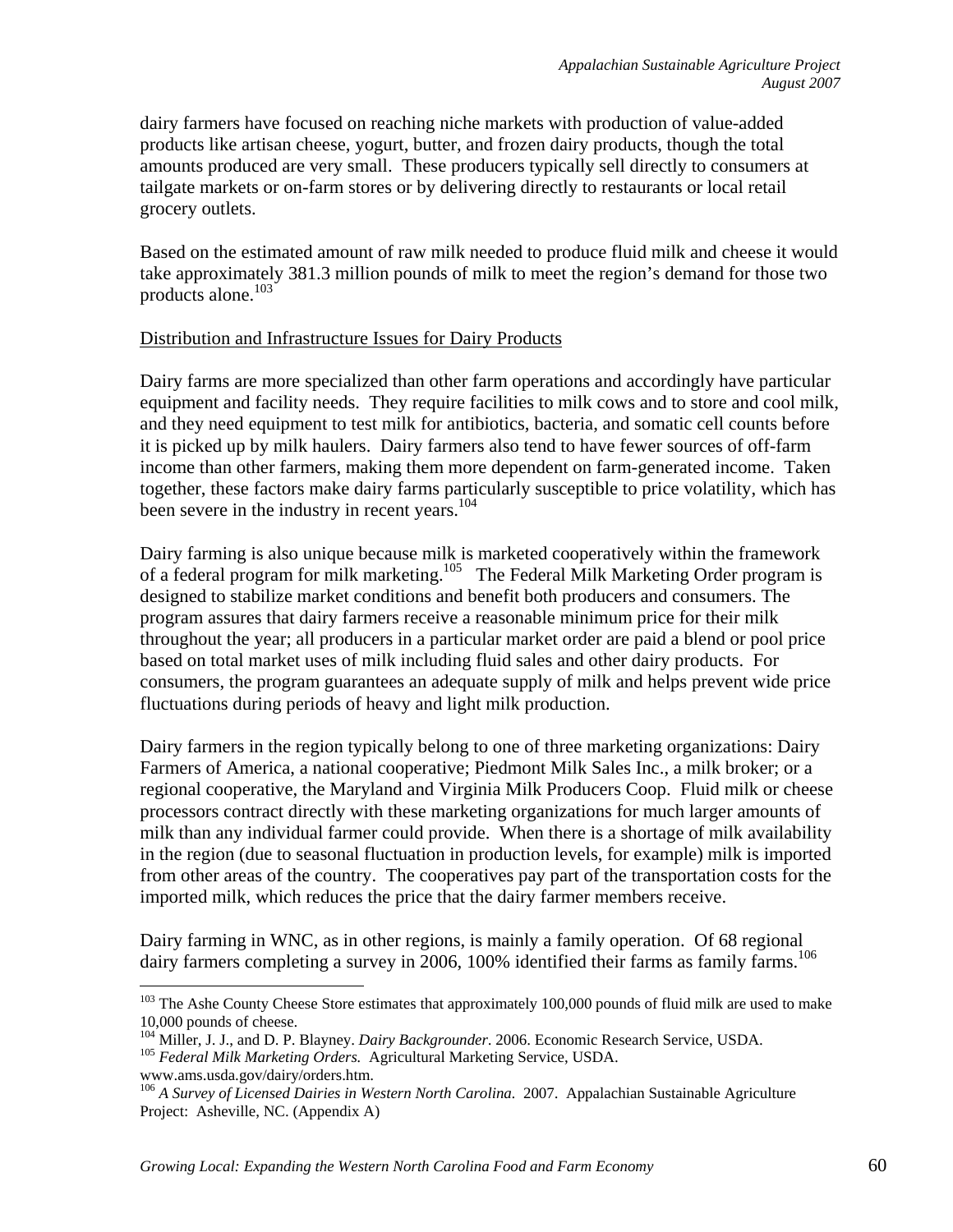dairy farmers have focused on reaching niche markets with production of value-added products like artisan cheese, yogurt, butter, and frozen dairy products, though the total amounts produced are very small. These producers typically sell directly to consumers at tailgate markets or on-farm stores or by delivering directly to restaurants or local retail grocery outlets.

Based on the estimated amount of raw milk needed to produce fluid milk and cheese it would take approximately 381.3 million pounds of milk to meet the region's demand for those two products alone.[103]

<u>Distribution and Infrastructure Issues for Dairy Products</u>

Dairy farms are more specialized than other farm operations and accordingly have particular equipment and facility needs. They require facilities to milk cows and to store and cool milk, and they need equipment to test milk for antibiotics, bacteria, and somatic cell counts before it is picked up by milk haulers. Dairy farmers also tend to have fewer sources of off-farm income than other farmers, making them more dependent on farm-generated income. Taken together, these factors make dairy farms particularly susceptible to price volatility, which has been severe in the industry in recent years.[104]

Dairy farming is also unique because milk is marketed cooperatively within the framework of a federal program for milk marketing.[105] The Federal Milk Marketing Order program is designed to stabilize market conditions and benefit both producers and consumers. The program assures that dairy farmers receive a reasonable minimum price for their milk throughout the year; all producers in a particular market order are paid a blend or pool price based on total market uses of milk including fluid sales and other dairy products. For consumers, the program guarantees an adequate supply of milk and helps prevent wide price fluctuations during periods of heavy and light milk production.

Dairy farmers in the region typically belong to one of three marketing organizations: Dairy Farmers of America, a national cooperative; Piedmont Milk Sales Inc., a milk broker; or a regional cooperative, the Maryland and Virginia Milk Producers Coop. Fluid milk or cheese processors contract directly with these marketing organizations for much larger amounts of milk than any individual farmer could provide. When there is a shortage of milk availability in the region (due to seasonal fluctuation in production levels, for example) milk is imported from other areas of the country. The cooperatives pay part of the transportation costs for the imported milk, which reduces the price that the dairy farmer members receive.

Dairy farming in WNC, as in other regions, is mainly a family operation. Of 68 regional dairy farmers completing a survey in 2006, 100% identified their farms as family farms.[106]

---

[103] The Ashe County Cheese Store estimates that approximately 100,000 pounds of fluid milk are used to make 10,000 pounds of cheese.

[104] Miller, J. J., and D. P. Blayney. *Dairy Backgrounder*. 2006. Economic Research Service, USDA.

[105] *Federal Milk Marketing Orders.* Agricultural Marketing Service, USDA. www.ams.usda.gov/dairy/orders.htm.

[106] *A Survey of Licensed Dairies in Western North Carolina.* 2007. Appalachian Sustainable Agriculture Project: Asheville, NC. (Appendix A)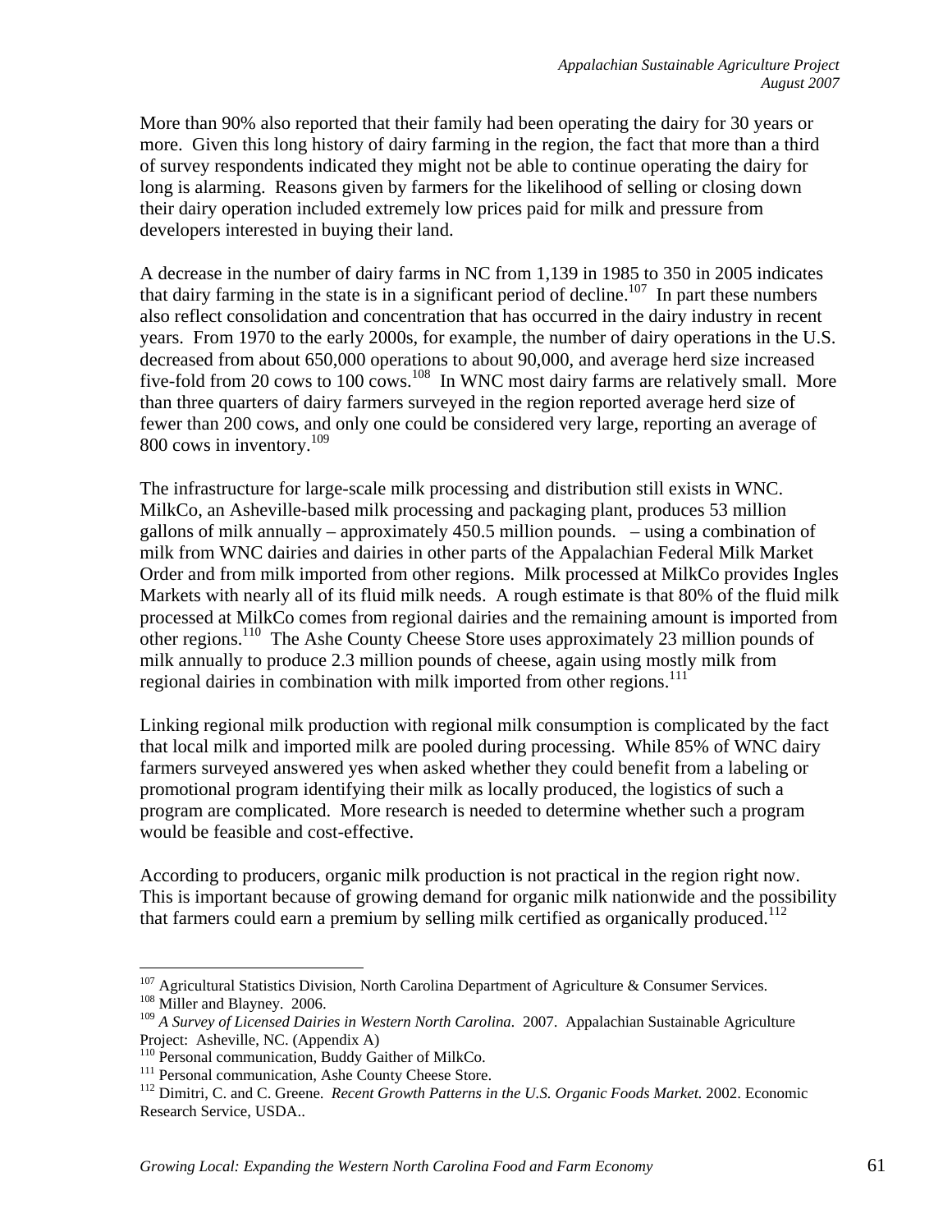More than 90% also reported that their family had been operating the dairy for 30 years or more. Given this long history of dairy farming in the region, the fact that more than a third of survey respondents indicated they might not be able to continue operating the dairy for long is alarming. Reasons given by farmers for the likelihood of selling or closing down their dairy operation included extremely low prices paid for milk and pressure from developers interested in buying their land.

A decrease in the number of dairy farms in NC from 1,139 in 1985 to 350 in 2005 indicates that dairy farming in the state is in a significant period of decline.[107] In part these numbers also reflect consolidation and concentration that has occurred in the dairy industry in recent years. From 1970 to the early 2000s, for example, the number of dairy operations in the U.S. decreased from about 650,000 operations to about 90,000, and average herd size increased five-fold from 20 cows to 100 cows.[108] In WNC most dairy farms are relatively small. More than three quarters of dairy farmers surveyed in the region reported average herd size of fewer than 200 cows, and only one could be considered very large, reporting an average of 800 cows in inventory.[109]

The infrastructure for large-scale milk processing and distribution still exists in WNC. MilkCo, an Asheville-based milk processing and packaging plant, produces 53 million gallons of milk annually – approximately 450.5 million pounds. – using a combination of milk from WNC dairies and dairies in other parts of the Appalachian Federal Milk Market Order and from milk imported from other regions. Milk processed at MilkCo provides Ingles Markets with nearly all of its fluid milk needs. A rough estimate is that 80% of the fluid milk processed at MilkCo comes from regional dairies and the remaining amount is imported from other regions.[110] The Ashe County Cheese Store uses approximately 23 million pounds of milk annually to produce 2.3 million pounds of cheese, again using mostly milk from regional dairies in combination with milk imported from other regions.[111]

Linking regional milk production with regional milk consumption is complicated by the fact that local milk and imported milk are pooled during processing. While 85% of WNC dairy farmers surveyed answered yes when asked whether they could benefit from a labeling or promotional program identifying their milk as locally produced, the logistics of such a program are complicated. More research is needed to determine whether such a program would be feasible and cost-effective.

According to producers, organic milk production is not practical in the region right now. This is important because of growing demand for organic milk nationwide and the possibility that farmers could earn a premium by selling milk certified as organically produced.[112]

---

[107] Agricultural Statistics Division, North Carolina Department of Agriculture & Consumer Services.

[108] Miller and Blayney. 2006.

[109] *A Survey of Licensed Dairies in Western North Carolina.* 2007. Appalachian Sustainable Agriculture Project: Asheville, NC. (Appendix A)

[110] Personal communication, Buddy Gaither of MilkCo.

[111] Personal communication, Ashe County Cheese Store.

[112] Dimitri, C. and C. Greene. *Recent Growth Patterns in the U.S. Organic Foods Market.* 2002. Economic Research Service, USDA..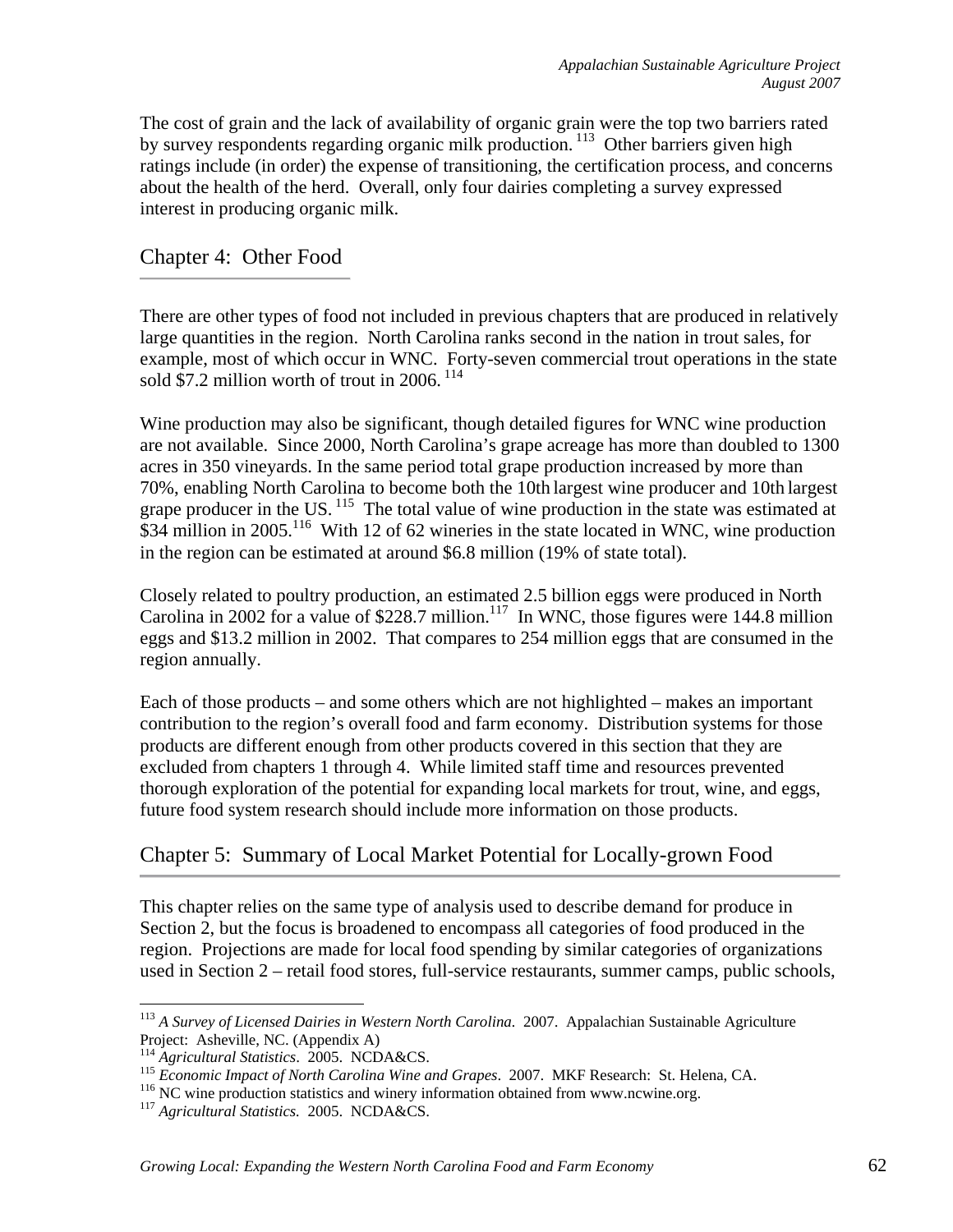The cost of grain and the lack of availability of organic grain were the top two barriers rated by survey respondents regarding organic milk production.[113] Other barriers given high ratings include (in order) the expense of transitioning, the certification process, and concerns about the health of the herd. Overall, only four dairies completing a survey expressed interest in producing organic milk.

## Chapter 4: Other Food

There are other types of food not included in previous chapters that are produced in relatively large quantities in the region. North Carolina ranks second in the nation in trout sales, for example, most of which occur in WNC. Forty-seven commercial trout operations in the state sold $7.2 million worth of trout in 2006.[114]

Wine production may also be significant, though detailed figures for WNC wine production are not available. Since 2000, North Carolina's grape acreage has more than doubled to 1300 acres in 350 vineyards. In the same period total grape production increased by more than 70%, enabling North Carolina to become both the 10th largest wine producer and 10th largest grape producer in the US.[115] The total value of wine production in the state was estimated at $34 million in 2005.[116] With 12 of 62 wineries in the state located in WNC, wine production in the region can be estimated at around $6.8 million (19% of state total).

Closely related to poultry production, an estimated 2.5 billion eggs were produced in North Carolina in 2002 for a value of $228.7 million.[117] In WNC, those figures were 144.8 million eggs and $13.2 million in 2002. That compares to 254 million eggs that are consumed in the region annually.

Each of those products – and some others which are not highlighted – makes an important contribution to the region's overall food and farm economy. Distribution systems for those products are different enough from other products covered in this section that they are excluded from chapters 1 through 4. While limited staff time and resources prevented thorough exploration of the potential for expanding local markets for trout, wine, and eggs, future food system research should include more information on those products.

## Chapter 5: Summary of Local Market Potential for Locally-grown Food

This chapter relies on the same type of analysis used to describe demand for produce in Section 2, but the focus is broadened to encompass all categories of food produced in the region. Projections are made for local food spending by similar categories of organizations used in Section 2 – retail food stores, full-service restaurants, summer camps, public schools,

---

[113] *A Survey of Licensed Dairies in Western North Carolina.* 2007. Appalachian Sustainable Agriculture Project: Asheville, NC. (Appendix A)

[114] *Agricultural Statistics*. 2005. NCDA&CS.

[115] *Economic Impact of North Carolina Wine and Grapes*. 2007. MKF Research: St. Helena, CA.

[116] NC wine production statistics and winery information obtained from www.ncwine.org.

[117] *Agricultural Statistics.* 2005. NCDA&CS.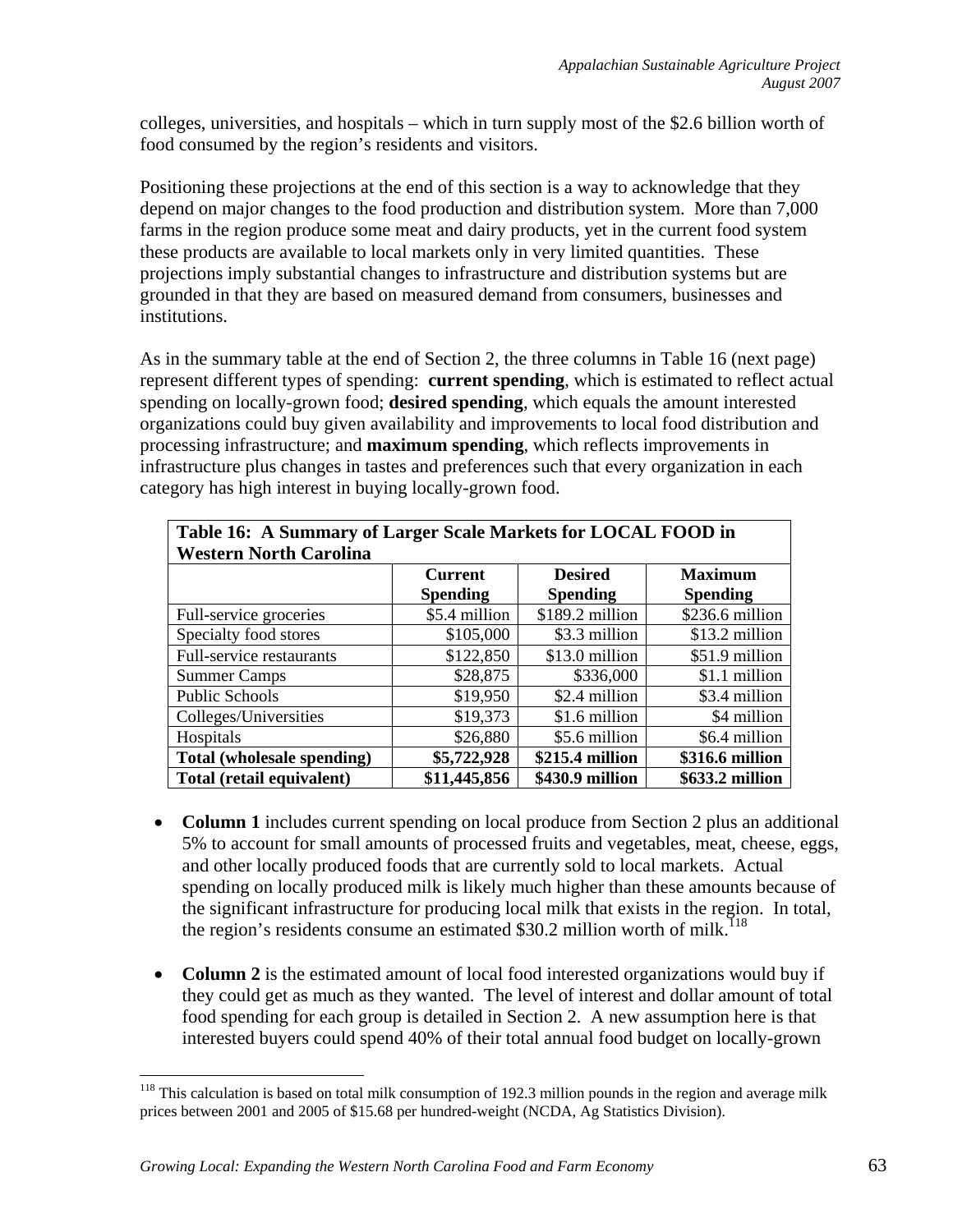colleges, universities, and hospitals – which in turn supply most of the $2.6 billion worth of food consumed by the region's residents and visitors.

Positioning these projections at the end of this section is a way to acknowledge that they depend on major changes to the food production and distribution system. More than 7,000 farms in the region produce some meat and dairy products, yet in the current food system these products are available to local markets only in very limited quantities. These projections imply substantial changes to infrastructure and distribution systems but are grounded in that they are based on measured demand from consumers, businesses and institutions.

As in the summary table at the end of Section 2, the three columns in Table 16 (next page) represent different types of spending: **current spending**, which is estimated to reflect actual spending on locally-grown food; **desired spending**, which equals the amount interested organizations could buy given availability and improvements to local food distribution and processing infrastructure; and **maximum spending**, which reflects improvements in infrastructure plus changes in tastes and preferences such that every organization in each category has high interest in buying locally-grown food.

**Table 16: A Summary of Larger Scale Markets for LOCAL FOOD in Western North Carolina**

| | Current Spending | Desired Spending | Maximum Spending |
|---|---|---|---|
| Full-service groceries | $5.4 million | $189.2 million | $236.6 million |
| Specialty food stores | $105,000 | $3.3 million | $13.2 million |
| Full-service restaurants | $122,850 | $13.0 million | $51.9 million |
| Summer Camps | $28,875 | $336,000 | $1.1 million |
| Public Schools | $19,950 | $2.4 million | $3.4 million |
| Colleges/Universities | $19,373 | $1.6 million | $4 million |
| Hospitals | $26,880 | $5.6 million | $6.4 million |
| **Total (wholesale spending)** | **$5,722,928** | **$215.4 million** | **$316.6 million** |
| **Total (retail equivalent)** | **$11,445,856** | **$430.9 million** | **$633.2 million** |

- **Column 1** includes current spending on local produce from Section 2 plus an additional 5% to account for small amounts of processed fruits and vegetables, meat, cheese, eggs, and other locally produced foods that are currently sold to local markets. Actual spending on locally produced milk is likely much higher than these amounts because of the significant infrastructure for producing local milk that exists in the region. In total, the region's residents consume an estimated $30.2 million worth of milk.[118]

- **Column 2** is the estimated amount of local food interested organizations would buy if they could get as much as they wanted. The level of interest and dollar amount of total food spending for each group is detailed in Section 2. A new assumption here is that interested buyers could spend 40% of their total annual food budget on locally-grown

[118] This calculation is based on total milk consumption of 192.3 million pounds in the region and average milk prices between 2001 and 2005 of $15.68 per hundred-weight (NCDA, Ag Statistics Division).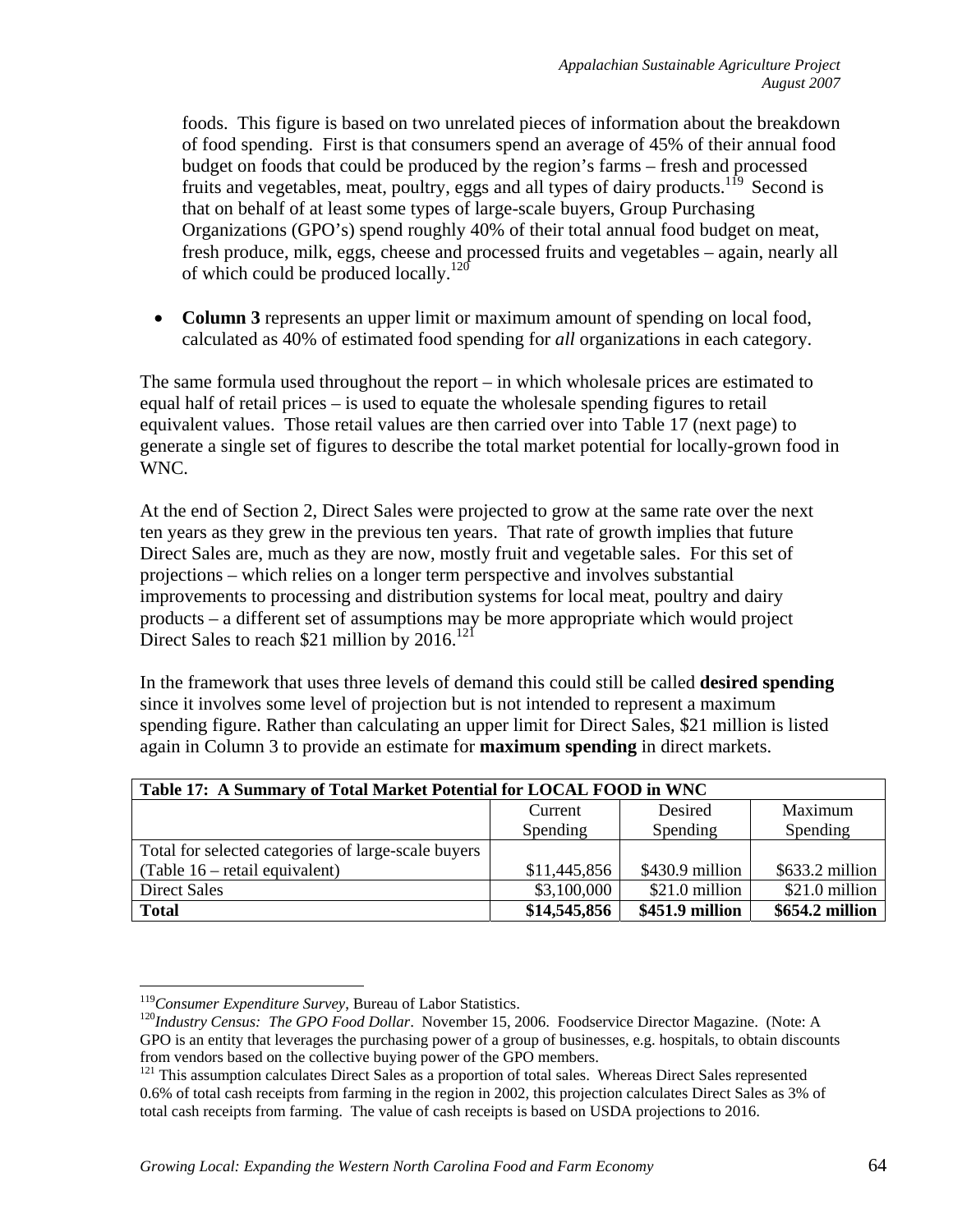foods. This figure is based on two unrelated pieces of information about the breakdown of food spending. First is that consumers spend an average of 45% of their annual food budget on foods that could be produced by the region's farms – fresh and processed fruits and vegetables, meat, poultry, eggs and all types of dairy products.[119] Second is that on behalf of at least some types of large-scale buyers, Group Purchasing Organizations (GPO's) spend roughly 40% of their total annual food budget on meat, fresh produce, milk, eggs, cheese and processed fruits and vegetables – again, nearly all of which could be produced locally.[120]

- **Column 3** represents an upper limit or maximum amount of spending on local food, calculated as 40% of estimated food spending for *all* organizations in each category.

The same formula used throughout the report – in which wholesale prices are estimated to equal half of retail prices – is used to equate the wholesale spending figures to retail equivalent values. Those retail values are then carried over into Table 17 (next page) to generate a single set of figures to describe the total market potential for locally-grown food in WNC.

At the end of Section 2, Direct Sales were projected to grow at the same rate over the next ten years as they grew in the previous ten years. That rate of growth implies that future Direct Sales are, much as they are now, mostly fruit and vegetable sales. For this set of projections – which relies on a longer term perspective and involves substantial improvements to processing and distribution systems for local meat, poultry and dairy products – a different set of assumptions may be more appropriate which would project Direct Sales to reach $21 million by 2016.[121]

In the framework that uses three levels of demand this could still be called **desired spending** since it involves some level of projection but is not intended to represent a maximum spending figure. Rather than calculating an upper limit for Direct Sales, $21 million is listed again in Column 3 to provide an estimate for **maximum spending** in direct markets.

| **Table 17: A Summary of Total Market Potential for LOCAL FOOD in WNC** | | | |
|---|---|---|---|
| | Current Spending | Desired Spending | Maximum Spending |
| Total for selected categories of large-scale buyers (Table 16 – retail equivalent) | $11,445,856 | $430.9 million | $633.2 million |
| Direct Sales | $3,100,000 | $21.0 million | $21.0 million |
| **Total** | **$14,545,856** | **$451.9 million** | **$654.2 million** |

[119] *Consumer Expenditure Survey*, Bureau of Labor Statistics.

[120] *Industry Census: The GPO Food Dollar*. November 15, 2006. Foodservice Director Magazine. (Note: A GPO is an entity that leverages the purchasing power of a group of businesses, e.g. hospitals, to obtain discounts from vendors based on the collective buying power of the GPO members.

[121] This assumption calculates Direct Sales as a proportion of total sales. Whereas Direct Sales represented 0.6% of total cash receipts from farming in the region in 2002, this projection calculates Direct Sales as 3% of total cash receipts from farming. The value of cash receipts is based on USDA projections to 2016.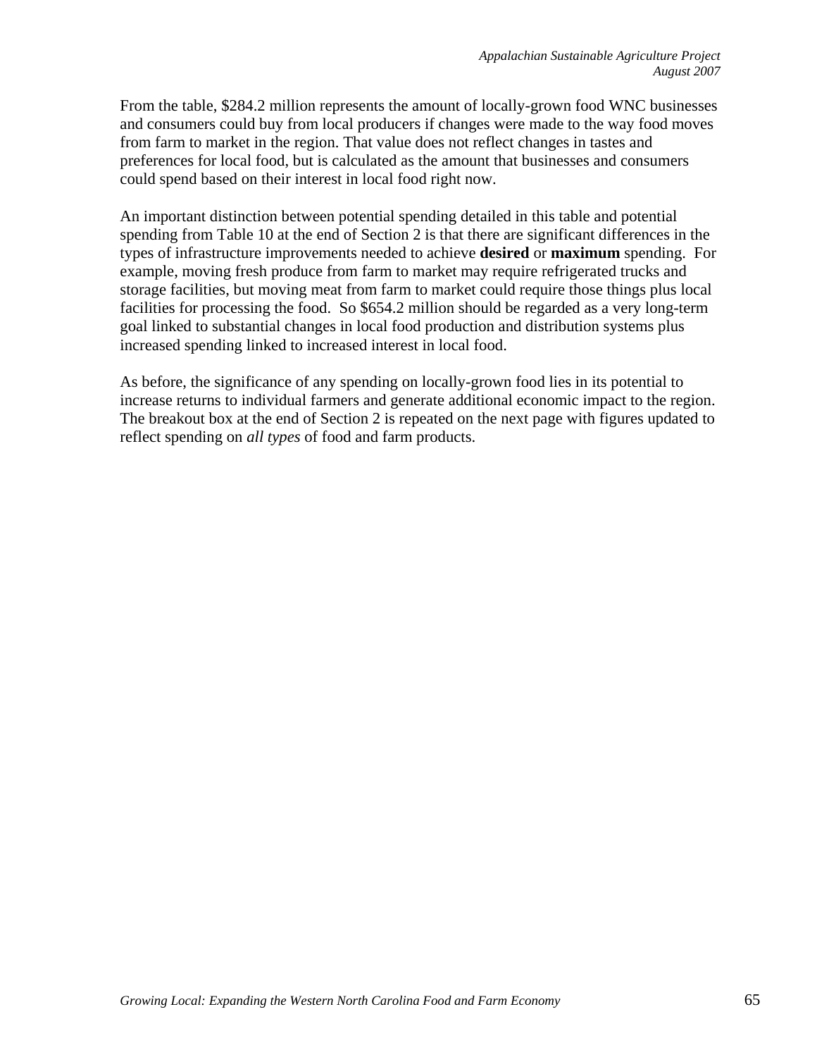From the table, $284.2 million represents the amount of locally-grown food WNC businesses and consumers could buy from local producers if changes were made to the way food moves from farm to market in the region. That value does not reflect changes in tastes and preferences for local food, but is calculated as the amount that businesses and consumers could spend based on their interest in local food right now.

An important distinction between potential spending detailed in this table and potential spending from Table 10 at the end of Section 2 is that there are significant differences in the types of infrastructure improvements needed to achieve **desired** or **maximum** spending. For example, moving fresh produce from farm to market may require refrigerated trucks and storage facilities, but moving meat from farm to market could require those things plus local facilities for processing the food. So $654.2 million should be regarded as a very long-term goal linked to substantial changes in local food production and distribution systems plus increased spending linked to increased interest in local food.

As before, the significance of any spending on locally-grown food lies in its potential to increase returns to individual farmers and generate additional economic impact to the region. The breakout box at the end of Section 2 is repeated on the next page with figures updated to reflect spending on *all types* of food and farm products.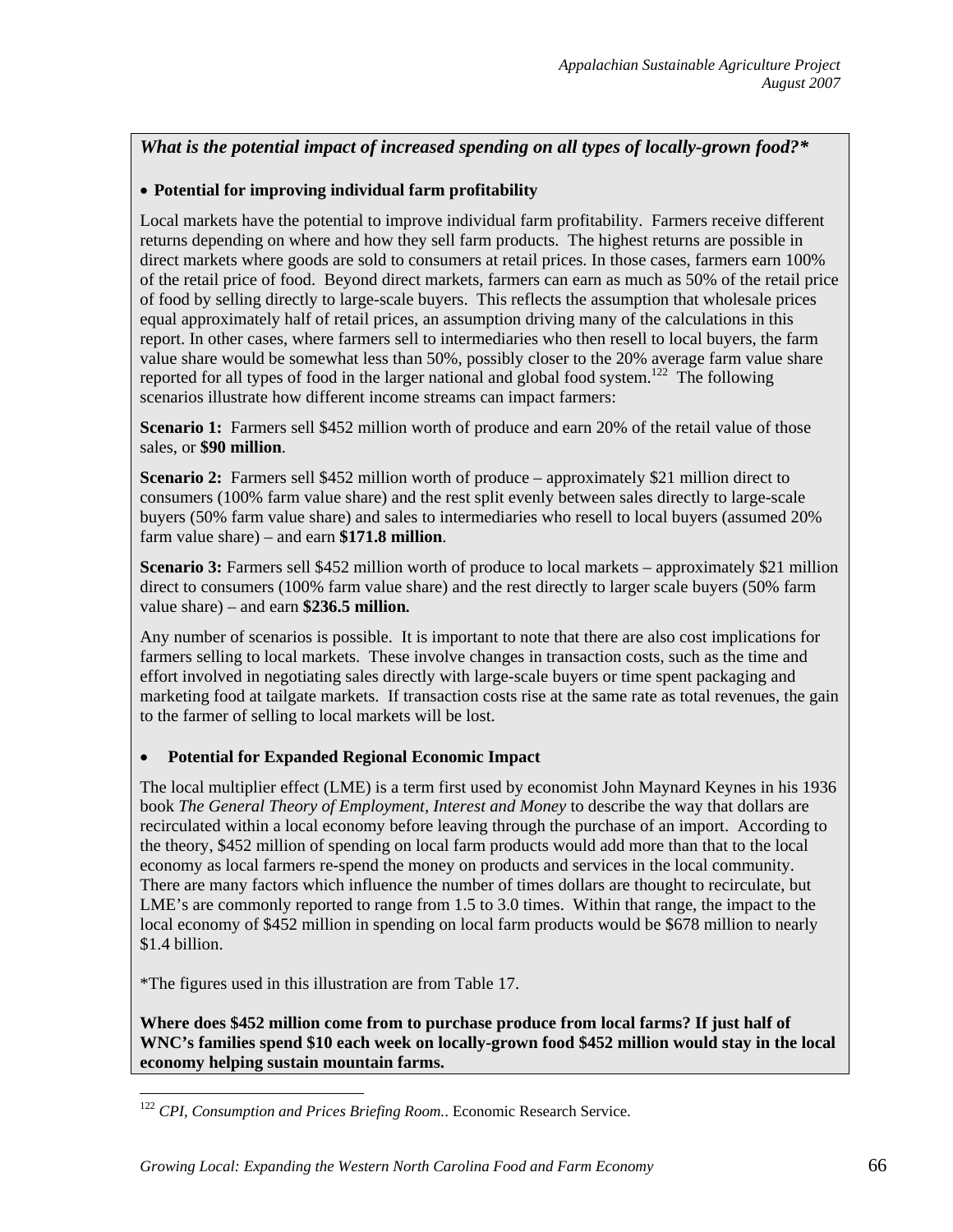***What is the potential impact of increased spending on all types of locally-grown food?****

- **Potential for improving individual farm profitability**

Local markets have the potential to improve individual farm profitability. Farmers receive different returns depending on where and how they sell farm products. The highest returns are possible in direct markets where goods are sold to consumers at retail prices. In those cases, farmers earn 100% of the retail price of food. Beyond direct markets, farmers can earn as much as 50% of the retail price of food by selling directly to large-scale buyers. This reflects the assumption that wholesale prices equal approximately half of retail prices, an assumption driving many of the calculations in this report. In other cases, where farmers sell to intermediaries who then resell to local buyers, the farm value share would be somewhat less than 50%, possibly closer to the 20% average farm value share reported for all types of food in the larger national and global food system.[122] The following scenarios illustrate how different income streams can impact farmers:

**Scenario 1:** Farmers sell $452 million worth of produce and earn 20% of the retail value of those sales, or **$90 million**.

**Scenario 2:** Farmers sell $452 million worth of produce – approximately $21 million direct to consumers (100% farm value share) and the rest split evenly between sales directly to large-scale buyers (50% farm value share) and sales to intermediaries who resell to local buyers (assumed 20% farm value share) – and earn **$171.8 million**.

**Scenario 3:** Farmers sell $452 million worth of produce to local markets – approximately $21 million direct to consumers (100% farm value share) and the rest directly to larger scale buyers (50% farm value share) – and earn **$236.5 million.**

Any number of scenarios is possible. It is important to note that there are also cost implications for farmers selling to local markets. These involve changes in transaction costs, such as the time and effort involved in negotiating sales directly with large-scale buyers or time spent packaging and marketing food at tailgate markets. If transaction costs rise at the same rate as total revenues, the gain to the farmer of selling to local markets will be lost.

- **Potential for Expanded Regional Economic Impact**

The local multiplier effect (LME) is a term first used by economist John Maynard Keynes in his 1936 book *The General Theory of Employment, Interest and Money* to describe the way that dollars are recirculated within a local economy before leaving through the purchase of an import. According to the theory, $452 million of spending on local farm products would add more than that to the local economy as local farmers re-spend the money on products and services in the local community. There are many factors which influence the number of times dollars are thought to recirculate, but LME's are commonly reported to range from 1.5 to 3.0 times. Within that range, the impact to the local economy of $452 million in spending on local farm products would be $678 million to nearly $1.4 billion.

*The figures used in this illustration are from Table 17.

**Where does $452 million come from to purchase produce from local farms? If just half of WNC's families spend $10 each week on locally-grown food $452 million would stay in the local economy helping sustain mountain farms.**

[122] *CPI, Consumption and Prices Briefing Room.*. Economic Research Service.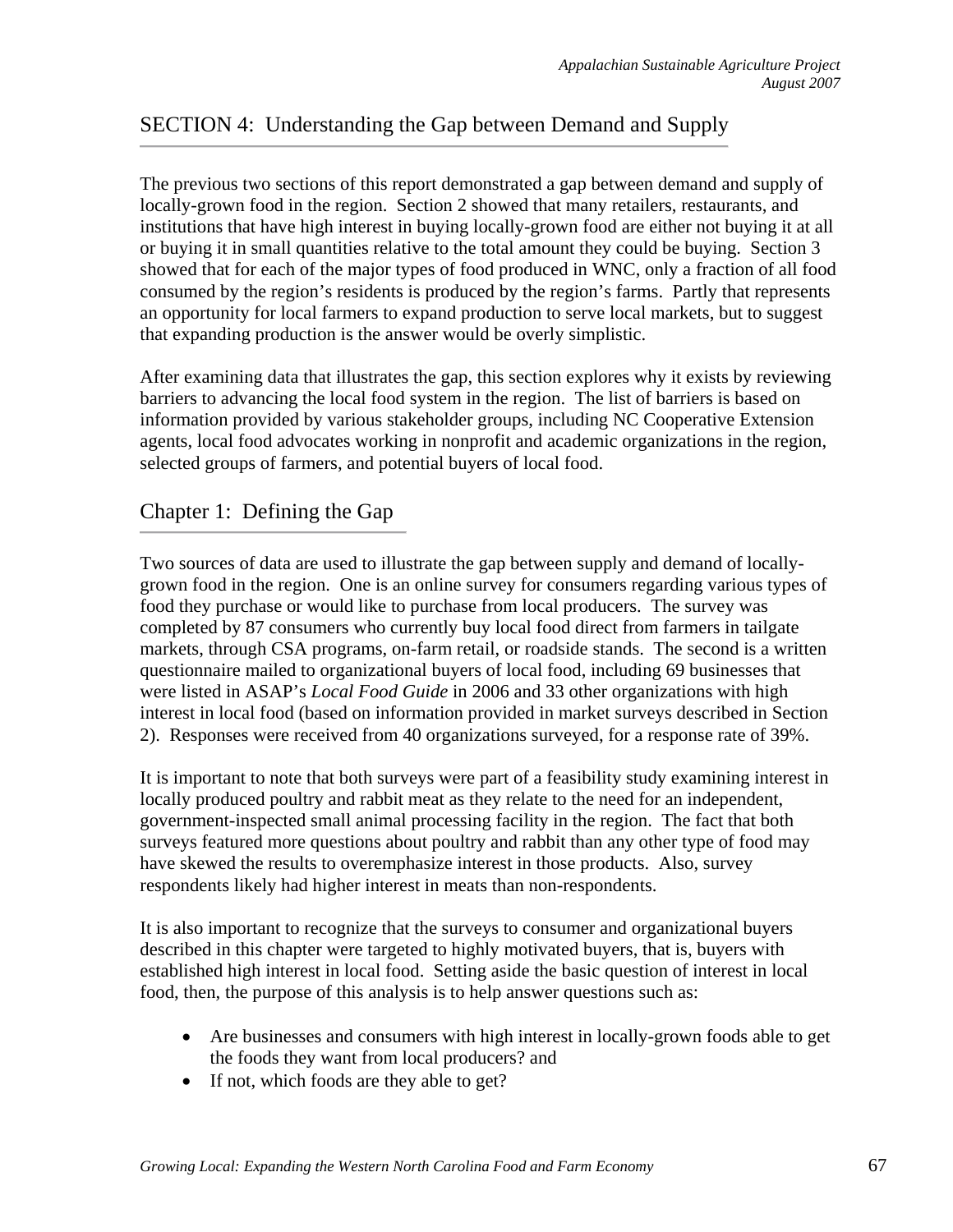## SECTION 4: Understanding the Gap between Demand and Supply

The previous two sections of this report demonstrated a gap between demand and supply of locally-grown food in the region. Section 2 showed that many retailers, restaurants, and institutions that have high interest in buying locally-grown food are either not buying it at all or buying it in small quantities relative to the total amount they could be buying. Section 3 showed that for each of the major types of food produced in WNC, only a fraction of all food consumed by the region's residents is produced by the region's farms. Partly that represents an opportunity for local farmers to expand production to serve local markets, but to suggest that expanding production is the answer would be overly simplistic.

After examining data that illustrates the gap, this section explores why it exists by reviewing barriers to advancing the local food system in the region. The list of barriers is based on information provided by various stakeholder groups, including NC Cooperative Extension agents, local food advocates working in nonprofit and academic organizations in the region, selected groups of farmers, and potential buyers of local food.

### Chapter 1: Defining the Gap

Two sources of data are used to illustrate the gap between supply and demand of locally-grown food in the region. One is an online survey for consumers regarding various types of food they purchase or would like to purchase from local producers. The survey was completed by 87 consumers who currently buy local food direct from farmers in tailgate markets, through CSA programs, on-farm retail, or roadside stands. The second is a written questionnaire mailed to organizational buyers of local food, including 69 businesses that were listed in ASAP's *Local Food Guide* in 2006 and 33 other organizations with high interest in local food (based on information provided in market surveys described in Section 2). Responses were received from 40 organizations surveyed, for a response rate of 39%.

It is important to note that both surveys were part of a feasibility study examining interest in locally produced poultry and rabbit meat as they relate to the need for an independent, government-inspected small animal processing facility in the region. The fact that both surveys featured more questions about poultry and rabbit than any other type of food may have skewed the results to overemphasize interest in those products. Also, survey respondents likely had higher interest in meats than non-respondents.

It is also important to recognize that the surveys to consumer and organizational buyers described in this chapter were targeted to highly motivated buyers, that is, buyers with established high interest in local food. Setting aside the basic question of interest in local food, then, the purpose of this analysis is to help answer questions such as:

- Are businesses and consumers with high interest in locally-grown foods able to get the foods they want from local producers? and
- If not, which foods are they able to get?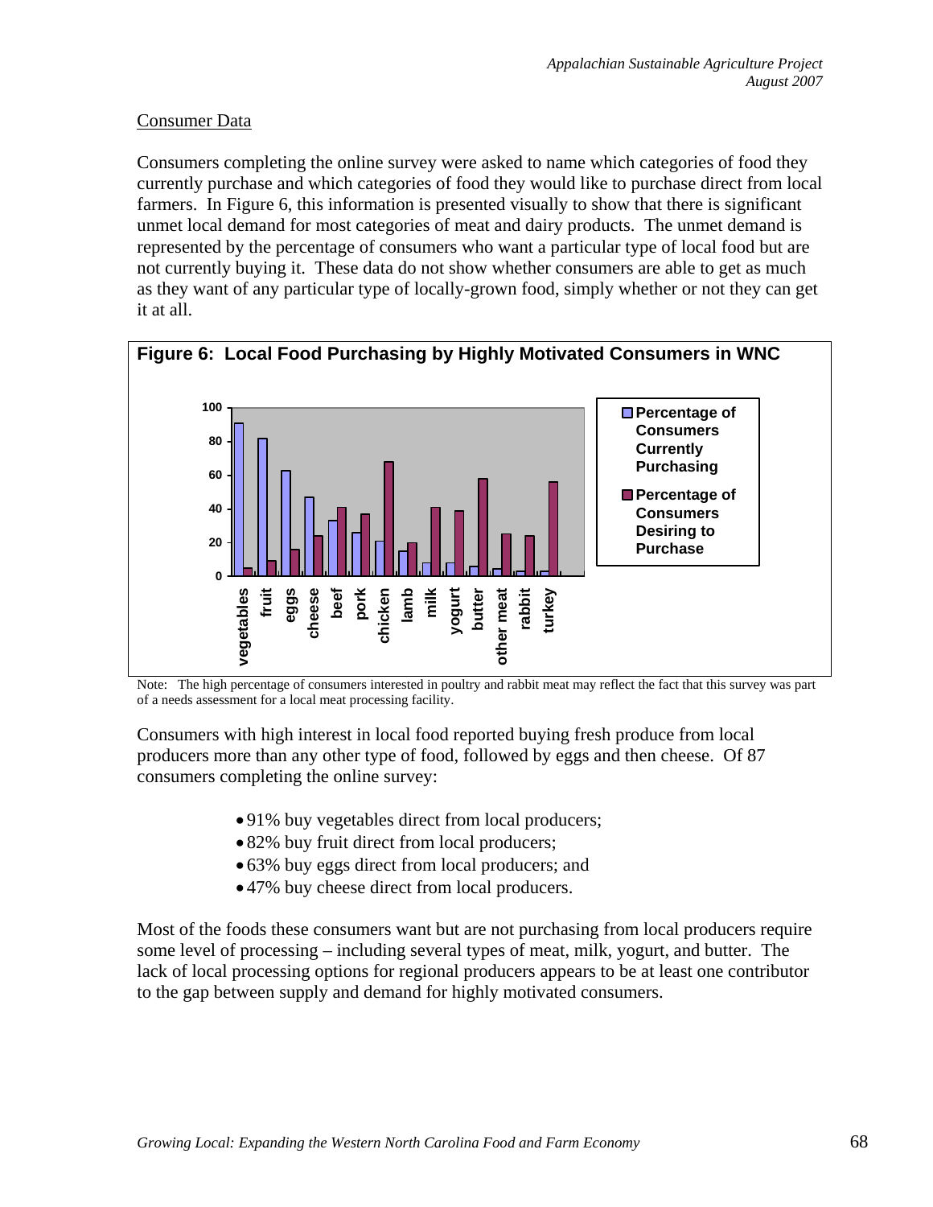Consumer Data

Consumers completing the online survey were asked to name which categories of food they currently purchase and which categories of food they would like to purchase direct from local farmers. In Figure 6, this information is presented visually to show that there is significant unmet local demand for most categories of meat and dairy products. The unmet demand is represented by the percentage of consumers who want a particular type of local food but are not currently buying it. These data do not show whether consumers are able to get as much as they want of any particular type of locally-grown food, simply whether or not they can get it at all.

**Figure 6: Local Food Purchasing by Highly Motivated Consumers in WNC**

Note: The high percentage of consumers interested in poultry and rabbit meat may reflect the fact that this survey was part of a needs assessment for a local meat processing facility.

Consumers with high interest in local food reported buying fresh produce from local producers more than any other type of food, followed by eggs and then cheese. Of 87 consumers completing the online survey:

- 91% buy vegetables direct from local producers;
- 82% buy fruit direct from local producers;
- 63% buy eggs direct from local producers; and
- 47% buy cheese direct from local producers.

Most of the foods these consumers want but are not purchasing from local producers require some level of processing – including several types of meat, milk, yogurt, and butter. The lack of local processing options for regional producers appears to be at least one contributor to the gap between supply and demand for highly motivated consumers.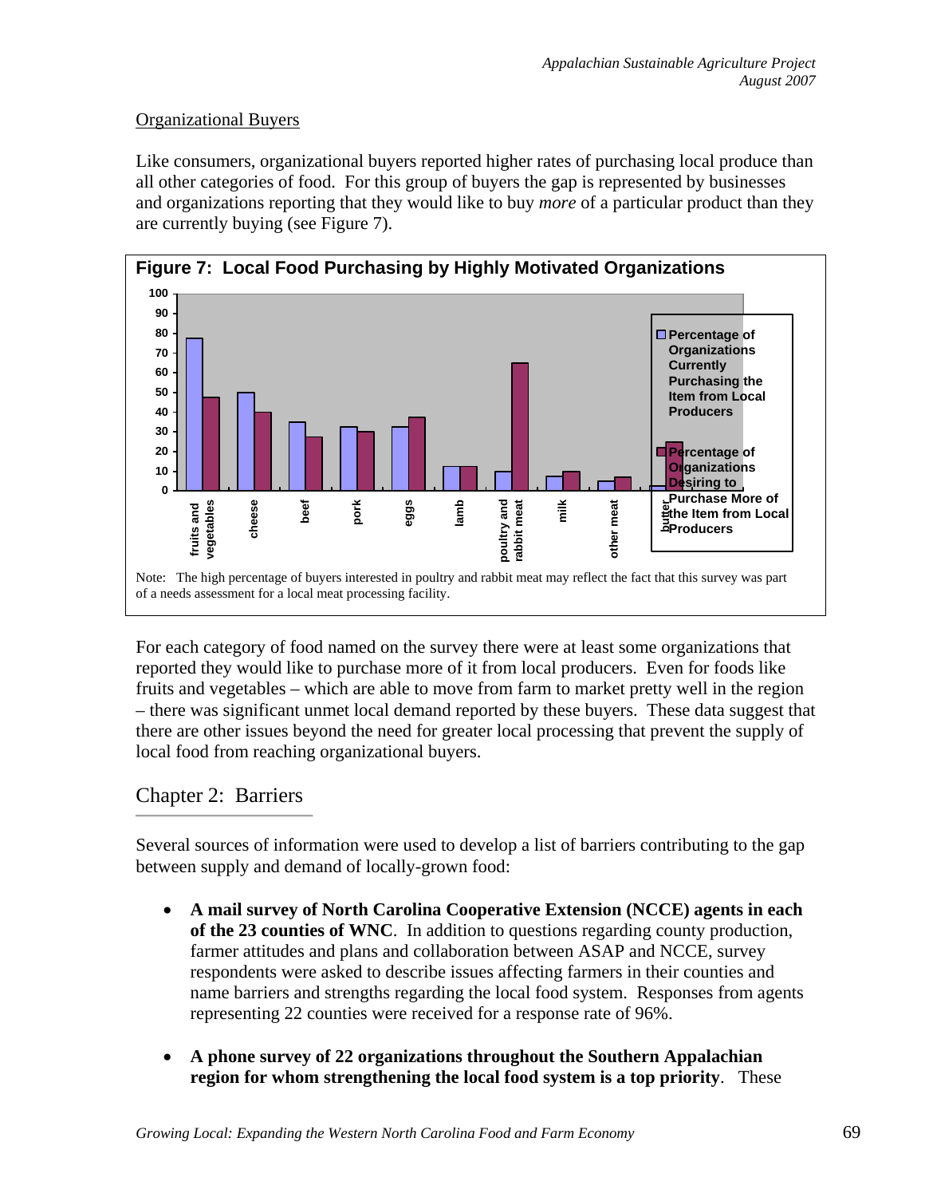Organizational Buyers

Like consumers, organizational buyers reported higher rates of purchasing local produce than all other categories of food. For this group of buyers the gap is represented by businesses and organizations reporting that they would like to buy *more* of a particular product than they are currently buying (see Figure 7).

**Figure 7: Local Food Purchasing by Highly Motivated Organizations**

| | Percentage of Organizations Currently Purchasing the Item from Local Producers | Percentage of Organizations Desiring to Purchase More of the Item from Local Producers |
|---|---|---|
| fruits and vegetables | 77 | 47 |
| cheese | 50 | 40 |
| beef | 35 | 27 |
| pork | 32 | 30 |
| eggs | 32 | 37 |
| lamb | 12 | 12 |
| poultry and rabbit meat | 10 | 65 |
| milk | 7 | 10 |
| other meat | 5 | 7 |
| butter | 2 | 25 |

Note: The high percentage of buyers interested in poultry and rabbit meat may reflect the fact that this survey was part of a needs assessment for a local meat processing facility.

For each category of food named on the survey there were at least some organizations that reported they would like to purchase more of it from local producers. Even for foods like fruits and vegetables – which are able to move from farm to market pretty well in the region – there was significant unmet local demand reported by these buyers. These data suggest that there are other issues beyond the need for greater local processing that prevent the supply of local food from reaching organizational buyers.

## Chapter 2: Barriers

Several sources of information were used to develop a list of barriers contributing to the gap between supply and demand of locally-grown food:

- **A mail survey of North Carolina Cooperative Extension (NCCE) agents in each of the 23 counties of WNC**. In addition to questions regarding county production, farmer attitudes and plans and collaboration between ASAP and NCCE, survey respondents were asked to describe issues affecting farmers in their counties and name barriers and strengths regarding the local food system. Responses from agents representing 22 counties were received for a response rate of 96%.

- **A phone survey of 22 organizations throughout the Southern Appalachian region for whom strengthening the local food system is a top priority**. These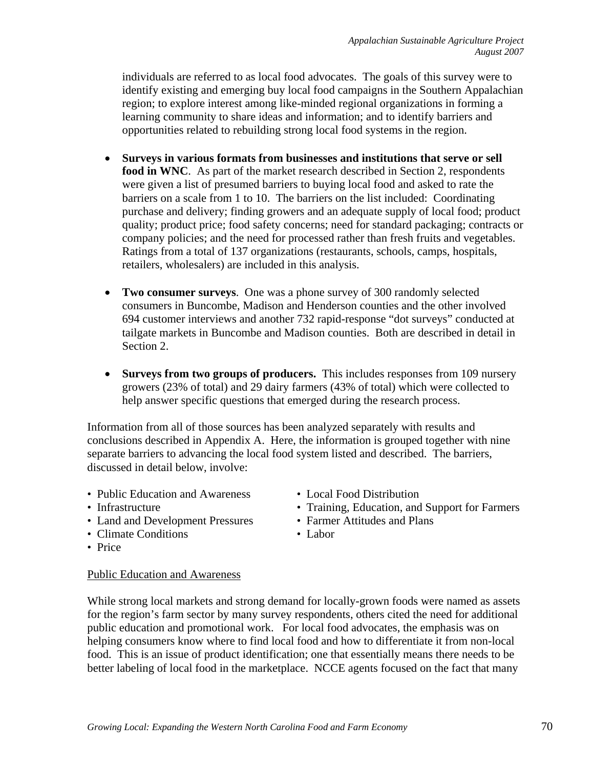individuals are referred to as local food advocates. The goals of this survey were to identify existing and emerging buy local food campaigns in the Southern Appalachian region; to explore interest among like-minded regional organizations in forming a learning community to share ideas and information; and to identify barriers and opportunities related to rebuilding strong local food systems in the region.

- **Surveys in various formats from businesses and institutions that serve or sell food in WNC**. As part of the market research described in Section 2, respondents were given a list of presumed barriers to buying local food and asked to rate the barriers on a scale from 1 to 10. The barriers on the list included: Coordinating purchase and delivery; finding growers and an adequate supply of local food; product quality; product price; food safety concerns; need for standard packaging; contracts or company policies; and the need for processed rather than fresh fruits and vegetables. Ratings from a total of 137 organizations (restaurants, schools, camps, hospitals, retailers, wholesalers) are included in this analysis.

- **Two consumer surveys**. One was a phone survey of 300 randomly selected consumers in Buncombe, Madison and Henderson counties and the other involved 694 customer interviews and another 732 rapid-response "dot surveys" conducted at tailgate markets in Buncombe and Madison counties. Both are described in detail in Section 2.

- **Surveys from two groups of producers.** This includes responses from 109 nursery growers (23% of total) and 29 dairy farmers (43% of total) which were collected to help answer specific questions that emerged during the research process.

Information from all of those sources has been analyzed separately with results and conclusions described in Appendix A. Here, the information is grouped together with nine separate barriers to advancing the local food system listed and described. The barriers, discussed in detail below, involve:

- Public Education and Awareness
- Infrastructure
- Land and Development Pressures
- Climate Conditions
- Price
- Local Food Distribution
- Training, Education, and Support for Farmers
- Farmer Attitudes and Plans
- Labor

Public Education and Awareness

While strong local markets and strong demand for locally-grown foods were named as assets for the region's farm sector by many survey respondents, others cited the need for additional public education and promotional work. For local food advocates, the emphasis was on helping consumers know where to find local food and how to differentiate it from non-local food. This is an issue of product identification; one that essentially means there needs to be better labeling of local food in the marketplace. NCCE agents focused on the fact that many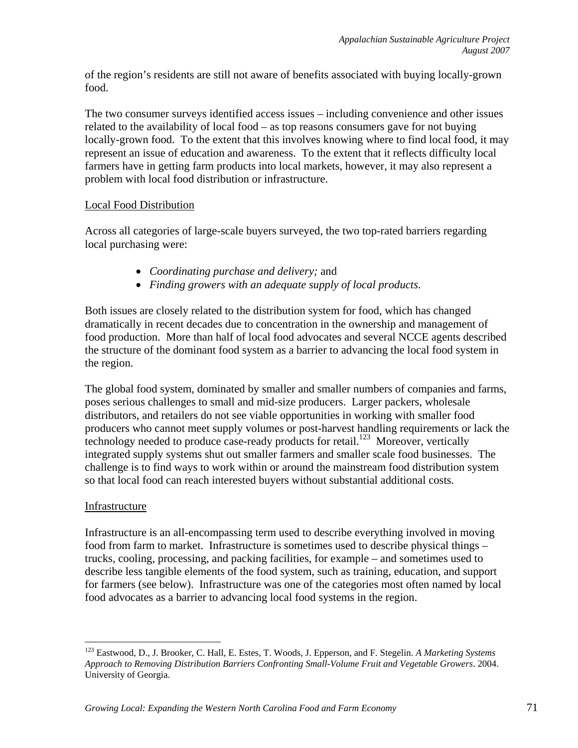of the region's residents are still not aware of benefits associated with buying locally-grown food.

The two consumer surveys identified access issues – including convenience and other issues related to the availability of local food – as top reasons consumers gave for not buying locally-grown food. To the extent that this involves knowing where to find local food, it may represent an issue of education and awareness. To the extent that it reflects difficulty local farmers have in getting farm products into local markets, however, it may also represent a problem with local food distribution or infrastructure.

<u>Local Food Distribution</u>

Across all categories of large-scale buyers surveyed, the two top-rated barriers regarding local purchasing were:

- *Coordinating purchase and delivery;* and
- *Finding growers with an adequate supply of local products*.

Both issues are closely related to the distribution system for food, which has changed dramatically in recent decades due to concentration in the ownership and management of food production. More than half of local food advocates and several NCCE agents described the structure of the dominant food system as a barrier to advancing the local food system in the region.

The global food system, dominated by smaller and smaller numbers of companies and farms, poses serious challenges to small and mid-size producers. Larger packers, wholesale distributors, and retailers do not see viable opportunities in working with smaller food producers who cannot meet supply volumes or post-harvest handling requirements or lack the technology needed to produce case-ready products for retail.[123] Moreover, vertically integrated supply systems shut out smaller farmers and smaller scale food businesses. The challenge is to find ways to work within or around the mainstream food distribution system so that local food can reach interested buyers without substantial additional costs.

<u>Infrastructure</u>

Infrastructure is an all-encompassing term used to describe everything involved in moving food from farm to market. Infrastructure is sometimes used to describe physical things – trucks, cooling, processing, and packing facilities, for example – and sometimes used to describe less tangible elements of the food system, such as training, education, and support for farmers (see below). Infrastructure was one of the categories most often named by local food advocates as a barrier to advancing local food systems in the region.

---

[123] Eastwood, D., J. Brooker, C. Hall, E. Estes, T. Woods, J. Epperson, and F. Stegelin. *A Marketing Systems Approach to Removing Distribution Barriers Confronting Small-Volume Fruit and Vegetable Growers*. 2004. University of Georgia.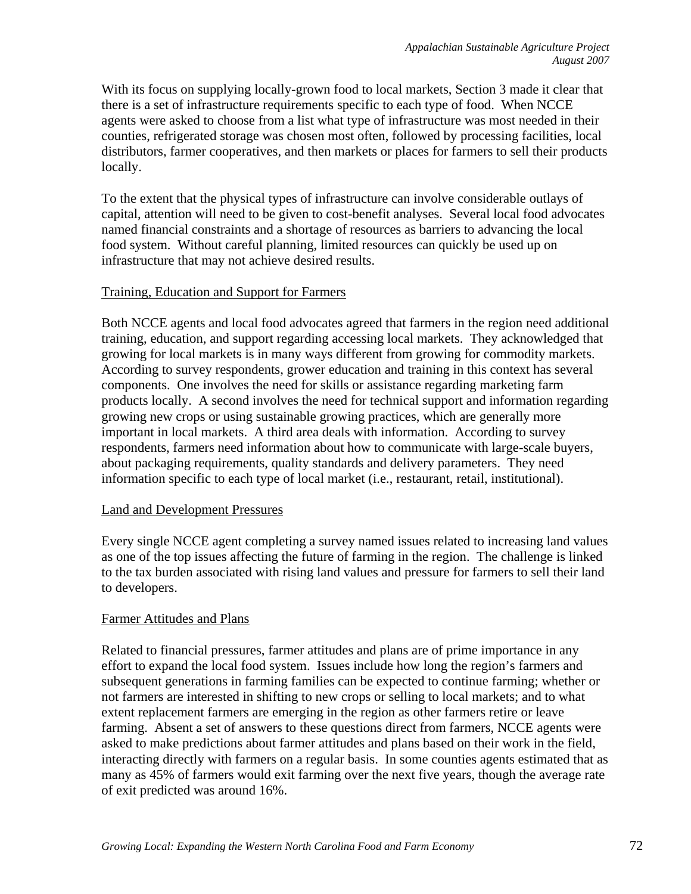With its focus on supplying locally-grown food to local markets, Section 3 made it clear that there is a set of infrastructure requirements specific to each type of food. When NCCE agents were asked to choose from a list what type of infrastructure was most needed in their counties, refrigerated storage was chosen most often, followed by processing facilities, local distributors, farmer cooperatives, and then markets or places for farmers to sell their products locally.

To the extent that the physical types of infrastructure can involve considerable outlays of capital, attention will need to be given to cost-benefit analyses. Several local food advocates named financial constraints and a shortage of resources as barriers to advancing the local food system. Without careful planning, limited resources can quickly be used up on infrastructure that may not achieve desired results.

### Training, Education and Support for Farmers

Both NCCE agents and local food advocates agreed that farmers in the region need additional training, education, and support regarding accessing local markets. They acknowledged that growing for local markets is in many ways different from growing for commodity markets. According to survey respondents, grower education and training in this context has several components. One involves the need for skills or assistance regarding marketing farm products locally. A second involves the need for technical support and information regarding growing new crops or using sustainable growing practices, which are generally more important in local markets. A third area deals with information. According to survey respondents, farmers need information about how to communicate with large-scale buyers, about packaging requirements, quality standards and delivery parameters. They need information specific to each type of local market (i.e., restaurant, retail, institutional).

### Land and Development Pressures

Every single NCCE agent completing a survey named issues related to increasing land values as one of the top issues affecting the future of farming in the region. The challenge is linked to the tax burden associated with rising land values and pressure for farmers to sell their land to developers.

### Farmer Attitudes and Plans

Related to financial pressures, farmer attitudes and plans are of prime importance in any effort to expand the local food system. Issues include how long the region's farmers and subsequent generations in farming families can be expected to continue farming; whether or not farmers are interested in shifting to new crops or selling to local markets; and to what extent replacement farmers are emerging in the region as other farmers retire or leave farming. Absent a set of answers to these questions direct from farmers, NCCE agents were asked to make predictions about farmer attitudes and plans based on their work in the field, interacting directly with farmers on a regular basis. In some counties agents estimated that as many as 45% of farmers would exit farming over the next five years, though the average rate of exit predicted was around 16%.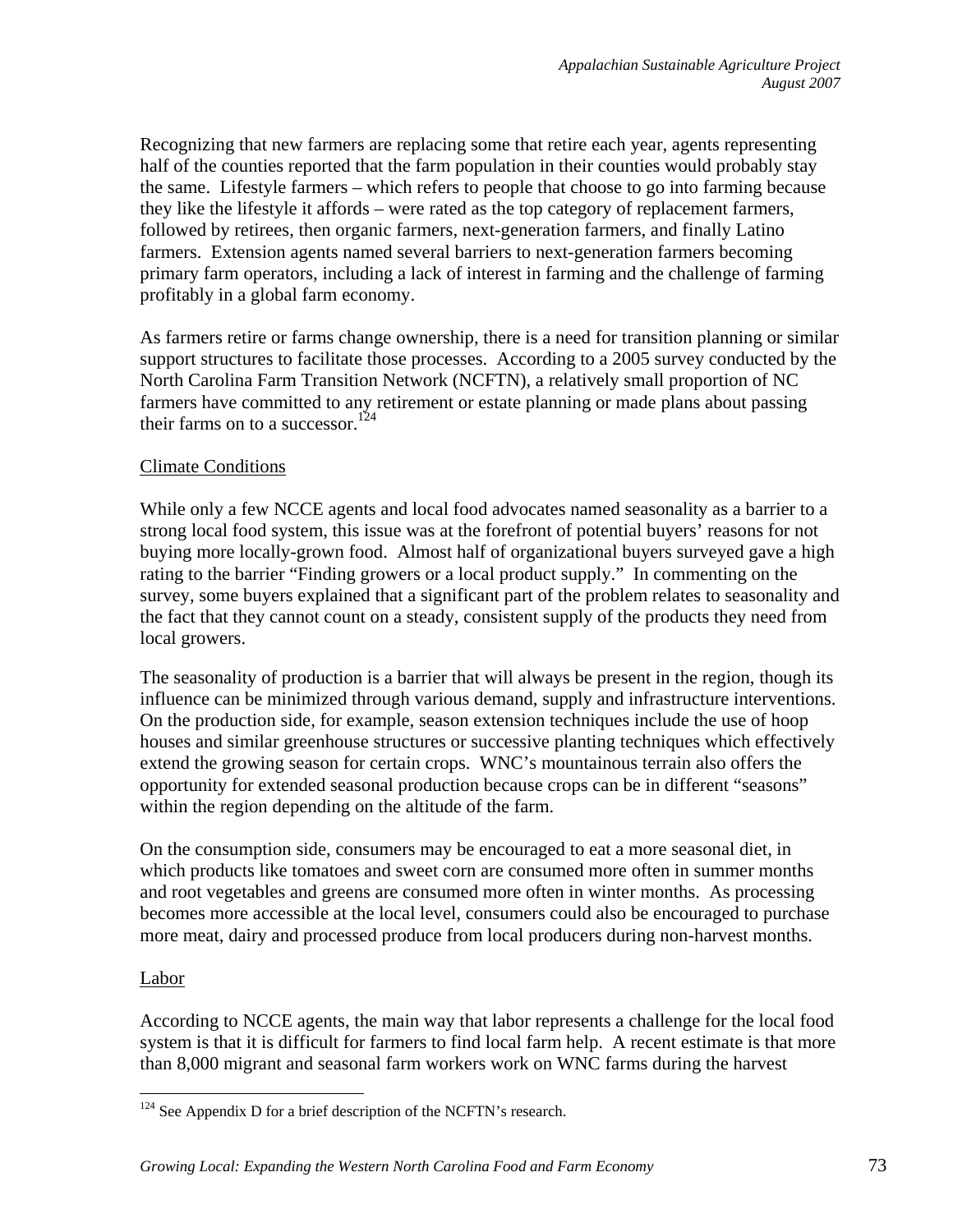Recognizing that new farmers are replacing some that retire each year, agents representing half of the counties reported that the farm population in their counties would probably stay the same. Lifestyle farmers – which refers to people that choose to go into farming because they like the lifestyle it affords – were rated as the top category of replacement farmers, followed by retirees, then organic farmers, next-generation farmers, and finally Latino farmers. Extension agents named several barriers to next-generation farmers becoming primary farm operators, including a lack of interest in farming and the challenge of farming profitably in a global farm economy.

As farmers retire or farms change ownership, there is a need for transition planning or similar support structures to facilitate those processes. According to a 2005 survey conducted by the North Carolina Farm Transition Network (NCFTN), a relatively small proportion of NC farmers have committed to any retirement or estate planning or made plans about passing their farms on to a successor.[124]

### Climate Conditions

While only a few NCCE agents and local food advocates named seasonality as a barrier to a strong local food system, this issue was at the forefront of potential buyers' reasons for not buying more locally-grown food. Almost half of organizational buyers surveyed gave a high rating to the barrier "Finding growers or a local product supply." In commenting on the survey, some buyers explained that a significant part of the problem relates to seasonality and the fact that they cannot count on a steady, consistent supply of the products they need from local growers.

The seasonality of production is a barrier that will always be present in the region, though its influence can be minimized through various demand, supply and infrastructure interventions. On the production side, for example, season extension techniques include the use of hoop houses and similar greenhouse structures or successive planting techniques which effectively extend the growing season for certain crops. WNC's mountainous terrain also offers the opportunity for extended seasonal production because crops can be in different "seasons" within the region depending on the altitude of the farm.

On the consumption side, consumers may be encouraged to eat a more seasonal diet, in which products like tomatoes and sweet corn are consumed more often in summer months and root vegetables and greens are consumed more often in winter months. As processing becomes more accessible at the local level, consumers could also be encouraged to purchase more meat, dairy and processed produce from local producers during non-harvest months.

### Labor

According to NCCE agents, the main way that labor represents a challenge for the local food system is that it is difficult for farmers to find local farm help. A recent estimate is that more than 8,000 migrant and seasonal farm workers work on WNC farms during the harvest

[124] See Appendix D for a brief description of the NCFTN's research.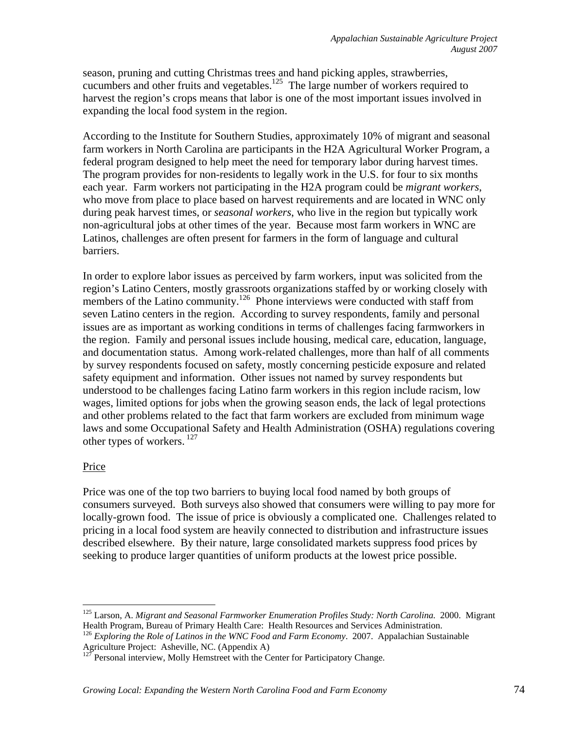season, pruning and cutting Christmas trees and hand picking apples, strawberries, cucumbers and other fruits and vegetables.[125] The large number of workers required to harvest the region's crops means that labor is one of the most important issues involved in expanding the local food system in the region.

According to the Institute for Southern Studies, approximately 10% of migrant and seasonal farm workers in North Carolina are participants in the H2A Agricultural Worker Program, a federal program designed to help meet the need for temporary labor during harvest times. The program provides for non-residents to legally work in the U.S. for four to six months each year. Farm workers not participating in the H2A program could be *migrant workers*, who move from place to place based on harvest requirements and are located in WNC only during peak harvest times, or *seasonal workers*, who live in the region but typically work non-agricultural jobs at other times of the year. Because most farm workers in WNC are Latinos, challenges are often present for farmers in the form of language and cultural barriers.

In order to explore labor issues as perceived by farm workers, input was solicited from the region's Latino Centers, mostly grassroots organizations staffed by or working closely with members of the Latino community.[126] Phone interviews were conducted with staff from seven Latino centers in the region. According to survey respondents, family and personal issues are as important as working conditions in terms of challenges facing farmworkers in the region. Family and personal issues include housing, medical care, education, language, and documentation status. Among work-related challenges, more than half of all comments by survey respondents focused on safety, mostly concerning pesticide exposure and related safety equipment and information. Other issues not named by survey respondents but understood to be challenges facing Latino farm workers in this region include racism, low wages, limited options for jobs when the growing season ends, the lack of legal protections and other problems related to the fact that farm workers are excluded from minimum wage laws and some Occupational Safety and Health Administration (OSHA) regulations covering other types of workers.[127]

## Price

Price was one of the top two barriers to buying local food named by both groups of consumers surveyed. Both surveys also showed that consumers were willing to pay more for locally-grown food. The issue of price is obviously a complicated one. Challenges related to pricing in a local food system are heavily connected to distribution and infrastructure issues described elsewhere. By their nature, large consolidated markets suppress food prices by seeking to produce larger quantities of uniform products at the lowest price possible.

---

[125] Larson, A. *Migrant and Seasonal Farmworker Enumeration Profiles Study: North Carolina.* 2000. Migrant Health Program, Bureau of Primary Health Care: Health Resources and Services Administration.

[126] *Exploring the Role of Latinos in the WNC Food and Farm Economy*. 2007. Appalachian Sustainable Agriculture Project: Asheville, NC. (Appendix A)

[127] Personal interview, Molly Hemstreet with the Center for Participatory Change.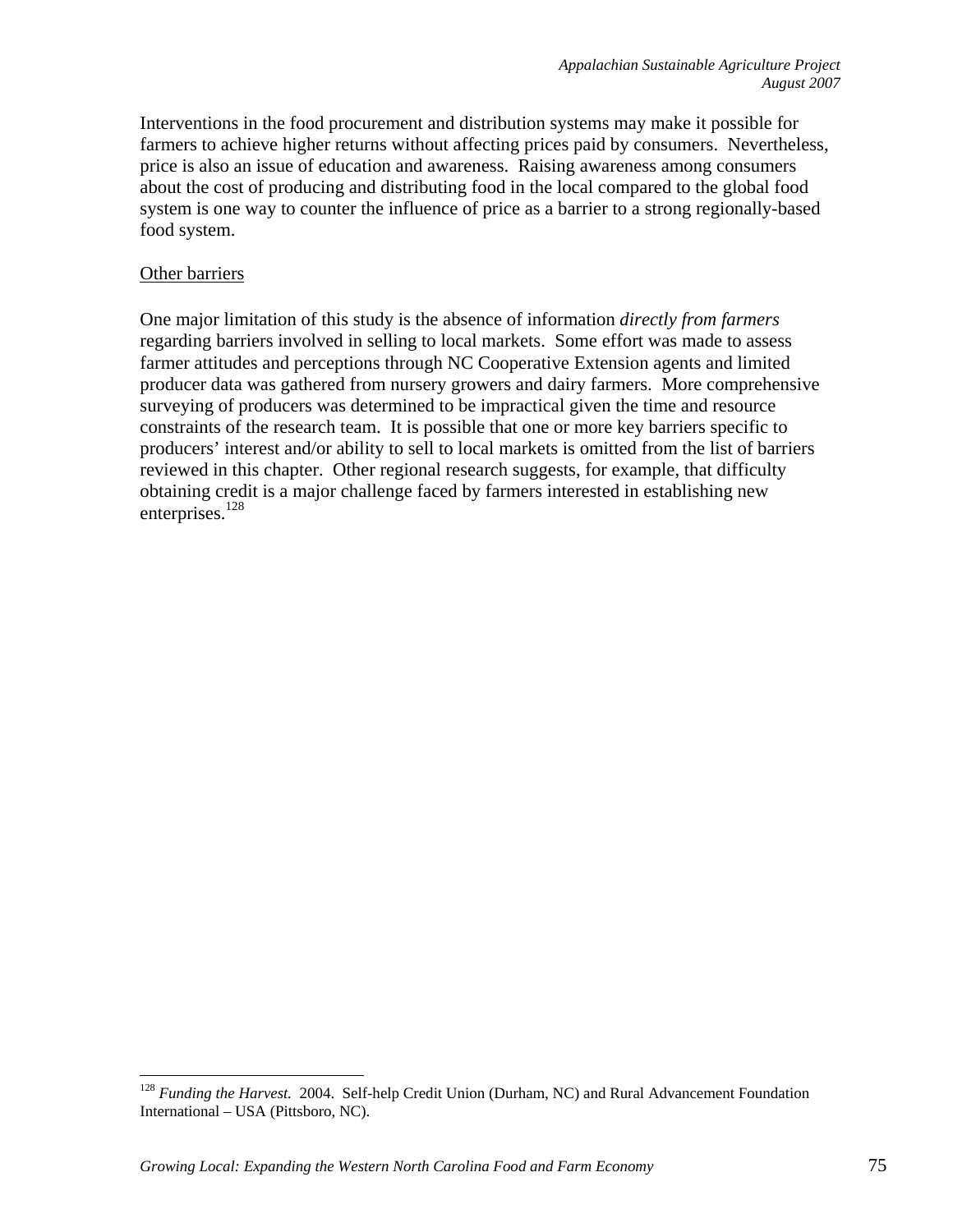Interventions in the food procurement and distribution systems may make it possible for farmers to achieve higher returns without affecting prices paid by consumers. Nevertheless, price is also an issue of education and awareness. Raising awareness among consumers about the cost of producing and distributing food in the local compared to the global food system is one way to counter the influence of price as a barrier to a strong regionally-based food system.

<u>Other barriers</u>

One major limitation of this study is the absence of information *directly from farmers* regarding barriers involved in selling to local markets. Some effort was made to assess farmer attitudes and perceptions through NC Cooperative Extension agents and limited producer data was gathered from nursery growers and dairy farmers. More comprehensive surveying of producers was determined to be impractical given the time and resource constraints of the research team. It is possible that one or more key barriers specific to producers' interest and/or ability to sell to local markets is omitted from the list of barriers reviewed in this chapter. Other regional research suggests, for example, that difficulty obtaining credit is a major challenge faced by farmers interested in establishing new enterprises.[128]

---

[128] *Funding the Harvest.* 2004. Self-help Credit Union (Durham, NC) and Rural Advancement Foundation International – USA (Pittsboro, NC).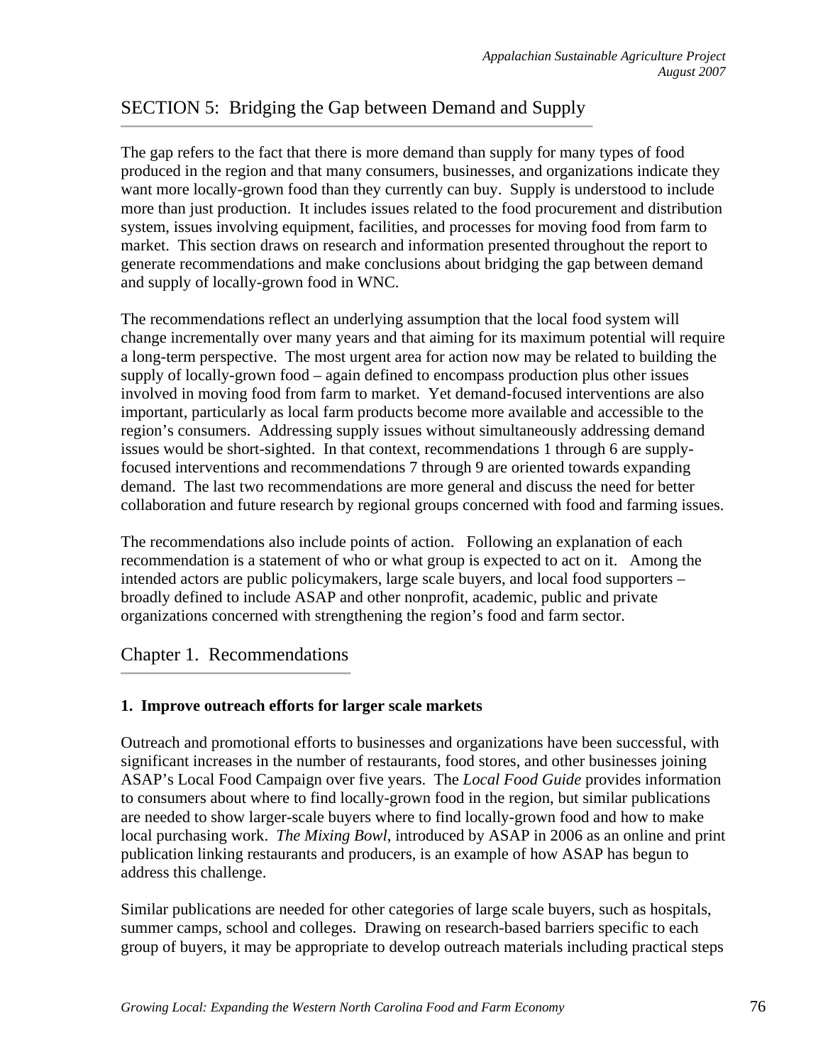## SECTION 5: Bridging the Gap between Demand and Supply

The gap refers to the fact that there is more demand than supply for many types of food produced in the region and that many consumers, businesses, and organizations indicate they want more locally-grown food than they currently can buy. Supply is understood to include more than just production. It includes issues related to the food procurement and distribution system, issues involving equipment, facilities, and processes for moving food from farm to market. This section draws on research and information presented throughout the report to generate recommendations and make conclusions about bridging the gap between demand and supply of locally-grown food in WNC.

The recommendations reflect an underlying assumption that the local food system will change incrementally over many years and that aiming for its maximum potential will require a long-term perspective. The most urgent area for action now may be related to building the supply of locally-grown food – again defined to encompass production plus other issues involved in moving food from farm to market. Yet demand-focused interventions are also important, particularly as local farm products become more available and accessible to the region's consumers. Addressing supply issues without simultaneously addressing demand issues would be short-sighted. In that context, recommendations 1 through 6 are supply-focused interventions and recommendations 7 through 9 are oriented towards expanding demand. The last two recommendations are more general and discuss the need for better collaboration and future research by regional groups concerned with food and farming issues.

The recommendations also include points of action. Following an explanation of each recommendation is a statement of who or what group is expected to act on it. Among the intended actors are public policymakers, large scale buyers, and local food supporters – broadly defined to include ASAP and other nonprofit, academic, public and private organizations concerned with strengthening the region's food and farm sector.

## Chapter 1. Recommendations

**1. Improve outreach efforts for larger scale markets**

Outreach and promotional efforts to businesses and organizations have been successful, with significant increases in the number of restaurants, food stores, and other businesses joining ASAP's Local Food Campaign over five years. The *Local Food Guide* provides information to consumers about where to find locally-grown food in the region, but similar publications are needed to show larger-scale buyers where to find locally-grown food and how to make local purchasing work. *The Mixing Bowl*, introduced by ASAP in 2006 as an online and print publication linking restaurants and producers, is an example of how ASAP has begun to address this challenge.

Similar publications are needed for other categories of large scale buyers, such as hospitals, summer camps, school and colleges. Drawing on research-based barriers specific to each group of buyers, it may be appropriate to develop outreach materials including practical steps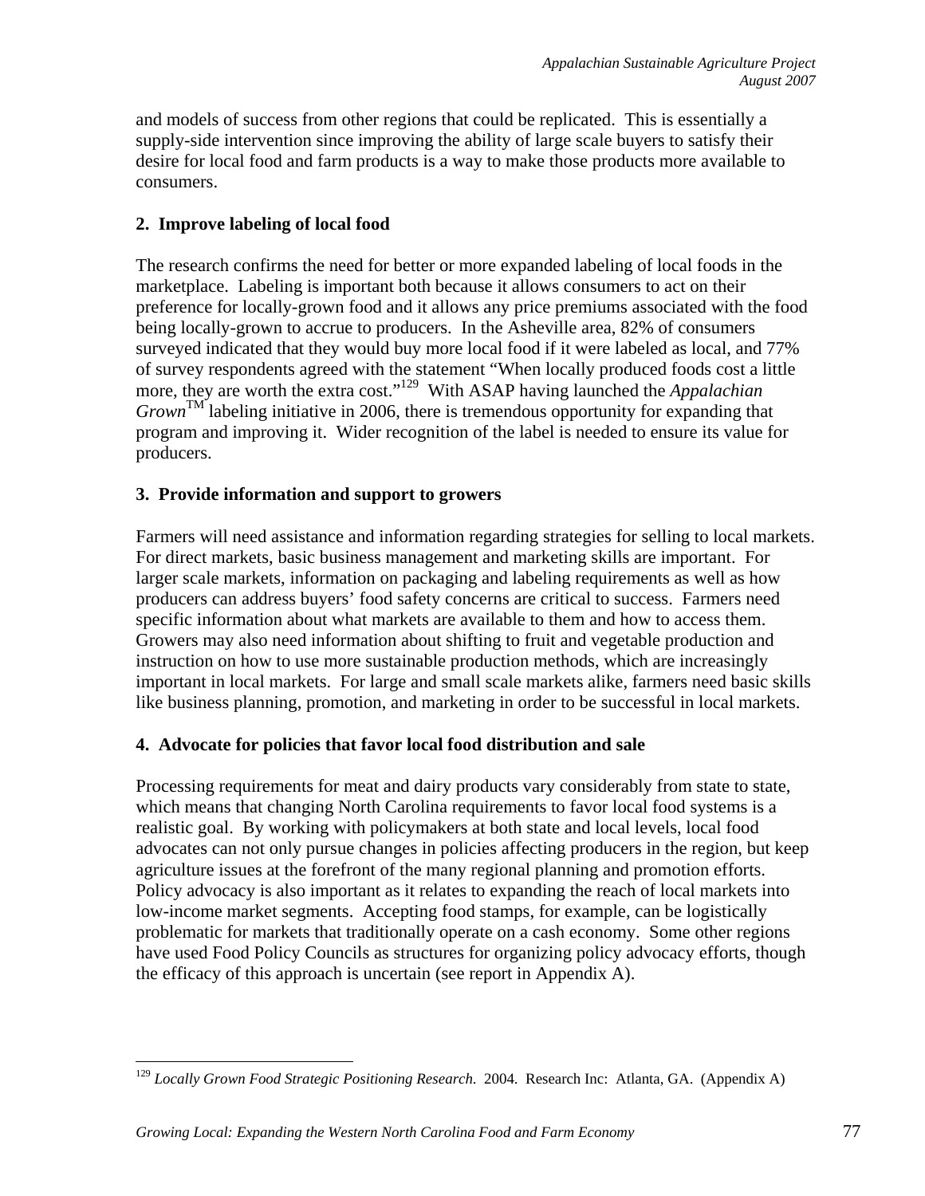and models of success from other regions that could be replicated. This is essentially a supply-side intervention since improving the ability of large scale buyers to satisfy their desire for local food and farm products is a way to make those products more available to consumers.

**2. Improve labeling of local food**

The research confirms the need for better or more expanded labeling of local foods in the marketplace. Labeling is important both because it allows consumers to act on their preference for locally-grown food and it allows any price premiums associated with the food being locally-grown to accrue to producers. In the Asheville area, 82% of consumers surveyed indicated that they would buy more local food if it were labeled as local, and 77% of survey respondents agreed with the statement "When locally produced foods cost a little more, they are worth the extra cost."[129] With ASAP having launched the *Appalachian Grown*™ labeling initiative in 2006, there is tremendous opportunity for expanding that program and improving it. Wider recognition of the label is needed to ensure its value for producers.

**3. Provide information and support to growers**

Farmers will need assistance and information regarding strategies for selling to local markets. For direct markets, basic business management and marketing skills are important. For larger scale markets, information on packaging and labeling requirements as well as how producers can address buyers' food safety concerns are critical to success. Farmers need specific information about what markets are available to them and how to access them. Growers may also need information about shifting to fruit and vegetable production and instruction on how to use more sustainable production methods, which are increasingly important in local markets. For large and small scale markets alike, farmers need basic skills like business planning, promotion, and marketing in order to be successful in local markets.

**4. Advocate for policies that favor local food distribution and sale**

Processing requirements for meat and dairy products vary considerably from state to state, which means that changing North Carolina requirements to favor local food systems is a realistic goal. By working with policymakers at both state and local levels, local food advocates can not only pursue changes in policies affecting producers in the region, but keep agriculture issues at the forefront of the many regional planning and promotion efforts. Policy advocacy is also important as it relates to expanding the reach of local markets into low-income market segments. Accepting food stamps, for example, can be logistically problematic for markets that traditionally operate on a cash economy. Some other regions have used Food Policy Councils as structures for organizing policy advocacy efforts, though the efficacy of this approach is uncertain (see report in Appendix A).

---

[129] *Locally Grown Food Strategic Positioning Research.* 2004. Research Inc: Atlanta, GA. (Appendix A)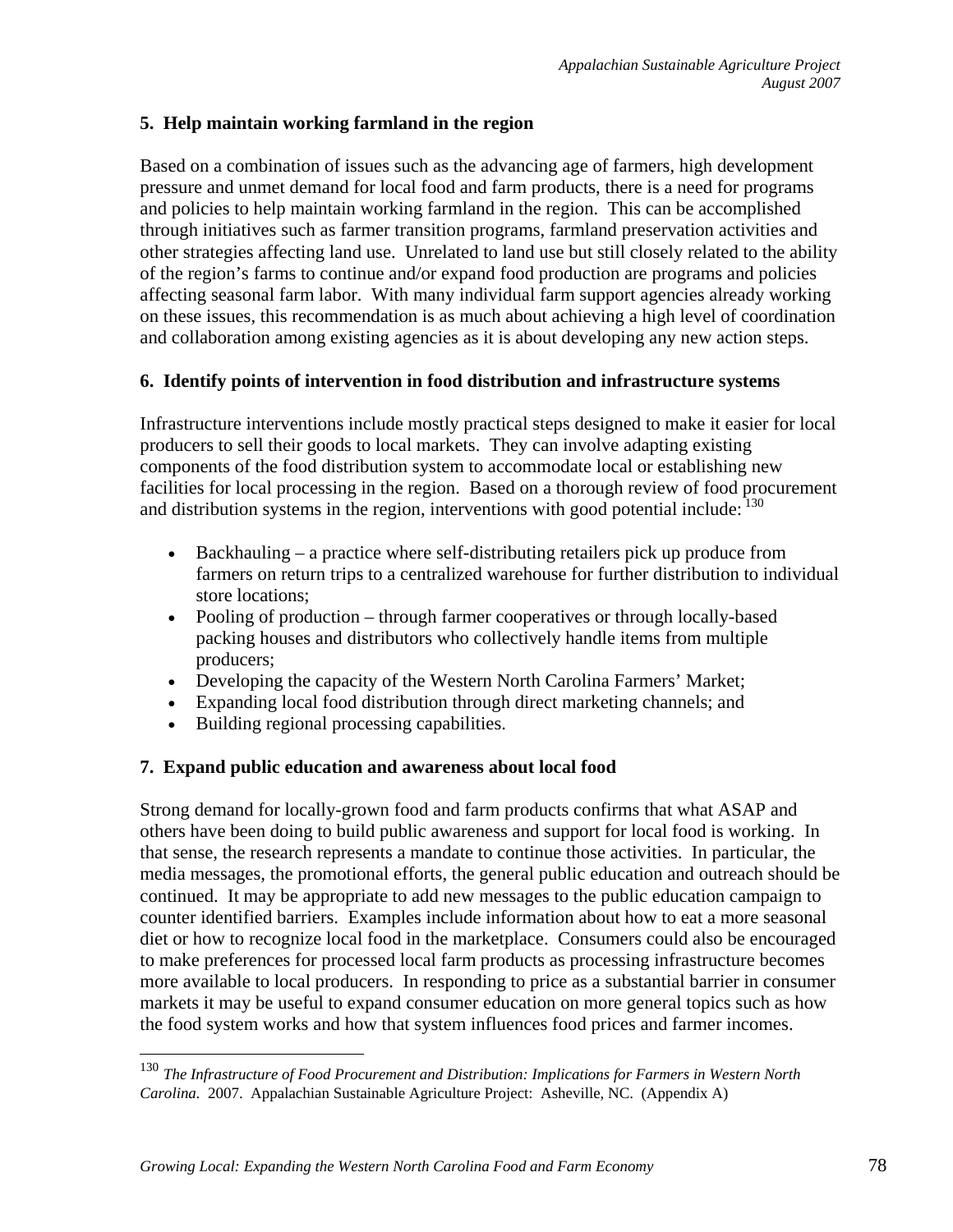**5. Help maintain working farmland in the region**

Based on a combination of issues such as the advancing age of farmers, high development pressure and unmet demand for local food and farm products, there is a need for programs and policies to help maintain working farmland in the region. This can be accomplished through initiatives such as farmer transition programs, farmland preservation activities and other strategies affecting land use. Unrelated to land use but still closely related to the ability of the region's farms to continue and/or expand food production are programs and policies affecting seasonal farm labor. With many individual farm support agencies already working on these issues, this recommendation is as much about achieving a high level of coordination and collaboration among existing agencies as it is about developing any new action steps.

**6. Identify points of intervention in food distribution and infrastructure systems**

Infrastructure interventions include mostly practical steps designed to make it easier for local producers to sell their goods to local markets. They can involve adapting existing components of the food distribution system to accommodate local or establishing new facilities for local processing in the region. Based on a thorough review of food procurement and distribution systems in the region, interventions with good potential include: [130]

- Backhauling – a practice where self-distributing retailers pick up produce from farmers on return trips to a centralized warehouse for further distribution to individual store locations;
- Pooling of production – through farmer cooperatives or through locally-based packing houses and distributors who collectively handle items from multiple producers;
- Developing the capacity of the Western North Carolina Farmers' Market;
- Expanding local food distribution through direct marketing channels; and
- Building regional processing capabilities.

**7. Expand public education and awareness about local food**

Strong demand for locally-grown food and farm products confirms that what ASAP and others have been doing to build public awareness and support for local food is working. In that sense, the research represents a mandate to continue those activities. In particular, the media messages, the promotional efforts, the general public education and outreach should be continued. It may be appropriate to add new messages to the public education campaign to counter identified barriers. Examples include information about how to eat a more seasonal diet or how to recognize local food in the marketplace. Consumers could also be encouraged to make preferences for processed local farm products as processing infrastructure becomes more available to local producers. In responding to price as a substantial barrier in consumer markets it may be useful to expand consumer education on more general topics such as how the food system works and how that system influences food prices and farmer incomes.

---

[130] *The Infrastructure of Food Procurement and Distribution: Implications for Farmers in Western North Carolina*. 2007. Appalachian Sustainable Agriculture Project: Asheville, NC. (Appendix A)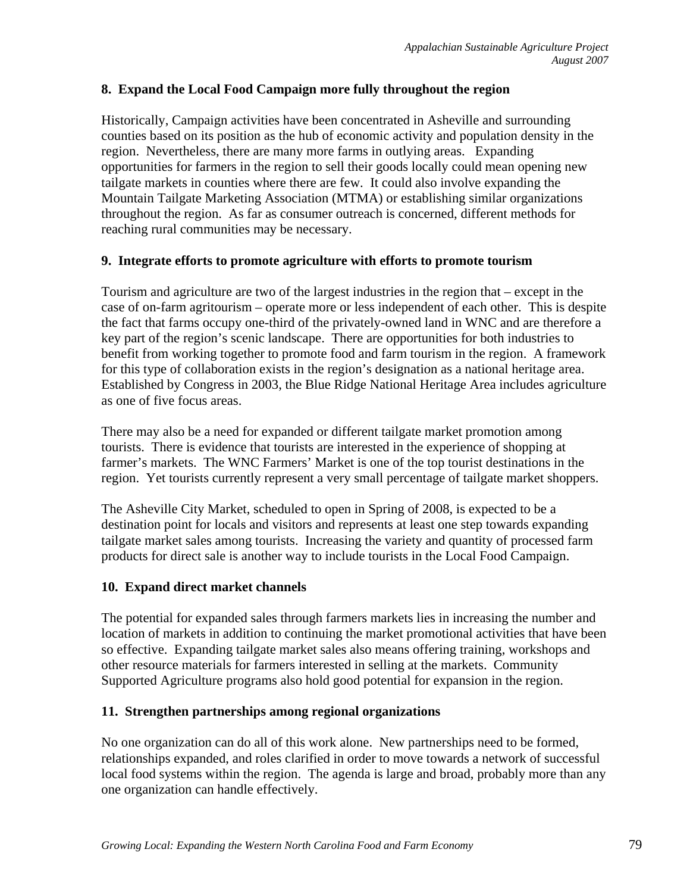### 8. Expand the Local Food Campaign more fully throughout the region

Historically, Campaign activities have been concentrated in Asheville and surrounding counties based on its position as the hub of economic activity and population density in the region. Nevertheless, there are many more farms in outlying areas. Expanding opportunities for farmers in the region to sell their goods locally could mean opening new tailgate markets in counties where there are few. It could also involve expanding the Mountain Tailgate Marketing Association (MTMA) or establishing similar organizations throughout the region. As far as consumer outreach is concerned, different methods for reaching rural communities may be necessary.

### 9. Integrate efforts to promote agriculture with efforts to promote tourism

Tourism and agriculture are two of the largest industries in the region that – except in the case of on-farm agritourism – operate more or less independent of each other. This is despite the fact that farms occupy one-third of the privately-owned land in WNC and are therefore a key part of the region's scenic landscape. There are opportunities for both industries to benefit from working together to promote food and farm tourism in the region. A framework for this type of collaboration exists in the region's designation as a national heritage area. Established by Congress in 2003, the Blue Ridge National Heritage Area includes agriculture as one of five focus areas.

There may also be a need for expanded or different tailgate market promotion among tourists. There is evidence that tourists are interested in the experience of shopping at farmer's markets. The WNC Farmers' Market is one of the top tourist destinations in the region. Yet tourists currently represent a very small percentage of tailgate market shoppers.

The Asheville City Market, scheduled to open in Spring of 2008, is expected to be a destination point for locals and visitors and represents at least one step towards expanding tailgate market sales among tourists. Increasing the variety and quantity of processed farm products for direct sale is another way to include tourists in the Local Food Campaign.

### 10. Expand direct market channels

The potential for expanded sales through farmers markets lies in increasing the number and location of markets in addition to continuing the market promotional activities that have been so effective. Expanding tailgate market sales also means offering training, workshops and other resource materials for farmers interested in selling at the markets. Community Supported Agriculture programs also hold good potential for expansion in the region.

### 11. Strengthen partnerships among regional organizations

No one organization can do all of this work alone. New partnerships need to be formed, relationships expanded, and roles clarified in order to move towards a network of successful local food systems within the region. The agenda is large and broad, probably more than any one organization can handle effectively.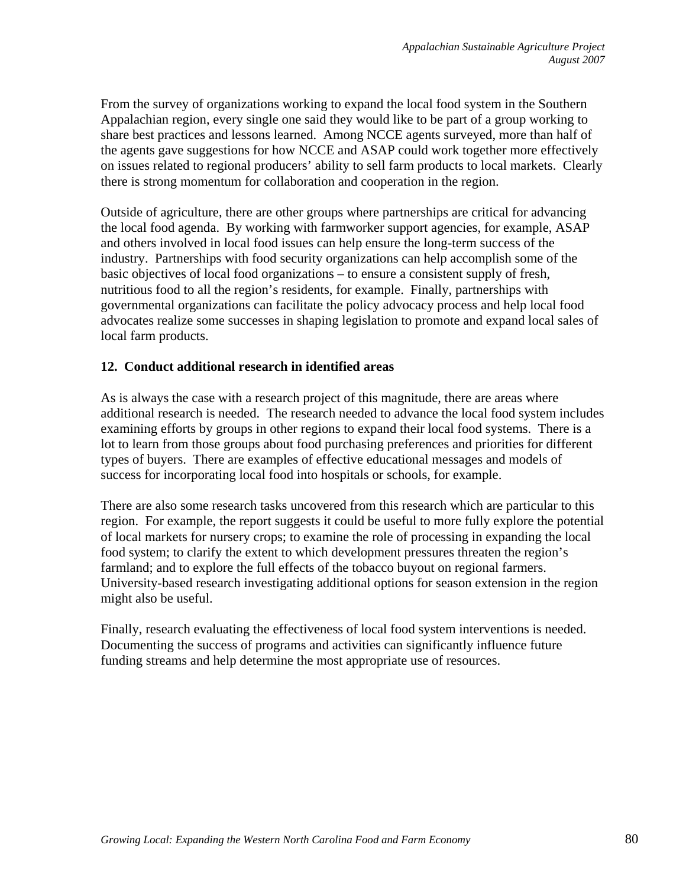From the survey of organizations working to expand the local food system in the Southern Appalachian region, every single one said they would like to be part of a group working to share best practices and lessons learned. Among NCCE agents surveyed, more than half of the agents gave suggestions for how NCCE and ASAP could work together more effectively on issues related to regional producers' ability to sell farm products to local markets. Clearly there is strong momentum for collaboration and cooperation in the region.

Outside of agriculture, there are other groups where partnerships are critical for advancing the local food agenda. By working with farmworker support agencies, for example, ASAP and others involved in local food issues can help ensure the long-term success of the industry. Partnerships with food security organizations can help accomplish some of the basic objectives of local food organizations – to ensure a consistent supply of fresh, nutritious food to all the region's residents, for example. Finally, partnerships with governmental organizations can facilitate the policy advocacy process and help local food advocates realize some successes in shaping legislation to promote and expand local sales of local farm products.

**12. Conduct additional research in identified areas**

As is always the case with a research project of this magnitude, there are areas where additional research is needed. The research needed to advance the local food system includes examining efforts by groups in other regions to expand their local food systems. There is a lot to learn from those groups about food purchasing preferences and priorities for different types of buyers. There are examples of effective educational messages and models of success for incorporating local food into hospitals or schools, for example.

There are also some research tasks uncovered from this research which are particular to this region. For example, the report suggests it could be useful to more fully explore the potential of local markets for nursery crops; to examine the role of processing in expanding the local food system; to clarify the extent to which development pressures threaten the region's farmland; and to explore the full effects of the tobacco buyout on regional farmers. University-based research investigating additional options for season extension in the region might also be useful.

Finally, research evaluating the effectiveness of local food system interventions is needed. Documenting the success of programs and activities can significantly influence future funding streams and help determine the most appropriate use of resources.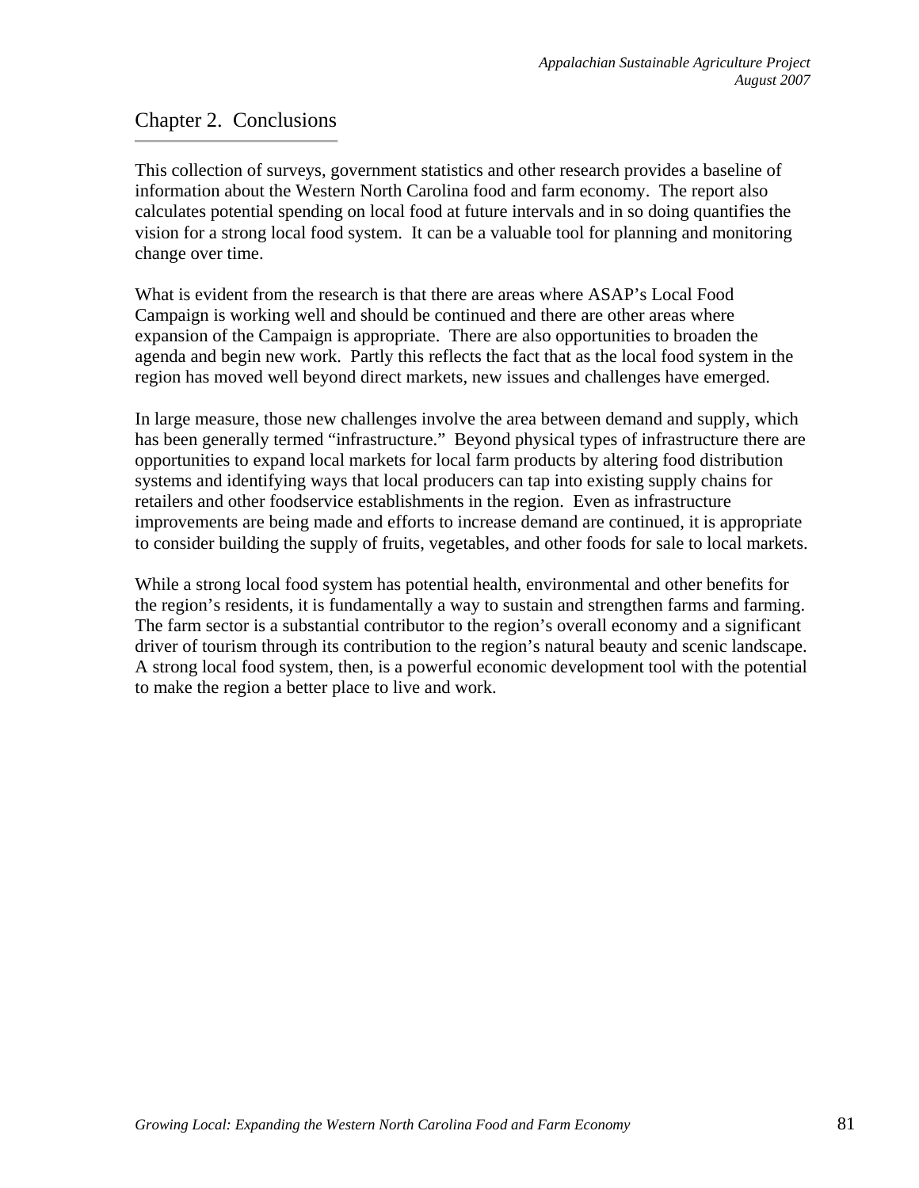## Chapter 2. Conclusions

This collection of surveys, government statistics and other research provides a baseline of information about the Western North Carolina food and farm economy. The report also calculates potential spending on local food at future intervals and in so doing quantifies the vision for a strong local food system. It can be a valuable tool for planning and monitoring change over time.

What is evident from the research is that there are areas where ASAP's Local Food Campaign is working well and should be continued and there are other areas where expansion of the Campaign is appropriate. There are also opportunities to broaden the agenda and begin new work. Partly this reflects the fact that as the local food system in the region has moved well beyond direct markets, new issues and challenges have emerged.

In large measure, those new challenges involve the area between demand and supply, which has been generally termed "infrastructure." Beyond physical types of infrastructure there are opportunities to expand local markets for local farm products by altering food distribution systems and identifying ways that local producers can tap into existing supply chains for retailers and other foodservice establishments in the region. Even as infrastructure improvements are being made and efforts to increase demand are continued, it is appropriate to consider building the supply of fruits, vegetables, and other foods for sale to local markets.

While a strong local food system has potential health, environmental and other benefits for the region's residents, it is fundamentally a way to sustain and strengthen farms and farming. The farm sector is a substantial contributor to the region's overall economy and a significant driver of tourism through its contribution to the region's natural beauty and scenic landscape. A strong local food system, then, is a powerful economic development tool with the potential to make the region a better place to live and work.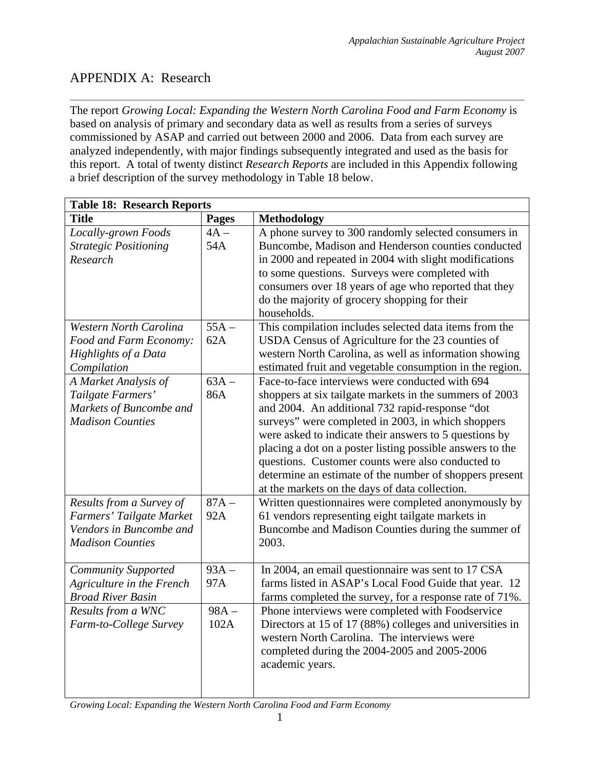# APPENDIX A: Research

The report *Growing Local: Expanding the Western North Carolina Food and Farm Economy* is based on analysis of primary and secondary data as well as results from a series of surveys commissioned by ASAP and carried out between 2000 and 2006. Data from each survey are analyzed independently, with major findings subsequently integrated and used as the basis for this report. A total of twenty distinct *Research Reports* are included in this Appendix following a brief description of the survey methodology in Table 18 below.

| **Table 18: Research Reports** | | |
|---|---|---|
| **Title** | **Pages** | **Methodology** |
| *Locally-grown Foods Strategic Positioning Research* | 4A – 54A | A phone survey to 300 randomly selected consumers in Buncombe, Madison and Henderson counties conducted in 2000 and repeated in 2004 with slight modifications to some questions. Surveys were completed with consumers over 18 years of age who reported that they do the majority of grocery shopping for their households. |
| *Western North Carolina Food and Farm Economy: Highlights of a Data Compilation* | 55A – 62A | This compilation includes selected data items from the USDA Census of Agriculture for the 23 counties of western North Carolina, as well as information showing estimated fruit and vegetable consumption in the region. |
| *A Market Analysis of Tailgate Farmers' Markets of Buncombe and Madison Counties* | 63A – 86A | Face-to-face interviews were conducted with 694 shoppers at six tailgate markets in the summers of 2003 and 2004. An additional 732 rapid-response "dot surveys" were completed in 2003, in which shoppers were asked to indicate their answers to 5 questions by placing a dot on a poster listing possible answers to the questions. Customer counts were also conducted to determine an estimate of the number of shoppers present at the markets on the days of data collection. |
| *Results from a Survey of Farmers' Tailgate Market Vendors in Buncombe and Madison Counties* | 87A – 92A | Written questionnaires were completed anonymously by 61 vendors representing eight tailgate markets in Buncombe and Madison Counties during the summer of 2003. |
| *Community Supported Agriculture in the French Broad River Basin* | 93A – 97A | In 2004, an email questionnaire was sent to 17 CSA farms listed in ASAP's Local Food Guide that year. 12 farms completed the survey, for a response rate of 71%. |
| *Results from a WNC Farm-to-College Survey* | 98A – 102A | Phone interviews were completed with Foodservice Directors at 15 of 17 (88%) colleges and universities in western North Carolina. The interviews were completed during the 2004-2005 and 2005-2006 academic years. |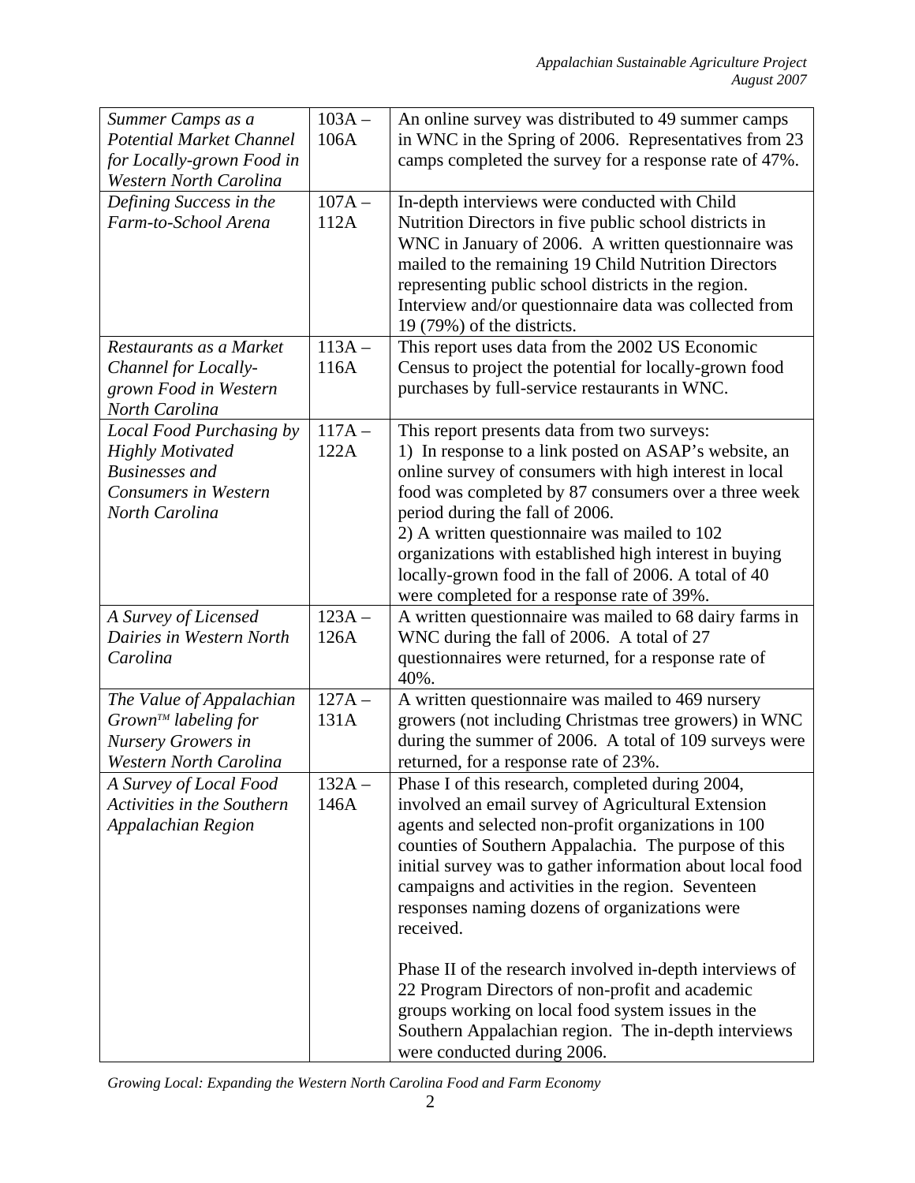| | | |
|---|---|---|
| *Summer Camps as a Potential Market Channel for Locally-grown Food in Western North Carolina* | 103A – 106A | An online survey was distributed to 49 summer camps in WNC in the Spring of 2006. Representatives from 23 camps completed the survey for a response rate of 47%. |
| *Defining Success in the Farm-to-School Arena* | 107A – 112A | In-depth interviews were conducted with Child Nutrition Directors in five public school districts in WNC in January of 2006. A written questionnaire was mailed to the remaining 19 Child Nutrition Directors representing public school districts in the region. Interview and/or questionnaire data was collected from 19 (79%) of the districts. |
| *Restaurants as a Market Channel for Locally-grown Food in Western North Carolina* | 113A – 116A | This report uses data from the 2002 US Economic Census to project the potential for locally-grown food purchases by full-service restaurants in WNC. |
| *Local Food Purchasing by Highly Motivated Businesses and Consumers in Western North Carolina* | 117A – 122A | This report presents data from two surveys:<br>1) In response to a link posted on ASAP's website, an online survey of consumers with high interest in local food was completed by 87 consumers over a three week period during the fall of 2006.<br>2) A written questionnaire was mailed to 102 organizations with established high interest in buying locally-grown food in the fall of 2006. A total of 40 were completed for a response rate of 39%. |
| *A Survey of Licensed Dairies in Western North Carolina* | 123A – 126A | A written questionnaire was mailed to 68 dairy farms in WNC during the fall of 2006. A total of 27 questionnaires were returned, for a response rate of 40%. |
| *The Value of Appalachian Grown™ labeling for Nursery Growers in Western North Carolina* | 127A – 131A | A written questionnaire was mailed to 469 nursery growers (not including Christmas tree growers) in WNC during the summer of 2006. A total of 109 surveys were returned, for a response rate of 23%. |
| *A Survey of Local Food Activities in the Southern Appalachian Region* | 132A – 146A | Phase I of this research, completed during 2004, involved an email survey of Agricultural Extension agents and selected non-profit organizations in 100 counties of Southern Appalachia. The purpose of this initial survey was to gather information about local food campaigns and activities in the region. Seventeen responses naming dozens of organizations were received.<br><br>Phase II of the research involved in-depth interviews of 22 Program Directors of non-profit and academic groups working on local food system issues in the Southern Appalachian region. The in-depth interviews were conducted during 2006. |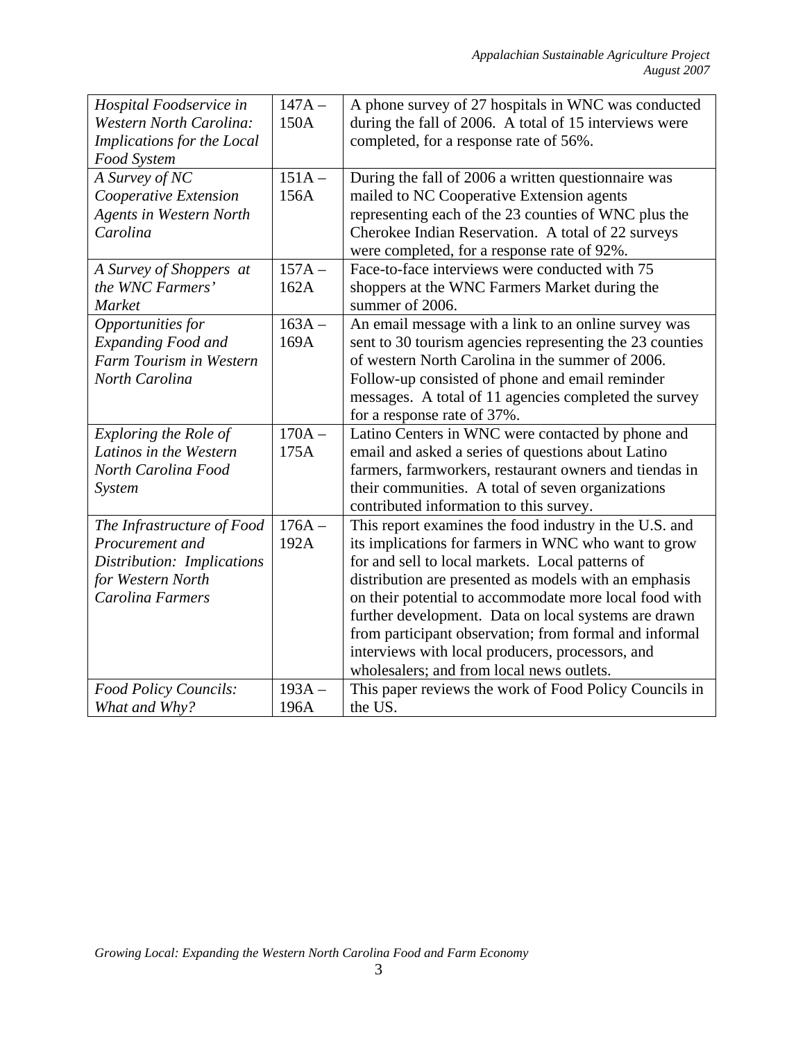| | | |
|---|---|---|
| *Hospital Foodservice in Western North Carolina: Implications for the Local Food System* | 147A – 150A | A phone survey of 27 hospitals in WNC was conducted during the fall of 2006. A total of 15 interviews were completed, for a response rate of 56%. |
| *A Survey of NC Cooperative Extension Agents in Western North Carolina* | 151A – 156A | During the fall of 2006 a written questionnaire was mailed to NC Cooperative Extension agents representing each of the 23 counties of WNC plus the Cherokee Indian Reservation. A total of 22 surveys were completed, for a response rate of 92%. |
| *A Survey of Shoppers at the WNC Farmers' Market* | 157A – 162A | Face-to-face interviews were conducted with 75 shoppers at the WNC Farmers Market during the summer of 2006. |
| *Opportunities for Expanding Food and Farm Tourism in Western North Carolina* | 163A – 169A | An email message with a link to an online survey was sent to 30 tourism agencies representing the 23 counties of western North Carolina in the summer of 2006. Follow-up consisted of phone and email reminder messages. A total of 11 agencies completed the survey for a response rate of 37%. |
| *Exploring the Role of Latinos in the Western North Carolina Food System* | 170A – 175A | Latino Centers in WNC were contacted by phone and email and asked a series of questions about Latino farmers, farmworkers, restaurant owners and tiendas in their communities. A total of seven organizations contributed information to this survey. |
| *The Infrastructure of Food Procurement and Distribution: Implications for Western North Carolina Farmers* | 176A – 192A | This report examines the food industry in the U.S. and its implications for farmers in WNC who want to grow for and sell to local markets. Local patterns of distribution are presented as models with an emphasis on their potential to accommodate more local food with further development. Data on local systems are drawn from participant observation; from formal and informal interviews with local producers, processors, and wholesalers; and from local news outlets. |
| *Food Policy Councils: What and Why?* | 193A – 196A | This paper reviews the work of Food Policy Councils in the US. |